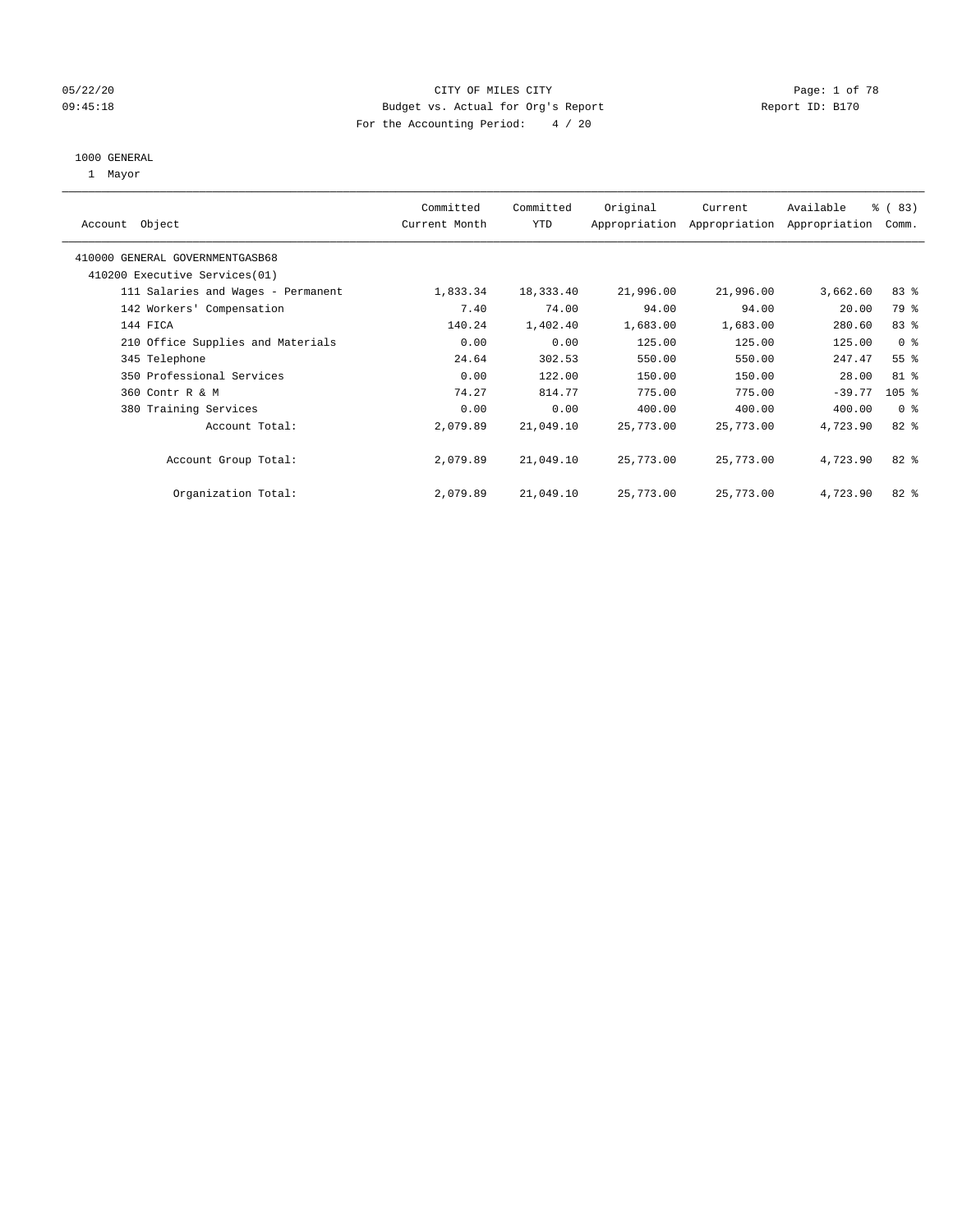05/22/20 CITY OF MILES CITY
09:45:18 Budget vs. Actual for Org's Report Report ID: B170
For the Accounting Period: 4 / 20

1000 GENERAL
1 Mayor

| Account Object | Committed Current Month | Committed YTD | Original Appropriation | Current Appropriation | Available Appropriation | % ( 83) Comm. |
|---|---|---|---|---|---|---|
| 410000 GENERAL GOVERNMENTGASB68 | | | | | | |
| 410200 Executive Services(01) | | | | | | |
| 111 Salaries and Wages - Permanent | 1,833.34 | 18,333.40 | 21,996.00 | 21,996.00 | 3,662.60 | 83 % |
| 142 Workers' Compensation | 7.40 | 74.00 | 94.00 | 94.00 | 20.00 | 79 % |
| 144 FICA | 140.24 | 1,402.40 | 1,683.00 | 1,683.00 | 280.60 | 83 % |
| 210 Office Supplies and Materials | 0.00 | 0.00 | 125.00 | 125.00 | 125.00 | 0 % |
| 345 Telephone | 24.64 | 302.53 | 550.00 | 550.00 | 247.47 | 55 % |
| 350 Professional Services | 0.00 | 122.00 | 150.00 | 150.00 | 28.00 | 81 % |
| 360 Contr R & M | 74.27 | 814.77 | 775.00 | 775.00 | -39.77 | 105 % |
| 380 Training Services | 0.00 | 0.00 | 400.00 | 400.00 | 400.00 | 0 % |
| Account Total: | 2,079.89 | 21,049.10 | 25,773.00 | 25,773.00 | 4,723.90 | 82 % |
| Account Group Total: | 2,079.89 | 21,049.10 | 25,773.00 | 25,773.00 | 4,723.90 | 82 % |
| Organization Total: | 2,079.89 | 21,049.10 | 25,773.00 | 25,773.00 | 4,723.90 | 82 % |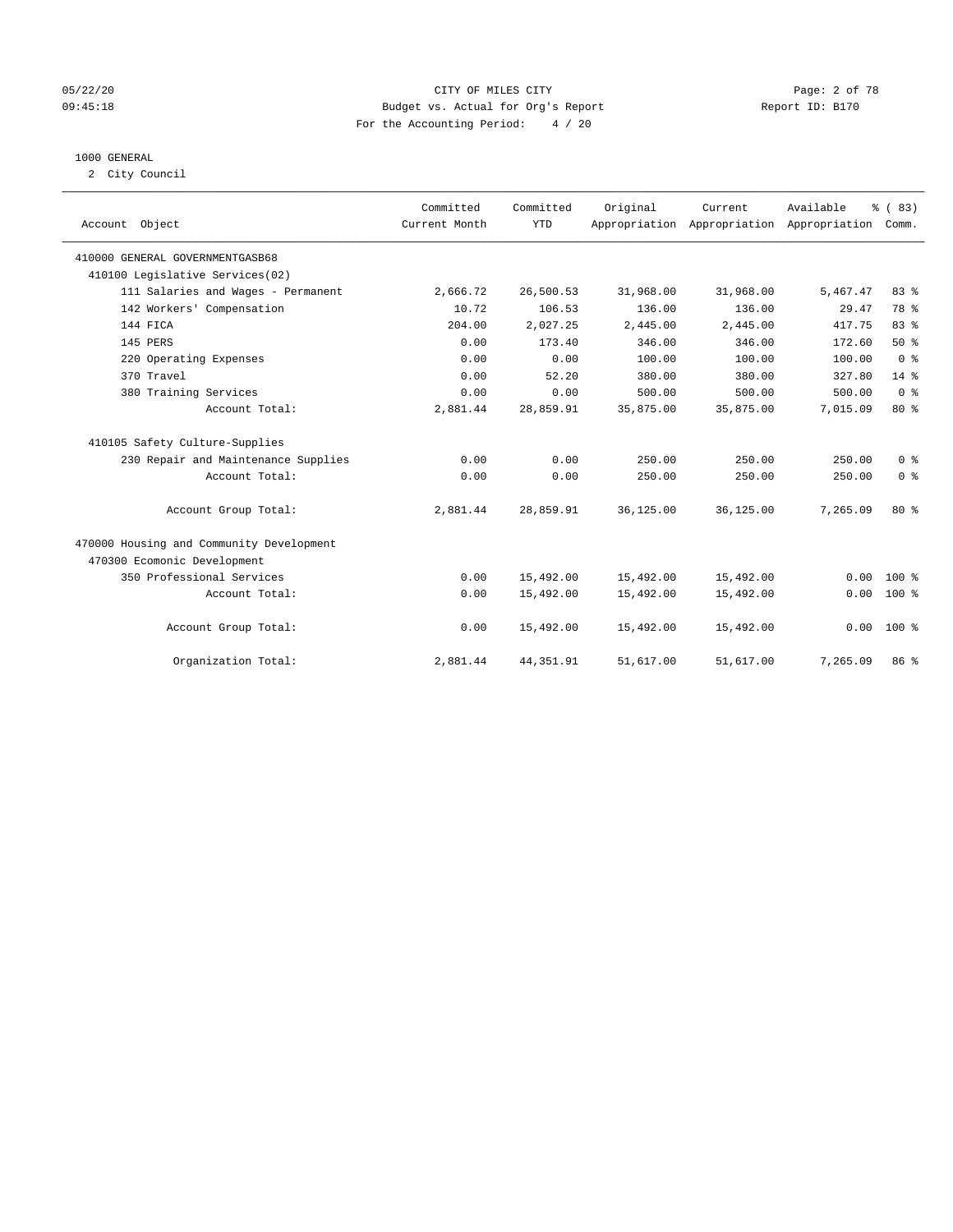CITY OF MILES CITY
Budget vs. Actual for Org's Report
For the Accounting Period: 4 / 20

05/22/20
09:45:18

Report ID: B170

## 1000 GENERAL

2 City Council

| Account Object | Committed Current Month | Committed YTD | Original Appropriation | Current Appropriation | Available Appropriation | % ( 83) Comm. |
|---|---|---|---|---|---|---|
| 410000 GENERAL GOVERNMENTGASB68 | | | | | | |
| 410100 Legislative Services(02) | | | | | | |
| 111 Salaries and Wages - Permanent | 2,666.72 | 26,500.53 | 31,968.00 | 31,968.00 | 5,467.47 | 83 % |
| 142 Workers' Compensation | 10.72 | 106.53 | 136.00 | 136.00 | 29.47 | 78 % |
| 144 FICA | 204.00 | 2,027.25 | 2,445.00 | 2,445.00 | 417.75 | 83 % |
| 145 PERS | 0.00 | 173.40 | 346.00 | 346.00 | 172.60 | 50 % |
| 220 Operating Expenses | 0.00 | 0.00 | 100.00 | 100.00 | 100.00 | 0 % |
| 370 Travel | 0.00 | 52.20 | 380.00 | 380.00 | 327.80 | 14 % |
| 380 Training Services | 0.00 | 0.00 | 500.00 | 500.00 | 500.00 | 0 % |
| Account Total: | 2,881.44 | 28,859.91 | 35,875.00 | 35,875.00 | 7,015.09 | 80 % |
| 410105 Safety Culture-Supplies | | | | | | |
| 230 Repair and Maintenance Supplies | 0.00 | 0.00 | 250.00 | 250.00 | 250.00 | 0 % |
| Account Total: | 0.00 | 0.00 | 250.00 | 250.00 | 250.00 | 0 % |
| Account Group Total: | 2,881.44 | 28,859.91 | 36,125.00 | 36,125.00 | 7,265.09 | 80 % |
| 470000 Housing and Community Development | | | | | | |
| 470300 Ecomonic Development | | | | | | |
| 350 Professional Services | 0.00 | 15,492.00 | 15,492.00 | 15,492.00 | 0.00 | 100 % |
| Account Total: | 0.00 | 15,492.00 | 15,492.00 | 15,492.00 | 0.00 | 100 % |
| Account Group Total: | 0.00 | 15,492.00 | 15,492.00 | 15,492.00 | 0.00 | 100 % |
| Organization Total: | 2,881.44 | 44,351.91 | 51,617.00 | 51,617.00 | 7,265.09 | 86 % |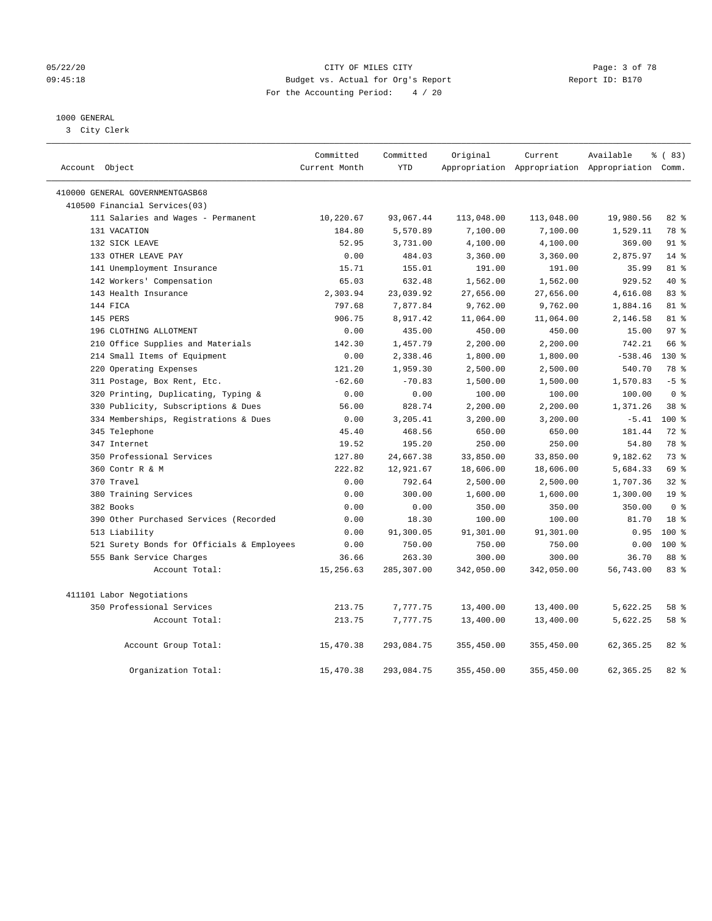CITY OF MILES CITY
Budget vs. Actual for Org's Report
For the Accounting Period: 4 / 20

05/22/20
09:45:18

Report ID: B170

## 1000 GENERAL

3 City Clerk

| Account Object | Committed Current Month | Committed YTD | Original Appropriation | Current Appropriation | Available Appropriation | % ( 83) Comm. |
|---|---|---|---|---|---|---|
| 410000 GENERAL GOVERNMENTGASB68 | | | | | | |
| 410500 Financial Services(03) | | | | | | |
| 111 Salaries and Wages - Permanent | 10,220.67 | 93,067.44 | 113,048.00 | 113,048.00 | 19,980.56 | 82 % |
| 131 VACATION | 184.80 | 5,570.89 | 7,100.00 | 7,100.00 | 1,529.11 | 78 % |
| 132 SICK LEAVE | 52.95 | 3,731.00 | 4,100.00 | 4,100.00 | 369.00 | 91 % |
| 133 OTHER LEAVE PAY | 0.00 | 484.03 | 3,360.00 | 3,360.00 | 2,875.97 | 14 % |
| 141 Unemployment Insurance | 15.71 | 155.01 | 191.00 | 191.00 | 35.99 | 81 % |
| 142 Workers' Compensation | 65.03 | 632.48 | 1,562.00 | 1,562.00 | 929.52 | 40 % |
| 143 Health Insurance | 2,303.94 | 23,039.92 | 27,656.00 | 27,656.00 | 4,616.08 | 83 % |
| 144 FICA | 797.68 | 7,877.84 | 9,762.00 | 9,762.00 | 1,884.16 | 81 % |
| 145 PERS | 906.75 | 8,917.42 | 11,064.00 | 11,064.00 | 2,146.58 | 81 % |
| 196 CLOTHING ALLOTMENT | 0.00 | 435.00 | 450.00 | 450.00 | 15.00 | 97 % |
| 210 Office Supplies and Materials | 142.30 | 1,457.79 | 2,200.00 | 2,200.00 | 742.21 | 66 % |
| 214 Small Items of Equipment | 0.00 | 2,338.46 | 1,800.00 | 1,800.00 | -538.46 | 130 % |
| 220 Operating Expenses | 121.20 | 1,959.30 | 2,500.00 | 2,500.00 | 540.70 | 78 % |
| 311 Postage, Box Rent, Etc. | -62.60 | -70.83 | 1,500.00 | 1,500.00 | 1,570.83 | -5 % |
| 320 Printing, Duplicating, Typing & | 0.00 | 0.00 | 100.00 | 100.00 | 100.00 | 0 % |
| 330 Publicity, Subscriptions & Dues | 56.00 | 828.74 | 2,200.00 | 2,200.00 | 1,371.26 | 38 % |
| 334 Memberships, Registrations & Dues | 0.00 | 3,205.41 | 3,200.00 | 3,200.00 | -5.41 | 100 % |
| 345 Telephone | 45.40 | 468.56 | 650.00 | 650.00 | 181.44 | 72 % |
| 347 Internet | 19.52 | 195.20 | 250.00 | 250.00 | 54.80 | 78 % |
| 350 Professional Services | 127.80 | 24,667.38 | 33,850.00 | 33,850.00 | 9,182.62 | 73 % |
| 360 Contr R & M | 222.82 | 12,921.67 | 18,606.00 | 18,606.00 | 5,684.33 | 69 % |
| 370 Travel | 0.00 | 792.64 | 2,500.00 | 2,500.00 | 1,707.36 | 32 % |
| 380 Training Services | 0.00 | 300.00 | 1,600.00 | 1,600.00 | 1,300.00 | 19 % |
| 382 Books | 0.00 | 0.00 | 350.00 | 350.00 | 350.00 | 0 % |
| 390 Other Purchased Services (Recorded | 0.00 | 18.30 | 100.00 | 100.00 | 81.70 | 18 % |
| 513 Liability | 0.00 | 91,300.05 | 91,301.00 | 91,301.00 | 0.95 | 100 % |
| 521 Surety Bonds for Officials & Employees | 0.00 | 750.00 | 750.00 | 750.00 | 0.00 | 100 % |
| 555 Bank Service Charges | 36.66 | 263.30 | 300.00 | 300.00 | 36.70 | 88 % |
| Account Total: | 15,256.63 | 285,307.00 | 342,050.00 | 342,050.00 | 56,743.00 | 83 % |
| 411101 Labor Negotiations | | | | | | |
| 350 Professional Services | 213.75 | 7,777.75 | 13,400.00 | 13,400.00 | 5,622.25 | 58 % |
| Account Total: | 213.75 | 7,777.75 | 13,400.00 | 13,400.00 | 5,622.25 | 58 % |
| Account Group Total: | 15,470.38 | 293,084.75 | 355,450.00 | 355,450.00 | 62,365.25 | 82 % |
| Organization Total: | 15,470.38 | 293,084.75 | 355,450.00 | 355,450.00 | 62,365.25 | 82 % |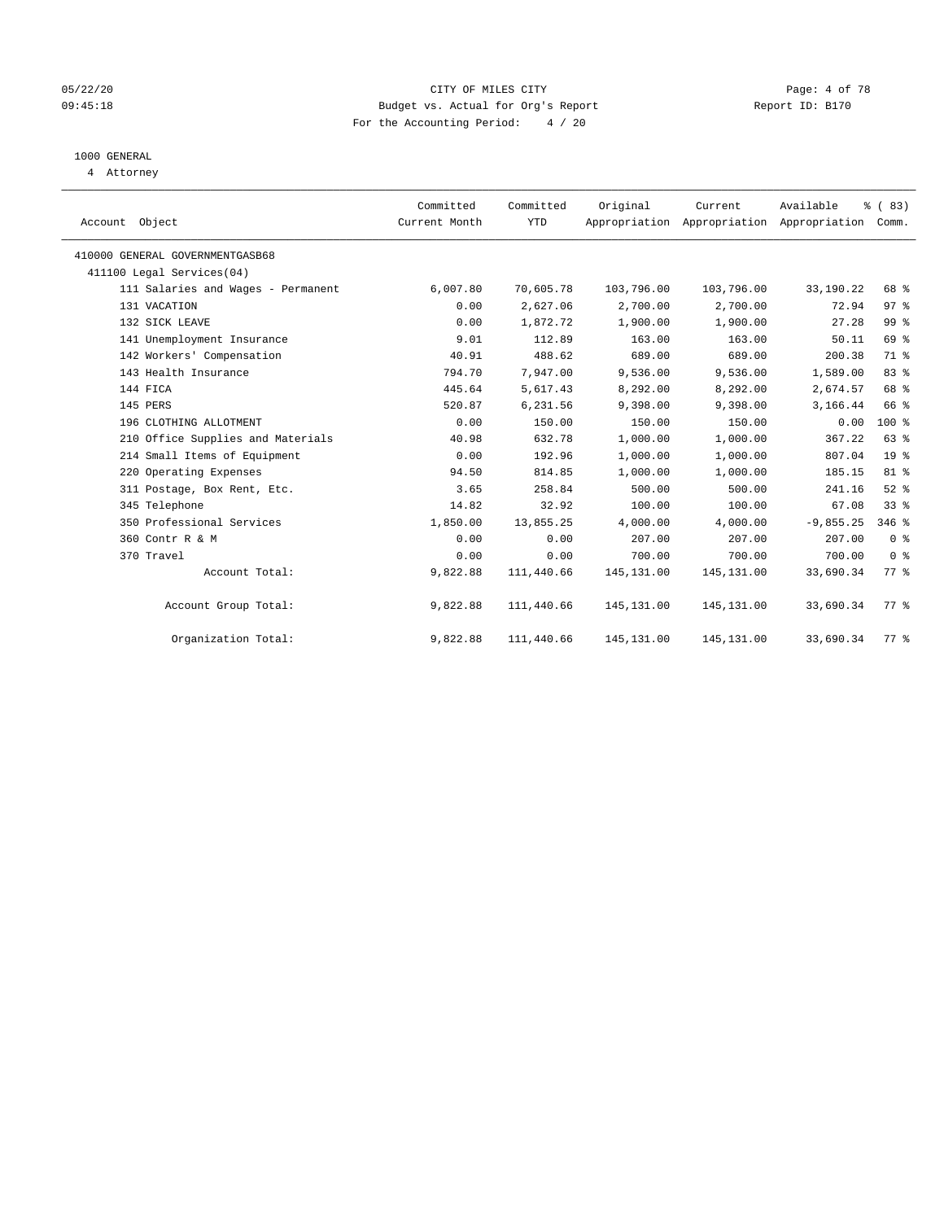CITY OF MILES CITY

Budget vs. Actual for Org's Report

For the Accounting Period: 4 / 20

05/22/20 09:45:18 Report ID: B170

1000 GENERAL

4 Attorney

| Account Object | Committed Current Month | Committed YTD | Original Appropriation | Current Appropriation | Available Appropriation | % ( 83) Comm. |
|---|---|---|---|---|---|---|
| 410000 GENERAL GOVERNMENTGASB68 | | | | | | |
| 411100 Legal Services(04) | | | | | | |
| 111 Salaries and Wages - Permanent | 6,007.80 | 70,605.78 | 103,796.00 | 103,796.00 | 33,190.22 | 68 % |
| 131 VACATION | 0.00 | 2,627.06 | 2,700.00 | 2,700.00 | 72.94 | 97 % |
| 132 SICK LEAVE | 0.00 | 1,872.72 | 1,900.00 | 1,900.00 | 27.28 | 99 % |
| 141 Unemployment Insurance | 9.01 | 112.89 | 163.00 | 163.00 | 50.11 | 69 % |
| 142 Workers' Compensation | 40.91 | 488.62 | 689.00 | 689.00 | 200.38 | 71 % |
| 143 Health Insurance | 794.70 | 7,947.00 | 9,536.00 | 9,536.00 | 1,589.00 | 83 % |
| 144 FICA | 445.64 | 5,617.43 | 8,292.00 | 8,292.00 | 2,674.57 | 68 % |
| 145 PERS | 520.87 | 6,231.56 | 9,398.00 | 9,398.00 | 3,166.44 | 66 % |
| 196 CLOTHING ALLOTMENT | 0.00 | 150.00 | 150.00 | 150.00 | 0.00 | 100 % |
| 210 Office Supplies and Materials | 40.98 | 632.78 | 1,000.00 | 1,000.00 | 367.22 | 63 % |
| 214 Small Items of Equipment | 0.00 | 192.96 | 1,000.00 | 1,000.00 | 807.04 | 19 % |
| 220 Operating Expenses | 94.50 | 814.85 | 1,000.00 | 1,000.00 | 185.15 | 81 % |
| 311 Postage, Box Rent, Etc. | 3.65 | 258.84 | 500.00 | 500.00 | 241.16 | 52 % |
| 345 Telephone | 14.82 | 32.92 | 100.00 | 100.00 | 67.08 | 33 % |
| 350 Professional Services | 1,850.00 | 13,855.25 | 4,000.00 | 4,000.00 | -9,855.25 | 346 % |
| 360 Contr R & M | 0.00 | 0.00 | 207.00 | 207.00 | 207.00 | 0 % |
| 370 Travel | 0.00 | 0.00 | 700.00 | 700.00 | 700.00 | 0 % |
| Account Total: | 9,822.88 | 111,440.66 | 145,131.00 | 145,131.00 | 33,690.34 | 77 % |
| Account Group Total: | 9,822.88 | 111,440.66 | 145,131.00 | 145,131.00 | 33,690.34 | 77 % |
| Organization Total: | 9,822.88 | 111,440.66 | 145,131.00 | 145,131.00 | 33,690.34 | 77 % |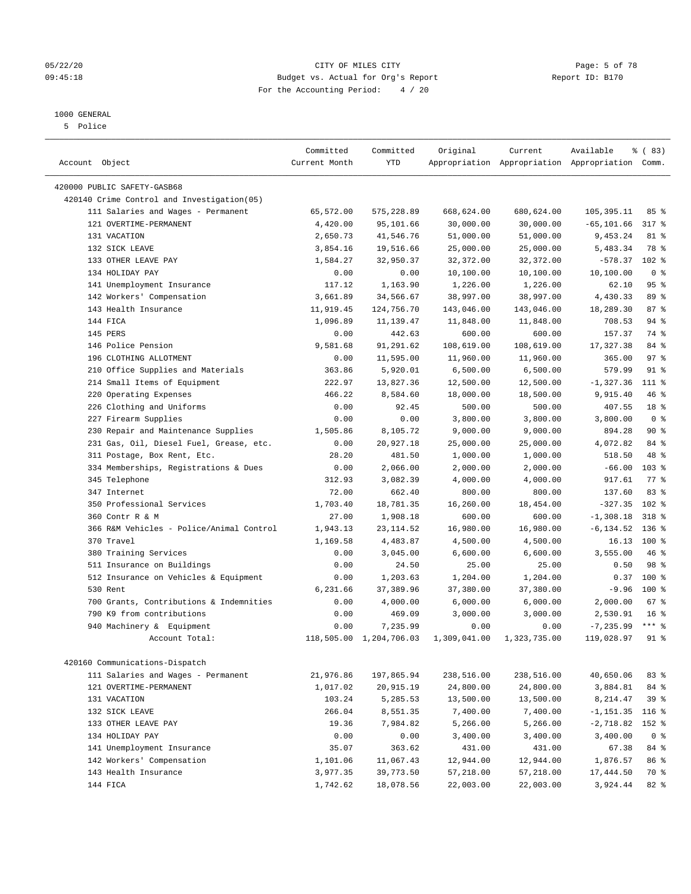# CITY OF MILES CITY

Budget vs. Actual for Org's Report

For the Accounting Period: 4 / 20

1000 GENERAL

5 Police

| Account Object | Committed Current Month | Committed YTD | Original Appropriation | Current Appropriation | Available Appropriation | % ( 83) Comm. |
|---|---|---|---|---|---|---|
| 420000 PUBLIC SAFETY-GASB68 | | | | | | |
| 420140 Crime Control and Investigation(05) | | | | | | |
| 111 Salaries and Wages - Permanent | 65,572.00 | 575,228.89 | 668,624.00 | 680,624.00 | 105,395.11 | 85 % |
| 121 OVERTIME-PERMANENT | 4,420.00 | 95,101.66 | 30,000.00 | 30,000.00 | -65,101.66 | 317 % |
| 131 VACATION | 2,650.73 | 41,546.76 | 51,000.00 | 51,000.00 | 9,453.24 | 81 % |
| 132 SICK LEAVE | 3,854.16 | 19,516.66 | 25,000.00 | 25,000.00 | 5,483.34 | 78 % |
| 133 OTHER LEAVE PAY | 1,584.27 | 32,950.37 | 32,372.00 | 32,372.00 | -578.37 | 102 % |
| 134 HOLIDAY PAY | 0.00 | 0.00 | 10,100.00 | 10,100.00 | 10,100.00 | 0 % |
| 141 Unemployment Insurance | 117.12 | 1,163.90 | 1,226.00 | 1,226.00 | 62.10 | 95 % |
| 142 Workers' Compensation | 3,661.89 | 34,566.67 | 38,997.00 | 38,997.00 | 4,430.33 | 89 % |
| 143 Health Insurance | 11,919.45 | 124,756.70 | 143,046.00 | 143,046.00 | 18,289.30 | 87 % |
| 144 FICA | 1,096.89 | 11,139.47 | 11,848.00 | 11,848.00 | 708.53 | 94 % |
| 145 PERS | 0.00 | 442.63 | 600.00 | 600.00 | 157.37 | 74 % |
| 146 Police Pension | 9,581.68 | 91,291.62 | 108,619.00 | 108,619.00 | 17,327.38 | 84 % |
| 196 CLOTHING ALLOTMENT | 0.00 | 11,595.00 | 11,960.00 | 11,960.00 | 365.00 | 97 % |
| 210 Office Supplies and Materials | 363.86 | 5,920.01 | 6,500.00 | 6,500.00 | 579.99 | 91 % |
| 214 Small Items of Equipment | 222.97 | 13,827.36 | 12,500.00 | 12,500.00 | -1,327.36 | 111 % |
| 220 Operating Expenses | 466.22 | 8,584.60 | 18,000.00 | 18,500.00 | 9,915.40 | 46 % |
| 226 Clothing and Uniforms | 0.00 | 92.45 | 500.00 | 500.00 | 407.55 | 18 % |
| 227 Firearm Supplies | 0.00 | 0.00 | 3,800.00 | 3,800.00 | 3,800.00 | 0 % |
| 230 Repair and Maintenance Supplies | 1,505.86 | 8,105.72 | 9,000.00 | 9,000.00 | 894.28 | 90 % |
| 231 Gas, Oil, Diesel Fuel, Grease, etc. | 0.00 | 20,927.18 | 25,000.00 | 25,000.00 | 4,072.82 | 84 % |
| 311 Postage, Box Rent, Etc. | 28.20 | 481.50 | 1,000.00 | 1,000.00 | 518.50 | 48 % |
| 334 Memberships, Registrations & Dues | 0.00 | 2,066.00 | 2,000.00 | 2,000.00 | -66.00 | 103 % |
| 345 Telephone | 312.93 | 3,082.39 | 4,000.00 | 4,000.00 | 917.61 | 77 % |
| 347 Internet | 72.00 | 662.40 | 800.00 | 800.00 | 137.60 | 83 % |
| 350 Professional Services | 1,703.40 | 18,781.35 | 16,260.00 | 18,454.00 | -327.35 | 102 % |
| 360 Contr R & M | 27.00 | 1,908.18 | 600.00 | 600.00 | -1,308.18 | 318 % |
| 366 R&M Vehicles - Police/Animal Control | 1,943.13 | 23,114.52 | 16,980.00 | 16,980.00 | -6,134.52 | 136 % |
| 370 Travel | 1,169.58 | 4,483.87 | 4,500.00 | 4,500.00 | 16.13 | 100 % |
| 380 Training Services | 0.00 | 3,045.00 | 6,600.00 | 6,600.00 | 3,555.00 | 46 % |
| 511 Insurance on Buildings | 0.00 | 24.50 | 25.00 | 25.00 | 0.50 | 98 % |
| 512 Insurance on Vehicles & Equipment | 0.00 | 1,203.63 | 1,204.00 | 1,204.00 | 0.37 | 100 % |
| 530 Rent | 6,231.66 | 37,389.96 | 37,380.00 | 37,380.00 | -9.96 | 100 % |
| 700 Grants, Contributions & Indemnities | 0.00 | 4,000.00 | 6,000.00 | 6,000.00 | 2,000.00 | 67 % |
| 790 K9 from contributions | 0.00 | 469.09 | 3,000.00 | 3,000.00 | 2,530.91 | 16 % |
| 940 Machinery & Equipment | 0.00 | 7,235.99 | 0.00 | 0.00 | -7,235.99 | *** % |
| Account Total: | 118,505.00 | 1,204,706.03 | 1,309,041.00 | 1,323,735.00 | 119,028.97 | 91 % |
| 420160 Communications-Dispatch | | | | | | |
| 111 Salaries and Wages - Permanent | 21,976.86 | 197,865.94 | 238,516.00 | 238,516.00 | 40,650.06 | 83 % |
| 121 OVERTIME-PERMANENT | 1,017.02 | 20,915.19 | 24,800.00 | 24,800.00 | 3,884.81 | 84 % |
| 131 VACATION | 103.24 | 5,285.53 | 13,500.00 | 13,500.00 | 8,214.47 | 39 % |
| 132 SICK LEAVE | 266.04 | 8,551.35 | 7,400.00 | 7,400.00 | -1,151.35 | 116 % |
| 133 OTHER LEAVE PAY | 19.36 | 7,984.82 | 5,266.00 | 5,266.00 | -2,718.82 | 152 % |
| 134 HOLIDAY PAY | 0.00 | 0.00 | 3,400.00 | 3,400.00 | 3,400.00 | 0 % |
| 141 Unemployment Insurance | 35.07 | 363.62 | 431.00 | 431.00 | 67.38 | 84 % |
| 142 Workers' Compensation | 1,101.06 | 11,067.43 | 12,944.00 | 12,944.00 | 1,876.57 | 86 % |
| 143 Health Insurance | 3,977.35 | 39,773.50 | 57,218.00 | 57,218.00 | 17,444.50 | 70 % |
| 144 FICA | 1,742.62 | 18,078.56 | 22,003.00 | 22,003.00 | 3,924.44 | 82 % |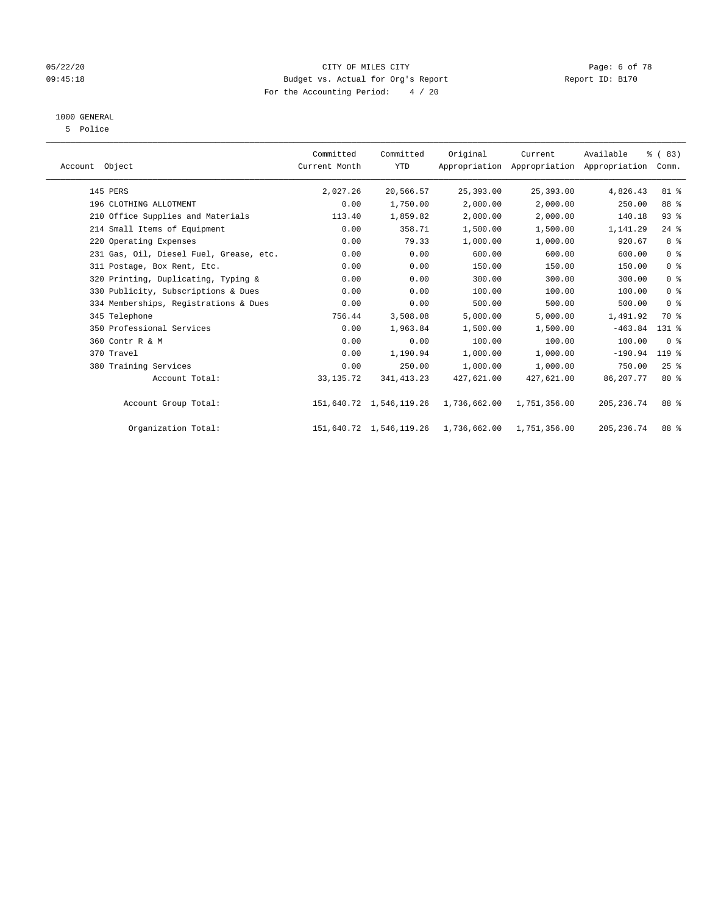CITY OF MILES CITY
Budget vs. Actual for Org's Report
For the Accounting Period: 4 / 20

05/22/20
09:45:18

Report ID: B170

1000 GENERAL
5 Police

| Account Object | Committed Current Month | Committed YTD | Original Appropriation | Current Appropriation | Available Appropriation | % ( 83) Comm. |
|---|---|---|---|---|---|---|
| 145 PERS | 2,027.26 | 20,566.57 | 25,393.00 | 25,393.00 | 4,826.43 | 81 % |
| 196 CLOTHING ALLOTMENT | 0.00 | 1,750.00 | 2,000.00 | 2,000.00 | 250.00 | 88 % |
| 210 Office Supplies and Materials | 113.40 | 1,859.82 | 2,000.00 | 2,000.00 | 140.18 | 93 % |
| 214 Small Items of Equipment | 0.00 | 358.71 | 1,500.00 | 1,500.00 | 1,141.29 | 24 % |
| 220 Operating Expenses | 0.00 | 79.33 | 1,000.00 | 1,000.00 | 920.67 | 8 % |
| 231 Gas, Oil, Diesel Fuel, Grease, etc. | 0.00 | 0.00 | 600.00 | 600.00 | 600.00 | 0 % |
| 311 Postage, Box Rent, Etc. | 0.00 | 0.00 | 150.00 | 150.00 | 150.00 | 0 % |
| 320 Printing, Duplicating, Typing & | 0.00 | 0.00 | 300.00 | 300.00 | 300.00 | 0 % |
| 330 Publicity, Subscriptions & Dues | 0.00 | 0.00 | 100.00 | 100.00 | 100.00 | 0 % |
| 334 Memberships, Registrations & Dues | 0.00 | 0.00 | 500.00 | 500.00 | 500.00 | 0 % |
| 345 Telephone | 756.44 | 3,508.08 | 5,000.00 | 5,000.00 | 1,491.92 | 70 % |
| 350 Professional Services | 0.00 | 1,963.84 | 1,500.00 | 1,500.00 | -463.84 | 131 % |
| 360 Contr R & M | 0.00 | 0.00 | 100.00 | 100.00 | 100.00 | 0 % |
| 370 Travel | 0.00 | 1,190.94 | 1,000.00 | 1,000.00 | -190.94 | 119 % |
| 380 Training Services | 0.00 | 250.00 | 1,000.00 | 1,000.00 | 750.00 | 25 % |
| Account Total: | 33,135.72 | 341,413.23 | 427,621.00 | 427,621.00 | 86,207.77 | 80 % |
| Account Group Total: | 151,640.72 | 1,546,119.26 | 1,736,662.00 | 1,751,356.00 | 205,236.74 | 88 % |
| Organization Total: | 151,640.72 | 1,546,119.26 | 1,736,662.00 | 1,751,356.00 | 205,236.74 | 88 % |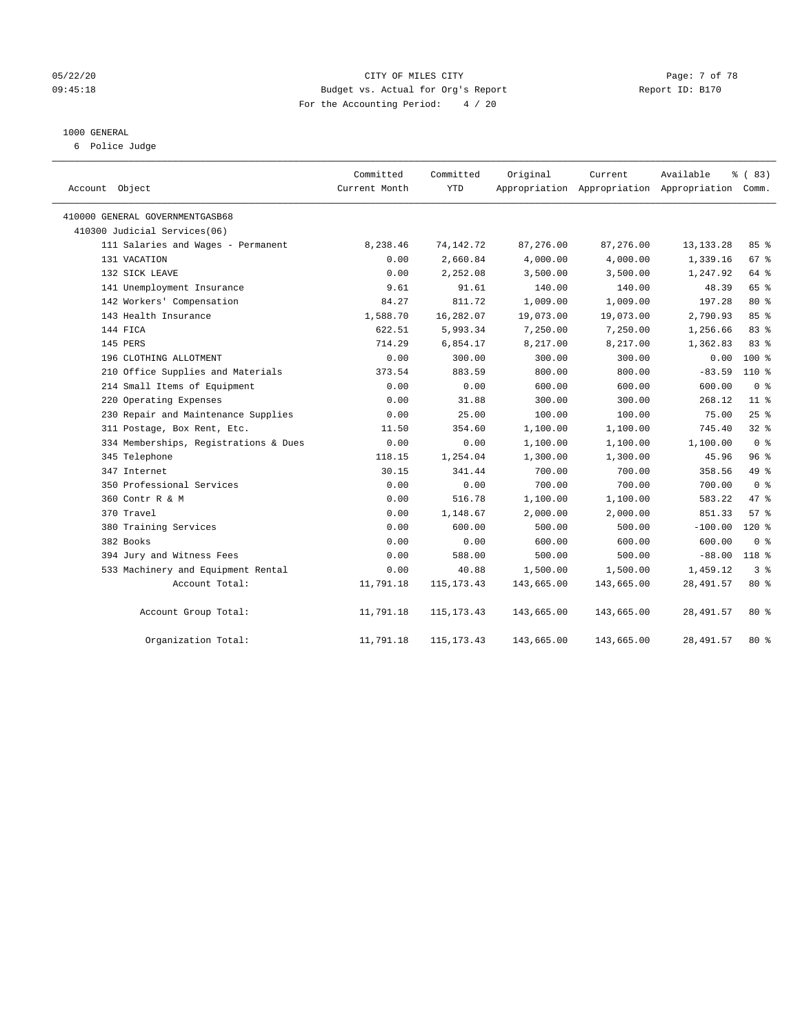05/22/20 CITY OF MILES CITY
09:45:18 Budget vs. Actual for Org's Report Report ID: B170
For the Accounting Period: 4 / 20

1000 GENERAL
6 Police Judge

| Account Object | Committed Current Month | Committed YTD | Original Appropriation | Current Appropriation | Available Appropriation | % ( 83) Comm. |
|---|---|---|---|---|---|---|
| 410000 GENERAL GOVERNMENTGASB68 | | | | | | |
| 410300 Judicial Services(06) | | | | | | |
| 111 Salaries and Wages - Permanent | 8,238.46 | 74,142.72 | 87,276.00 | 87,276.00 | 13,133.28 | 85 % |
| 131 VACATION | 0.00 | 2,660.84 | 4,000.00 | 4,000.00 | 1,339.16 | 67 % |
| 132 SICK LEAVE | 0.00 | 2,252.08 | 3,500.00 | 3,500.00 | 1,247.92 | 64 % |
| 141 Unemployment Insurance | 9.61 | 91.61 | 140.00 | 140.00 | 48.39 | 65 % |
| 142 Workers' Compensation | 84.27 | 811.72 | 1,009.00 | 1,009.00 | 197.28 | 80 % |
| 143 Health Insurance | 1,588.70 | 16,282.07 | 19,073.00 | 19,073.00 | 2,790.93 | 85 % |
| 144 FICA | 622.51 | 5,993.34 | 7,250.00 | 7,250.00 | 1,256.66 | 83 % |
| 145 PERS | 714.29 | 6,854.17 | 8,217.00 | 8,217.00 | 1,362.83 | 83 % |
| 196 CLOTHING ALLOTMENT | 0.00 | 300.00 | 300.00 | 300.00 | 0.00 | 100 % |
| 210 Office Supplies and Materials | 373.54 | 883.59 | 800.00 | 800.00 | -83.59 | 110 % |
| 214 Small Items of Equipment | 0.00 | 0.00 | 600.00 | 600.00 | 600.00 | 0 % |
| 220 Operating Expenses | 0.00 | 31.88 | 300.00 | 300.00 | 268.12 | 11 % |
| 230 Repair and Maintenance Supplies | 0.00 | 25.00 | 100.00 | 100.00 | 75.00 | 25 % |
| 311 Postage, Box Rent, Etc. | 11.50 | 354.60 | 1,100.00 | 1,100.00 | 745.40 | 32 % |
| 334 Memberships, Registrations & Dues | 0.00 | 0.00 | 1,100.00 | 1,100.00 | 1,100.00 | 0 % |
| 345 Telephone | 118.15 | 1,254.04 | 1,300.00 | 1,300.00 | 45.96 | 96 % |
| 347 Internet | 30.15 | 341.44 | 700.00 | 700.00 | 358.56 | 49 % |
| 350 Professional Services | 0.00 | 0.00 | 700.00 | 700.00 | 700.00 | 0 % |
| 360 Contr R & M | 0.00 | 516.78 | 1,100.00 | 1,100.00 | 583.22 | 47 % |
| 370 Travel | 0.00 | 1,148.67 | 2,000.00 | 2,000.00 | 851.33 | 57 % |
| 380 Training Services | 0.00 | 600.00 | 500.00 | 500.00 | -100.00 | 120 % |
| 382 Books | 0.00 | 0.00 | 600.00 | 600.00 | 600.00 | 0 % |
| 394 Jury and Witness Fees | 0.00 | 588.00 | 500.00 | 500.00 | -88.00 | 118 % |
| 533 Machinery and Equipment Rental | 0.00 | 40.88 | 1,500.00 | 1,500.00 | 1,459.12 | 3 % |
| Account Total: | 11,791.18 | 115,173.43 | 143,665.00 | 143,665.00 | 28,491.57 | 80 % |
| Account Group Total: | 11,791.18 | 115,173.43 | 143,665.00 | 143,665.00 | 28,491.57 | 80 % |
| Organization Total: | 11,791.18 | 115,173.43 | 143,665.00 | 143,665.00 | 28,491.57 | 80 % |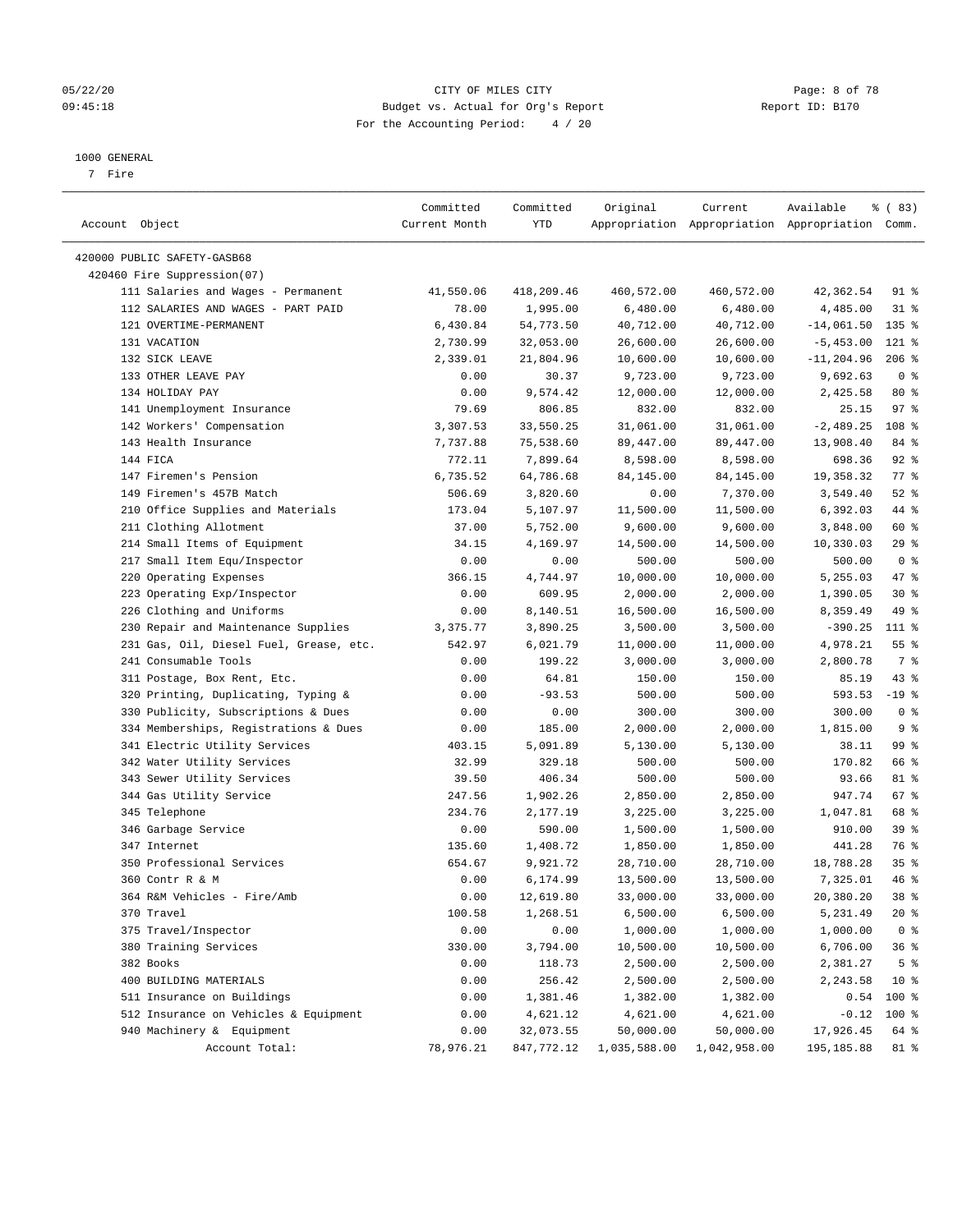CITY OF MILES CITY
Budget vs. Actual for Org's Report
For the Accounting Period: 4 / 20

1000 GENERAL
7 Fire

| Account Object | Committed Current Month | Committed YTD | Original Appropriation | Current Appropriation | Available Appropriation | % ( 83) Comm. |
|---|---|---|---|---|---|---|
| 420000 PUBLIC SAFETY-GASB68 | | | | | | |
| 420460 Fire Suppression(07) | | | | | | |
| 111 Salaries and Wages - Permanent | 41,550.06 | 418,209.46 | 460,572.00 | 460,572.00 | 42,362.54 | 91 % |
| 112 SALARIES AND WAGES - PART PAID | 78.00 | 1,995.00 | 6,480.00 | 6,480.00 | 4,485.00 | 31 % |
| 121 OVERTIME-PERMANENT | 6,430.84 | 54,773.50 | 40,712.00 | 40,712.00 | -14,061.50 | 135 % |
| 131 VACATION | 2,730.99 | 32,053.00 | 26,600.00 | 26,600.00 | -5,453.00 | 121 % |
| 132 SICK LEAVE | 2,339.01 | 21,804.96 | 10,600.00 | 10,600.00 | -11,204.96 | 206 % |
| 133 OTHER LEAVE PAY | 0.00 | 30.37 | 9,723.00 | 9,723.00 | 9,692.63 | 0 % |
| 134 HOLIDAY PAY | 0.00 | 9,574.42 | 12,000.00 | 12,000.00 | 2,425.58 | 80 % |
| 141 Unemployment Insurance | 79.69 | 806.85 | 832.00 | 832.00 | 25.15 | 97 % |
| 142 Workers' Compensation | 3,307.53 | 33,550.25 | 31,061.00 | 31,061.00 | -2,489.25 | 108 % |
| 143 Health Insurance | 7,737.88 | 75,538.60 | 89,447.00 | 89,447.00 | 13,908.40 | 84 % |
| 144 FICA | 772.11 | 7,899.64 | 8,598.00 | 8,598.00 | 698.36 | 92 % |
| 147 Firemen's Pension | 6,735.52 | 64,786.68 | 84,145.00 | 84,145.00 | 19,358.32 | 77 % |
| 149 Firemen's 457B Match | 506.69 | 3,820.60 | 0.00 | 7,370.00 | 3,549.40 | 52 % |
| 210 Office Supplies and Materials | 173.04 | 5,107.97 | 11,500.00 | 11,500.00 | 6,392.03 | 44 % |
| 211 Clothing Allotment | 37.00 | 5,752.00 | 9,600.00 | 9,600.00 | 3,848.00 | 60 % |
| 214 Small Items of Equipment | 34.15 | 4,169.97 | 14,500.00 | 14,500.00 | 10,330.03 | 29 % |
| 217 Small Item Equ/Inspector | 0.00 | 0.00 | 500.00 | 500.00 | 500.00 | 0 % |
| 220 Operating Expenses | 366.15 | 4,744.97 | 10,000.00 | 10,000.00 | 5,255.03 | 47 % |
| 223 Operating Exp/Inspector | 0.00 | 609.95 | 2,000.00 | 2,000.00 | 1,390.05 | 30 % |
| 226 Clothing and Uniforms | 0.00 | 8,140.51 | 16,500.00 | 16,500.00 | 8,359.49 | 49 % |
| 230 Repair and Maintenance Supplies | 3,375.77 | 3,890.25 | 3,500.00 | 3,500.00 | -390.25 | 111 % |
| 231 Gas, Oil, Diesel Fuel, Grease, etc. | 542.97 | 6,021.79 | 11,000.00 | 11,000.00 | 4,978.21 | 55 % |
| 241 Consumable Tools | 0.00 | 199.22 | 3,000.00 | 3,000.00 | 2,800.78 | 7 % |
| 311 Postage, Box Rent, Etc. | 0.00 | 64.81 | 150.00 | 150.00 | 85.19 | 43 % |
| 320 Printing, Duplicating, Typing & | 0.00 | -93.53 | 500.00 | 500.00 | 593.53 | -19 % |
| 330 Publicity, Subscriptions & Dues | 0.00 | 0.00 | 300.00 | 300.00 | 300.00 | 0 % |
| 334 Memberships, Registrations & Dues | 0.00 | 185.00 | 2,000.00 | 2,000.00 | 1,815.00 | 9 % |
| 341 Electric Utility Services | 403.15 | 5,091.89 | 5,130.00 | 5,130.00 | 38.11 | 99 % |
| 342 Water Utility Services | 32.99 | 329.18 | 500.00 | 500.00 | 170.82 | 66 % |
| 343 Sewer Utility Services | 39.50 | 406.34 | 500.00 | 500.00 | 93.66 | 81 % |
| 344 Gas Utility Service | 247.56 | 1,902.26 | 2,850.00 | 2,850.00 | 947.74 | 67 % |
| 345 Telephone | 234.76 | 2,177.19 | 3,225.00 | 3,225.00 | 1,047.81 | 68 % |
| 346 Garbage Service | 0.00 | 590.00 | 1,500.00 | 1,500.00 | 910.00 | 39 % |
| 347 Internet | 135.60 | 1,408.72 | 1,850.00 | 1,850.00 | 441.28 | 76 % |
| 350 Professional Services | 654.67 | 9,921.72 | 28,710.00 | 28,710.00 | 18,788.28 | 35 % |
| 360 Contr R & M | 0.00 | 6,174.99 | 13,500.00 | 13,500.00 | 7,325.01 | 46 % |
| 364 R&M Vehicles - Fire/Amb | 0.00 | 12,619.80 | 33,000.00 | 33,000.00 | 20,380.20 | 38 % |
| 370 Travel | 100.58 | 1,268.51 | 6,500.00 | 6,500.00 | 5,231.49 | 20 % |
| 375 Travel/Inspector | 0.00 | 0.00 | 1,000.00 | 1,000.00 | 1,000.00 | 0 % |
| 380 Training Services | 330.00 | 3,794.00 | 10,500.00 | 10,500.00 | 6,706.00 | 36 % |
| 382 Books | 0.00 | 118.73 | 2,500.00 | 2,500.00 | 2,381.27 | 5 % |
| 400 BUILDING MATERIALS | 0.00 | 256.42 | 2,500.00 | 2,500.00 | 2,243.58 | 10 % |
| 511 Insurance on Buildings | 0.00 | 1,381.46 | 1,382.00 | 1,382.00 | 0.54 | 100 % |
| 512 Insurance on Vehicles & Equipment | 0.00 | 4,621.12 | 4,621.00 | 4,621.00 | -0.12 | 100 % |
| 940 Machinery & Equipment | 0.00 | 32,073.55 | 50,000.00 | 50,000.00 | 17,926.45 | 64 % |
| Account Total: | 78,976.21 | 847,772.12 | 1,035,588.00 | 1,042,958.00 | 195,185.88 | 81 % |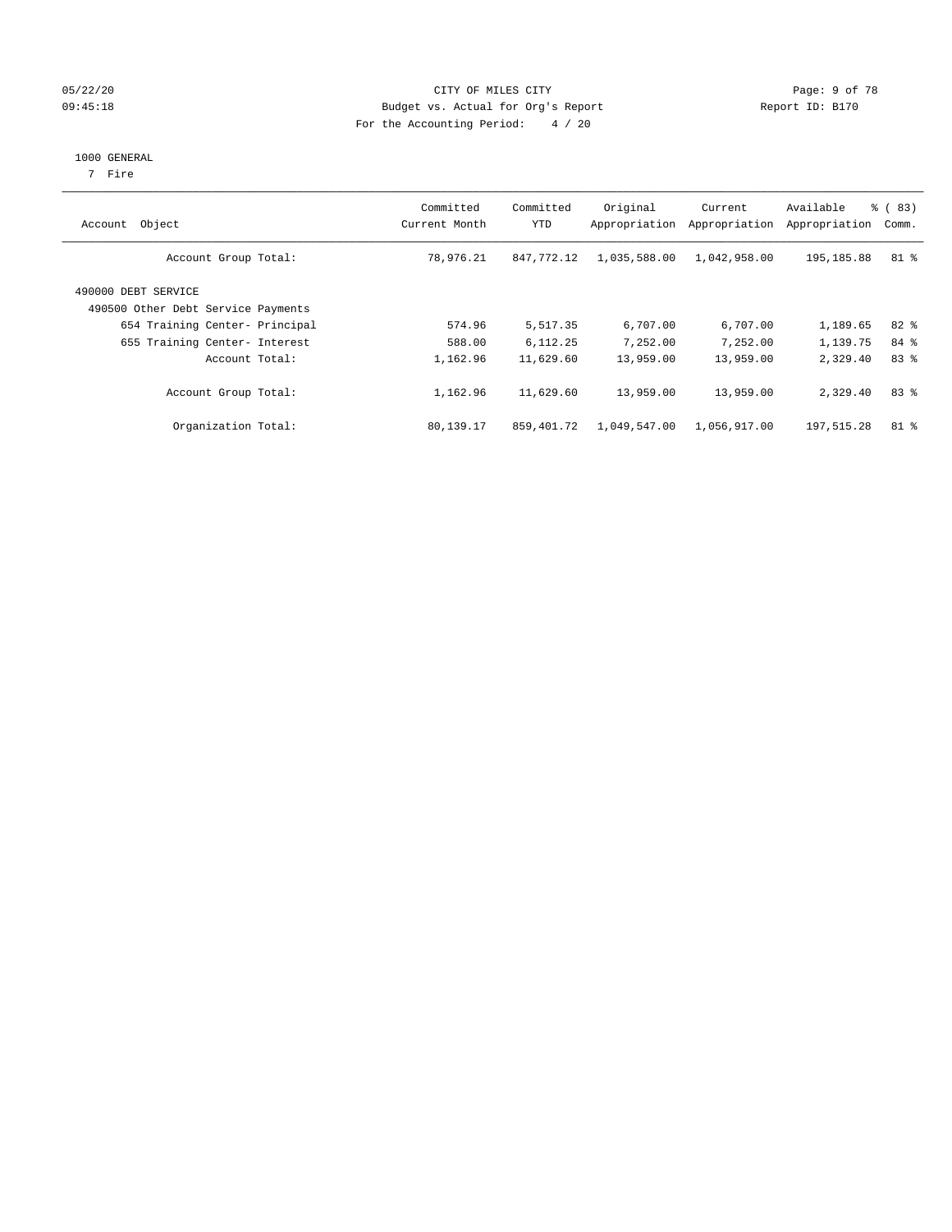CITY OF MILES CITY

Budget vs. Actual for Org's Report

For the Accounting Period: 4 / 20

1000 GENERAL

7 Fire

| Account Object | Committed Current Month | Committed YTD | Original Appropriation | Current Appropriation | Available Appropriation | % ( 83) Comm. |
|---|---|---|---|---|---|---|
| Account Group Total: | 78,976.21 | 847,772.12 | 1,035,588.00 | 1,042,958.00 | 195,185.88 | 81 % |
| 490000 DEBT SERVICE | | | | | | |
| 490500 Other Debt Service Payments | | | | | | |
| 654 Training Center- Principal | 574.96 | 5,517.35 | 6,707.00 | 6,707.00 | 1,189.65 | 82 % |
| 655 Training Center- Interest | 588.00 | 6,112.25 | 7,252.00 | 7,252.00 | 1,139.75 | 84 % |
| Account Total: | 1,162.96 | 11,629.60 | 13,959.00 | 13,959.00 | 2,329.40 | 83 % |
| Account Group Total: | 1,162.96 | 11,629.60 | 13,959.00 | 13,959.00 | 2,329.40 | 83 % |
| Organization Total: | 80,139.17 | 859,401.72 | 1,049,547.00 | 1,056,917.00 | 197,515.28 | 81 % |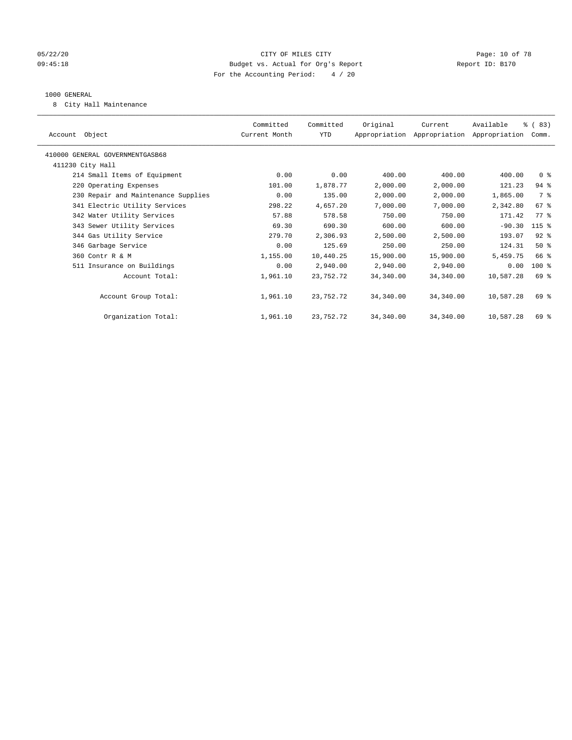CITY OF MILES CITY
Budget vs. Actual for Org's Report
For the Accounting Period: 4 / 20

05/22/20
09:45:18

Report ID: B170

1000 GENERAL
8 City Hall Maintenance

| Account Object | Committed Current Month | Committed YTD | Original Appropriation | Current Appropriation | Available Appropriation | % ( 83) Comm. |
|---|---|---|---|---|---|---|
| 410000 GENERAL GOVERNMENTGASB68 | | | | | | |
| 411230 City Hall | | | | | | |
| 214 Small Items of Equipment | 0.00 | 0.00 | 400.00 | 400.00 | 400.00 | 0 % |
| 220 Operating Expenses | 101.00 | 1,878.77 | 2,000.00 | 2,000.00 | 121.23 | 94 % |
| 230 Repair and Maintenance Supplies | 0.00 | 135.00 | 2,000.00 | 2,000.00 | 1,865.00 | 7 % |
| 341 Electric Utility Services | 298.22 | 4,657.20 | 7,000.00 | 7,000.00 | 2,342.80 | 67 % |
| 342 Water Utility Services | 57.88 | 578.58 | 750.00 | 750.00 | 171.42 | 77 % |
| 343 Sewer Utility Services | 69.30 | 690.30 | 600.00 | 600.00 | -90.30 | 115 % |
| 344 Gas Utility Service | 279.70 | 2,306.93 | 2,500.00 | 2,500.00 | 193.07 | 92 % |
| 346 Garbage Service | 0.00 | 125.69 | 250.00 | 250.00 | 124.31 | 50 % |
| 360 Contr R & M | 1,155.00 | 10,440.25 | 15,900.00 | 15,900.00 | 5,459.75 | 66 % |
| 511 Insurance on Buildings | 0.00 | 2,940.00 | 2,940.00 | 2,940.00 | 0.00 | 100 % |
| Account Total: | 1,961.10 | 23,752.72 | 34,340.00 | 34,340.00 | 10,587.28 | 69 % |
| Account Group Total: | 1,961.10 | 23,752.72 | 34,340.00 | 34,340.00 | 10,587.28 | 69 % |
| Organization Total: | 1,961.10 | 23,752.72 | 34,340.00 | 34,340.00 | 10,587.28 | 69 % |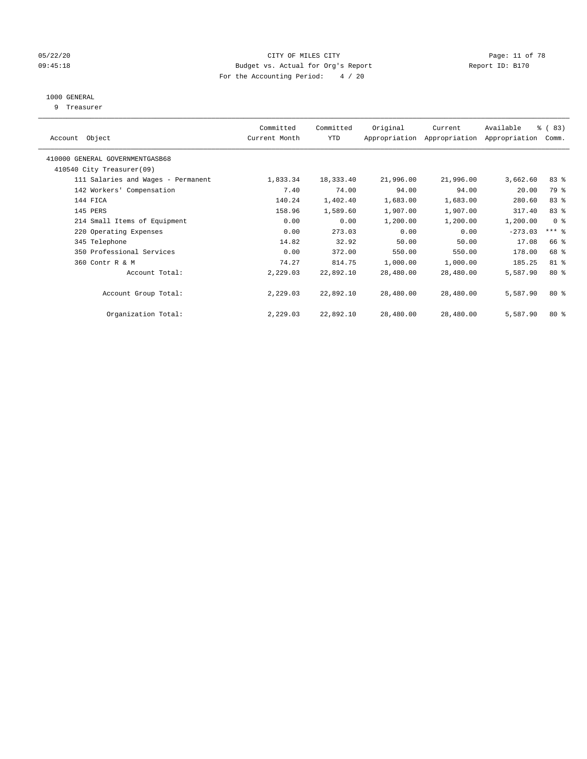CITY OF MILES CITY
Budget vs. Actual for Org's Report
For the Accounting Period: 4 / 20

05/22/20
09:45:18

Report ID: B170

1000 GENERAL
9 Treasurer

| Account Object | Committed Current Month | Committed YTD | Original Appropriation | Current Appropriation | Available Appropriation | % ( 83) Comm. |
|---|---|---|---|---|---|---|
| 410000 GENERAL GOVERNMENTGASB68 | | | | | | |
| 410540 City Treasurer(09) | | | | | | |
| 111 Salaries and Wages - Permanent | 1,833.34 | 18,333.40 | 21,996.00 | 21,996.00 | 3,662.60 | 83 % |
| 142 Workers' Compensation | 7.40 | 74.00 | 94.00 | 94.00 | 20.00 | 79 % |
| 144 FICA | 140.24 | 1,402.40 | 1,683.00 | 1,683.00 | 280.60 | 83 % |
| 145 PERS | 158.96 | 1,589.60 | 1,907.00 | 1,907.00 | 317.40 | 83 % |
| 214 Small Items of Equipment | 0.00 | 0.00 | 1,200.00 | 1,200.00 | 1,200.00 | 0 % |
| 220 Operating Expenses | 0.00 | 273.03 | 0.00 | 0.00 | -273.03 | *** % |
| 345 Telephone | 14.82 | 32.92 | 50.00 | 50.00 | 17.08 | 66 % |
| 350 Professional Services | 0.00 | 372.00 | 550.00 | 550.00 | 178.00 | 68 % |
| 360 Contr R & M | 74.27 | 814.75 | 1,000.00 | 1,000.00 | 185.25 | 81 % |
| Account Total: | 2,229.03 | 22,892.10 | 28,480.00 | 28,480.00 | 5,587.90 | 80 % |
| Account Group Total: | 2,229.03 | 22,892.10 | 28,480.00 | 28,480.00 | 5,587.90 | 80 % |
| Organization Total: | 2,229.03 | 22,892.10 | 28,480.00 | 28,480.00 | 5,587.90 | 80 % |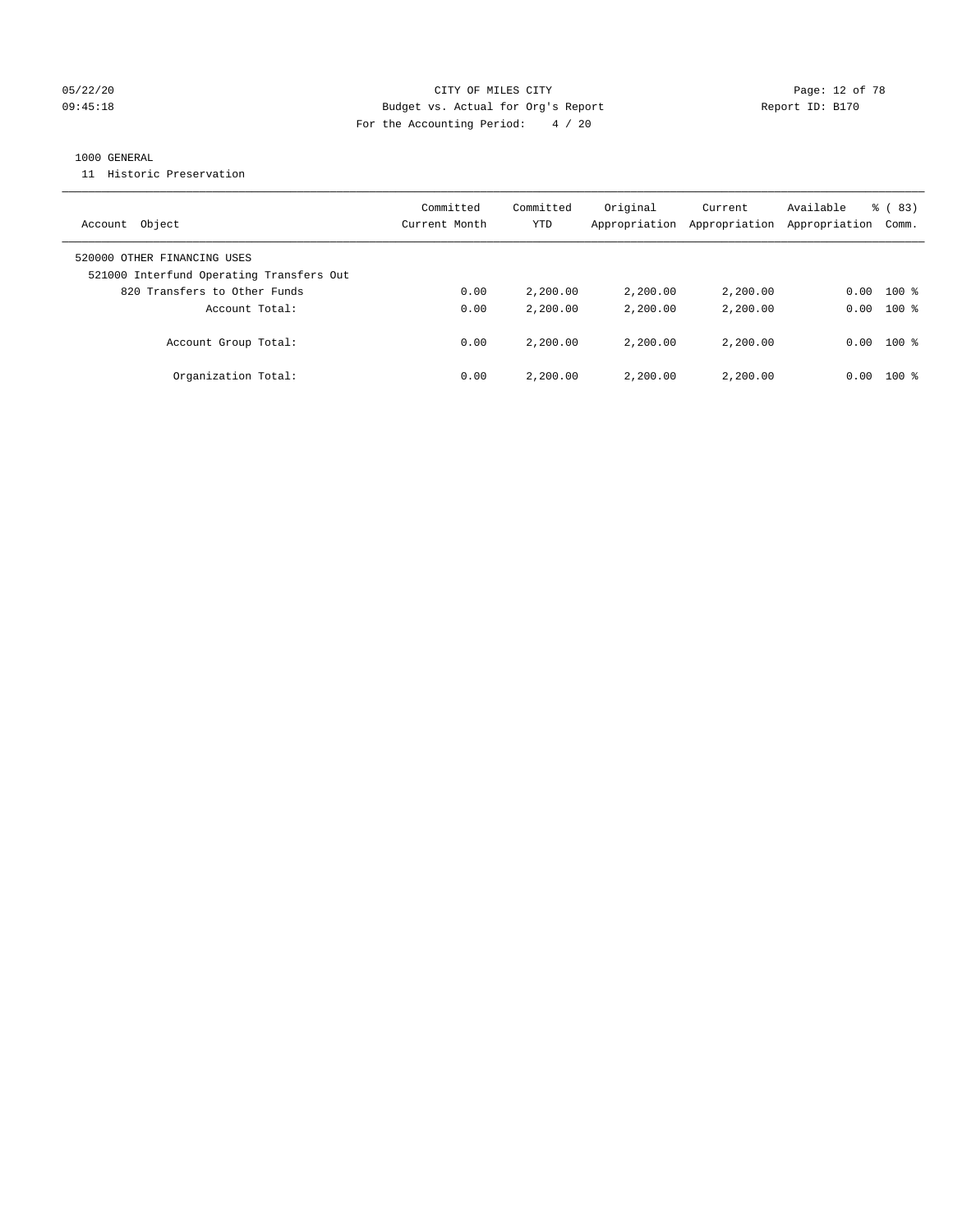CITY OF MILES CITY
Budget vs. Actual for Org's Report
For the Accounting Period: 4 / 20

05/22/20
09:45:18

Report ID: B170

1000 GENERAL
11 Historic Preservation

| Account Object | Committed Current Month | Committed YTD | Original Appropriation | Current Appropriation | Available Appropriation | % ( 83) Comm. |
|---|---|---|---|---|---|---|
| 520000 OTHER FINANCING USES | | | | | | |
| 521000 Interfund Operating Transfers Out | | | | | | |
| 820 Transfers to Other Funds | 0.00 | 2,200.00 | 2,200.00 | 2,200.00 | 0.00 | 100 % |
| Account Total: | 0.00 | 2,200.00 | 2,200.00 | 2,200.00 | 0.00 | 100 % |
| Account Group Total: | 0.00 | 2,200.00 | 2,200.00 | 2,200.00 | 0.00 | 100 % |
| Organization Total: | 0.00 | 2,200.00 | 2,200.00 | 2,200.00 | 0.00 | 100 % |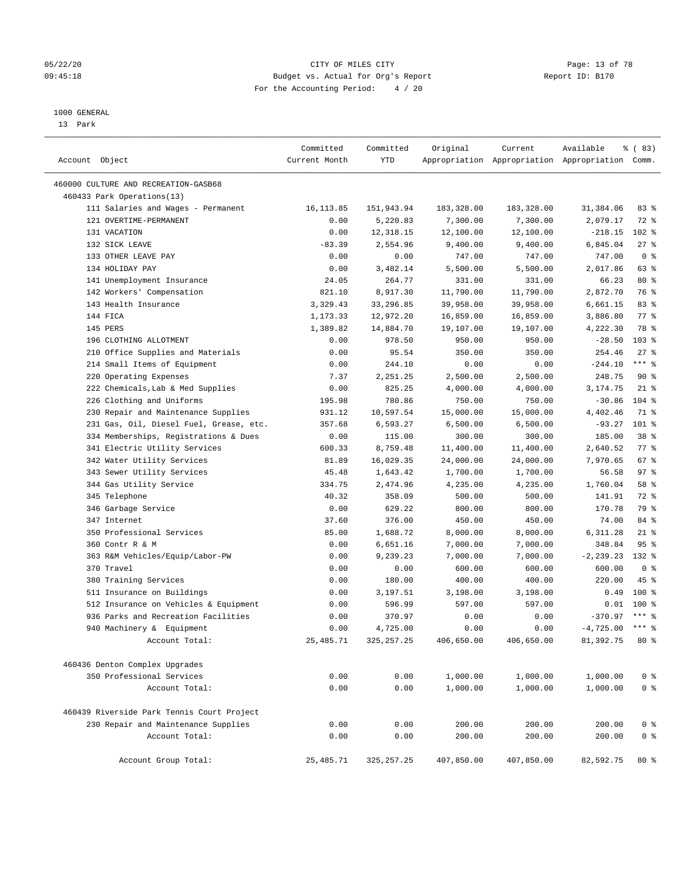05/22/20 CITY OF MILES CITY
09:45:18 Budget vs. Actual for Org's Report Report ID: B170
For the Accounting Period: 4 / 20

1000 GENERAL
13 Park

| Account Object | Committed Current Month | Committed YTD | Original Appropriation | Current Appropriation | Available Appropriation | % ( 83) Comm. |
|---|---|---|---|---|---|---|
| 460000 CULTURE AND RECREATION-GASB68 | | | | | | |
| 460433 Park Operations(13) | | | | | | |
| 111 Salaries and Wages - Permanent | 16,113.85 | 151,943.94 | 183,328.00 | 183,328.00 | 31,384.06 | 83 % |
| 121 OVERTIME-PERMANENT | 0.00 | 5,220.83 | 7,300.00 | 7,300.00 | 2,079.17 | 72 % |
| 131 VACATION | 0.00 | 12,318.15 | 12,100.00 | 12,100.00 | -218.15 | 102 % |
| 132 SICK LEAVE | -83.39 | 2,554.96 | 9,400.00 | 9,400.00 | 6,845.04 | 27 % |
| 133 OTHER LEAVE PAY | 0.00 | 0.00 | 747.00 | 747.00 | 747.00 | 0 % |
| 134 HOLIDAY PAY | 0.00 | 3,482.14 | 5,500.00 | 5,500.00 | 2,017.86 | 63 % |
| 141 Unemployment Insurance | 24.05 | 264.77 | 331.00 | 331.00 | 66.23 | 80 % |
| 142 Workers' Compensation | 821.10 | 8,917.30 | 11,790.00 | 11,790.00 | 2,872.70 | 76 % |
| 143 Health Insurance | 3,329.43 | 33,296.85 | 39,958.00 | 39,958.00 | 6,661.15 | 83 % |
| 144 FICA | 1,173.33 | 12,972.20 | 16,859.00 | 16,859.00 | 3,886.80 | 77 % |
| 145 PERS | 1,389.82 | 14,884.70 | 19,107.00 | 19,107.00 | 4,222.30 | 78 % |
| 196 CLOTHING ALLOTMENT | 0.00 | 978.50 | 950.00 | 950.00 | -28.50 | 103 % |
| 210 Office Supplies and Materials | 0.00 | 95.54 | 350.00 | 350.00 | 254.46 | 27 % |
| 214 Small Items of Equipment | 0.00 | 244.10 | 0.00 | 0.00 | -244.10 | *** % |
| 220 Operating Expenses | 7.37 | 2,251.25 | 2,500.00 | 2,500.00 | 248.75 | 90 % |
| 222 Chemicals,Lab & Med Supplies | 0.00 | 825.25 | 4,000.00 | 4,000.00 | 3,174.75 | 21 % |
| 226 Clothing and Uniforms | 195.98 | 780.86 | 750.00 | 750.00 | -30.86 | 104 % |
| 230 Repair and Maintenance Supplies | 931.12 | 10,597.54 | 15,000.00 | 15,000.00 | 4,402.46 | 71 % |
| 231 Gas, Oil, Diesel Fuel, Grease, etc. | 357.68 | 6,593.27 | 6,500.00 | 6,500.00 | -93.27 | 101 % |
| 334 Memberships, Registrations & Dues | 0.00 | 115.00 | 300.00 | 300.00 | 185.00 | 38 % |
| 341 Electric Utility Services | 600.33 | 8,759.48 | 11,400.00 | 11,400.00 | 2,640.52 | 77 % |
| 342 Water Utility Services | 81.89 | 16,029.35 | 24,000.00 | 24,000.00 | 7,970.65 | 67 % |
| 343 Sewer Utility Services | 45.48 | 1,643.42 | 1,700.00 | 1,700.00 | 56.58 | 97 % |
| 344 Gas Utility Service | 334.75 | 2,474.96 | 4,235.00 | 4,235.00 | 1,760.04 | 58 % |
| 345 Telephone | 40.32 | 358.09 | 500.00 | 500.00 | 141.91 | 72 % |
| 346 Garbage Service | 0.00 | 629.22 | 800.00 | 800.00 | 170.78 | 79 % |
| 347 Internet | 37.60 | 376.00 | 450.00 | 450.00 | 74.00 | 84 % |
| 350 Professional Services | 85.00 | 1,688.72 | 8,000.00 | 8,000.00 | 6,311.28 | 21 % |
| 360 Contr R & M | 0.00 | 6,651.16 | 7,000.00 | 7,000.00 | 348.84 | 95 % |
| 363 R&M Vehicles/Equip/Labor-PW | 0.00 | 9,239.23 | 7,000.00 | 7,000.00 | -2,239.23 | 132 % |
| 370 Travel | 0.00 | 0.00 | 600.00 | 600.00 | 600.00 | 0 % |
| 380 Training Services | 0.00 | 180.00 | 400.00 | 400.00 | 220.00 | 45 % |
| 511 Insurance on Buildings | 0.00 | 3,197.51 | 3,198.00 | 3,198.00 | 0.49 | 100 % |
| 512 Insurance on Vehicles & Equipment | 0.00 | 596.99 | 597.00 | 597.00 | 0.01 | 100 % |
| 936 Parks and Recreation Facilities | 0.00 | 370.97 | 0.00 | 0.00 | -370.97 | *** % |
| 940 Machinery & Equipment | 0.00 | 4,725.00 | 0.00 | 0.00 | -4,725.00 | *** % |
| Account Total: | 25,485.71 | 325,257.25 | 406,650.00 | 406,650.00 | 81,392.75 | 80 % |
| 460436 Denton Complex Upgrades | | | | | | |
| 350 Professional Services | 0.00 | 0.00 | 1,000.00 | 1,000.00 | 1,000.00 | 0 % |
| Account Total: | 0.00 | 0.00 | 1,000.00 | 1,000.00 | 1,000.00 | 0 % |
| 460439 Riverside Park Tennis Court Project | | | | | | |
| 230 Repair and Maintenance Supplies | 0.00 | 0.00 | 200.00 | 200.00 | 200.00 | 0 % |
| Account Total: | 0.00 | 0.00 | 200.00 | 200.00 | 200.00 | 0 % |
| Account Group Total: | 25,485.71 | 325,257.25 | 407,850.00 | 407,850.00 | 82,592.75 | 80 % |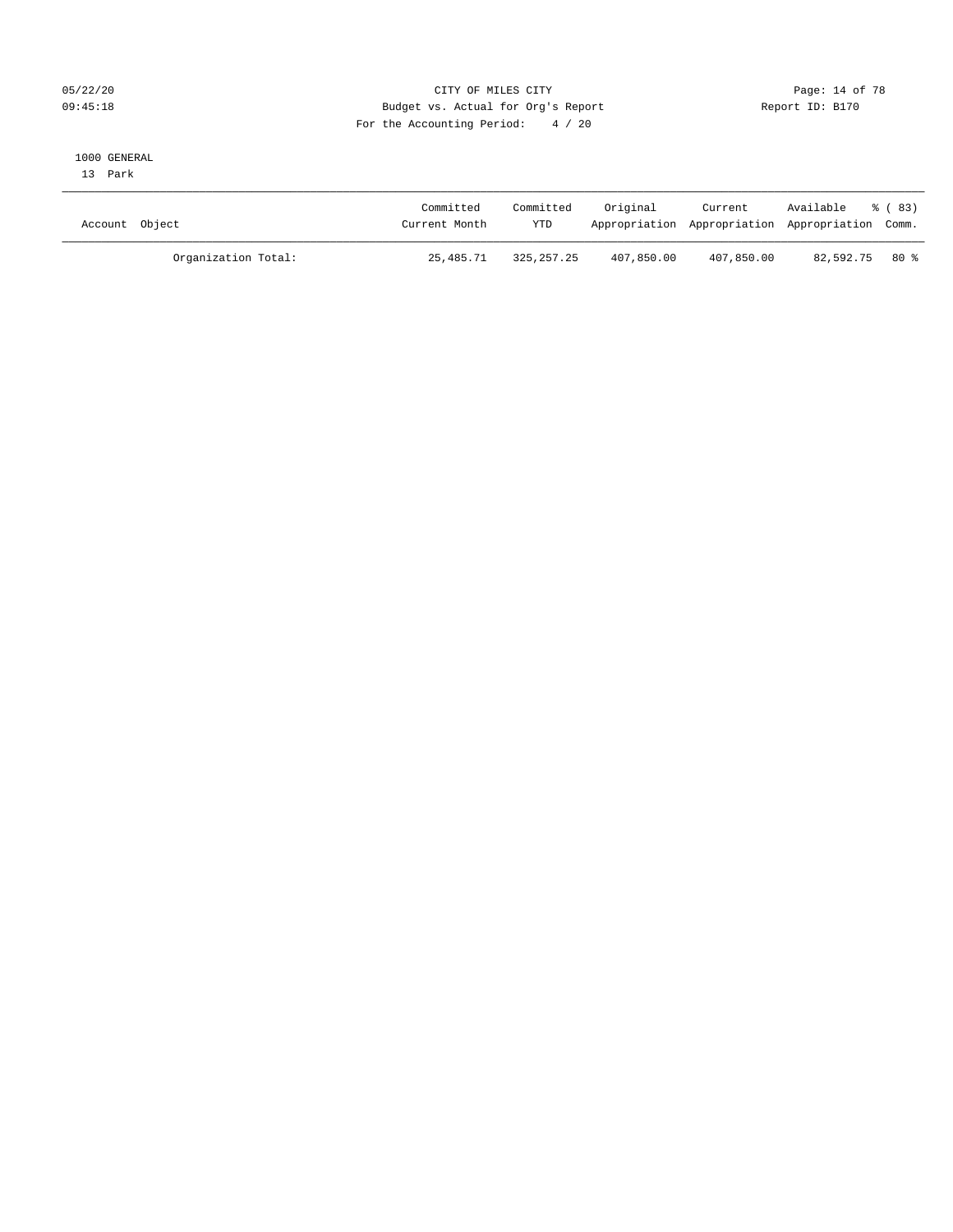CITY OF MILES CITY
Budget vs. Actual for Org's Report
For the Accounting Period: 4 / 20

05/22/20
09:45:18

Report ID: B170

1000 GENERAL
13 Park

| Account Object | Committed Current Month | Committed YTD | Original Appropriation | Current Appropriation | Available Appropriation | % ( 83) Comm. |
|---|---|---|---|---|---|---|
| Organization Total: | 25,485.71 | 325,257.25 | 407,850.00 | 407,850.00 | 82,592.75 | 80 % |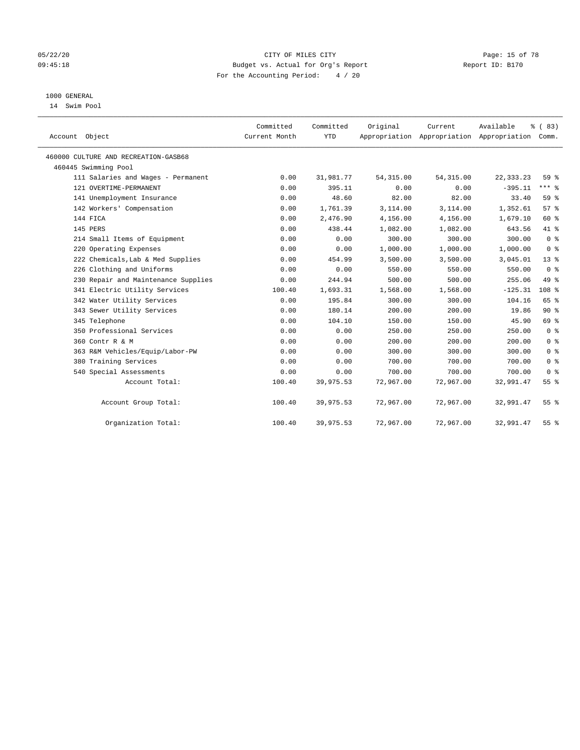CITY OF MILES CITY
Budget vs. Actual for Org's Report
For the Accounting Period: 4 / 20

1000 GENERAL
14 Swim Pool

| Account Object | Committed Current Month | Committed YTD | Original Appropriation | Current Appropriation | Available Appropriation | % ( 83) Comm. |
|---|---|---|---|---|---|---|
| 460000 CULTURE AND RECREATION-GASB68 | | | | | | |
| 460445 Swimming Pool | | | | | | |
| 111 Salaries and Wages - Permanent | 0.00 | 31,981.77 | 54,315.00 | 54,315.00 | 22,333.23 | 59 % |
| 121 OVERTIME-PERMANENT | 0.00 | 395.11 | 0.00 | 0.00 | -395.11 | *** % |
| 141 Unemployment Insurance | 0.00 | 48.60 | 82.00 | 82.00 | 33.40 | 59 % |
| 142 Workers' Compensation | 0.00 | 1,761.39 | 3,114.00 | 3,114.00 | 1,352.61 | 57 % |
| 144 FICA | 0.00 | 2,476.90 | 4,156.00 | 4,156.00 | 1,679.10 | 60 % |
| 145 PERS | 0.00 | 438.44 | 1,082.00 | 1,082.00 | 643.56 | 41 % |
| 214 Small Items of Equipment | 0.00 | 0.00 | 300.00 | 300.00 | 300.00 | 0 % |
| 220 Operating Expenses | 0.00 | 0.00 | 1,000.00 | 1,000.00 | 1,000.00 | 0 % |
| 222 Chemicals,Lab & Med Supplies | 0.00 | 454.99 | 3,500.00 | 3,500.00 | 3,045.01 | 13 % |
| 226 Clothing and Uniforms | 0.00 | 0.00 | 550.00 | 550.00 | 550.00 | 0 % |
| 230 Repair and Maintenance Supplies | 0.00 | 244.94 | 500.00 | 500.00 | 255.06 | 49 % |
| 341 Electric Utility Services | 100.40 | 1,693.31 | 1,568.00 | 1,568.00 | -125.31 | 108 % |
| 342 Water Utility Services | 0.00 | 195.84 | 300.00 | 300.00 | 104.16 | 65 % |
| 343 Sewer Utility Services | 0.00 | 180.14 | 200.00 | 200.00 | 19.86 | 90 % |
| 345 Telephone | 0.00 | 104.10 | 150.00 | 150.00 | 45.90 | 69 % |
| 350 Professional Services | 0.00 | 0.00 | 250.00 | 250.00 | 250.00 | 0 % |
| 360 Contr R & M | 0.00 | 0.00 | 200.00 | 200.00 | 200.00 | 0 % |
| 363 R&M Vehicles/Equip/Labor-PW | 0.00 | 0.00 | 300.00 | 300.00 | 300.00 | 0 % |
| 380 Training Services | 0.00 | 0.00 | 700.00 | 700.00 | 700.00 | 0 % |
| 540 Special Assessments | 0.00 | 0.00 | 700.00 | 700.00 | 700.00 | 0 % |
| Account Total: | 100.40 | 39,975.53 | 72,967.00 | 72,967.00 | 32,991.47 | 55 % |
| Account Group Total: | 100.40 | 39,975.53 | 72,967.00 | 72,967.00 | 32,991.47 | 55 % |
| Organization Total: | 100.40 | 39,975.53 | 72,967.00 | 72,967.00 | 32,991.47 | 55 % |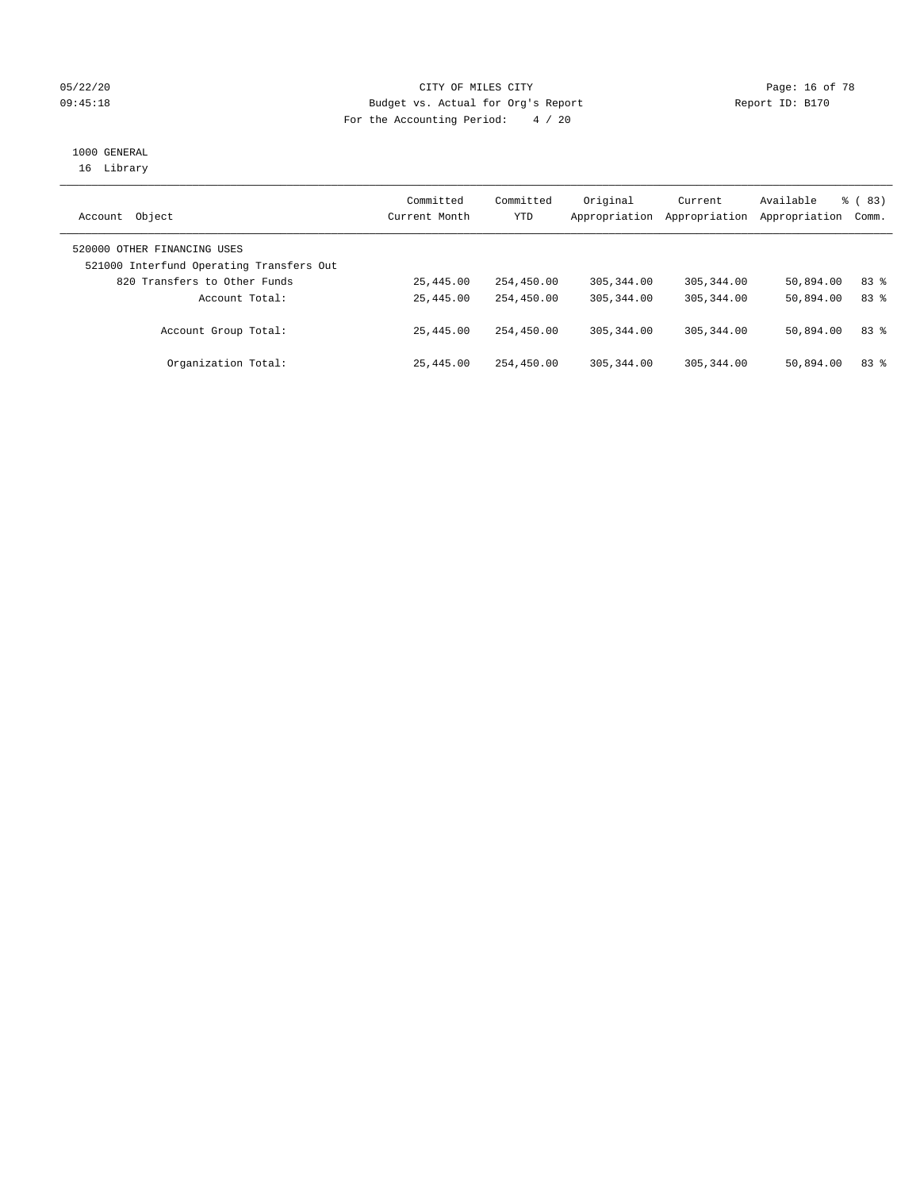CITY OF MILES CITY
Budget vs. Actual for Org's Report
For the Accounting Period: 4 / 20

05/22/20
09:45:18

Report ID: B170

1000 GENERAL
16 Library

| Account Object | Committed Current Month | Committed YTD | Original Appropriation | Current Appropriation | Available Appropriation | % ( 83) Comm. |
|---|---|---|---|---|---|---|
| 520000 OTHER FINANCING USES | | | | | | |
| 521000 Interfund Operating Transfers Out | | | | | | |
| 820 Transfers to Other Funds | 25,445.00 | 254,450.00 | 305,344.00 | 305,344.00 | 50,894.00 | 83 % |
| Account Total: | 25,445.00 | 254,450.00 | 305,344.00 | 305,344.00 | 50,894.00 | 83 % |
| Account Group Total: | 25,445.00 | 254,450.00 | 305,344.00 | 305,344.00 | 50,894.00 | 83 % |
| Organization Total: | 25,445.00 | 254,450.00 | 305,344.00 | 305,344.00 | 50,894.00 | 83 % |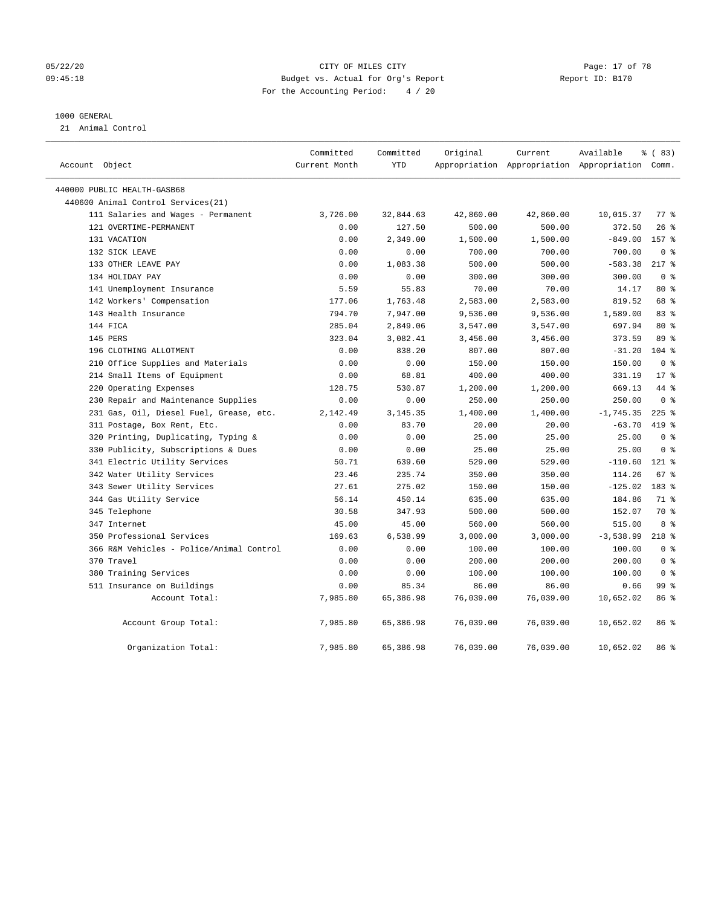CITY OF MILES CITY
Budget vs. Actual for Org's Report
For the Accounting Period: 4 / 20

1000 GENERAL
21 Animal Control

| Account Object | Committed Current Month | Committed YTD | Original Appropriation | Current Appropriation | Available Appropriation | % ( 83) Comm. |
|---|---|---|---|---|---|---|
| 440000 PUBLIC HEALTH-GASB68 | | | | | | |
| 440600 Animal Control Services(21) | | | | | | |
| 111 Salaries and Wages - Permanent | 3,726.00 | 32,844.63 | 42,860.00 | 42,860.00 | 10,015.37 | 77 % |
| 121 OVERTIME-PERMANENT | 0.00 | 127.50 | 500.00 | 500.00 | 372.50 | 26 % |
| 131 VACATION | 0.00 | 2,349.00 | 1,500.00 | 1,500.00 | -849.00 | 157 % |
| 132 SICK LEAVE | 0.00 | 0.00 | 700.00 | 700.00 | 700.00 | 0 % |
| 133 OTHER LEAVE PAY | 0.00 | 1,083.38 | 500.00 | 500.00 | -583.38 | 217 % |
| 134 HOLIDAY PAY | 0.00 | 0.00 | 300.00 | 300.00 | 300.00 | 0 % |
| 141 Unemployment Insurance | 5.59 | 55.83 | 70.00 | 70.00 | 14.17 | 80 % |
| 142 Workers' Compensation | 177.06 | 1,763.48 | 2,583.00 | 2,583.00 | 819.52 | 68 % |
| 143 Health Insurance | 794.70 | 7,947.00 | 9,536.00 | 9,536.00 | 1,589.00 | 83 % |
| 144 FICA | 285.04 | 2,849.06 | 3,547.00 | 3,547.00 | 697.94 | 80 % |
| 145 PERS | 323.04 | 3,082.41 | 3,456.00 | 3,456.00 | 373.59 | 89 % |
| 196 CLOTHING ALLOTMENT | 0.00 | 838.20 | 807.00 | 807.00 | -31.20 | 104 % |
| 210 Office Supplies and Materials | 0.00 | 0.00 | 150.00 | 150.00 | 150.00 | 0 % |
| 214 Small Items of Equipment | 0.00 | 68.81 | 400.00 | 400.00 | 331.19 | 17 % |
| 220 Operating Expenses | 128.75 | 530.87 | 1,200.00 | 1,200.00 | 669.13 | 44 % |
| 230 Repair and Maintenance Supplies | 0.00 | 0.00 | 250.00 | 250.00 | 250.00 | 0 % |
| 231 Gas, Oil, Diesel Fuel, Grease, etc. | 2,142.49 | 3,145.35 | 1,400.00 | 1,400.00 | -1,745.35 | 225 % |
| 311 Postage, Box Rent, Etc. | 0.00 | 83.70 | 20.00 | 20.00 | -63.70 | 419 % |
| 320 Printing, Duplicating, Typing & | 0.00 | 0.00 | 25.00 | 25.00 | 25.00 | 0 % |
| 330 Publicity, Subscriptions & Dues | 0.00 | 0.00 | 25.00 | 25.00 | 25.00 | 0 % |
| 341 Electric Utility Services | 50.71 | 639.60 | 529.00 | 529.00 | -110.60 | 121 % |
| 342 Water Utility Services | 23.46 | 235.74 | 350.00 | 350.00 | 114.26 | 67 % |
| 343 Sewer Utility Services | 27.61 | 275.02 | 150.00 | 150.00 | -125.02 | 183 % |
| 344 Gas Utility Service | 56.14 | 450.14 | 635.00 | 635.00 | 184.86 | 71 % |
| 345 Telephone | 30.58 | 347.93 | 500.00 | 500.00 | 152.07 | 70 % |
| 347 Internet | 45.00 | 45.00 | 560.00 | 560.00 | 515.00 | 8 % |
| 350 Professional Services | 169.63 | 6,538.99 | 3,000.00 | 3,000.00 | -3,538.99 | 218 % |
| 366 R&M Vehicles - Police/Animal Control | 0.00 | 0.00 | 100.00 | 100.00 | 100.00 | 0 % |
| 370 Travel | 0.00 | 0.00 | 200.00 | 200.00 | 200.00 | 0 % |
| 380 Training Services | 0.00 | 0.00 | 100.00 | 100.00 | 100.00 | 0 % |
| 511 Insurance on Buildings | 0.00 | 85.34 | 86.00 | 86.00 | 0.66 | 99 % |
| Account Total: | 7,985.80 | 65,386.98 | 76,039.00 | 76,039.00 | 10,652.02 | 86 % |
| Account Group Total: | 7,985.80 | 65,386.98 | 76,039.00 | 76,039.00 | 10,652.02 | 86 % |
| Organization Total: | 7,985.80 | 65,386.98 | 76,039.00 | 76,039.00 | 10,652.02 | 86 % |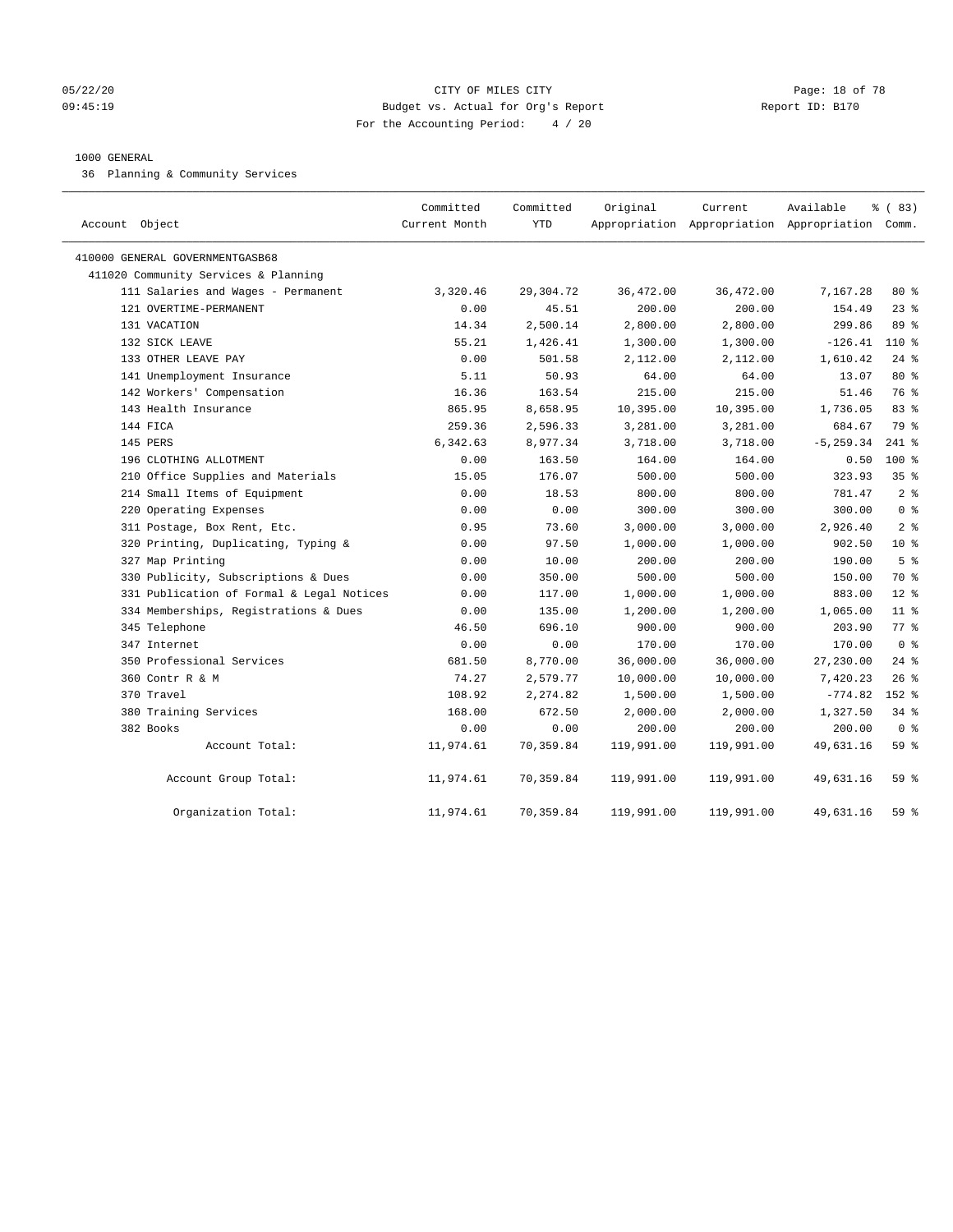CITY OF MILES CITY
Budget vs. Actual for Org's Report
For the Accounting Period: 4 / 20

05/22/20
09:45:19

Report ID: B170

1000 GENERAL

36 Planning & Community Services

| Account Object | Committed Current Month | Committed YTD | Original Appropriation | Current Appropriation | Available Appropriation | % ( 83) Comm. |
|---|---|---|---|---|---|---|
| 410000 GENERAL GOVERNMENTGASB68 | | | | | | |
| 411020 Community Services & Planning | | | | | | |
| 111 Salaries and Wages - Permanent | 3,320.46 | 29,304.72 | 36,472.00 | 36,472.00 | 7,167.28 | 80 % |
| 121 OVERTIME-PERMANENT | 0.00 | 45.51 | 200.00 | 200.00 | 154.49 | 23 % |
| 131 VACATION | 14.34 | 2,500.14 | 2,800.00 | 2,800.00 | 299.86 | 89 % |
| 132 SICK LEAVE | 55.21 | 1,426.41 | 1,300.00 | 1,300.00 | -126.41 | 110 % |
| 133 OTHER LEAVE PAY | 0.00 | 501.58 | 2,112.00 | 2,112.00 | 1,610.42 | 24 % |
| 141 Unemployment Insurance | 5.11 | 50.93 | 64.00 | 64.00 | 13.07 | 80 % |
| 142 Workers' Compensation | 16.36 | 163.54 | 215.00 | 215.00 | 51.46 | 76 % |
| 143 Health Insurance | 865.95 | 8,658.95 | 10,395.00 | 10,395.00 | 1,736.05 | 83 % |
| 144 FICA | 259.36 | 2,596.33 | 3,281.00 | 3,281.00 | 684.67 | 79 % |
| 145 PERS | 6,342.63 | 8,977.34 | 3,718.00 | 3,718.00 | -5,259.34 | 241 % |
| 196 CLOTHING ALLOTMENT | 0.00 | 163.50 | 164.00 | 164.00 | 0.50 | 100 % |
| 210 Office Supplies and Materials | 15.05 | 176.07 | 500.00 | 500.00 | 323.93 | 35 % |
| 214 Small Items of Equipment | 0.00 | 18.53 | 800.00 | 800.00 | 781.47 | 2 % |
| 220 Operating Expenses | 0.00 | 0.00 | 300.00 | 300.00 | 300.00 | 0 % |
| 311 Postage, Box Rent, Etc. | 0.95 | 73.60 | 3,000.00 | 3,000.00 | 2,926.40 | 2 % |
| 320 Printing, Duplicating, Typing & | 0.00 | 97.50 | 1,000.00 | 1,000.00 | 902.50 | 10 % |
| 327 Map Printing | 0.00 | 10.00 | 200.00 | 200.00 | 190.00 | 5 % |
| 330 Publicity, Subscriptions & Dues | 0.00 | 350.00 | 500.00 | 500.00 | 150.00 | 70 % |
| 331 Publication of Formal & Legal Notices | 0.00 | 117.00 | 1,000.00 | 1,000.00 | 883.00 | 12 % |
| 334 Memberships, Registrations & Dues | 0.00 | 135.00 | 1,200.00 | 1,200.00 | 1,065.00 | 11 % |
| 345 Telephone | 46.50 | 696.10 | 900.00 | 900.00 | 203.90 | 77 % |
| 347 Internet | 0.00 | 0.00 | 170.00 | 170.00 | 170.00 | 0 % |
| 350 Professional Services | 681.50 | 8,770.00 | 36,000.00 | 36,000.00 | 27,230.00 | 24 % |
| 360 Contr R & M | 74.27 | 2,579.77 | 10,000.00 | 10,000.00 | 7,420.23 | 26 % |
| 370 Travel | 108.92 | 2,274.82 | 1,500.00 | 1,500.00 | -774.82 | 152 % |
| 380 Training Services | 168.00 | 672.50 | 2,000.00 | 2,000.00 | 1,327.50 | 34 % |
| 382 Books | 0.00 | 0.00 | 200.00 | 200.00 | 200.00 | 0 % |
| Account Total: | 11,974.61 | 70,359.84 | 119,991.00 | 119,991.00 | 49,631.16 | 59 % |
| Account Group Total: | 11,974.61 | 70,359.84 | 119,991.00 | 119,991.00 | 49,631.16 | 59 % |
| Organization Total: | 11,974.61 | 70,359.84 | 119,991.00 | 119,991.00 | 49,631.16 | 59 % |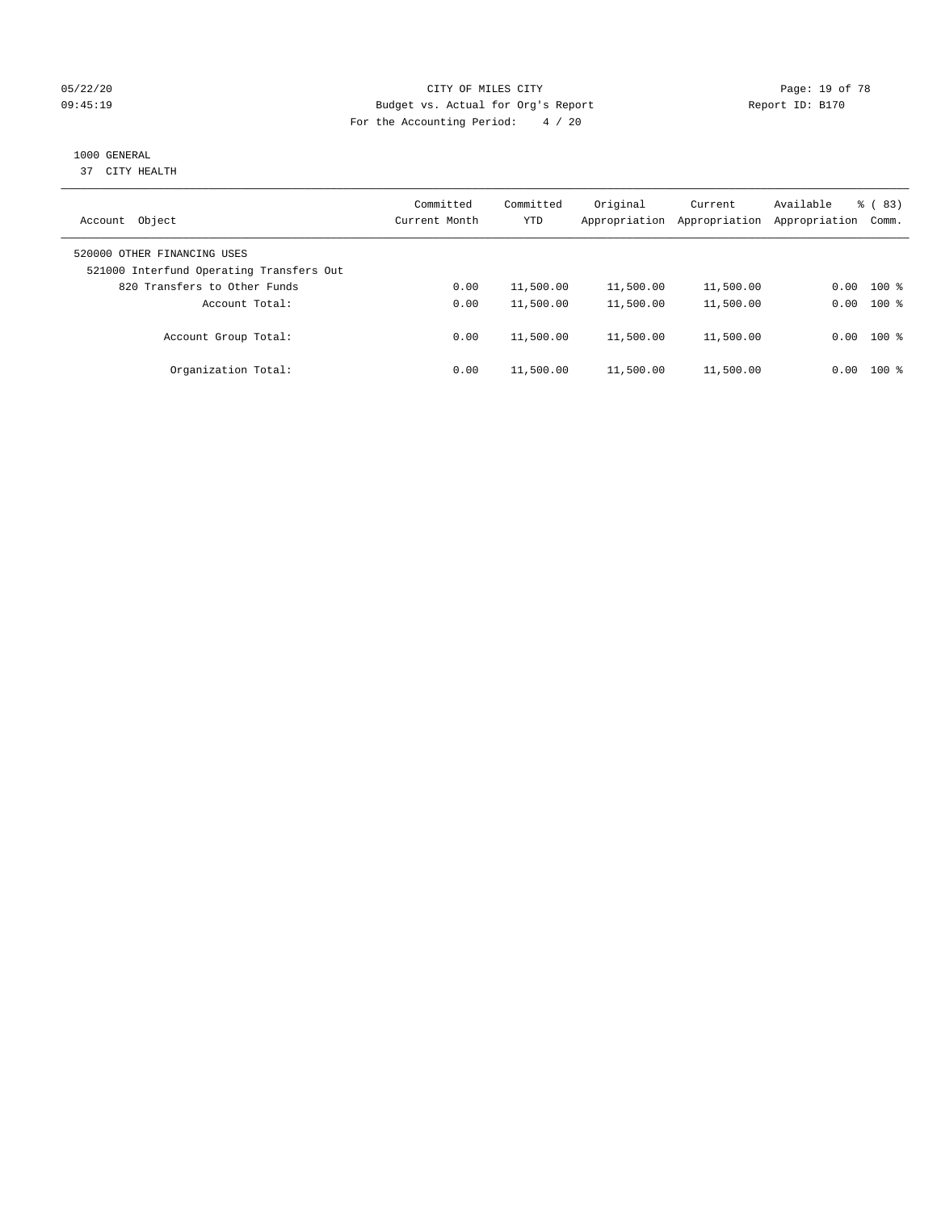CITY OF MILES CITY
Budget vs. Actual for Org's Report
For the Accounting Period: 4 / 20

05/22/20
09:45:19

Report ID: B170

1000 GENERAL
37 CITY HEALTH

| Account Object | Committed Current Month | Committed YTD | Original Appropriation | Current Appropriation | Available Appropriation | % ( 83) Comm. |
|---|---|---|---|---|---|---|
| 520000 OTHER FINANCING USES | | | | | | |
| 521000 Interfund Operating Transfers Out | | | | | | |
| 820 Transfers to Other Funds | 0.00 | 11,500.00 | 11,500.00 | 11,500.00 | 0.00 | 100 % |
| Account Total: | 0.00 | 11,500.00 | 11,500.00 | 11,500.00 | 0.00 | 100 % |
| Account Group Total: | 0.00 | 11,500.00 | 11,500.00 | 11,500.00 | 0.00 | 100 % |
| Organization Total: | 0.00 | 11,500.00 | 11,500.00 | 11,500.00 | 0.00 | 100 % |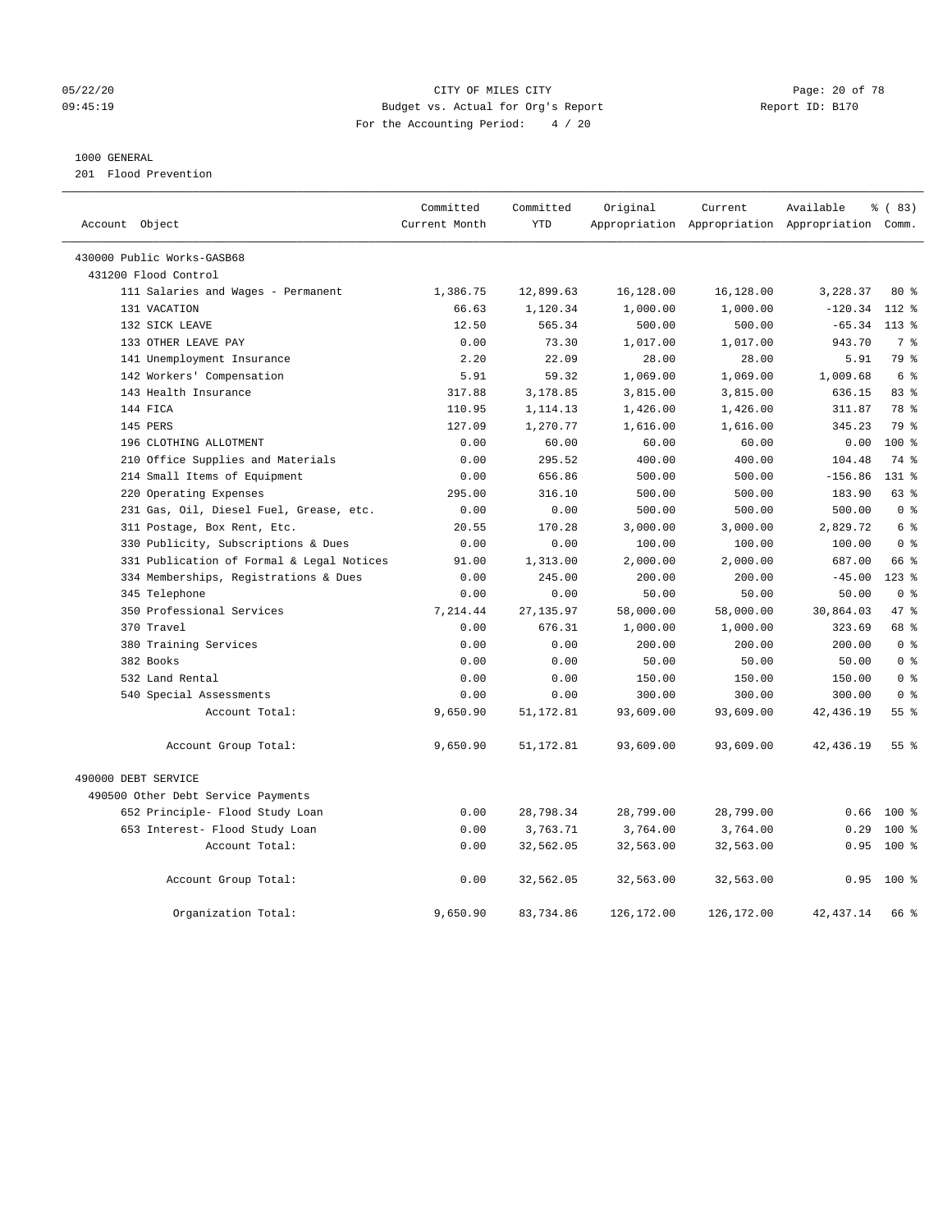# CITY OF MILES CITY

Budget vs. Actual for Org's Report

For the Accounting Period: 4 / 20

05/22/20
09:45:19

Report ID: B170

1000 GENERAL

201 Flood Prevention

| Account Object | Committed Current Month | Committed YTD | Original Appropriation | Current Appropriation | Available Appropriation | % ( 83) Comm. |
|---|---|---|---|---|---|---|
| 430000 Public Works-GASB68 | | | | | | |
| 431200 Flood Control | | | | | | |
| 111 Salaries and Wages - Permanent | 1,386.75 | 12,899.63 | 16,128.00 | 16,128.00 | 3,228.37 | 80 % |
| 131 VACATION | 66.63 | 1,120.34 | 1,000.00 | 1,000.00 | -120.34 | 112 % |
| 132 SICK LEAVE | 12.50 | 565.34 | 500.00 | 500.00 | -65.34 | 113 % |
| 133 OTHER LEAVE PAY | 0.00 | 73.30 | 1,017.00 | 1,017.00 | 943.70 | 7 % |
| 141 Unemployment Insurance | 2.20 | 22.09 | 28.00 | 28.00 | 5.91 | 79 % |
| 142 Workers' Compensation | 5.91 | 59.32 | 1,069.00 | 1,069.00 | 1,009.68 | 6 % |
| 143 Health Insurance | 317.88 | 3,178.85 | 3,815.00 | 3,815.00 | 636.15 | 83 % |
| 144 FICA | 110.95 | 1,114.13 | 1,426.00 | 1,426.00 | 311.87 | 78 % |
| 145 PERS | 127.09 | 1,270.77 | 1,616.00 | 1,616.00 | 345.23 | 79 % |
| 196 CLOTHING ALLOTMENT | 0.00 | 60.00 | 60.00 | 60.00 | 0.00 | 100 % |
| 210 Office Supplies and Materials | 0.00 | 295.52 | 400.00 | 400.00 | 104.48 | 74 % |
| 214 Small Items of Equipment | 0.00 | 656.86 | 500.00 | 500.00 | -156.86 | 131 % |
| 220 Operating Expenses | 295.00 | 316.10 | 500.00 | 500.00 | 183.90 | 63 % |
| 231 Gas, Oil, Diesel Fuel, Grease, etc. | 0.00 | 0.00 | 500.00 | 500.00 | 500.00 | 0 % |
| 311 Postage, Box Rent, Etc. | 20.55 | 170.28 | 3,000.00 | 3,000.00 | 2,829.72 | 6 % |
| 330 Publicity, Subscriptions & Dues | 0.00 | 0.00 | 100.00 | 100.00 | 100.00 | 0 % |
| 331 Publication of Formal & Legal Notices | 91.00 | 1,313.00 | 2,000.00 | 2,000.00 | 687.00 | 66 % |
| 334 Memberships, Registrations & Dues | 0.00 | 245.00 | 200.00 | 200.00 | -45.00 | 123 % |
| 345 Telephone | 0.00 | 0.00 | 50.00 | 50.00 | 50.00 | 0 % |
| 350 Professional Services | 7,214.44 | 27,135.97 | 58,000.00 | 58,000.00 | 30,864.03 | 47 % |
| 370 Travel | 0.00 | 676.31 | 1,000.00 | 1,000.00 | 323.69 | 68 % |
| 380 Training Services | 0.00 | 0.00 | 200.00 | 200.00 | 200.00 | 0 % |
| 382 Books | 0.00 | 0.00 | 50.00 | 50.00 | 50.00 | 0 % |
| 532 Land Rental | 0.00 | 0.00 | 150.00 | 150.00 | 150.00 | 0 % |
| 540 Special Assessments | 0.00 | 0.00 | 300.00 | 300.00 | 300.00 | 0 % |
| Account Total: | 9,650.90 | 51,172.81 | 93,609.00 | 93,609.00 | 42,436.19 | 55 % |
| Account Group Total: | 9,650.90 | 51,172.81 | 93,609.00 | 93,609.00 | 42,436.19 | 55 % |
| 490000 DEBT SERVICE | | | | | | |
| 490500 Other Debt Service Payments | | | | | | |
| 652 Principle- Flood Study Loan | 0.00 | 28,798.34 | 28,799.00 | 28,799.00 | 0.66 | 100 % |
| 653 Interest- Flood Study Loan | 0.00 | 3,763.71 | 3,764.00 | 3,764.00 | 0.29 | 100 % |
| Account Total: | 0.00 | 32,562.05 | 32,563.00 | 32,563.00 | 0.95 | 100 % |
| Account Group Total: | 0.00 | 32,562.05 | 32,563.00 | 32,563.00 | 0.95 | 100 % |
| Organization Total: | 9,650.90 | 83,734.86 | 126,172.00 | 126,172.00 | 42,437.14 | 66 % |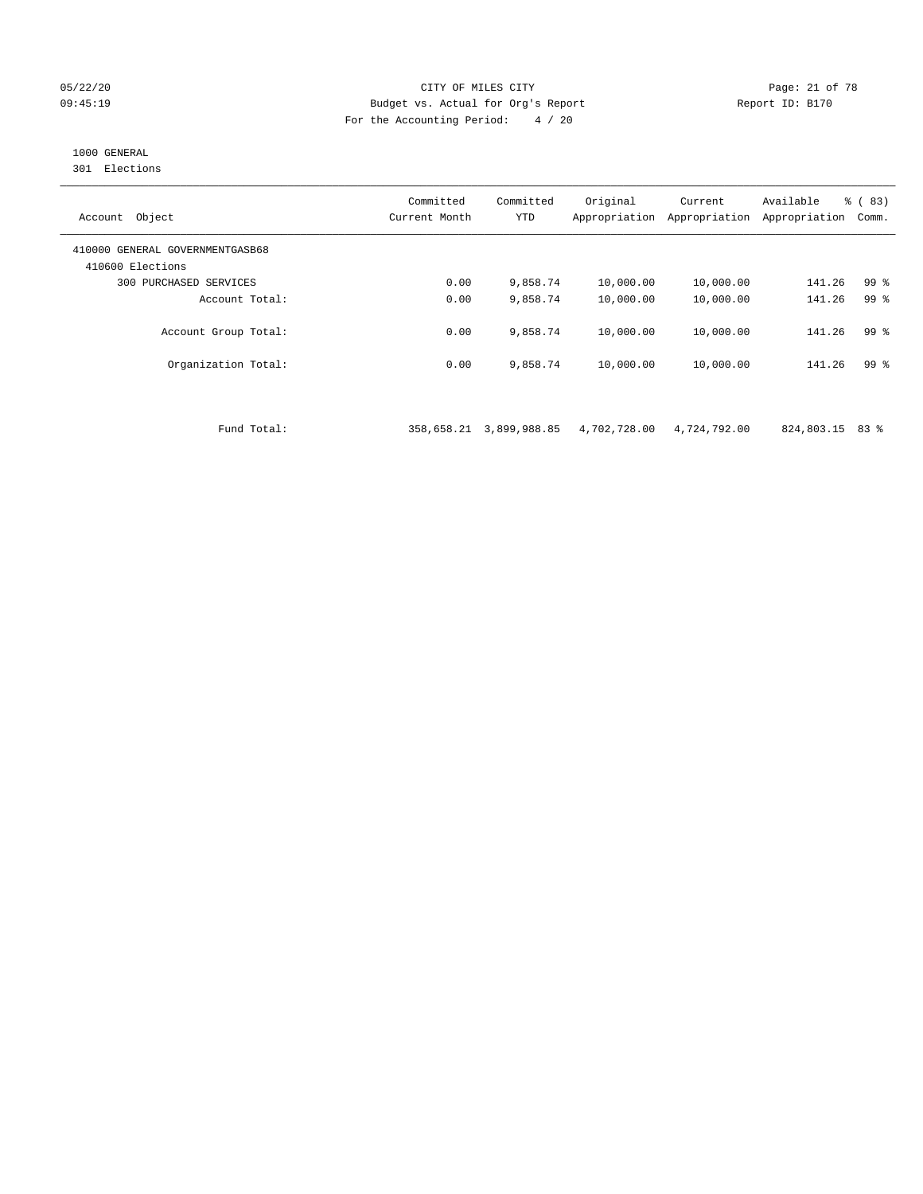CITY OF MILES CITY

Budget vs. Actual for Org's Report

For the Accounting Period: 4 / 20

05/22/20
09:45:19

Report ID: B170

1000 GENERAL
301 Elections

| Account Object | Committed Current Month | Committed YTD | Original Appropriation | Current Appropriation | Available Appropriation | % ( 83) Comm. |
|---|---|---|---|---|---|---|
| 410000 GENERAL GOVERNMENTGASB68 | | | | | | |
| 410600 Elections | | | | | | |
| 300 PURCHASED SERVICES | 0.00 | 9,858.74 | 10,000.00 | 10,000.00 | 141.26 | 99 % |
| Account Total: | 0.00 | 9,858.74 | 10,000.00 | 10,000.00 | 141.26 | 99 % |
| Account Group Total: | 0.00 | 9,858.74 | 10,000.00 | 10,000.00 | 141.26 | 99 % |
| Organization Total: | 0.00 | 9,858.74 | 10,000.00 | 10,000.00 | 141.26 | 99 % |
| Fund Total: | 358,658.21 | 3,899,988.85 | 4,702,728.00 | 4,724,792.00 | 824,803.15 | 83 % |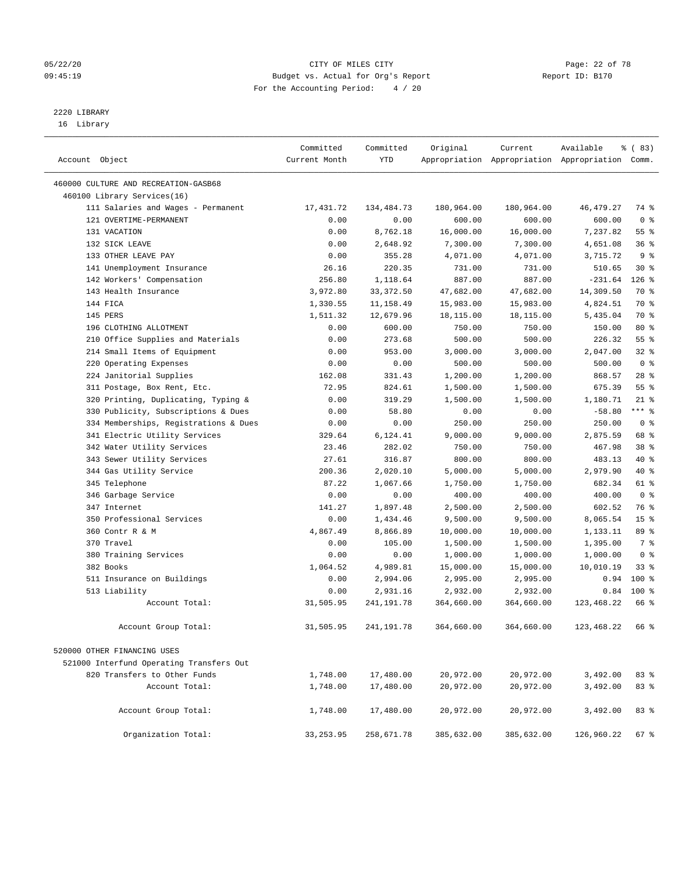CITY OF MILES CITY
Budget vs. Actual for Org's Report
For the Accounting Period: 4 / 20

05/22/20 09:45:19 — Report ID: B170

## 2220 LIBRARY
16 Library

| Account Object | Committed Current Month | Committed YTD | Original Appropriation | Current Appropriation | Available Appropriation | % ( 83) Comm. |
|---|---|---|---|---|---|---|
| 460000 CULTURE AND RECREATION-GASB68 | | | | | | |
| 460100 Library Services(16) | | | | | | |
| 111 Salaries and Wages - Permanent | 17,431.72 | 134,484.73 | 180,964.00 | 180,964.00 | 46,479.27 | 74 % |
| 121 OVERTIME-PERMANENT | 0.00 | 0.00 | 600.00 | 600.00 | 600.00 | 0 % |
| 131 VACATION | 0.00 | 8,762.18 | 16,000.00 | 16,000.00 | 7,237.82 | 55 % |
| 132 SICK LEAVE | 0.00 | 2,648.92 | 7,300.00 | 7,300.00 | 4,651.08 | 36 % |
| 133 OTHER LEAVE PAY | 0.00 | 355.28 | 4,071.00 | 4,071.00 | 3,715.72 | 9 % |
| 141 Unemployment Insurance | 26.16 | 220.35 | 731.00 | 731.00 | 510.65 | 30 % |
| 142 Workers' Compensation | 256.80 | 1,118.64 | 887.00 | 887.00 | -231.64 | 126 % |
| 143 Health Insurance | 3,972.80 | 33,372.50 | 47,682.00 | 47,682.00 | 14,309.50 | 70 % |
| 144 FICA | 1,330.55 | 11,158.49 | 15,983.00 | 15,983.00 | 4,824.51 | 70 % |
| 145 PERS | 1,511.32 | 12,679.96 | 18,115.00 | 18,115.00 | 5,435.04 | 70 % |
| 196 CLOTHING ALLOTMENT | 0.00 | 600.00 | 750.00 | 750.00 | 150.00 | 80 % |
| 210 Office Supplies and Materials | 0.00 | 273.68 | 500.00 | 500.00 | 226.32 | 55 % |
| 214 Small Items of Equipment | 0.00 | 953.00 | 3,000.00 | 3,000.00 | 2,047.00 | 32 % |
| 220 Operating Expenses | 0.00 | 0.00 | 500.00 | 500.00 | 500.00 | 0 % |
| 224 Janitorial Supplies | 162.08 | 331.43 | 1,200.00 | 1,200.00 | 868.57 | 28 % |
| 311 Postage, Box Rent, Etc. | 72.95 | 824.61 | 1,500.00 | 1,500.00 | 675.39 | 55 % |
| 320 Printing, Duplicating, Typing & | 0.00 | 319.29 | 1,500.00 | 1,500.00 | 1,180.71 | 21 % |
| 330 Publicity, Subscriptions & Dues | 0.00 | 58.80 | 0.00 | 0.00 | -58.80 | *** % |
| 334 Memberships, Registrations & Dues | 0.00 | 0.00 | 250.00 | 250.00 | 250.00 | 0 % |
| 341 Electric Utility Services | 329.64 | 6,124.41 | 9,000.00 | 9,000.00 | 2,875.59 | 68 % |
| 342 Water Utility Services | 23.46 | 282.02 | 750.00 | 750.00 | 467.98 | 38 % |
| 343 Sewer Utility Services | 27.61 | 316.87 | 800.00 | 800.00 | 483.13 | 40 % |
| 344 Gas Utility Service | 200.36 | 2,020.10 | 5,000.00 | 5,000.00 | 2,979.90 | 40 % |
| 345 Telephone | 87.22 | 1,067.66 | 1,750.00 | 1,750.00 | 682.34 | 61 % |
| 346 Garbage Service | 0.00 | 0.00 | 400.00 | 400.00 | 400.00 | 0 % |
| 347 Internet | 141.27 | 1,897.48 | 2,500.00 | 2,500.00 | 602.52 | 76 % |
| 350 Professional Services | 0.00 | 1,434.46 | 9,500.00 | 9,500.00 | 8,065.54 | 15 % |
| 360 Contr R & M | 4,867.49 | 8,866.89 | 10,000.00 | 10,000.00 | 1,133.11 | 89 % |
| 370 Travel | 0.00 | 105.00 | 1,500.00 | 1,500.00 | 1,395.00 | 7 % |
| 380 Training Services | 0.00 | 0.00 | 1,000.00 | 1,000.00 | 1,000.00 | 0 % |
| 382 Books | 1,064.52 | 4,989.81 | 15,000.00 | 15,000.00 | 10,010.19 | 33 % |
| 511 Insurance on Buildings | 0.00 | 2,994.06 | 2,995.00 | 2,995.00 | 0.94 | 100 % |
| 513 Liability | 0.00 | 2,931.16 | 2,932.00 | 2,932.00 | 0.84 | 100 % |
| Account Total: | 31,505.95 | 241,191.78 | 364,660.00 | 364,660.00 | 123,468.22 | 66 % |
| Account Group Total: | 31,505.95 | 241,191.78 | 364,660.00 | 364,660.00 | 123,468.22 | 66 % |
| 520000 OTHER FINANCING USES | | | | | | |
| 521000 Interfund Operating Transfers Out | | | | | | |
| 820 Transfers to Other Funds | 1,748.00 | 17,480.00 | 20,972.00 | 20,972.00 | 3,492.00 | 83 % |
| Account Total: | 1,748.00 | 17,480.00 | 20,972.00 | 20,972.00 | 3,492.00 | 83 % |
| Account Group Total: | 1,748.00 | 17,480.00 | 20,972.00 | 20,972.00 | 3,492.00 | 83 % |
| Organization Total: | 33,253.95 | 258,671.78 | 385,632.00 | 385,632.00 | 126,960.22 | 67 % |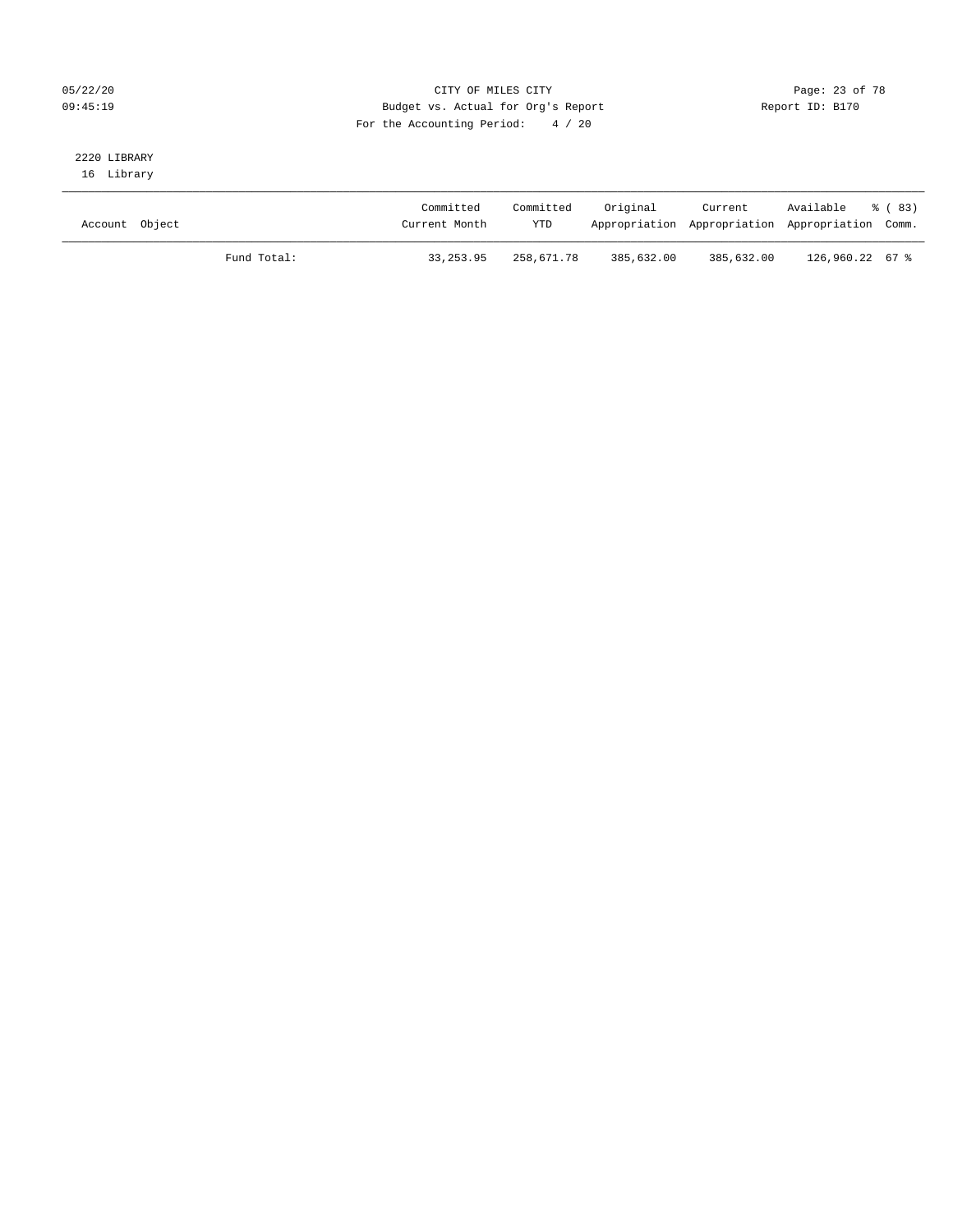CITY OF MILES CITY
Budget vs. Actual for Org's Report
For the Accounting Period: 4 / 20

05/22/20
09:45:19

Report ID: B170

2220 LIBRARY
16 Library

| Account Object | | Committed Current Month | Committed YTD | Original Appropriation | Current Appropriation | Available Appropriation | % ( 83) Comm. |
|---|---|---|---|---|---|---|---|
| | Fund Total: | 33,253.95 | 258,671.78 | 385,632.00 | 385,632.00 | 126,960.22 | 67 % |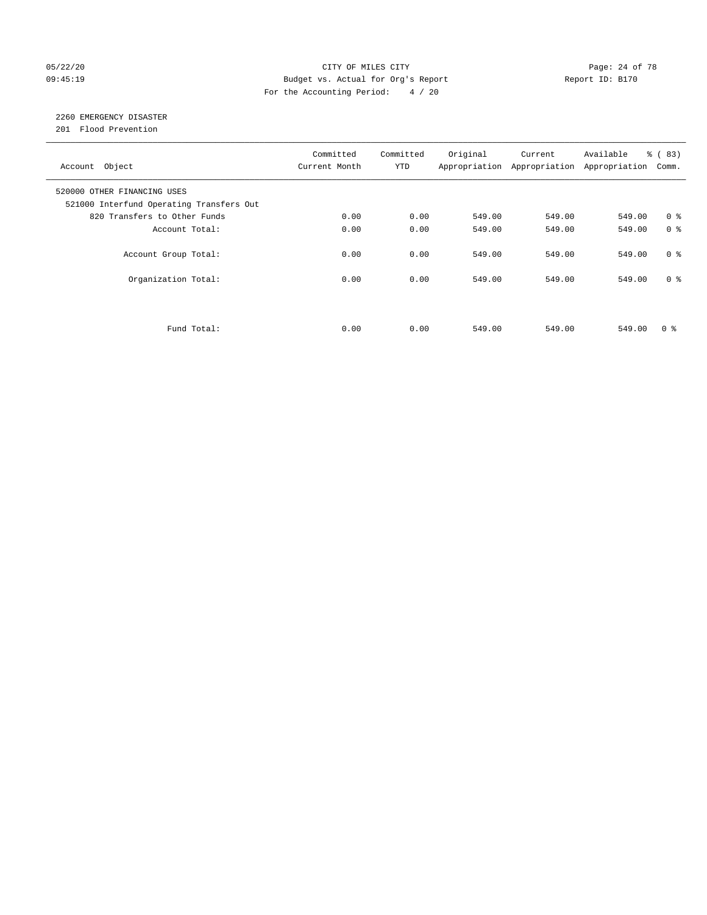CITY OF MILES CITY
Budget vs. Actual for Org's Report
For the Accounting Period: 4 / 20

05/22/20 09:45:19 Report ID: B170

## 2260 EMERGENCY DISASTER

201 Flood Prevention

| Account Object | Committed Current Month | Committed YTD | Original Appropriation | Current Appropriation | Available Appropriation | % ( 83) Comm. |
|---|---|---|---|---|---|---|
| 520000 OTHER FINANCING USES | | | | | | |
| 521000 Interfund Operating Transfers Out | | | | | | |
| 820 Transfers to Other Funds | 0.00 | 0.00 | 549.00 | 549.00 | 549.00 | 0 % |
| Account Total: | 0.00 | 0.00 | 549.00 | 549.00 | 549.00 | 0 % |
| Account Group Total: | 0.00 | 0.00 | 549.00 | 549.00 | 549.00 | 0 % |
| Organization Total: | 0.00 | 0.00 | 549.00 | 549.00 | 549.00 | 0 % |
| Fund Total: | 0.00 | 0.00 | 549.00 | 549.00 | 549.00 | 0 % |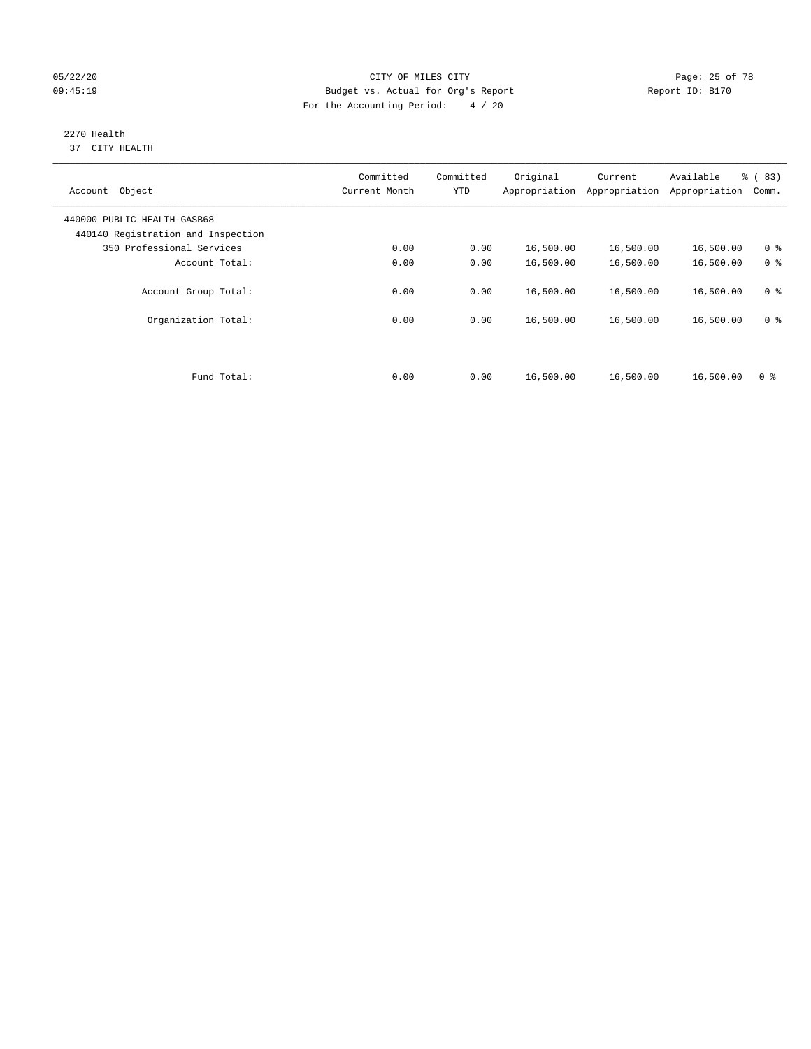CITY OF MILES CITY
Budget vs. Actual for Org's Report
For the Accounting Period: 4 / 20

05/22/20
09:45:19

Report ID: B170

2270 Health
37 CITY HEALTH

| Account Object | Committed Current Month | Committed YTD | Original Appropriation | Current Appropriation | Available Appropriation | % ( 83) Comm. |
|---|---|---|---|---|---|---|
| 440000 PUBLIC HEALTH-GASB68 | | | | | | |
| 440140 Registration and Inspection | | | | | | |
| 350 Professional Services | 0.00 | 0.00 | 16,500.00 | 16,500.00 | 16,500.00 | 0 % |
| Account Total: | 0.00 | 0.00 | 16,500.00 | 16,500.00 | 16,500.00 | 0 % |
| Account Group Total: | 0.00 | 0.00 | 16,500.00 | 16,500.00 | 16,500.00 | 0 % |
| Organization Total: | 0.00 | 0.00 | 16,500.00 | 16,500.00 | 16,500.00 | 0 % |
| Fund Total: | 0.00 | 0.00 | 16,500.00 | 16,500.00 | 16,500.00 | 0 % |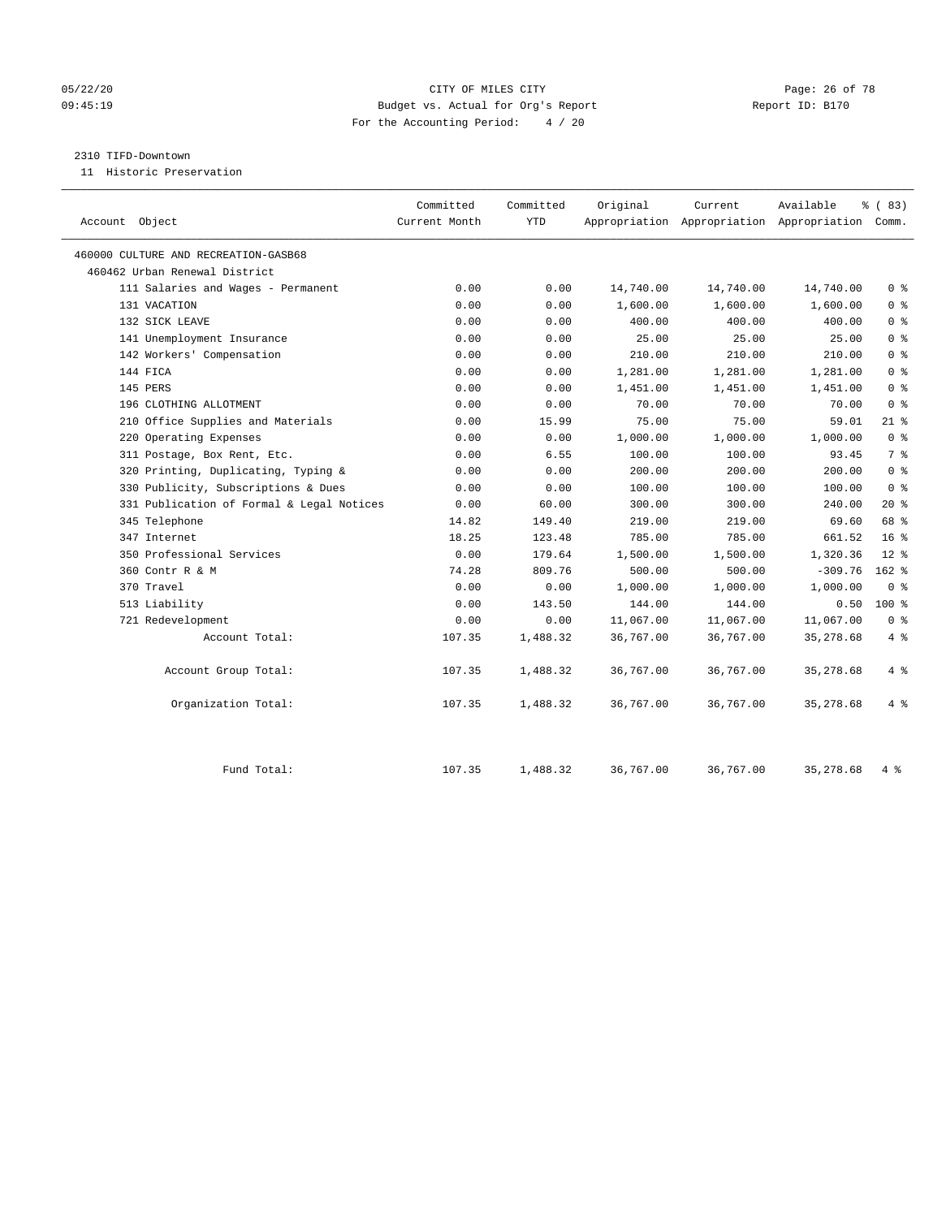CITY OF MILES CITY
Budget vs. Actual for Org's Report
For the Accounting Period: 4 / 20

2310 TIFD-Downtown
11 Historic Preservation

| Account Object | Committed Current Month | Committed YTD | Original Appropriation | Current Appropriation | Available Appropriation | % ( 83) Comm. |
|---|---|---|---|---|---|---|
| 460000 CULTURE AND RECREATION-GASB68 | | | | | | |
| 460462 Urban Renewal District | | | | | | |
| 111 Salaries and Wages - Permanent | 0.00 | 0.00 | 14,740.00 | 14,740.00 | 14,740.00 | 0 % |
| 131 VACATION | 0.00 | 0.00 | 1,600.00 | 1,600.00 | 1,600.00 | 0 % |
| 132 SICK LEAVE | 0.00 | 0.00 | 400.00 | 400.00 | 400.00 | 0 % |
| 141 Unemployment Insurance | 0.00 | 0.00 | 25.00 | 25.00 | 25.00 | 0 % |
| 142 Workers' Compensation | 0.00 | 0.00 | 210.00 | 210.00 | 210.00 | 0 % |
| 144 FICA | 0.00 | 0.00 | 1,281.00 | 1,281.00 | 1,281.00 | 0 % |
| 145 PERS | 0.00 | 0.00 | 1,451.00 | 1,451.00 | 1,451.00 | 0 % |
| 196 CLOTHING ALLOTMENT | 0.00 | 0.00 | 70.00 | 70.00 | 70.00 | 0 % |
| 210 Office Supplies and Materials | 0.00 | 15.99 | 75.00 | 75.00 | 59.01 | 21 % |
| 220 Operating Expenses | 0.00 | 0.00 | 1,000.00 | 1,000.00 | 1,000.00 | 0 % |
| 311 Postage, Box Rent, Etc. | 0.00 | 6.55 | 100.00 | 100.00 | 93.45 | 7 % |
| 320 Printing, Duplicating, Typing & | 0.00 | 0.00 | 200.00 | 200.00 | 200.00 | 0 % |
| 330 Publicity, Subscriptions & Dues | 0.00 | 0.00 | 100.00 | 100.00 | 100.00 | 0 % |
| 331 Publication of Formal & Legal Notices | 0.00 | 60.00 | 300.00 | 300.00 | 240.00 | 20 % |
| 345 Telephone | 14.82 | 149.40 | 219.00 | 219.00 | 69.60 | 68 % |
| 347 Internet | 18.25 | 123.48 | 785.00 | 785.00 | 661.52 | 16 % |
| 350 Professional Services | 0.00 | 179.64 | 1,500.00 | 1,500.00 | 1,320.36 | 12 % |
| 360 Contr R & M | 74.28 | 809.76 | 500.00 | 500.00 | -309.76 | 162 % |
| 370 Travel | 0.00 | 0.00 | 1,000.00 | 1,000.00 | 1,000.00 | 0 % |
| 513 Liability | 0.00 | 143.50 | 144.00 | 144.00 | 0.50 | 100 % |
| 721 Redevelopment | 0.00 | 0.00 | 11,067.00 | 11,067.00 | 11,067.00 | 0 % |
| Account Total: | 107.35 | 1,488.32 | 36,767.00 | 36,767.00 | 35,278.68 | 4 % |
| Account Group Total: | 107.35 | 1,488.32 | 36,767.00 | 36,767.00 | 35,278.68 | 4 % |
| Organization Total: | 107.35 | 1,488.32 | 36,767.00 | 36,767.00 | 35,278.68 | 4 % |
| Fund Total: | 107.35 | 1,488.32 | 36,767.00 | 36,767.00 | 35,278.68 | 4 % |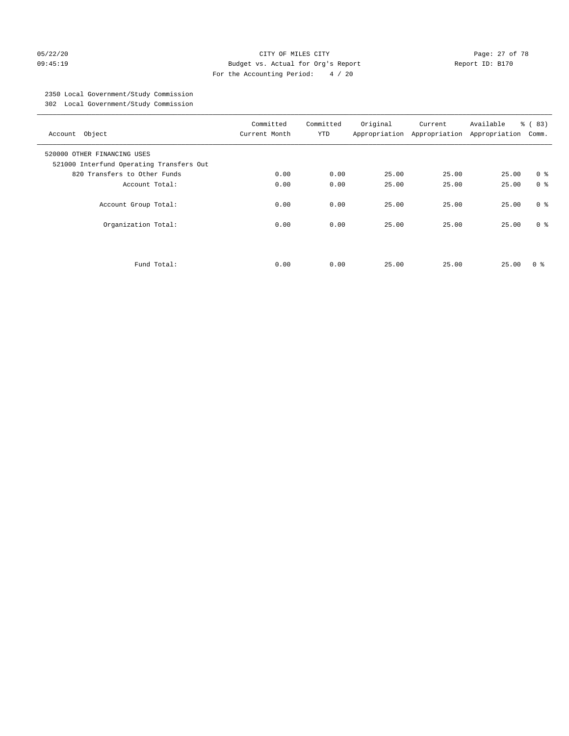05/22/20 CITY OF MILES CITY
09:45:19 Budget vs. Actual for Org's Report Report ID: B170
For the Accounting Period: 4 / 20

2350 Local Government/Study Commission
302 Local Government/Study Commission

| Account Object | Committed Current Month | Committed YTD | Original Appropriation | Current Appropriation | Available Appropriation | % ( 83) Comm. |
|---|---|---|---|---|---|---|
| 520000 OTHER FINANCING USES | | | | | | |
| 521000 Interfund Operating Transfers Out | | | | | | |
| 820 Transfers to Other Funds | 0.00 | 0.00 | 25.00 | 25.00 | 25.00 | 0 % |
| Account Total: | 0.00 | 0.00 | 25.00 | 25.00 | 25.00 | 0 % |
| Account Group Total: | 0.00 | 0.00 | 25.00 | 25.00 | 25.00 | 0 % |
| Organization Total: | 0.00 | 0.00 | 25.00 | 25.00 | 25.00 | 0 % |
| Fund Total: | 0.00 | 0.00 | 25.00 | 25.00 | 25.00 | 0 % |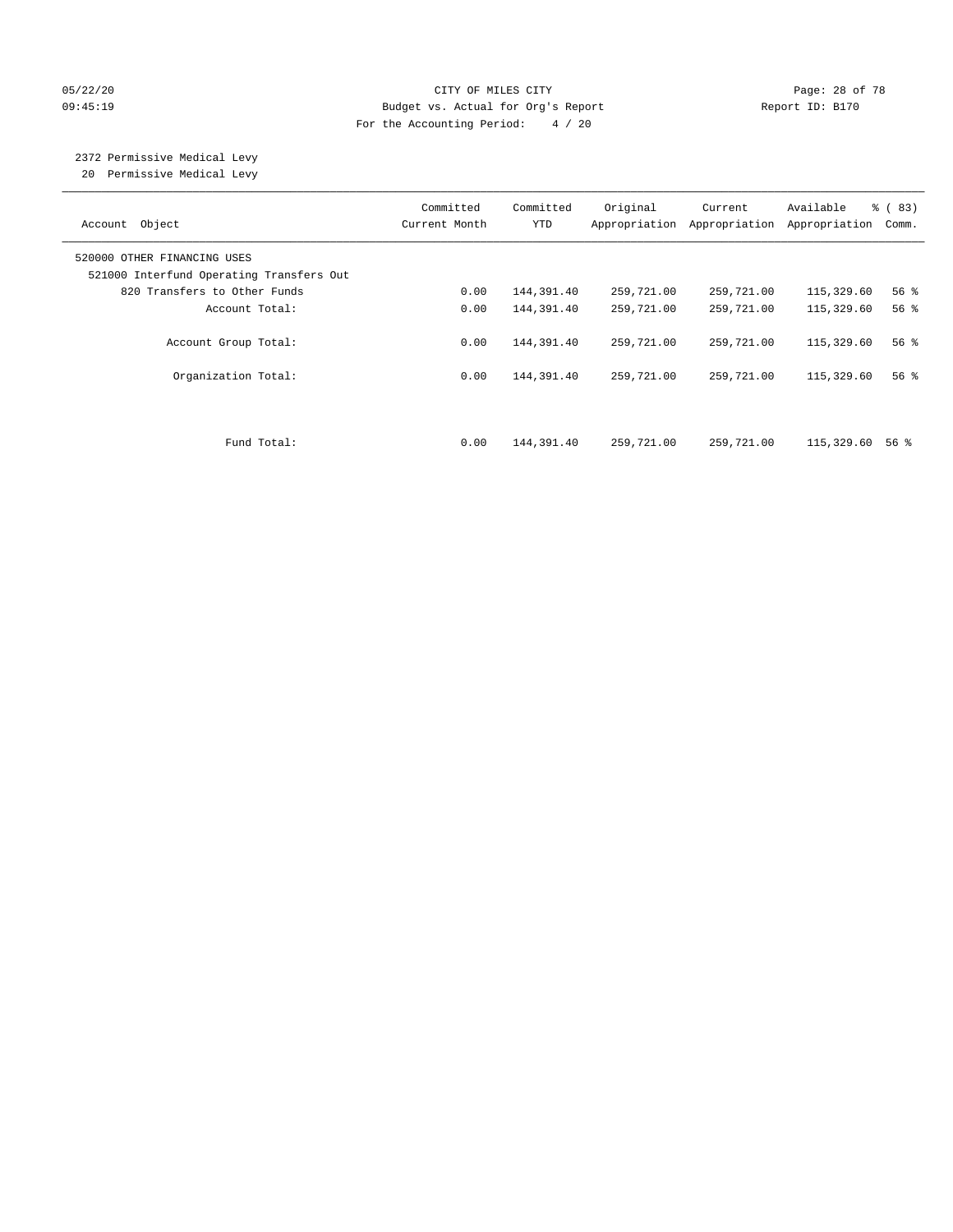CITY OF MILES CITY
Budget vs. Actual for Org's Report
For the Accounting Period: 4 / 20

05/22/20
09:45:19

Report ID: B170

2372 Permissive Medical Levy
20 Permissive Medical Levy

| Account Object | Committed Current Month | Committed YTD | Original Appropriation | Current Appropriation | Available Appropriation | % ( 83) Comm. |
|---|---|---|---|---|---|---|
| 520000 OTHER FINANCING USES | | | | | | |
| 521000 Interfund Operating Transfers Out | | | | | | |
| 820 Transfers to Other Funds | 0.00 | 144,391.40 | 259,721.00 | 259,721.00 | 115,329.60 | 56 % |
| Account Total: | 0.00 | 144,391.40 | 259,721.00 | 259,721.00 | 115,329.60 | 56 % |
| Account Group Total: | 0.00 | 144,391.40 | 259,721.00 | 259,721.00 | 115,329.60 | 56 % |
| Organization Total: | 0.00 | 144,391.40 | 259,721.00 | 259,721.00 | 115,329.60 | 56 % |
| Fund Total: | 0.00 | 144,391.40 | 259,721.00 | 259,721.00 | 115,329.60 | 56 % |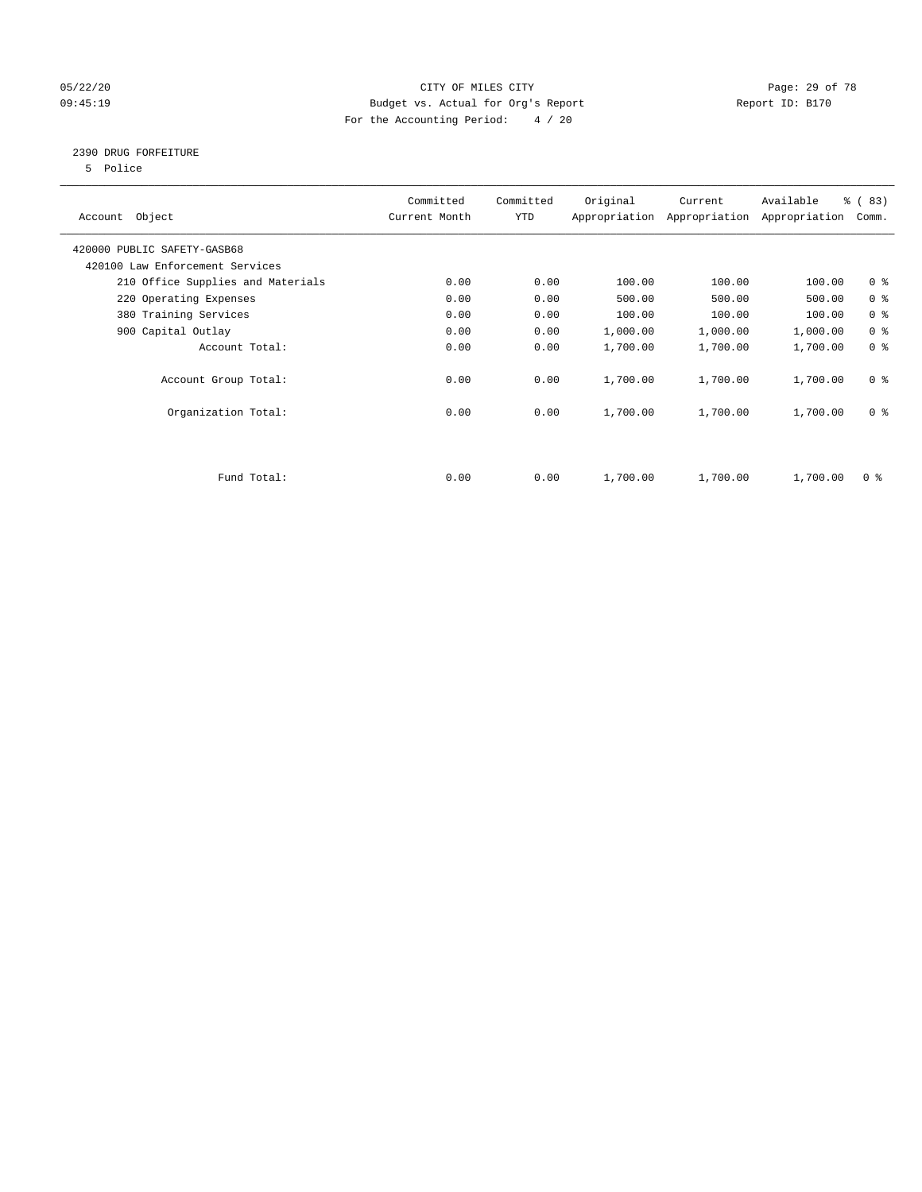05/22/20 CITY OF MILES CITY
09:45:19 Budget vs. Actual for Org's Report Report ID: B170
For the Accounting Period: 4 / 20

2390 DRUG FORFEITURE
5 Police

| Account Object | Committed Current Month | Committed YTD | Original Appropriation | Current Appropriation | Available Appropriation | % ( 83) Comm. |
|---|---|---|---|---|---|---|
| 420000 PUBLIC SAFETY-GASB68 | | | | | | |
| 420100 Law Enforcement Services | | | | | | |
| 210 Office Supplies and Materials | 0.00 | 0.00 | 100.00 | 100.00 | 100.00 | 0 % |
| 220 Operating Expenses | 0.00 | 0.00 | 500.00 | 500.00 | 500.00 | 0 % |
| 380 Training Services | 0.00 | 0.00 | 100.00 | 100.00 | 100.00 | 0 % |
| 900 Capital Outlay | 0.00 | 0.00 | 1,000.00 | 1,000.00 | 1,000.00 | 0 % |
| Account Total: | 0.00 | 0.00 | 1,700.00 | 1,700.00 | 1,700.00 | 0 % |
| Account Group Total: | 0.00 | 0.00 | 1,700.00 | 1,700.00 | 1,700.00 | 0 % |
| Organization Total: | 0.00 | 0.00 | 1,700.00 | 1,700.00 | 1,700.00 | 0 % |
| Fund Total: | 0.00 | 0.00 | 1,700.00 | 1,700.00 | 1,700.00 | 0 % |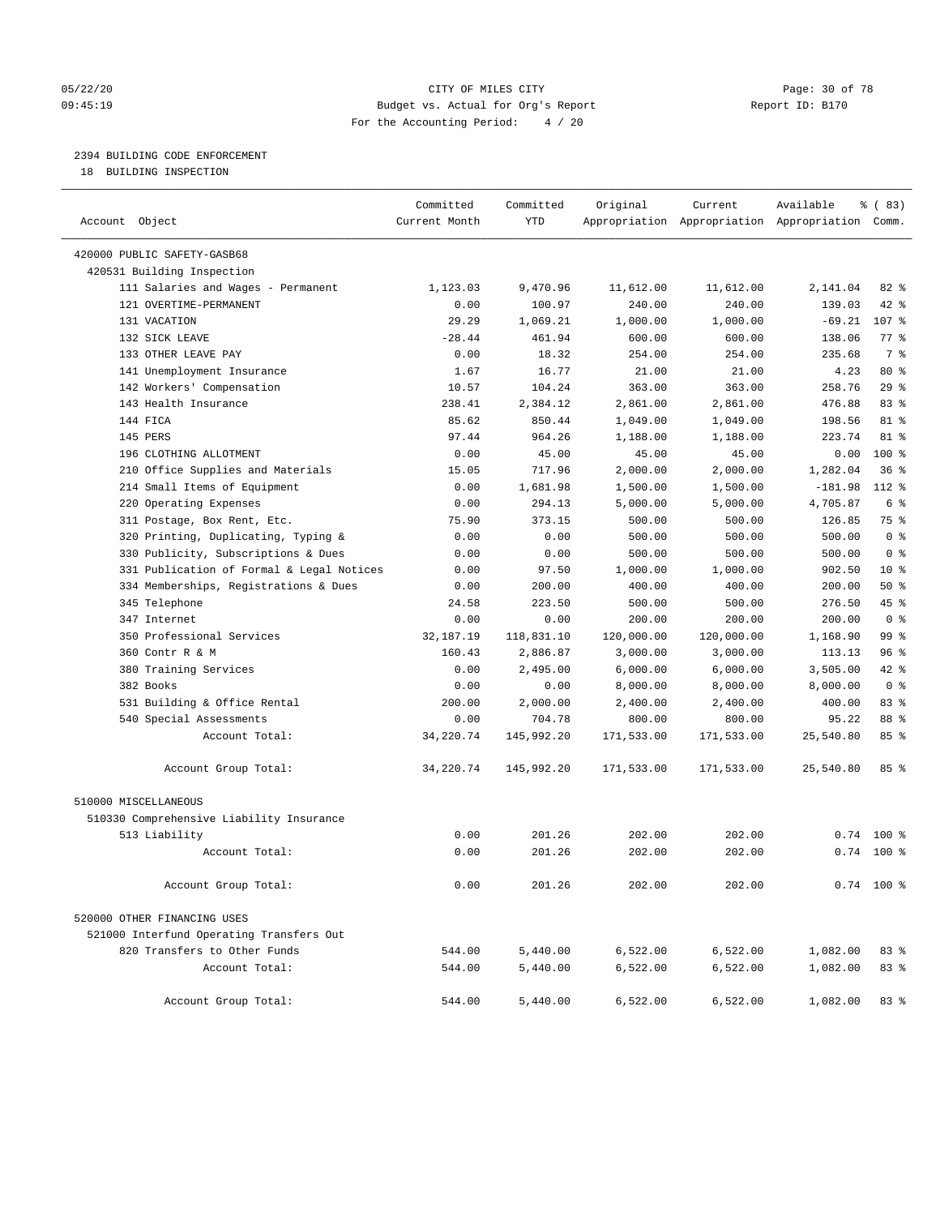CITY OF MILES CITY
Budget vs. Actual for Org's Report
For the Accounting Period: 4 / 20

05/22/20
09:45:19

Report ID: B170

## 2394 BUILDING CODE ENFORCEMENT

18 BUILDING INSPECTION

| Account Object | Committed Current Month | Committed YTD | Original Appropriation | Current Appropriation | Available Appropriation | % ( 83) Comm. |
|---|---|---|---|---|---|---|
| 420000 PUBLIC SAFETY-GASB68 | | | | | | |
| 420531 Building Inspection | | | | | | |
| 111 Salaries and Wages - Permanent | 1,123.03 | 9,470.96 | 11,612.00 | 11,612.00 | 2,141.04 | 82 % |
| 121 OVERTIME-PERMANENT | 0.00 | 100.97 | 240.00 | 240.00 | 139.03 | 42 % |
| 131 VACATION | 29.29 | 1,069.21 | 1,000.00 | 1,000.00 | -69.21 | 107 % |
| 132 SICK LEAVE | -28.44 | 461.94 | 600.00 | 600.00 | 138.06 | 77 % |
| 133 OTHER LEAVE PAY | 0.00 | 18.32 | 254.00 | 254.00 | 235.68 | 7 % |
| 141 Unemployment Insurance | 1.67 | 16.77 | 21.00 | 21.00 | 4.23 | 80 % |
| 142 Workers' Compensation | 10.57 | 104.24 | 363.00 | 363.00 | 258.76 | 29 % |
| 143 Health Insurance | 238.41 | 2,384.12 | 2,861.00 | 2,861.00 | 476.88 | 83 % |
| 144 FICA | 85.62 | 850.44 | 1,049.00 | 1,049.00 | 198.56 | 81 % |
| 145 PERS | 97.44 | 964.26 | 1,188.00 | 1,188.00 | 223.74 | 81 % |
| 196 CLOTHING ALLOTMENT | 0.00 | 45.00 | 45.00 | 45.00 | 0.00 | 100 % |
| 210 Office Supplies and Materials | 15.05 | 717.96 | 2,000.00 | 2,000.00 | 1,282.04 | 36 % |
| 214 Small Items of Equipment | 0.00 | 1,681.98 | 1,500.00 | 1,500.00 | -181.98 | 112 % |
| 220 Operating Expenses | 0.00 | 294.13 | 5,000.00 | 5,000.00 | 4,705.87 | 6 % |
| 311 Postage, Box Rent, Etc. | 75.90 | 373.15 | 500.00 | 500.00 | 126.85 | 75 % |
| 320 Printing, Duplicating, Typing & | 0.00 | 0.00 | 500.00 | 500.00 | 500.00 | 0 % |
| 330 Publicity, Subscriptions & Dues | 0.00 | 0.00 | 500.00 | 500.00 | 500.00 | 0 % |
| 331 Publication of Formal & Legal Notices | 0.00 | 97.50 | 1,000.00 | 1,000.00 | 902.50 | 10 % |
| 334 Memberships, Registrations & Dues | 0.00 | 200.00 | 400.00 | 400.00 | 200.00 | 50 % |
| 345 Telephone | 24.58 | 223.50 | 500.00 | 500.00 | 276.50 | 45 % |
| 347 Internet | 0.00 | 0.00 | 200.00 | 200.00 | 200.00 | 0 % |
| 350 Professional Services | 32,187.19 | 118,831.10 | 120,000.00 | 120,000.00 | 1,168.90 | 99 % |
| 360 Contr R & M | 160.43 | 2,886.87 | 3,000.00 | 3,000.00 | 113.13 | 96 % |
| 380 Training Services | 0.00 | 2,495.00 | 6,000.00 | 6,000.00 | 3,505.00 | 42 % |
| 382 Books | 0.00 | 0.00 | 8,000.00 | 8,000.00 | 8,000.00 | 0 % |
| 531 Building & Office Rental | 200.00 | 2,000.00 | 2,400.00 | 2,400.00 | 400.00 | 83 % |
| 540 Special Assessments | 0.00 | 704.78 | 800.00 | 800.00 | 95.22 | 88 % |
| Account Total: | 34,220.74 | 145,992.20 | 171,533.00 | 171,533.00 | 25,540.80 | 85 % |
| Account Group Total: | 34,220.74 | 145,992.20 | 171,533.00 | 171,533.00 | 25,540.80 | 85 % |
| 510000 MISCELLANEOUS | | | | | | |
| 510330 Comprehensive Liability Insurance | | | | | | |
| 513 Liability | 0.00 | 201.26 | 202.00 | 202.00 | 0.74 | 100 % |
| Account Total: | 0.00 | 201.26 | 202.00 | 202.00 | 0.74 | 100 % |
| Account Group Total: | 0.00 | 201.26 | 202.00 | 202.00 | 0.74 | 100 % |
| 520000 OTHER FINANCING USES | | | | | | |
| 521000 Interfund Operating Transfers Out | | | | | | |
| 820 Transfers to Other Funds | 544.00 | 5,440.00 | 6,522.00 | 6,522.00 | 1,082.00 | 83 % |
| Account Total: | 544.00 | 5,440.00 | 6,522.00 | 6,522.00 | 1,082.00 | 83 % |
| Account Group Total: | 544.00 | 5,440.00 | 6,522.00 | 6,522.00 | 1,082.00 | 83 % |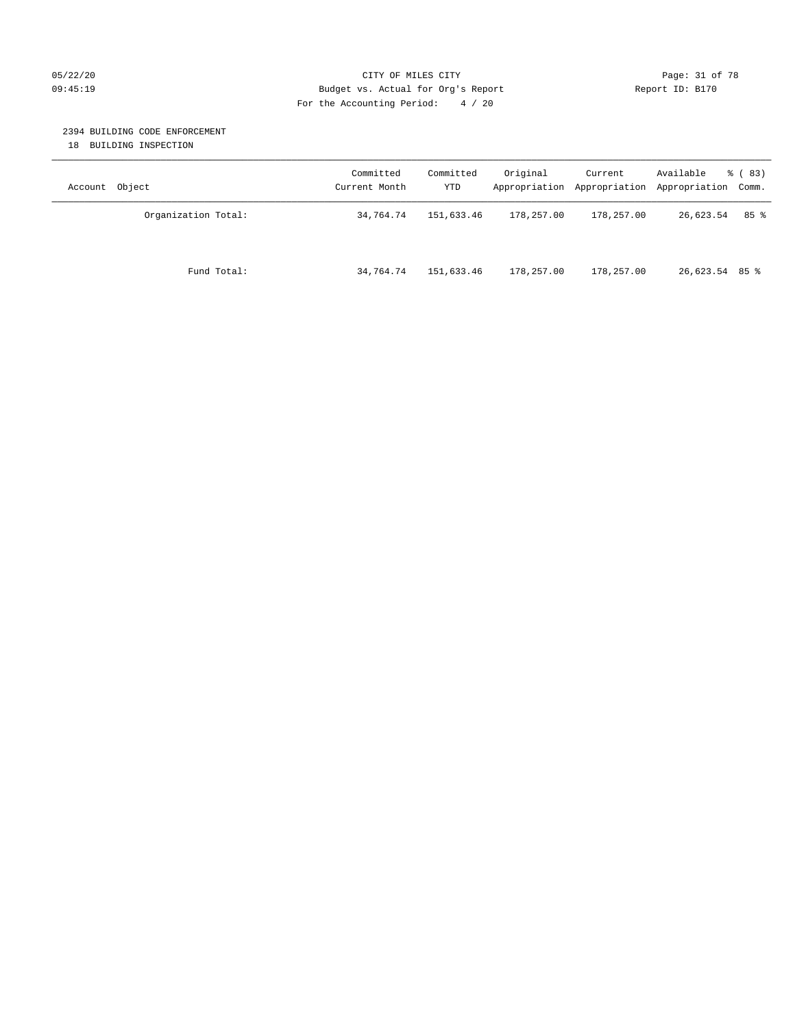CITY OF MILES CITY
Budget vs. Actual for Org's Report
For the Accounting Period: 4 / 20

05/22/20
09:45:19

Report ID: B170

## 2394 BUILDING CODE ENFORCEMENT

18 BUILDING INSPECTION

| Account Object | Committed Current Month | Committed YTD | Original Appropriation | Current Appropriation | Available Appropriation | % ( 83) Comm. |
|---|---|---|---|---|---|---|
| Organization Total: | 34,764.74 | 151,633.46 | 178,257.00 | 178,257.00 | 26,623.54 | 85 % |
| Fund Total: | 34,764.74 | 151,633.46 | 178,257.00 | 178,257.00 | 26,623.54 | 85 % |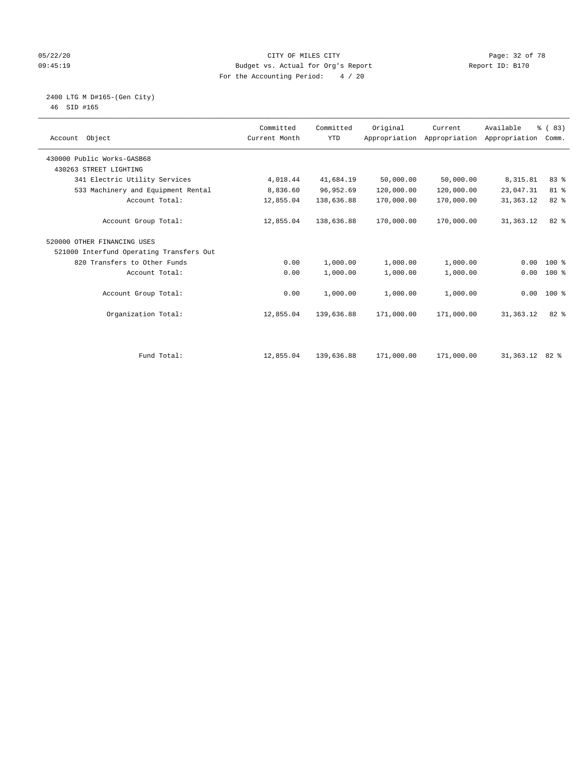CITY OF MILES CITY

Budget vs. Actual for Org's Report

For the Accounting Period: 4 / 20

2400 LTG M D#165-(Gen City)

46 SID #165

| Account Object | Committed Current Month | Committed YTD | Original Appropriation | Current Appropriation | Available Appropriation | % ( 83) Comm. |
|---|---|---|---|---|---|---|
| 430000 Public Works-GASB68 | | | | | | |
| 430263 STREET LIGHTING | | | | | | |
| 341 Electric Utility Services | 4,018.44 | 41,684.19 | 50,000.00 | 50,000.00 | 8,315.81 | 83 % |
| 533 Machinery and Equipment Rental | 8,836.60 | 96,952.69 | 120,000.00 | 120,000.00 | 23,047.31 | 81 % |
| Account Total: | 12,855.04 | 138,636.88 | 170,000.00 | 170,000.00 | 31,363.12 | 82 % |
| Account Group Total: | 12,855.04 | 138,636.88 | 170,000.00 | 170,000.00 | 31,363.12 | 82 % |
| 520000 OTHER FINANCING USES | | | | | | |
| 521000 Interfund Operating Transfers Out | | | | | | |
| 820 Transfers to Other Funds | 0.00 | 1,000.00 | 1,000.00 | 1,000.00 | 0.00 | 100 % |
| Account Total: | 0.00 | 1,000.00 | 1,000.00 | 1,000.00 | 0.00 | 100 % |
| Account Group Total: | 0.00 | 1,000.00 | 1,000.00 | 1,000.00 | 0.00 | 100 % |
| Organization Total: | 12,855.04 | 139,636.88 | 171,000.00 | 171,000.00 | 31,363.12 | 82 % |
| Fund Total: | 12,855.04 | 139,636.88 | 171,000.00 | 171,000.00 | 31,363.12 | 82 % |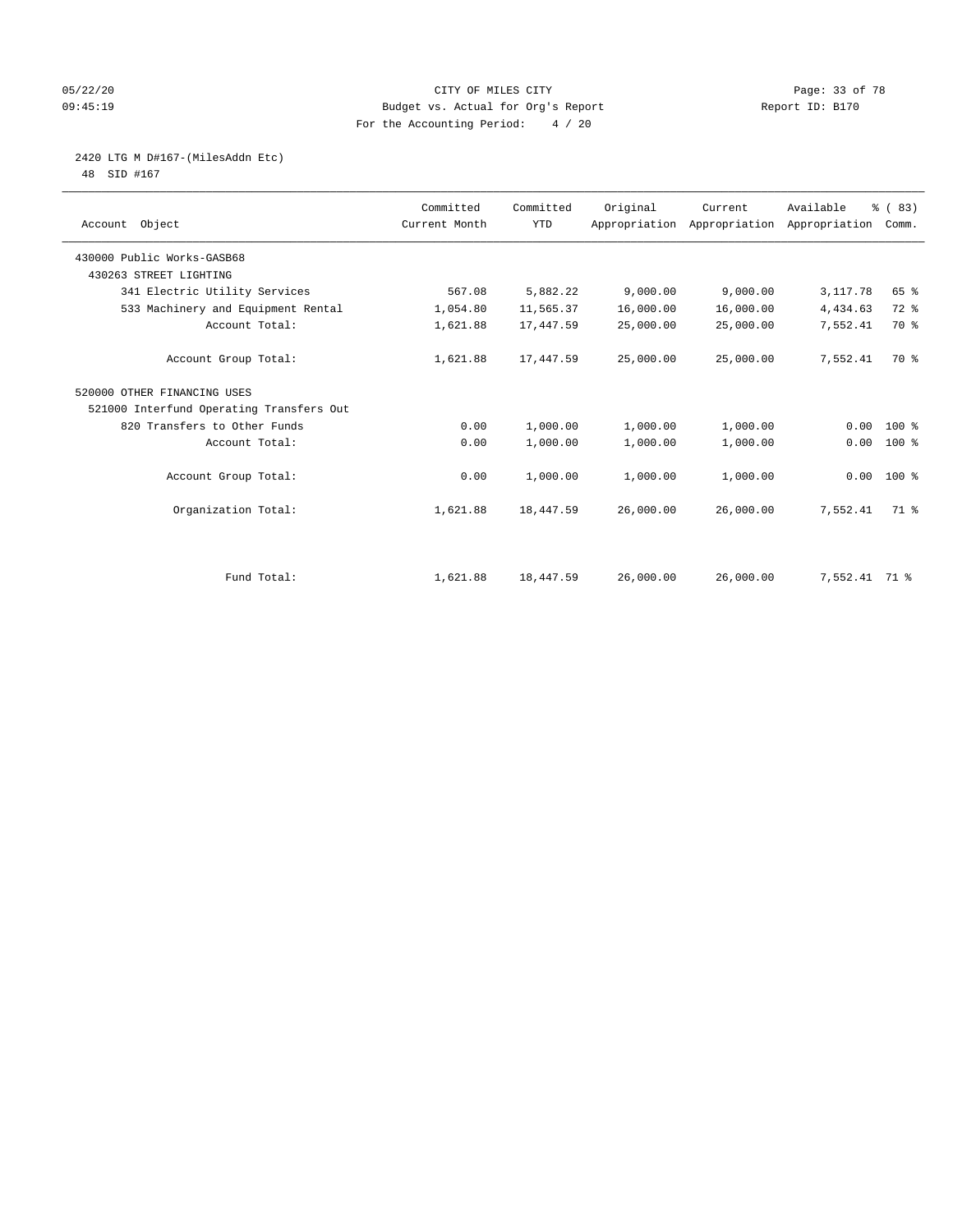CITY OF MILES CITY
Budget vs. Actual for Org's Report
For the Accounting Period: 4 / 20

05/22/20
09:45:19

Report ID: B170

2420 LTG M D#167-(MilesAddn Etc)
48 SID #167

| Account Object | Committed Current Month | Committed YTD | Original Appropriation | Current Appropriation | Available Appropriation | % ( 83) Comm. |
|---|---|---|---|---|---|---|
| 430000 Public Works-GASB68 | | | | | | |
| 430263 STREET LIGHTING | | | | | | |
| 341 Electric Utility Services | 567.08 | 5,882.22 | 9,000.00 | 9,000.00 | 3,117.78 | 65 % |
| 533 Machinery and Equipment Rental | 1,054.80 | 11,565.37 | 16,000.00 | 16,000.00 | 4,434.63 | 72 % |
| Account Total: | 1,621.88 | 17,447.59 | 25,000.00 | 25,000.00 | 7,552.41 | 70 % |
| Account Group Total: | 1,621.88 | 17,447.59 | 25,000.00 | 25,000.00 | 7,552.41 | 70 % |
| 520000 OTHER FINANCING USES | | | | | | |
| 521000 Interfund Operating Transfers Out | | | | | | |
| 820 Transfers to Other Funds | 0.00 | 1,000.00 | 1,000.00 | 1,000.00 | 0.00 | 100 % |
| Account Total: | 0.00 | 1,000.00 | 1,000.00 | 1,000.00 | 0.00 | 100 % |
| Account Group Total: | 0.00 | 1,000.00 | 1,000.00 | 1,000.00 | 0.00 | 100 % |
| Organization Total: | 1,621.88 | 18,447.59 | 26,000.00 | 26,000.00 | 7,552.41 | 71 % |
| Fund Total: | 1,621.88 | 18,447.59 | 26,000.00 | 26,000.00 | 7,552.41 | 71 % |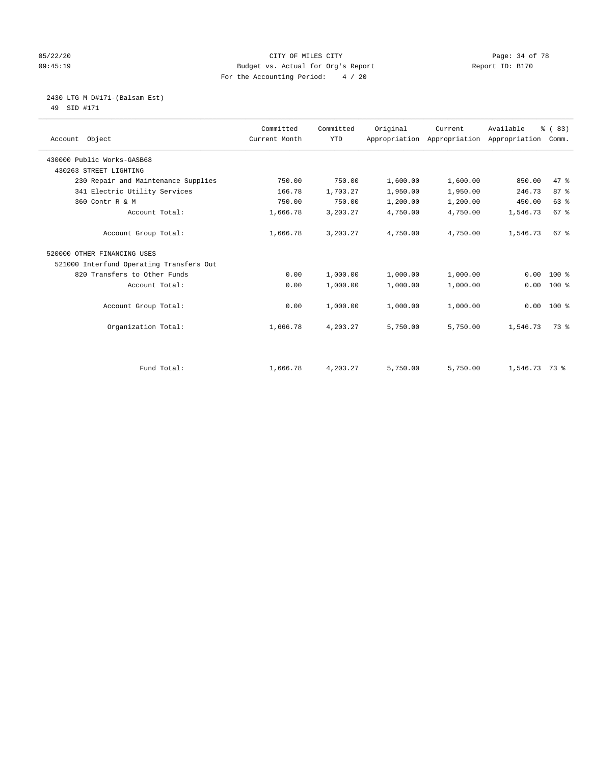CITY OF MILES CITY

Budget vs. Actual for Org's Report

For the Accounting Period: 4 / 20

05/22/20 09:45:19

Report ID: B170

2430 LTG M D#171-(Balsam Est)

49 SID #171

| Account Object | Committed Current Month | Committed YTD | Original Appropriation | Current Appropriation | Available Appropriation | % ( 83) Comm. |
|---|---|---|---|---|---|---|
| 430000 Public Works-GASB68 | | | | | | |
| 430263 STREET LIGHTING | | | | | | |
| 230 Repair and Maintenance Supplies | 750.00 | 750.00 | 1,600.00 | 1,600.00 | 850.00 | 47 % |
| 341 Electric Utility Services | 166.78 | 1,703.27 | 1,950.00 | 1,950.00 | 246.73 | 87 % |
| 360 Contr R & M | 750.00 | 750.00 | 1,200.00 | 1,200.00 | 450.00 | 63 % |
| Account Total: | 1,666.78 | 3,203.27 | 4,750.00 | 4,750.00 | 1,546.73 | 67 % |
| Account Group Total: | 1,666.78 | 3,203.27 | 4,750.00 | 4,750.00 | 1,546.73 | 67 % |
| 520000 OTHER FINANCING USES | | | | | | |
| 521000 Interfund Operating Transfers Out | | | | | | |
| 820 Transfers to Other Funds | 0.00 | 1,000.00 | 1,000.00 | 1,000.00 | 0.00 | 100 % |
| Account Total: | 0.00 | 1,000.00 | 1,000.00 | 1,000.00 | 0.00 | 100 % |
| Account Group Total: | 0.00 | 1,000.00 | 1,000.00 | 1,000.00 | 0.00 | 100 % |
| Organization Total: | 1,666.78 | 4,203.27 | 5,750.00 | 5,750.00 | 1,546.73 | 73 % |
| Fund Total: | 1,666.78 | 4,203.27 | 5,750.00 | 5,750.00 | 1,546.73 | 73 % |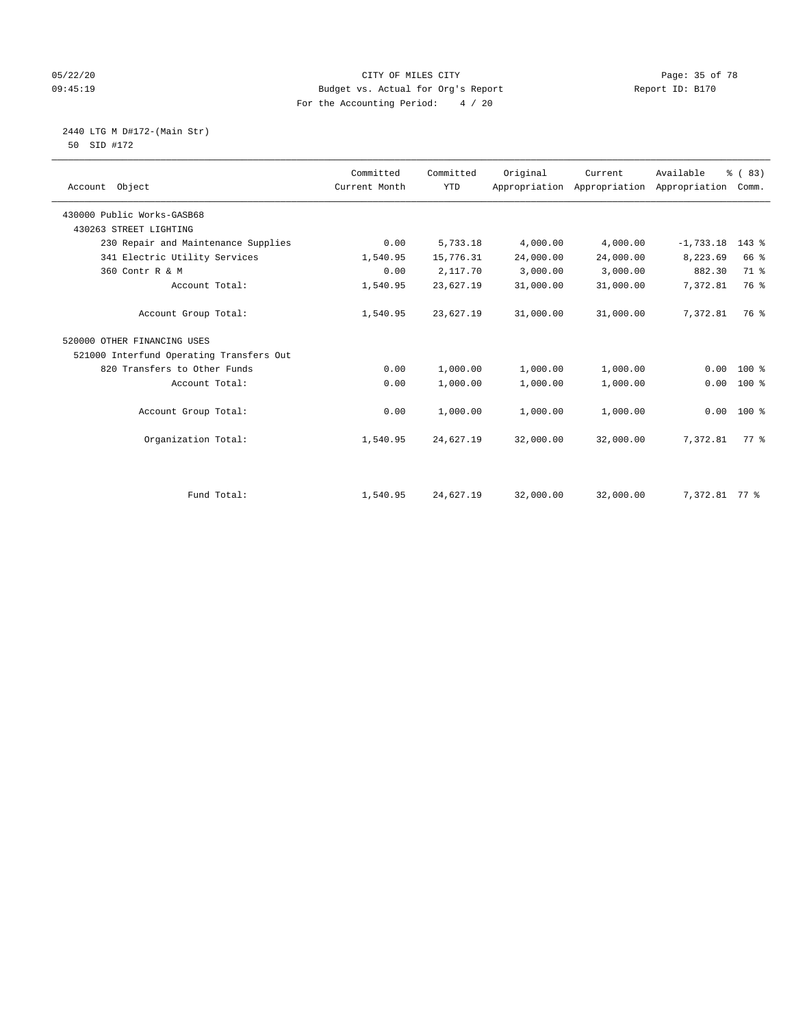CITY OF MILES CITY
Budget vs. Actual for Org's Report
For the Accounting Period: 4 / 20

05/22/20
09:45:19

Report ID: B170

2440 LTG M D#172-(Main Str)
50 SID #172

| Account Object | Committed Current Month | Committed YTD | Original Appropriation | Current Appropriation | Available Appropriation | % ( 83) Comm. |
|---|---|---|---|---|---|---|
| 430000 Public Works-GASB68 | | | | | | |
| 430263 STREET LIGHTING | | | | | | |
| 230 Repair and Maintenance Supplies | 0.00 | 5,733.18 | 4,000.00 | 4,000.00 | -1,733.18 | 143 % |
| 341 Electric Utility Services | 1,540.95 | 15,776.31 | 24,000.00 | 24,000.00 | 8,223.69 | 66 % |
| 360 Contr R & M | 0.00 | 2,117.70 | 3,000.00 | 3,000.00 | 882.30 | 71 % |
| Account Total: | 1,540.95 | 23,627.19 | 31,000.00 | 31,000.00 | 7,372.81 | 76 % |
| Account Group Total: | 1,540.95 | 23,627.19 | 31,000.00 | 31,000.00 | 7,372.81 | 76 % |
| 520000 OTHER FINANCING USES | | | | | | |
| 521000 Interfund Operating Transfers Out | | | | | | |
| 820 Transfers to Other Funds | 0.00 | 1,000.00 | 1,000.00 | 1,000.00 | 0.00 | 100 % |
| Account Total: | 0.00 | 1,000.00 | 1,000.00 | 1,000.00 | 0.00 | 100 % |
| Account Group Total: | 0.00 | 1,000.00 | 1,000.00 | 1,000.00 | 0.00 | 100 % |
| Organization Total: | 1,540.95 | 24,627.19 | 32,000.00 | 32,000.00 | 7,372.81 | 77 % |
| Fund Total: | 1,540.95 | 24,627.19 | 32,000.00 | 32,000.00 | 7,372.81 | 77 % |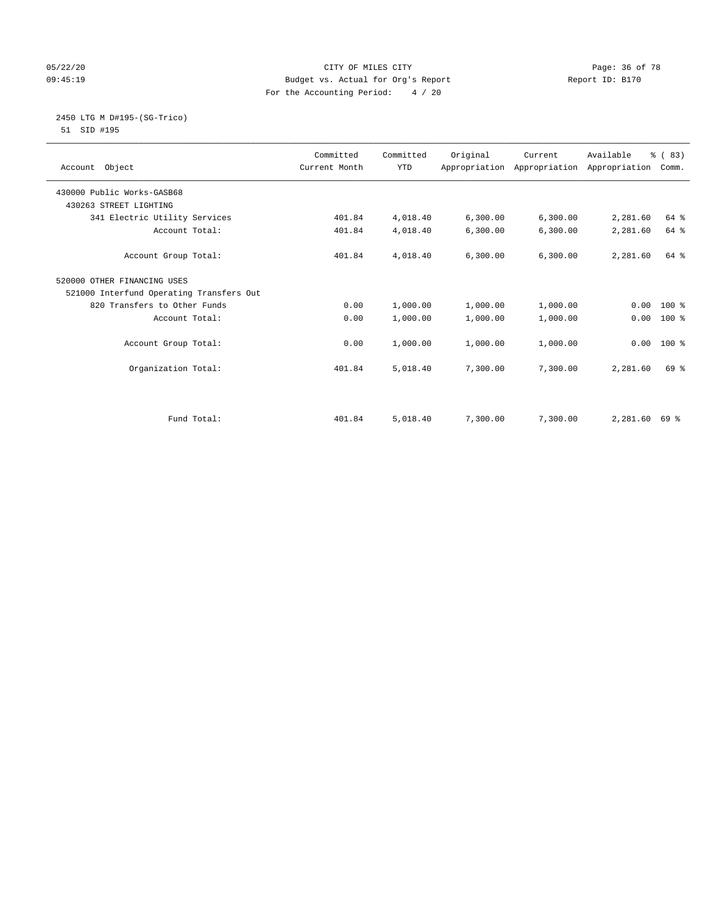CITY OF MILES CITY
Budget vs. Actual for Org's Report
For the Accounting Period: 4 / 20

05/22/20
09:45:19

Report ID: B170

2450 LTG M D#195-(SG-Trico)
51 SID #195

| Account Object | Committed Current Month | Committed YTD | Original Appropriation | Current Appropriation | Available Appropriation | % ( 83) Comm. |
|---|---|---|---|---|---|---|
| 430000 Public Works-GASB68 | | | | | | |
| 430263 STREET LIGHTING | | | | | | |
| 341 Electric Utility Services | 401.84 | 4,018.40 | 6,300.00 | 6,300.00 | 2,281.60 | 64 % |
| Account Total: | 401.84 | 4,018.40 | 6,300.00 | 6,300.00 | 2,281.60 | 64 % |
| Account Group Total: | 401.84 | 4,018.40 | 6,300.00 | 6,300.00 | 2,281.60 | 64 % |
| 520000 OTHER FINANCING USES | | | | | | |
| 521000 Interfund Operating Transfers Out | | | | | | |
| 820 Transfers to Other Funds | 0.00 | 1,000.00 | 1,000.00 | 1,000.00 | 0.00 | 100 % |
| Account Total: | 0.00 | 1,000.00 | 1,000.00 | 1,000.00 | 0.00 | 100 % |
| Account Group Total: | 0.00 | 1,000.00 | 1,000.00 | 1,000.00 | 0.00 | 100 % |
| Organization Total: | 401.84 | 5,018.40 | 7,300.00 | 7,300.00 | 2,281.60 | 69 % |
| Fund Total: | 401.84 | 5,018.40 | 7,300.00 | 7,300.00 | 2,281.60 | 69 % |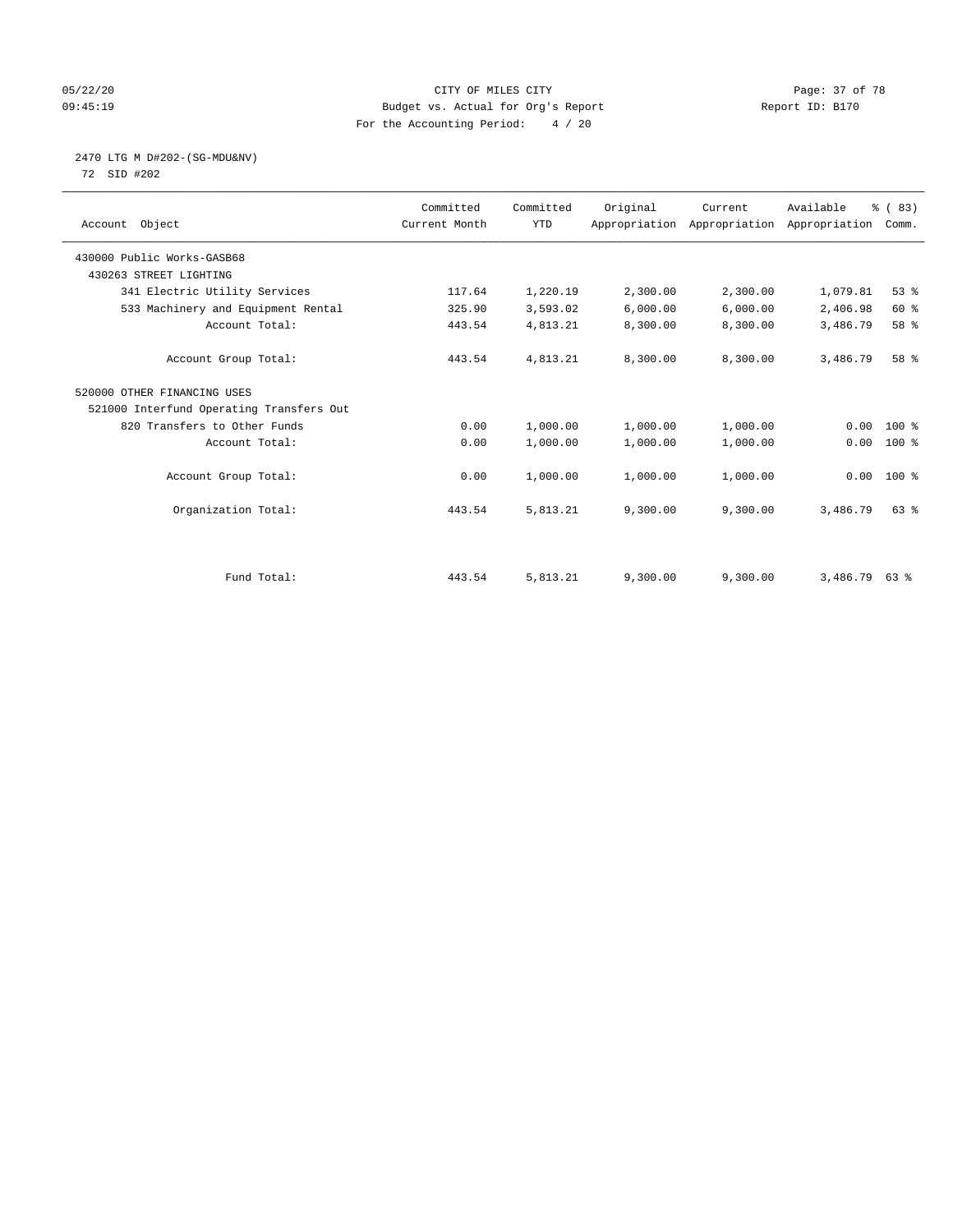05/22/20 CITY OF MILES CITY
09:45:19 Budget vs. Actual for Org's Report Report ID: B170
For the Accounting Period: 4 / 20

2470 LTG M D#202-(SG-MDU&NV)
72 SID #202

| Account Object | Committed Current Month | Committed YTD | Original Appropriation | Current Appropriation | Available Appropriation | % ( 83) Comm. |
|---|---|---|---|---|---|---|
| 430000 Public Works-GASB68 | | | | | | |
| 430263 STREET LIGHTING | | | | | | |
| 341 Electric Utility Services | 117.64 | 1,220.19 | 2,300.00 | 2,300.00 | 1,079.81 | 53 % |
| 533 Machinery and Equipment Rental | 325.90 | 3,593.02 | 6,000.00 | 6,000.00 | 2,406.98 | 60 % |
| Account Total: | 443.54 | 4,813.21 | 8,300.00 | 8,300.00 | 3,486.79 | 58 % |
| Account Group Total: | 443.54 | 4,813.21 | 8,300.00 | 8,300.00 | 3,486.79 | 58 % |
| 520000 OTHER FINANCING USES | | | | | | |
| 521000 Interfund Operating Transfers Out | | | | | | |
| 820 Transfers to Other Funds | 0.00 | 1,000.00 | 1,000.00 | 1,000.00 | 0.00 | 100 % |
| Account Total: | 0.00 | 1,000.00 | 1,000.00 | 1,000.00 | 0.00 | 100 % |
| Account Group Total: | 0.00 | 1,000.00 | 1,000.00 | 1,000.00 | 0.00 | 100 % |
| Organization Total: | 443.54 | 5,813.21 | 9,300.00 | 9,300.00 | 3,486.79 | 63 % |
| Fund Total: | 443.54 | 5,813.21 | 9,300.00 | 9,300.00 | 3,486.79 | 63 % |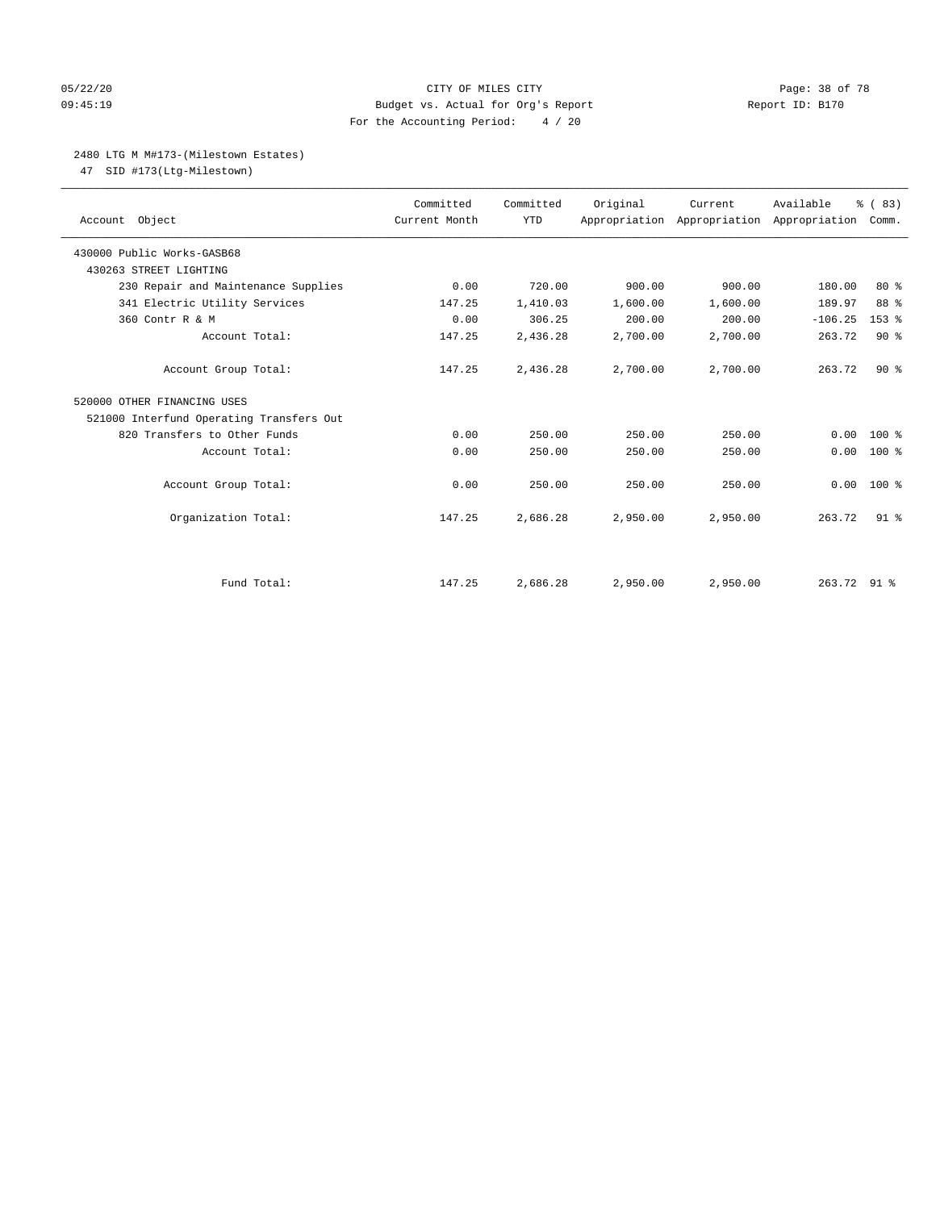CITY OF MILES CITY
Budget vs. Actual for Org's Report
For the Accounting Period: 4 / 20

05/22/20
09:45:19

Report ID: B170

## 2480 LTG M M#173-(Milestown Estates)

47 SID #173(Ltg-Milestown)

| Account Object | Committed Current Month | Committed YTD | Original Appropriation | Current Appropriation | Available Appropriation | % ( 83) Comm. |
|---|---|---|---|---|---|---|
| 430000 Public Works-GASB68 | | | | | | |
| 430263 STREET LIGHTING | | | | | | |
| 230 Repair and Maintenance Supplies | 0.00 | 720.00 | 900.00 | 900.00 | 180.00 | 80 % |
| 341 Electric Utility Services | 147.25 | 1,410.03 | 1,600.00 | 1,600.00 | 189.97 | 88 % |
| 360 Contr R & M | 0.00 | 306.25 | 200.00 | 200.00 | -106.25 | 153 % |
| Account Total: | 147.25 | 2,436.28 | 2,700.00 | 2,700.00 | 263.72 | 90 % |
| Account Group Total: | 147.25 | 2,436.28 | 2,700.00 | 2,700.00 | 263.72 | 90 % |
| 520000 OTHER FINANCING USES | | | | | | |
| 521000 Interfund Operating Transfers Out | | | | | | |
| 820 Transfers to Other Funds | 0.00 | 250.00 | 250.00 | 250.00 | 0.00 | 100 % |
| Account Total: | 0.00 | 250.00 | 250.00 | 250.00 | 0.00 | 100 % |
| Account Group Total: | 0.00 | 250.00 | 250.00 | 250.00 | 0.00 | 100 % |
| Organization Total: | 147.25 | 2,686.28 | 2,950.00 | 2,950.00 | 263.72 | 91 % |
| Fund Total: | 147.25 | 2,686.28 | 2,950.00 | 2,950.00 | 263.72 | 91 % |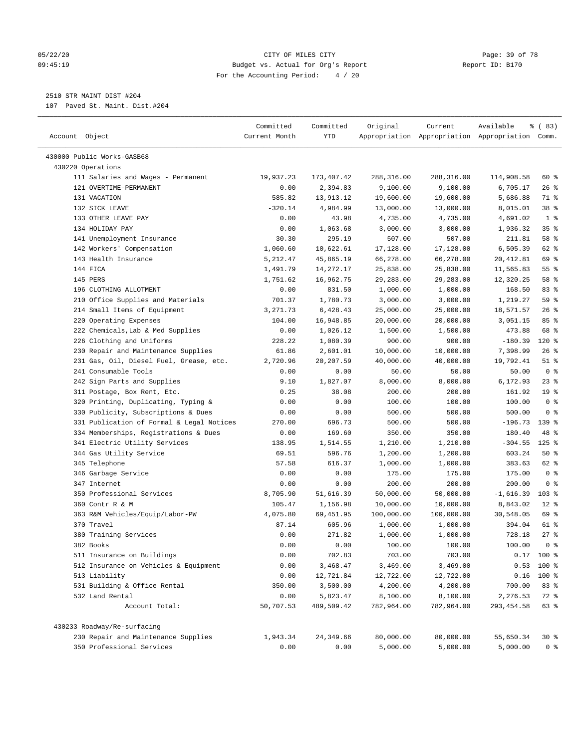CITY OF MILES CITY
Budget vs. Actual for Org's Report
For the Accounting Period: 4 / 20

2510 STR MAINT DIST #204
107 Paved St. Maint. Dist.#204

| Account Object | Committed Current Month | Committed YTD | Original Appropriation | Current Appropriation | Available Appropriation | % ( 83) Comm. |
|---|---|---|---|---|---|---|
| 430000 Public Works-GASB68 | | | | | | |
| 430220 Operations | | | | | | |
| 111 Salaries and Wages - Permanent | 19,937.23 | 173,407.42 | 288,316.00 | 288,316.00 | 114,908.58 | 60 % |
| 121 OVERTIME-PERMANENT | 0.00 | 2,394.83 | 9,100.00 | 9,100.00 | 6,705.17 | 26 % |
| 131 VACATION | 585.82 | 13,913.12 | 19,600.00 | 19,600.00 | 5,686.88 | 71 % |
| 132 SICK LEAVE | -320.14 | 4,984.99 | 13,000.00 | 13,000.00 | 8,015.01 | 38 % |
| 133 OTHER LEAVE PAY | 0.00 | 43.98 | 4,735.00 | 4,735.00 | 4,691.02 | 1 % |
| 134 HOLIDAY PAY | 0.00 | 1,063.68 | 3,000.00 | 3,000.00 | 1,936.32 | 35 % |
| 141 Unemployment Insurance | 30.30 | 295.19 | 507.00 | 507.00 | 211.81 | 58 % |
| 142 Workers' Compensation | 1,060.60 | 10,622.61 | 17,128.00 | 17,128.00 | 6,505.39 | 62 % |
| 143 Health Insurance | 5,212.47 | 45,865.19 | 66,278.00 | 66,278.00 | 20,412.81 | 69 % |
| 144 FICA | 1,491.79 | 14,272.17 | 25,838.00 | 25,838.00 | 11,565.83 | 55 % |
| 145 PERS | 1,751.62 | 16,962.75 | 29,283.00 | 29,283.00 | 12,320.25 | 58 % |
| 196 CLOTHING ALLOTMENT | 0.00 | 831.50 | 1,000.00 | 1,000.00 | 168.50 | 83 % |
| 210 Office Supplies and Materials | 701.37 | 1,780.73 | 3,000.00 | 3,000.00 | 1,219.27 | 59 % |
| 214 Small Items of Equipment | 3,271.73 | 6,428.43 | 25,000.00 | 25,000.00 | 18,571.57 | 26 % |
| 220 Operating Expenses | 104.00 | 16,948.85 | 20,000.00 | 20,000.00 | 3,051.15 | 85 % |
| 222 Chemicals,Lab & Med Supplies | 0.00 | 1,026.12 | 1,500.00 | 1,500.00 | 473.88 | 68 % |
| 226 Clothing and Uniforms | 228.22 | 1,080.39 | 900.00 | 900.00 | -180.39 | 120 % |
| 230 Repair and Maintenance Supplies | 61.86 | 2,601.01 | 10,000.00 | 10,000.00 | 7,398.99 | 26 % |
| 231 Gas, Oil, Diesel Fuel, Grease, etc. | 2,720.96 | 20,207.59 | 40,000.00 | 40,000.00 | 19,792.41 | 51 % |
| 241 Consumable Tools | 0.00 | 0.00 | 50.00 | 50.00 | 50.00 | 0 % |
| 242 Sign Parts and Supplies | 9.10 | 1,827.07 | 8,000.00 | 8,000.00 | 6,172.93 | 23 % |
| 311 Postage, Box Rent, Etc. | 0.25 | 38.08 | 200.00 | 200.00 | 161.92 | 19 % |
| 320 Printing, Duplicating, Typing & | 0.00 | 0.00 | 100.00 | 100.00 | 100.00 | 0 % |
| 330 Publicity, Subscriptions & Dues | 0.00 | 0.00 | 500.00 | 500.00 | 500.00 | 0 % |
| 331 Publication of Formal & Legal Notices | 270.00 | 696.73 | 500.00 | 500.00 | -196.73 | 139 % |
| 334 Memberships, Registrations & Dues | 0.00 | 169.60 | 350.00 | 350.00 | 180.40 | 48 % |
| 341 Electric Utility Services | 138.95 | 1,514.55 | 1,210.00 | 1,210.00 | -304.55 | 125 % |
| 344 Gas Utility Service | 69.51 | 596.76 | 1,200.00 | 1,200.00 | 603.24 | 50 % |
| 345 Telephone | 57.58 | 616.37 | 1,000.00 | 1,000.00 | 383.63 | 62 % |
| 346 Garbage Service | 0.00 | 0.00 | 175.00 | 175.00 | 175.00 | 0 % |
| 347 Internet | 0.00 | 0.00 | 200.00 | 200.00 | 200.00 | 0 % |
| 350 Professional Services | 8,705.90 | 51,616.39 | 50,000.00 | 50,000.00 | -1,616.39 | 103 % |
| 360 Contr R & M | 105.47 | 1,156.98 | 10,000.00 | 10,000.00 | 8,843.02 | 12 % |
| 363 R&M Vehicles/Equip/Labor-PW | 4,075.80 | 69,451.95 | 100,000.00 | 100,000.00 | 30,548.05 | 69 % |
| 370 Travel | 87.14 | 605.96 | 1,000.00 | 1,000.00 | 394.04 | 61 % |
| 380 Training Services | 0.00 | 271.82 | 1,000.00 | 1,000.00 | 728.18 | 27 % |
| 382 Books | 0.00 | 0.00 | 100.00 | 100.00 | 100.00 | 0 % |
| 511 Insurance on Buildings | 0.00 | 702.83 | 703.00 | 703.00 | 0.17 | 100 % |
| 512 Insurance on Vehicles & Equipment | 0.00 | 3,468.47 | 3,469.00 | 3,469.00 | 0.53 | 100 % |
| 513 Liability | 0.00 | 12,721.84 | 12,722.00 | 12,722.00 | 0.16 | 100 % |
| 531 Building & Office Rental | 350.00 | 3,500.00 | 4,200.00 | 4,200.00 | 700.00 | 83 % |
| 532 Land Rental | 0.00 | 5,823.47 | 8,100.00 | 8,100.00 | 2,276.53 | 72 % |
| Account Total: | 50,707.53 | 489,509.42 | 782,964.00 | 782,964.00 | 293,454.58 | 63 % |
| 430233 Roadway/Re-surfacing | | | | | | |
| 230 Repair and Maintenance Supplies | 1,943.34 | 24,349.66 | 80,000.00 | 80,000.00 | 55,650.34 | 30 % |
| 350 Professional Services | 0.00 | 0.00 | 5,000.00 | 5,000.00 | 5,000.00 | 0 % |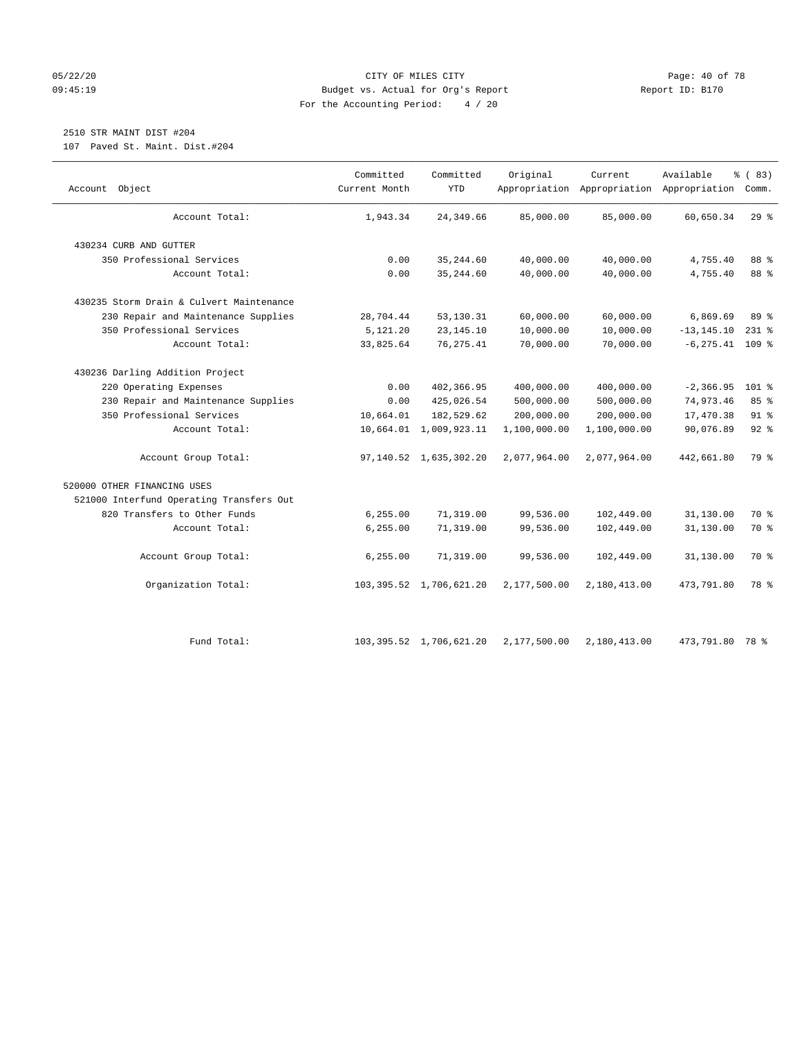CITY OF MILES CITY

Budget vs. Actual for Org's Report

For the Accounting Period: 4 / 20

## 2510 STR MAINT DIST #204

107 Paved St. Maint. Dist.#204

| Account Object | Committed Current Month | Committed YTD | Original Appropriation | Current Appropriation | Available Appropriation | % ( 83) Comm. |
|---|---|---|---|---|---|---|
| Account Total: | 1,943.34 | 24,349.66 | 85,000.00 | 85,000.00 | 60,650.34 | 29 % |
| 430234 CURB AND GUTTER | | | | | | |
| 350 Professional Services | 0.00 | 35,244.60 | 40,000.00 | 40,000.00 | 4,755.40 | 88 % |
| Account Total: | 0.00 | 35,244.60 | 40,000.00 | 40,000.00 | 4,755.40 | 88 % |
| 430235 Storm Drain & Culvert Maintenance | | | | | | |
| 230 Repair and Maintenance Supplies | 28,704.44 | 53,130.31 | 60,000.00 | 60,000.00 | 6,869.69 | 89 % |
| 350 Professional Services | 5,121.20 | 23,145.10 | 10,000.00 | 10,000.00 | -13,145.10 | 231 % |
| Account Total: | 33,825.64 | 76,275.41 | 70,000.00 | 70,000.00 | -6,275.41 | 109 % |
| 430236 Darling Addition Project | | | | | | |
| 220 Operating Expenses | 0.00 | 402,366.95 | 400,000.00 | 400,000.00 | -2,366.95 | 101 % |
| 230 Repair and Maintenance Supplies | 0.00 | 425,026.54 | 500,000.00 | 500,000.00 | 74,973.46 | 85 % |
| 350 Professional Services | 10,664.01 | 182,529.62 | 200,000.00 | 200,000.00 | 17,470.38 | 91 % |
| Account Total: | 10,664.01 | 1,009,923.11 | 1,100,000.00 | 1,100,000.00 | 90,076.89 | 92 % |
| Account Group Total: | 97,140.52 | 1,635,302.20 | 2,077,964.00 | 2,077,964.00 | 442,661.80 | 79 % |
| 520000 OTHER FINANCING USES | | | | | | |
| 521000 Interfund Operating Transfers Out | | | | | | |
| 820 Transfers to Other Funds | 6,255.00 | 71,319.00 | 99,536.00 | 102,449.00 | 31,130.00 | 70 % |
| Account Total: | 6,255.00 | 71,319.00 | 99,536.00 | 102,449.00 | 31,130.00 | 70 % |
| Account Group Total: | 6,255.00 | 71,319.00 | 99,536.00 | 102,449.00 | 31,130.00 | 70 % |
| Organization Total: | 103,395.52 | 1,706,621.20 | 2,177,500.00 | 2,180,413.00 | 473,791.80 | 78 % |
| Fund Total: | 103,395.52 | 1,706,621.20 | 2,177,500.00 | 2,180,413.00 | 473,791.80 | 78 % |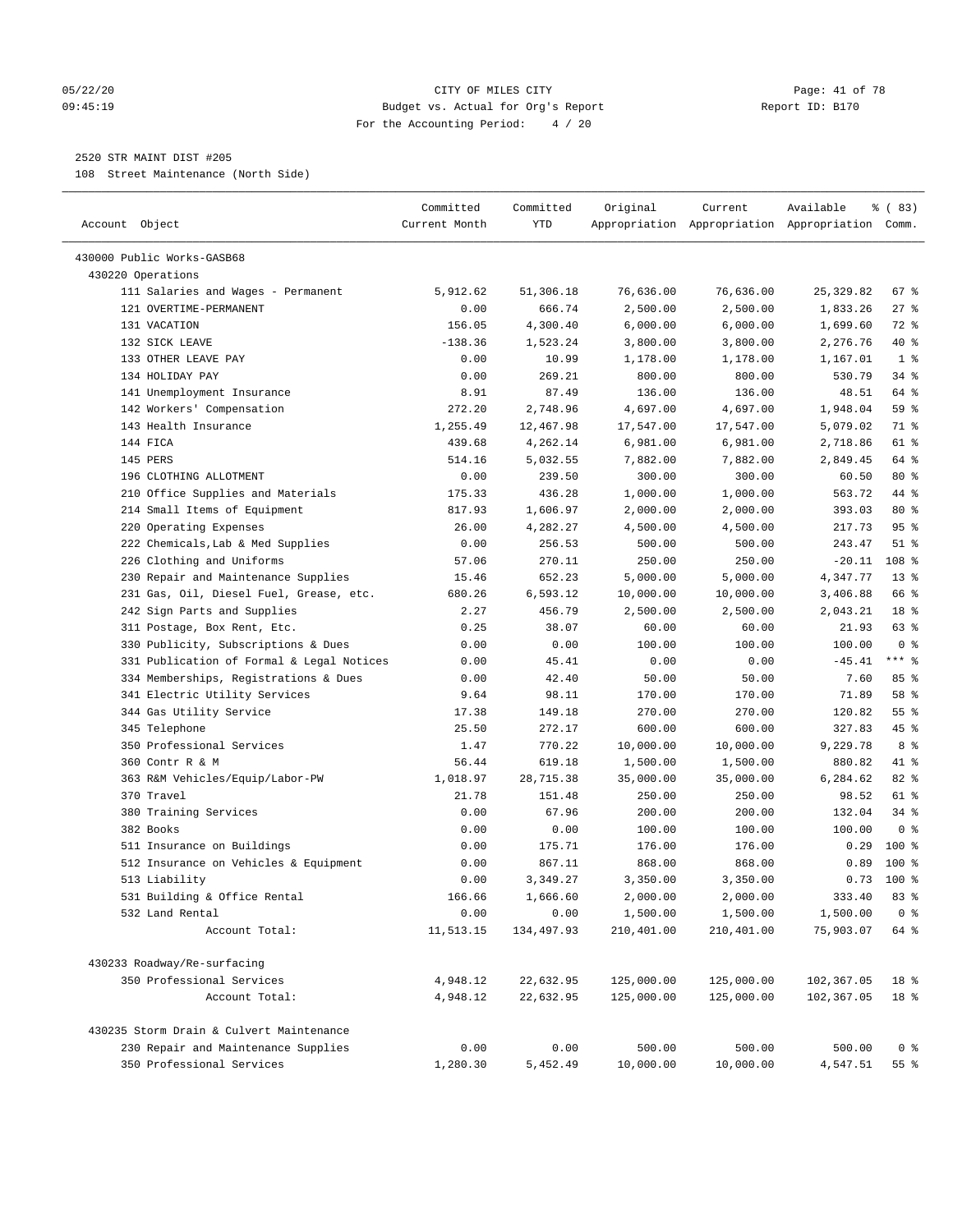CITY OF MILES CITY
Budget vs. Actual for Org's Report
For the Accounting Period: 4 / 20

05/22/20
09:45:19

Report ID: B170

2520 STR MAINT DIST #205
108 Street Maintenance (North Side)

| Account Object | Committed Current Month | Committed YTD | Original Appropriation | Current Appropriation | Available Appropriation | % ( 83) Comm. |
|---|---|---|---|---|---|---|
| 430000 Public Works-GASB68 | | | | | | |
| 430220 Operations | | | | | | |
| 111 Salaries and Wages - Permanent | 5,912.62 | 51,306.18 | 76,636.00 | 76,636.00 | 25,329.82 | 67 % |
| 121 OVERTIME-PERMANENT | 0.00 | 666.74 | 2,500.00 | 2,500.00 | 1,833.26 | 27 % |
| 131 VACATION | 156.05 | 4,300.40 | 6,000.00 | 6,000.00 | 1,699.60 | 72 % |
| 132 SICK LEAVE | -138.36 | 1,523.24 | 3,800.00 | 3,800.00 | 2,276.76 | 40 % |
| 133 OTHER LEAVE PAY | 0.00 | 10.99 | 1,178.00 | 1,178.00 | 1,167.01 | 1 % |
| 134 HOLIDAY PAY | 0.00 | 269.21 | 800.00 | 800.00 | 530.79 | 34 % |
| 141 Unemployment Insurance | 8.91 | 87.49 | 136.00 | 136.00 | 48.51 | 64 % |
| 142 Workers' Compensation | 272.20 | 2,748.96 | 4,697.00 | 4,697.00 | 1,948.04 | 59 % |
| 143 Health Insurance | 1,255.49 | 12,467.98 | 17,547.00 | 17,547.00 | 5,079.02 | 71 % |
| 144 FICA | 439.68 | 4,262.14 | 6,981.00 | 6,981.00 | 2,718.86 | 61 % |
| 145 PERS | 514.16 | 5,032.55 | 7,882.00 | 7,882.00 | 2,849.45 | 64 % |
| 196 CLOTHING ALLOTMENT | 0.00 | 239.50 | 300.00 | 300.00 | 60.50 | 80 % |
| 210 Office Supplies and Materials | 175.33 | 436.28 | 1,000.00 | 1,000.00 | 563.72 | 44 % |
| 214 Small Items of Equipment | 817.93 | 1,606.97 | 2,000.00 | 2,000.00 | 393.03 | 80 % |
| 220 Operating Expenses | 26.00 | 4,282.27 | 4,500.00 | 4,500.00 | 217.73 | 95 % |
| 222 Chemicals,Lab & Med Supplies | 0.00 | 256.53 | 500.00 | 500.00 | 243.47 | 51 % |
| 226 Clothing and Uniforms | 57.06 | 270.11 | 250.00 | 250.00 | -20.11 | 108 % |
| 230 Repair and Maintenance Supplies | 15.46 | 652.23 | 5,000.00 | 5,000.00 | 4,347.77 | 13 % |
| 231 Gas, Oil, Diesel Fuel, Grease, etc. | 680.26 | 6,593.12 | 10,000.00 | 10,000.00 | 3,406.88 | 66 % |
| 242 Sign Parts and Supplies | 2.27 | 456.79 | 2,500.00 | 2,500.00 | 2,043.21 | 18 % |
| 311 Postage, Box Rent, Etc. | 0.25 | 38.07 | 60.00 | 60.00 | 21.93 | 63 % |
| 330 Publicity, Subscriptions & Dues | 0.00 | 0.00 | 100.00 | 100.00 | 100.00 | 0 % |
| 331 Publication of Formal & Legal Notices | 0.00 | 45.41 | 0.00 | 0.00 | -45.41 | *** % |
| 334 Memberships, Registrations & Dues | 0.00 | 42.40 | 50.00 | 50.00 | 7.60 | 85 % |
| 341 Electric Utility Services | 9.64 | 98.11 | 170.00 | 170.00 | 71.89 | 58 % |
| 344 Gas Utility Service | 17.38 | 149.18 | 270.00 | 270.00 | 120.82 | 55 % |
| 345 Telephone | 25.50 | 272.17 | 600.00 | 600.00 | 327.83 | 45 % |
| 350 Professional Services | 1.47 | 770.22 | 10,000.00 | 10,000.00 | 9,229.78 | 8 % |
| 360 Contr R & M | 56.44 | 619.18 | 1,500.00 | 1,500.00 | 880.82 | 41 % |
| 363 R&M Vehicles/Equip/Labor-PW | 1,018.97 | 28,715.38 | 35,000.00 | 35,000.00 | 6,284.62 | 82 % |
| 370 Travel | 21.78 | 151.48 | 250.00 | 250.00 | 98.52 | 61 % |
| 380 Training Services | 0.00 | 67.96 | 200.00 | 200.00 | 132.04 | 34 % |
| 382 Books | 0.00 | 0.00 | 100.00 | 100.00 | 100.00 | 0 % |
| 511 Insurance on Buildings | 0.00 | 175.71 | 176.00 | 176.00 | 0.29 | 100 % |
| 512 Insurance on Vehicles & Equipment | 0.00 | 867.11 | 868.00 | 868.00 | 0.89 | 100 % |
| 513 Liability | 0.00 | 3,349.27 | 3,350.00 | 3,350.00 | 0.73 | 100 % |
| 531 Building & Office Rental | 166.66 | 1,666.60 | 2,000.00 | 2,000.00 | 333.40 | 83 % |
| 532 Land Rental | 0.00 | 0.00 | 1,500.00 | 1,500.00 | 1,500.00 | 0 % |
| Account Total: | 11,513.15 | 134,497.93 | 210,401.00 | 210,401.00 | 75,903.07 | 64 % |
| 430233 Roadway/Re-surfacing | | | | | | |
| 350 Professional Services | 4,948.12 | 22,632.95 | 125,000.00 | 125,000.00 | 102,367.05 | 18 % |
| Account Total: | 4,948.12 | 22,632.95 | 125,000.00 | 125,000.00 | 102,367.05 | 18 % |
| 430235 Storm Drain & Culvert Maintenance | | | | | | |
| 230 Repair and Maintenance Supplies | 0.00 | 0.00 | 500.00 | 500.00 | 500.00 | 0 % |
| 350 Professional Services | 1,280.30 | 5,452.49 | 10,000.00 | 10,000.00 | 4,547.51 | 55 % |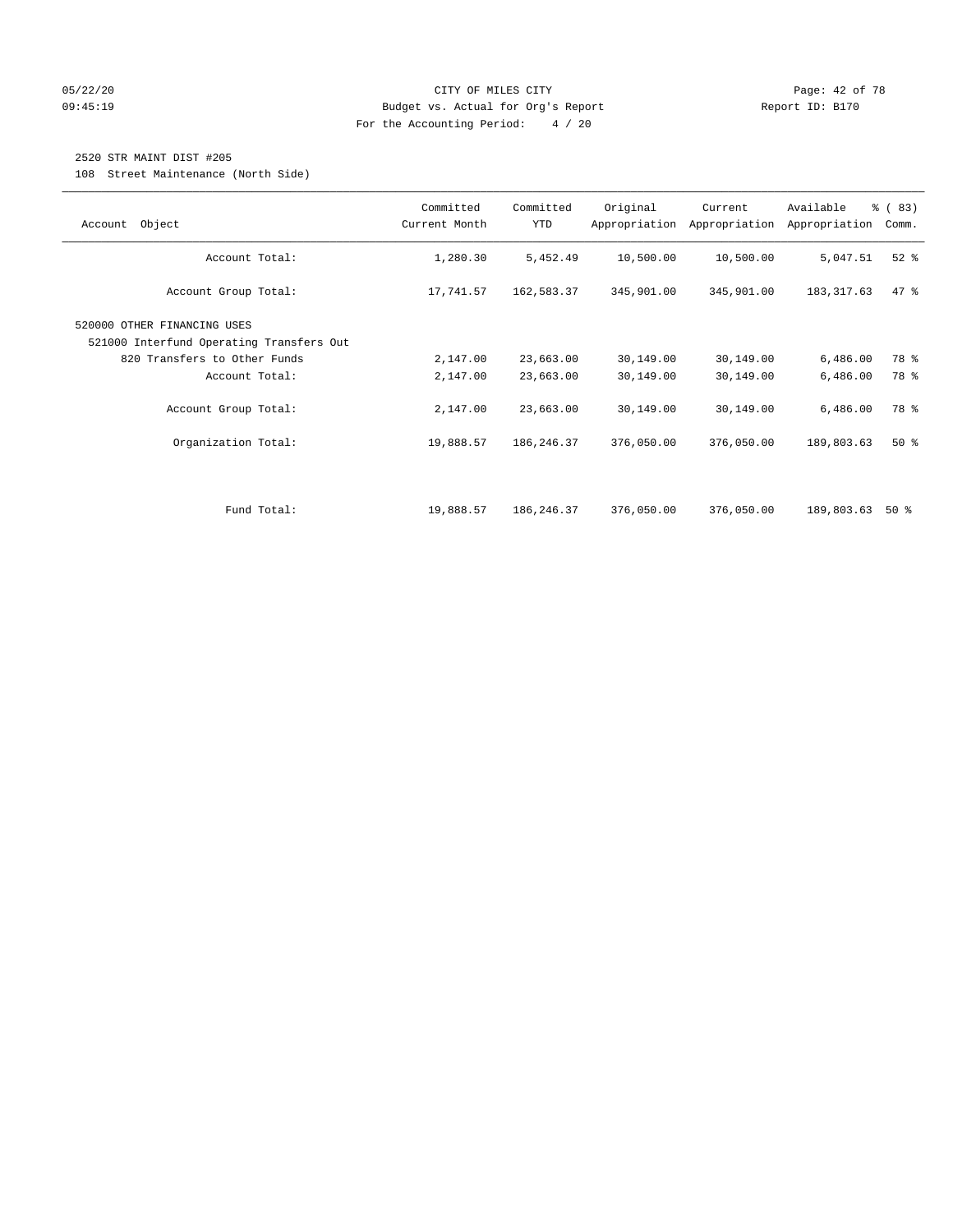CITY OF MILES CITY
Budget vs. Actual for Org's Report
For the Accounting Period: 4 / 20

2520 STR MAINT DIST #205
108 Street Maintenance (North Side)

| Account Object | Committed Current Month | Committed YTD | Original Appropriation | Current Appropriation | Available Appropriation | % ( 83) Comm. |
|---|---|---|---|---|---|---|
| Account Total: | 1,280.30 | 5,452.49 | 10,500.00 | 10,500.00 | 5,047.51 | 52 % |
| Account Group Total: | 17,741.57 | 162,583.37 | 345,901.00 | 345,901.00 | 183,317.63 | 47 % |
| 520000 OTHER FINANCING USES | | | | | | |
| 521000 Interfund Operating Transfers Out | | | | | | |
| 820 Transfers to Other Funds | 2,147.00 | 23,663.00 | 30,149.00 | 30,149.00 | 6,486.00 | 78 % |
| Account Total: | 2,147.00 | 23,663.00 | 30,149.00 | 30,149.00 | 6,486.00 | 78 % |
| Account Group Total: | 2,147.00 | 23,663.00 | 30,149.00 | 30,149.00 | 6,486.00 | 78 % |
| Organization Total: | 19,888.57 | 186,246.37 | 376,050.00 | 376,050.00 | 189,803.63 | 50 % |
| Fund Total: | 19,888.57 | 186,246.37 | 376,050.00 | 376,050.00 | 189,803.63 | 50 % |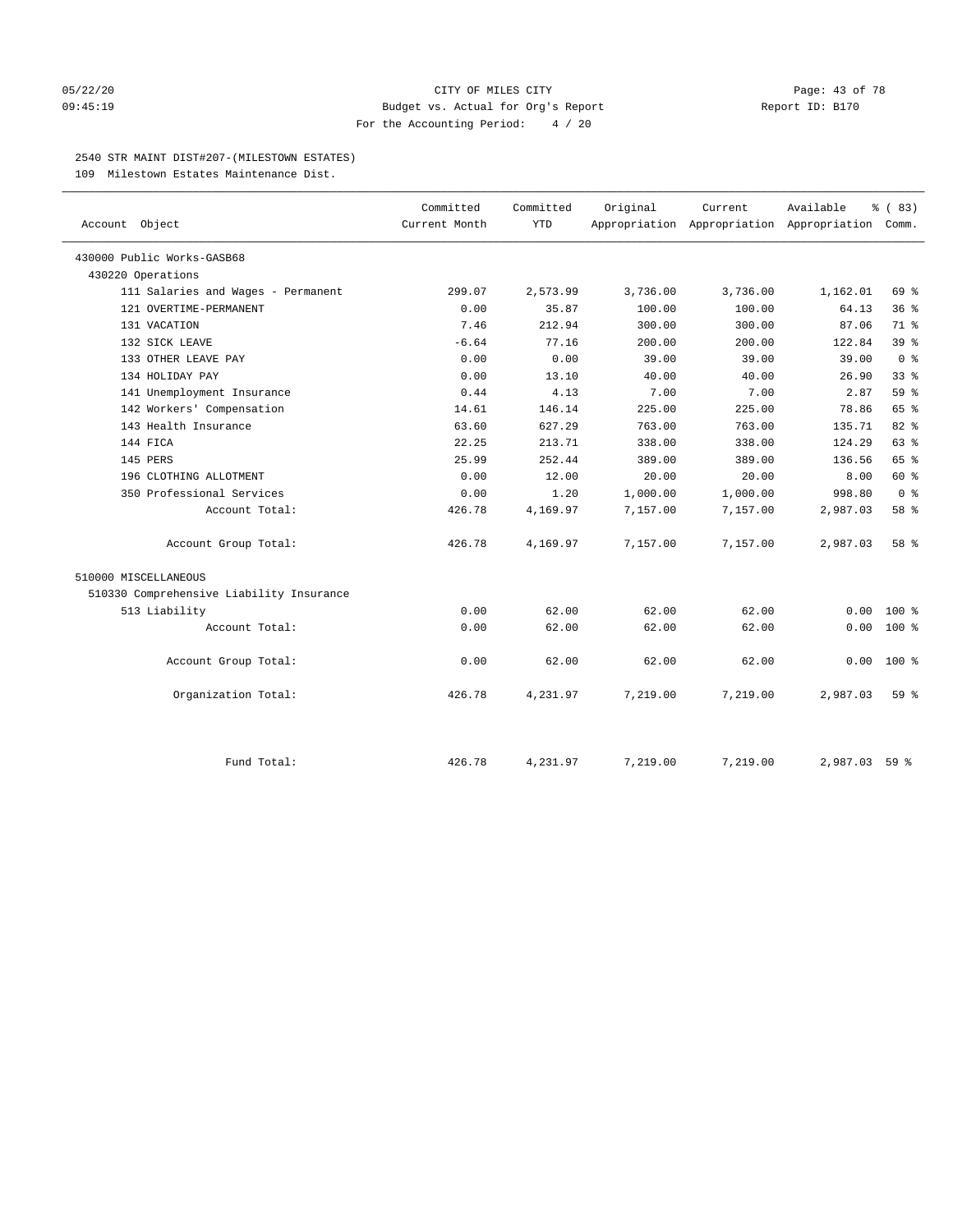CITY OF MILES CITY
Budget vs. Actual for Org's Report
For the Accounting Period: 4 / 20

2540 STR MAINT DIST#207-(MILESTOWN ESTATES)

109 Milestown Estates Maintenance Dist.

| Account Object | Committed Current Month | Committed YTD | Original Appropriation | Current Appropriation | Available Appropriation | % ( 83) Comm. |
|---|---|---|---|---|---|---|
| 430000 Public Works-GASB68 | | | | | | |
| 430220 Operations | | | | | | |
| 111 Salaries and Wages - Permanent | 299.07 | 2,573.99 | 3,736.00 | 3,736.00 | 1,162.01 | 69 % |
| 121 OVERTIME-PERMANENT | 0.00 | 35.87 | 100.00 | 100.00 | 64.13 | 36 % |
| 131 VACATION | 7.46 | 212.94 | 300.00 | 300.00 | 87.06 | 71 % |
| 132 SICK LEAVE | -6.64 | 77.16 | 200.00 | 200.00 | 122.84 | 39 % |
| 133 OTHER LEAVE PAY | 0.00 | 0.00 | 39.00 | 39.00 | 39.00 | 0 % |
| 134 HOLIDAY PAY | 0.00 | 13.10 | 40.00 | 40.00 | 26.90 | 33 % |
| 141 Unemployment Insurance | 0.44 | 4.13 | 7.00 | 7.00 | 2.87 | 59 % |
| 142 Workers' Compensation | 14.61 | 146.14 | 225.00 | 225.00 | 78.86 | 65 % |
| 143 Health Insurance | 63.60 | 627.29 | 763.00 | 763.00 | 135.71 | 82 % |
| 144 FICA | 22.25 | 213.71 | 338.00 | 338.00 | 124.29 | 63 % |
| 145 PERS | 25.99 | 252.44 | 389.00 | 389.00 | 136.56 | 65 % |
| 196 CLOTHING ALLOTMENT | 0.00 | 12.00 | 20.00 | 20.00 | 8.00 | 60 % |
| 350 Professional Services | 0.00 | 1.20 | 1,000.00 | 1,000.00 | 998.80 | 0 % |
| Account Total: | 426.78 | 4,169.97 | 7,157.00 | 7,157.00 | 2,987.03 | 58 % |
| Account Group Total: | 426.78 | 4,169.97 | 7,157.00 | 7,157.00 | 2,987.03 | 58 % |
| 510000 MISCELLANEOUS | | | | | | |
| 510330 Comprehensive Liability Insurance | | | | | | |
| 513 Liability | 0.00 | 62.00 | 62.00 | 62.00 | 0.00 | 100 % |
| Account Total: | 0.00 | 62.00 | 62.00 | 62.00 | 0.00 | 100 % |
| Account Group Total: | 0.00 | 62.00 | 62.00 | 62.00 | 0.00 | 100 % |
| Organization Total: | 426.78 | 4,231.97 | 7,219.00 | 7,219.00 | 2,987.03 | 59 % |
| Fund Total: | 426.78 | 4,231.97 | 7,219.00 | 7,219.00 | 2,987.03 | 59 % |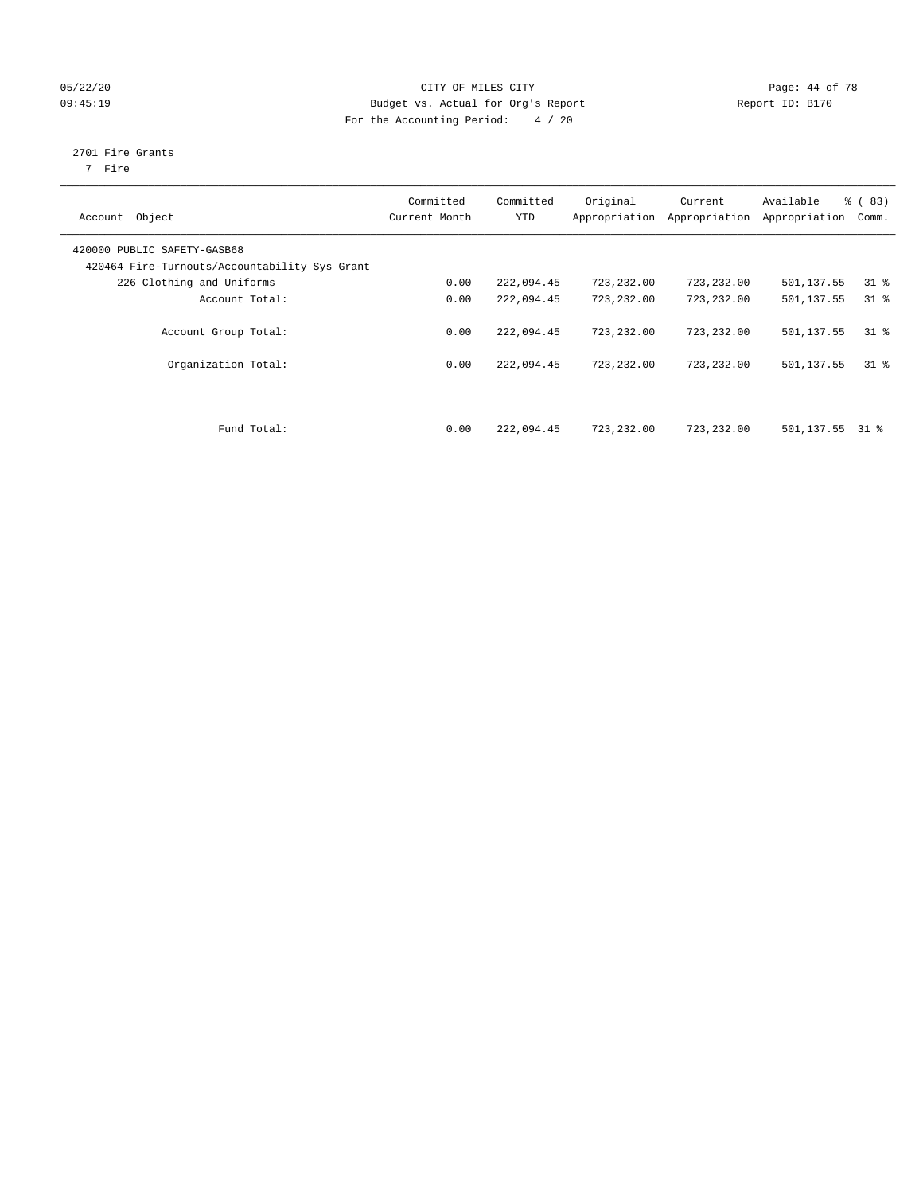05/22/20 CITY OF MILES CITY
09:45:19 Budget vs. Actual for Org's Report Report ID: B170
For the Accounting Period: 4 / 20

2701 Fire Grants
7 Fire

| Account Object | Committed Current Month | Committed YTD | Original Appropriation | Current Appropriation | Available Appropriation | % ( 83) Comm. |
|---|---|---|---|---|---|---|
| 420000 PUBLIC SAFETY-GASB68 | | | | | | |
| 420464 Fire-Turnouts/Accountability Sys Grant | | | | | | |
| 226 Clothing and Uniforms | 0.00 | 222,094.45 | 723,232.00 | 723,232.00 | 501,137.55 | 31 % |
| Account Total: | 0.00 | 222,094.45 | 723,232.00 | 723,232.00 | 501,137.55 | 31 % |
| Account Group Total: | 0.00 | 222,094.45 | 723,232.00 | 723,232.00 | 501,137.55 | 31 % |
| Organization Total: | 0.00 | 222,094.45 | 723,232.00 | 723,232.00 | 501,137.55 | 31 % |
| Fund Total: | 0.00 | 222,094.45 | 723,232.00 | 723,232.00 | 501,137.55 | 31 % |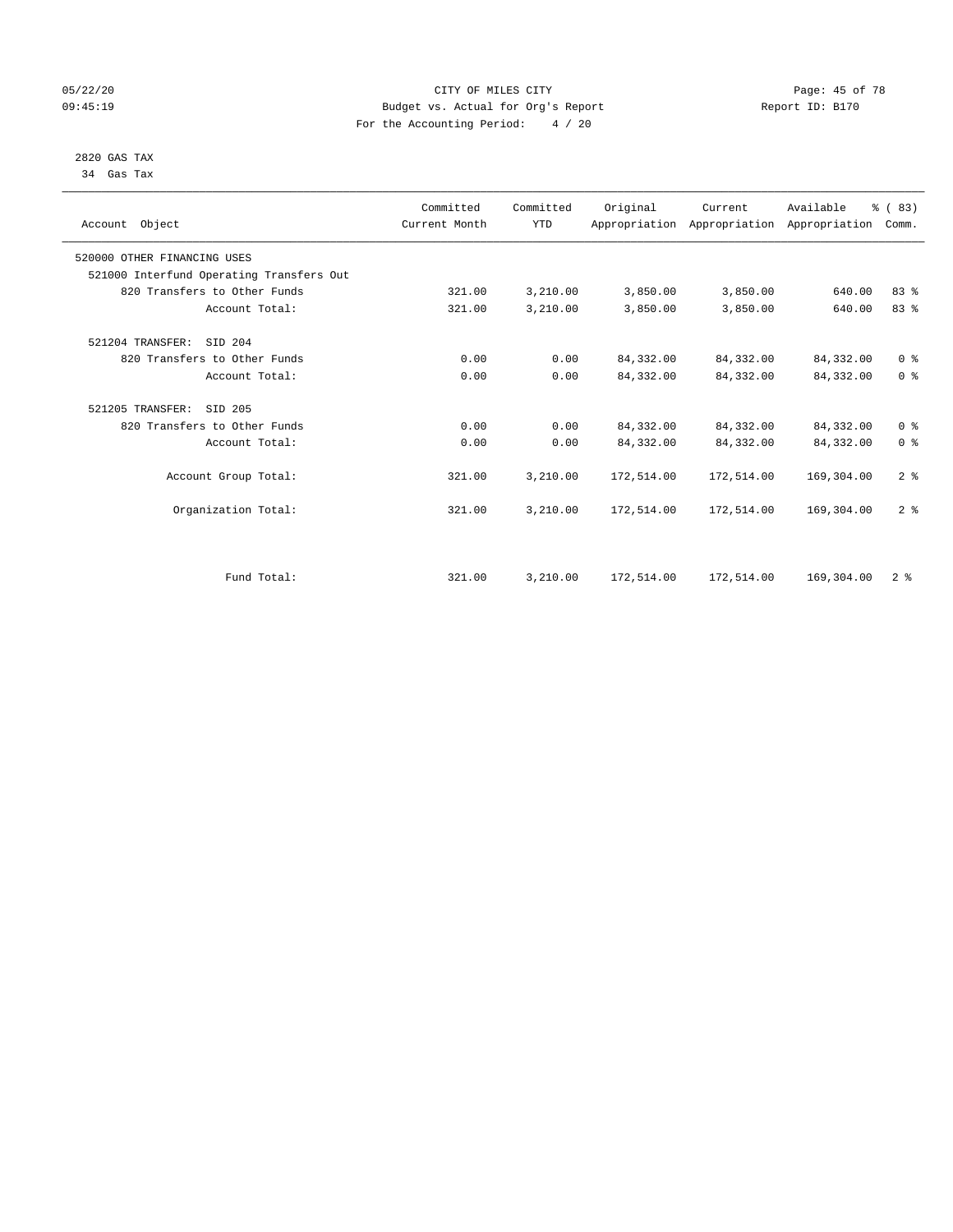CITY OF MILES CITY
Budget vs. Actual for Org's Report
For the Accounting Period: 4 / 20

05/22/20
09:45:19

Report ID: B170

2820 GAS TAX
34 Gas Tax

| Account Object | Committed Current Month | Committed YTD | Original Appropriation | Current Appropriation | Available Appropriation | % ( 83) Comm. |
|---|---|---|---|---|---|---|
| 520000 OTHER FINANCING USES | | | | | | |
| 521000 Interfund Operating Transfers Out | | | | | | |
| 820 Transfers to Other Funds | 321.00 | 3,210.00 | 3,850.00 | 3,850.00 | 640.00 | 83 % |
| Account Total: | 321.00 | 3,210.00 | 3,850.00 | 3,850.00 | 640.00 | 83 % |
| 521204 TRANSFER: SID 204 | | | | | | |
| 820 Transfers to Other Funds | 0.00 | 0.00 | 84,332.00 | 84,332.00 | 84,332.00 | 0 % |
| Account Total: | 0.00 | 0.00 | 84,332.00 | 84,332.00 | 84,332.00 | 0 % |
| 521205 TRANSFER: SID 205 | | | | | | |
| 820 Transfers to Other Funds | 0.00 | 0.00 | 84,332.00 | 84,332.00 | 84,332.00 | 0 % |
| Account Total: | 0.00 | 0.00 | 84,332.00 | 84,332.00 | 84,332.00 | 0 % |
| Account Group Total: | 321.00 | 3,210.00 | 172,514.00 | 172,514.00 | 169,304.00 | 2 % |
| Organization Total: | 321.00 | 3,210.00 | 172,514.00 | 172,514.00 | 169,304.00 | 2 % |
| Fund Total: | 321.00 | 3,210.00 | 172,514.00 | 172,514.00 | 169,304.00 | 2 % |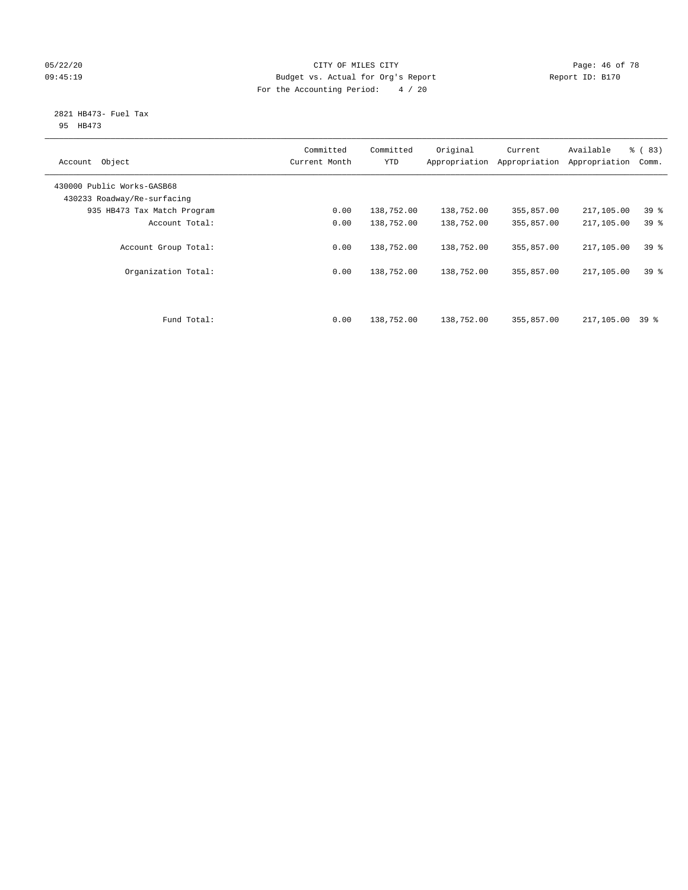CITY OF MILES CITY
Budget vs. Actual for Org's Report
For the Accounting Period: 4 / 20

05/22/20
09:45:19

Report ID: B170

2821 HB473- Fuel Tax
95 HB473

| Account Object | Committed Current Month | Committed YTD | Original Appropriation | Current Appropriation | Available Appropriation | % ( 83) Comm. |
|---|---|---|---|---|---|---|
| 430000 Public Works-GASB68 | | | | | | |
| 430233 Roadway/Re-surfacing | | | | | | |
| 935 HB473 Tax Match Program | 0.00 | 138,752.00 | 138,752.00 | 355,857.00 | 217,105.00 | 39 % |
| Account Total: | 0.00 | 138,752.00 | 138,752.00 | 355,857.00 | 217,105.00 | 39 % |
| Account Group Total: | 0.00 | 138,752.00 | 138,752.00 | 355,857.00 | 217,105.00 | 39 % |
| Organization Total: | 0.00 | 138,752.00 | 138,752.00 | 355,857.00 | 217,105.00 | 39 % |
| Fund Total: | 0.00 | 138,752.00 | 138,752.00 | 355,857.00 | 217,105.00 | 39 % |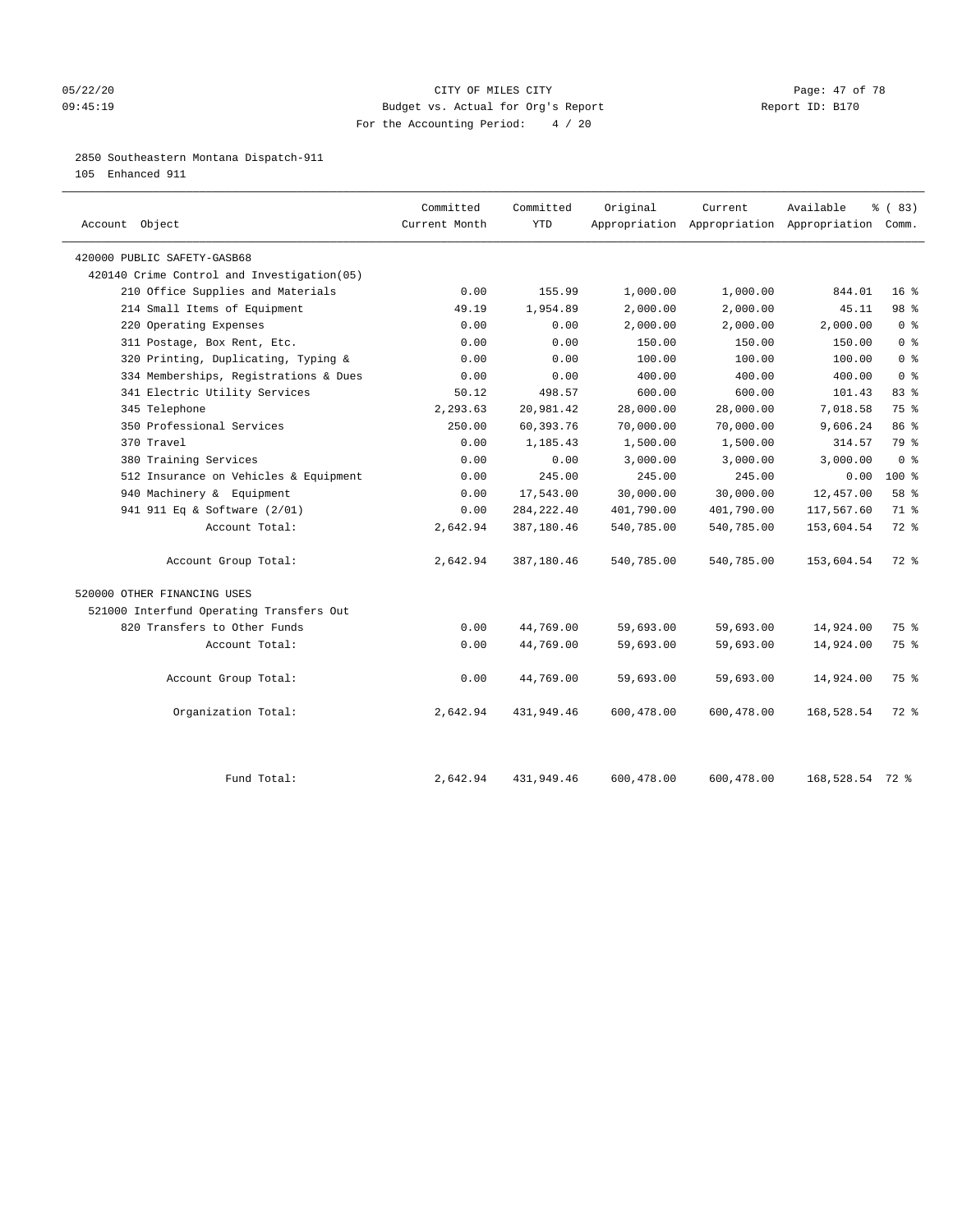05/22/20 CITY OF MILES CITY
09:45:19 Budget vs. Actual for Org's Report Report ID: B170
For the Accounting Period: 4 / 20

2850 Southeastern Montana Dispatch-911
105 Enhanced 911

| Account Object | Committed Current Month | Committed YTD | Original Appropriation | Current Appropriation | Available Appropriation | % ( 83) Comm. |
|---|---|---|---|---|---|---|
| 420000 PUBLIC SAFETY-GASB68 | | | | | | |
| 420140 Crime Control and Investigation(05) | | | | | | |
| 210 Office Supplies and Materials | 0.00 | 155.99 | 1,000.00 | 1,000.00 | 844.01 | 16 % |
| 214 Small Items of Equipment | 49.19 | 1,954.89 | 2,000.00 | 2,000.00 | 45.11 | 98 % |
| 220 Operating Expenses | 0.00 | 0.00 | 2,000.00 | 2,000.00 | 2,000.00 | 0 % |
| 311 Postage, Box Rent, Etc. | 0.00 | 0.00 | 150.00 | 150.00 | 150.00 | 0 % |
| 320 Printing, Duplicating, Typing & | 0.00 | 0.00 | 100.00 | 100.00 | 100.00 | 0 % |
| 334 Memberships, Registrations & Dues | 0.00 | 0.00 | 400.00 | 400.00 | 400.00 | 0 % |
| 341 Electric Utility Services | 50.12 | 498.57 | 600.00 | 600.00 | 101.43 | 83 % |
| 345 Telephone | 2,293.63 | 20,981.42 | 28,000.00 | 28,000.00 | 7,018.58 | 75 % |
| 350 Professional Services | 250.00 | 60,393.76 | 70,000.00 | 70,000.00 | 9,606.24 | 86 % |
| 370 Travel | 0.00 | 1,185.43 | 1,500.00 | 1,500.00 | 314.57 | 79 % |
| 380 Training Services | 0.00 | 0.00 | 3,000.00 | 3,000.00 | 3,000.00 | 0 % |
| 512 Insurance on Vehicles & Equipment | 0.00 | 245.00 | 245.00 | 245.00 | 0.00 | 100 % |
| 940 Machinery & Equipment | 0.00 | 17,543.00 | 30,000.00 | 30,000.00 | 12,457.00 | 58 % |
| 941 911 Eq & Software (2/01) | 0.00 | 284,222.40 | 401,790.00 | 401,790.00 | 117,567.60 | 71 % |
| Account Total: | 2,642.94 | 387,180.46 | 540,785.00 | 540,785.00 | 153,604.54 | 72 % |
| Account Group Total: | 2,642.94 | 387,180.46 | 540,785.00 | 540,785.00 | 153,604.54 | 72 % |
| 520000 OTHER FINANCING USES | | | | | | |
| 521000 Interfund Operating Transfers Out | | | | | | |
| 820 Transfers to Other Funds | 0.00 | 44,769.00 | 59,693.00 | 59,693.00 | 14,924.00 | 75 % |
| Account Total: | 0.00 | 44,769.00 | 59,693.00 | 59,693.00 | 14,924.00 | 75 % |
| Account Group Total: | 0.00 | 44,769.00 | 59,693.00 | 59,693.00 | 14,924.00 | 75 % |
| Organization Total: | 2,642.94 | 431,949.46 | 600,478.00 | 600,478.00 | 168,528.54 | 72 % |
| Fund Total: | 2,642.94 | 431,949.46 | 600,478.00 | 600,478.00 | 168,528.54 | 72 % |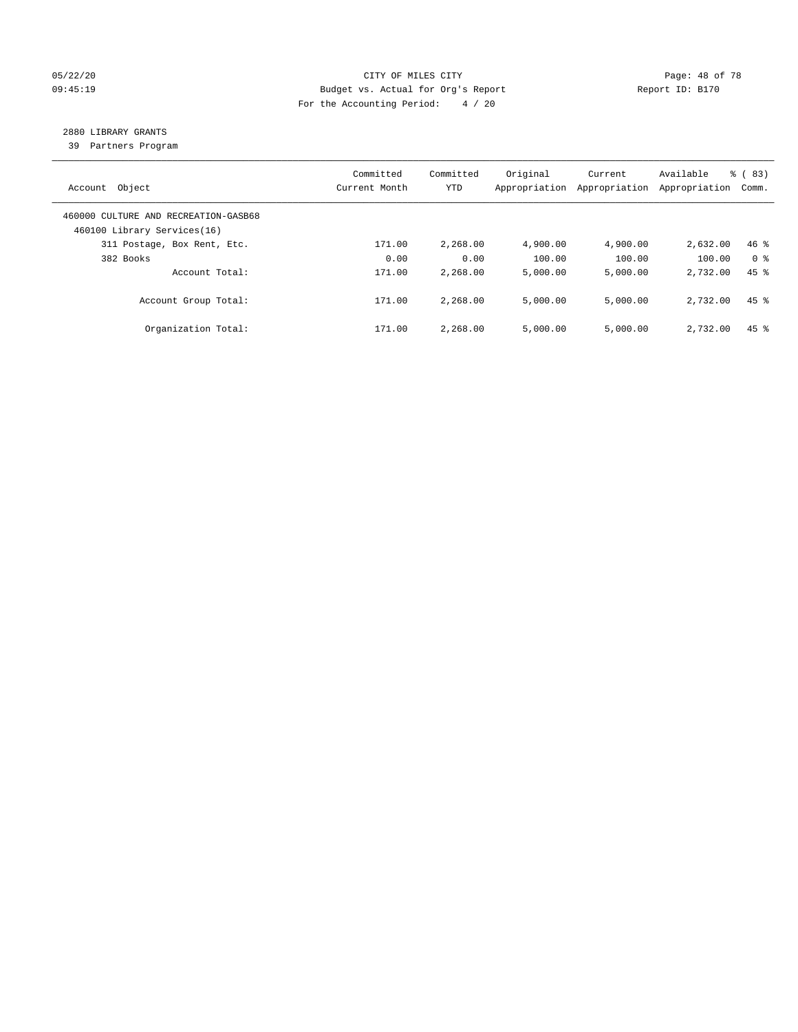CITY OF MILES CITY

Budget vs. Actual for Org's Report

For the Accounting Period: 4 / 20

2880 LIBRARY GRANTS

39 Partners Program

| Account Object | Committed Current Month | Committed YTD | Original Appropriation | Current Appropriation | Available Appropriation | % ( 83) Comm. |
|---|---|---|---|---|---|---|
| 460000 CULTURE AND RECREATION-GASB68 | | | | | | |
| 460100 Library Services(16) | | | | | | |
| 311 Postage, Box Rent, Etc. | 171.00 | 2,268.00 | 4,900.00 | 4,900.00 | 2,632.00 | 46 % |
| 382 Books | 0.00 | 0.00 | 100.00 | 100.00 | 100.00 | 0 % |
| Account Total: | 171.00 | 2,268.00 | 5,000.00 | 5,000.00 | 2,732.00 | 45 % |
| Account Group Total: | 171.00 | 2,268.00 | 5,000.00 | 5,000.00 | 2,732.00 | 45 % |
| Organization Total: | 171.00 | 2,268.00 | 5,000.00 | 5,000.00 | 2,732.00 | 45 % |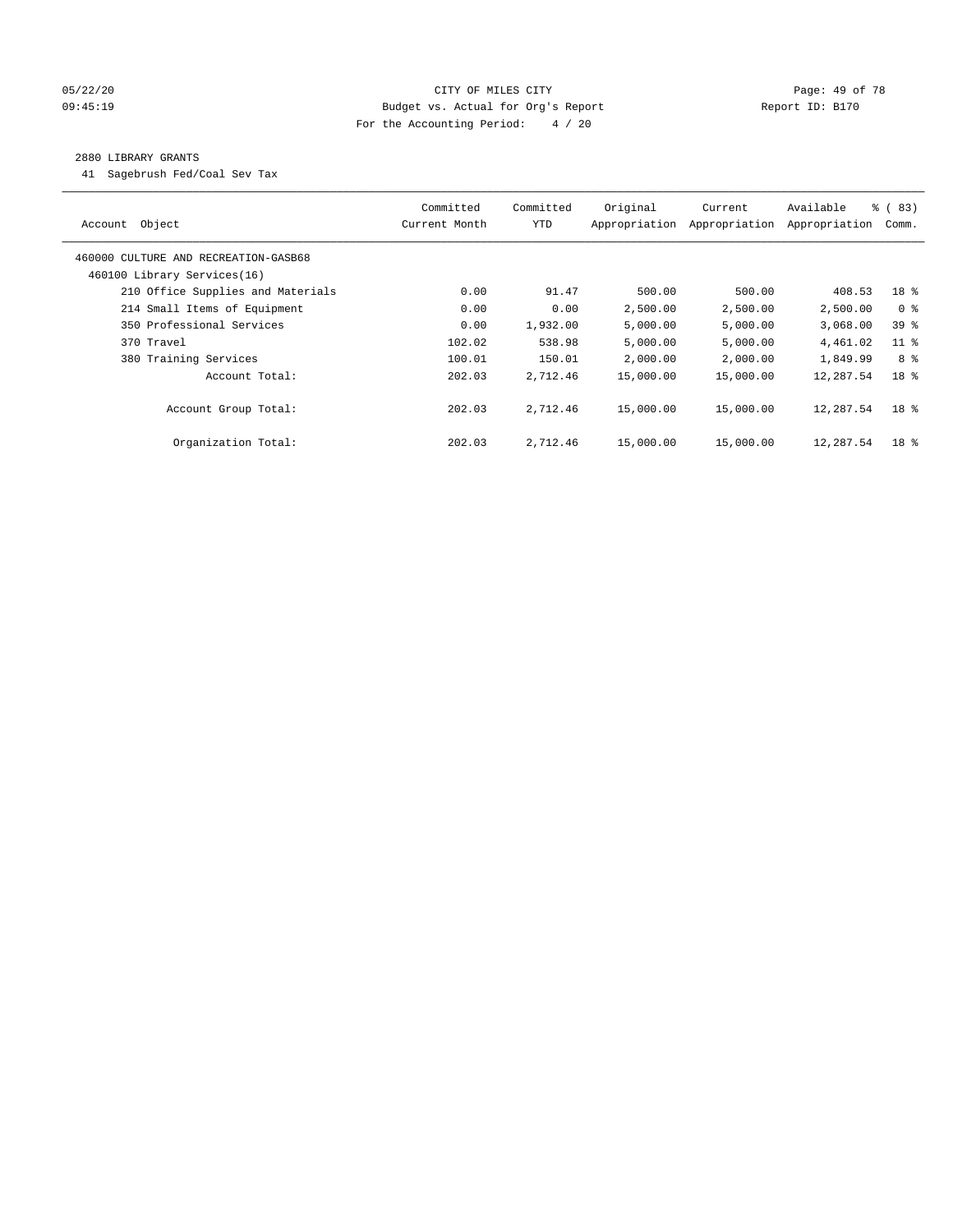CITY OF MILES CITY
Budget vs. Actual for Org's Report
For the Accounting Period: 4 / 20

05/22/20
09:45:19

Report ID: B170

## 2880 LIBRARY GRANTS

41 Sagebrush Fed/Coal Sev Tax

| Account Object | Committed Current Month | Committed YTD | Original Appropriation | Current Appropriation | Available Appropriation | % ( 83) Comm. |
|---|---|---|---|---|---|---|
| 460000 CULTURE AND RECREATION-GASB68 | | | | | | |
| 460100 Library Services(16) | | | | | | |
| 210 Office Supplies and Materials | 0.00 | 91.47 | 500.00 | 500.00 | 408.53 | 18 % |
| 214 Small Items of Equipment | 0.00 | 0.00 | 2,500.00 | 2,500.00 | 2,500.00 | 0 % |
| 350 Professional Services | 0.00 | 1,932.00 | 5,000.00 | 5,000.00 | 3,068.00 | 39 % |
| 370 Travel | 102.02 | 538.98 | 5,000.00 | 5,000.00 | 4,461.02 | 11 % |
| 380 Training Services | 100.01 | 150.01 | 2,000.00 | 2,000.00 | 1,849.99 | 8 % |
| Account Total: | 202.03 | 2,712.46 | 15,000.00 | 15,000.00 | 12,287.54 | 18 % |
| Account Group Total: | 202.03 | 2,712.46 | 15,000.00 | 15,000.00 | 12,287.54 | 18 % |
| Organization Total: | 202.03 | 2,712.46 | 15,000.00 | 15,000.00 | 12,287.54 | 18 % |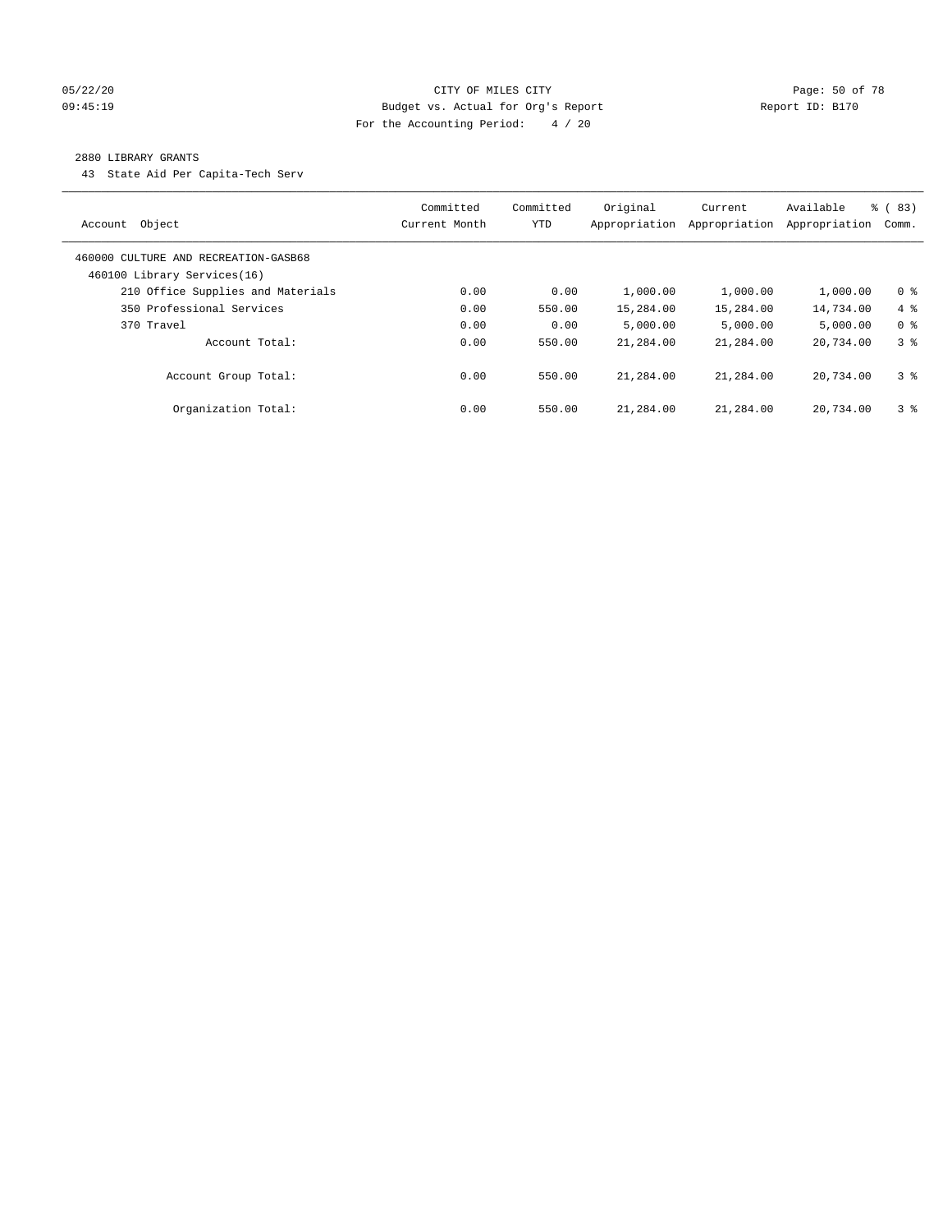CITY OF MILES CITY

Budget vs. Actual for Org's Report

For the Accounting Period: 4 / 20

05/22/20
09:45:19

Report ID: B170

## 2880 LIBRARY GRANTS

43 State Aid Per Capita-Tech Serv

| Account Object | Committed Current Month | Committed YTD | Original Appropriation | Current Appropriation | Available Appropriation | % ( 83) Comm. |
|---|---|---|---|---|---|---|
| 460000 CULTURE AND RECREATION-GASB68 | | | | | | |
| 460100 Library Services(16) | | | | | | |
| 210 Office Supplies and Materials | 0.00 | 0.00 | 1,000.00 | 1,000.00 | 1,000.00 | 0 % |
| 350 Professional Services | 0.00 | 550.00 | 15,284.00 | 15,284.00 | 14,734.00 | 4 % |
| 370 Travel | 0.00 | 0.00 | 5,000.00 | 5,000.00 | 5,000.00 | 0 % |
| Account Total: | 0.00 | 550.00 | 21,284.00 | 21,284.00 | 20,734.00 | 3 % |
| Account Group Total: | 0.00 | 550.00 | 21,284.00 | 21,284.00 | 20,734.00 | 3 % |
| Organization Total: | 0.00 | 550.00 | 21,284.00 | 21,284.00 | 20,734.00 | 3 % |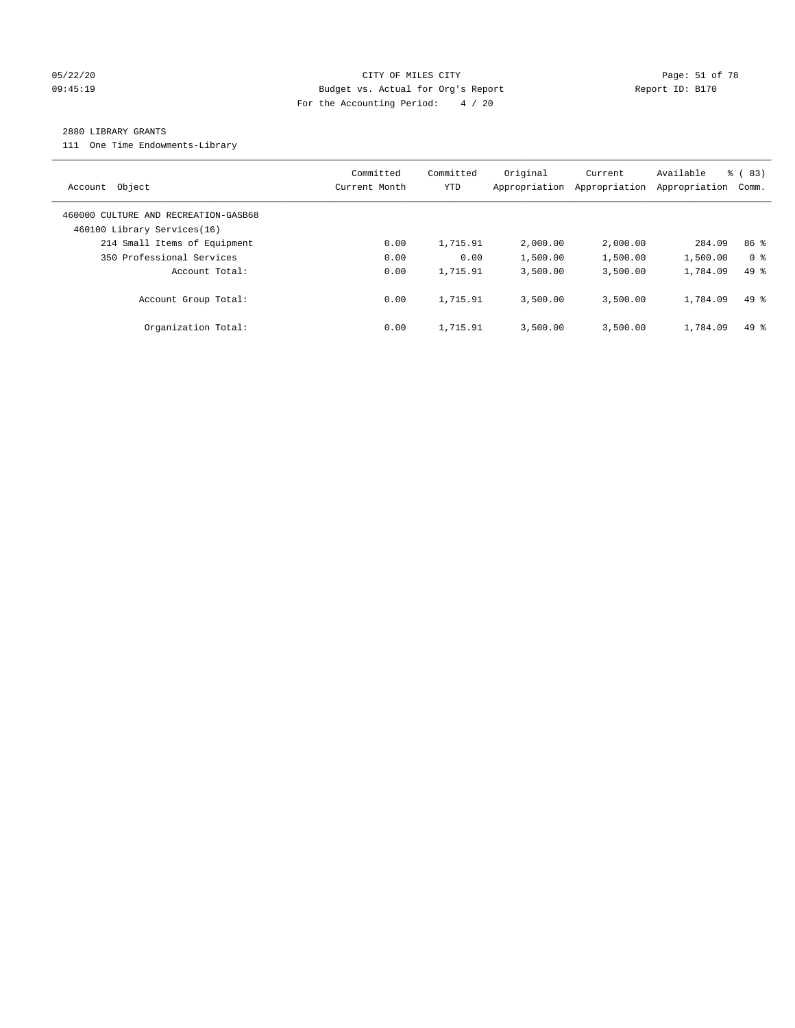CITY OF MILES CITY

Budget vs. Actual for Org's Report

For the Accounting Period: 4 / 20

## 2880 LIBRARY GRANTS

111 One Time Endowments-Library

| Account Object | Committed Current Month | Committed YTD | Original Appropriation | Current Appropriation | Available Appropriation | % ( 83) Comm. |
|---|---|---|---|---|---|---|
| 460000 CULTURE AND RECREATION-GASB68 | | | | | | |
| 460100 Library Services(16) | | | | | | |
| 214 Small Items of Equipment | 0.00 | 1,715.91 | 2,000.00 | 2,000.00 | 284.09 | 86 % |
| 350 Professional Services | 0.00 | 0.00 | 1,500.00 | 1,500.00 | 1,500.00 | 0 % |
| Account Total: | 0.00 | 1,715.91 | 3,500.00 | 3,500.00 | 1,784.09 | 49 % |
| Account Group Total: | 0.00 | 1,715.91 | 3,500.00 | 3,500.00 | 1,784.09 | 49 % |
| Organization Total: | 0.00 | 1,715.91 | 3,500.00 | 3,500.00 | 1,784.09 | 49 % |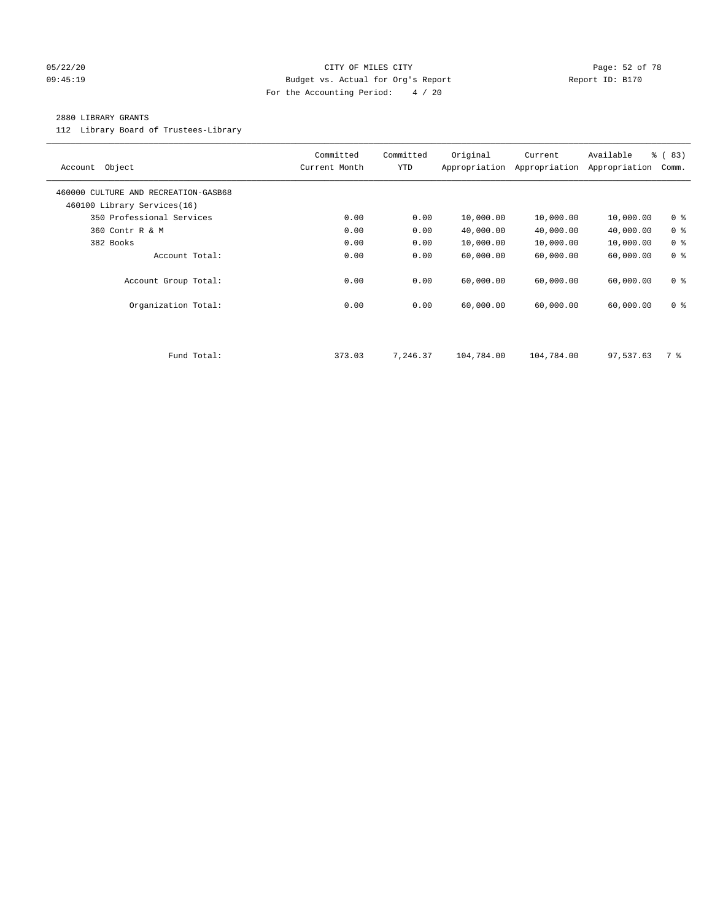CITY OF MILES CITY
Budget vs. Actual for Org's Report
For the Accounting Period: 4 / 20

05/22/20
09:45:19

Report ID: B170

2880 LIBRARY GRANTS

112 Library Board of Trustees-Library

| Account Object | Committed Current Month | Committed YTD | Original Appropriation | Current Appropriation | Available Appropriation | % ( 83) Comm. |
|---|---|---|---|---|---|---|
| 460000 CULTURE AND RECREATION-GASB68 | | | | | | |
| 460100 Library Services(16) | | | | | | |
| 350 Professional Services | 0.00 | 0.00 | 10,000.00 | 10,000.00 | 10,000.00 | 0 % |
| 360 Contr R & M | 0.00 | 0.00 | 40,000.00 | 40,000.00 | 40,000.00 | 0 % |
| 382 Books | 0.00 | 0.00 | 10,000.00 | 10,000.00 | 10,000.00 | 0 % |
| Account Total: | 0.00 | 0.00 | 60,000.00 | 60,000.00 | 60,000.00 | 0 % |
| Account Group Total: | 0.00 | 0.00 | 60,000.00 | 60,000.00 | 60,000.00 | 0 % |
| Organization Total: | 0.00 | 0.00 | 60,000.00 | 60,000.00 | 60,000.00 | 0 % |
| Fund Total: | 373.03 | 7,246.37 | 104,784.00 | 104,784.00 | 97,537.63 | 7 % |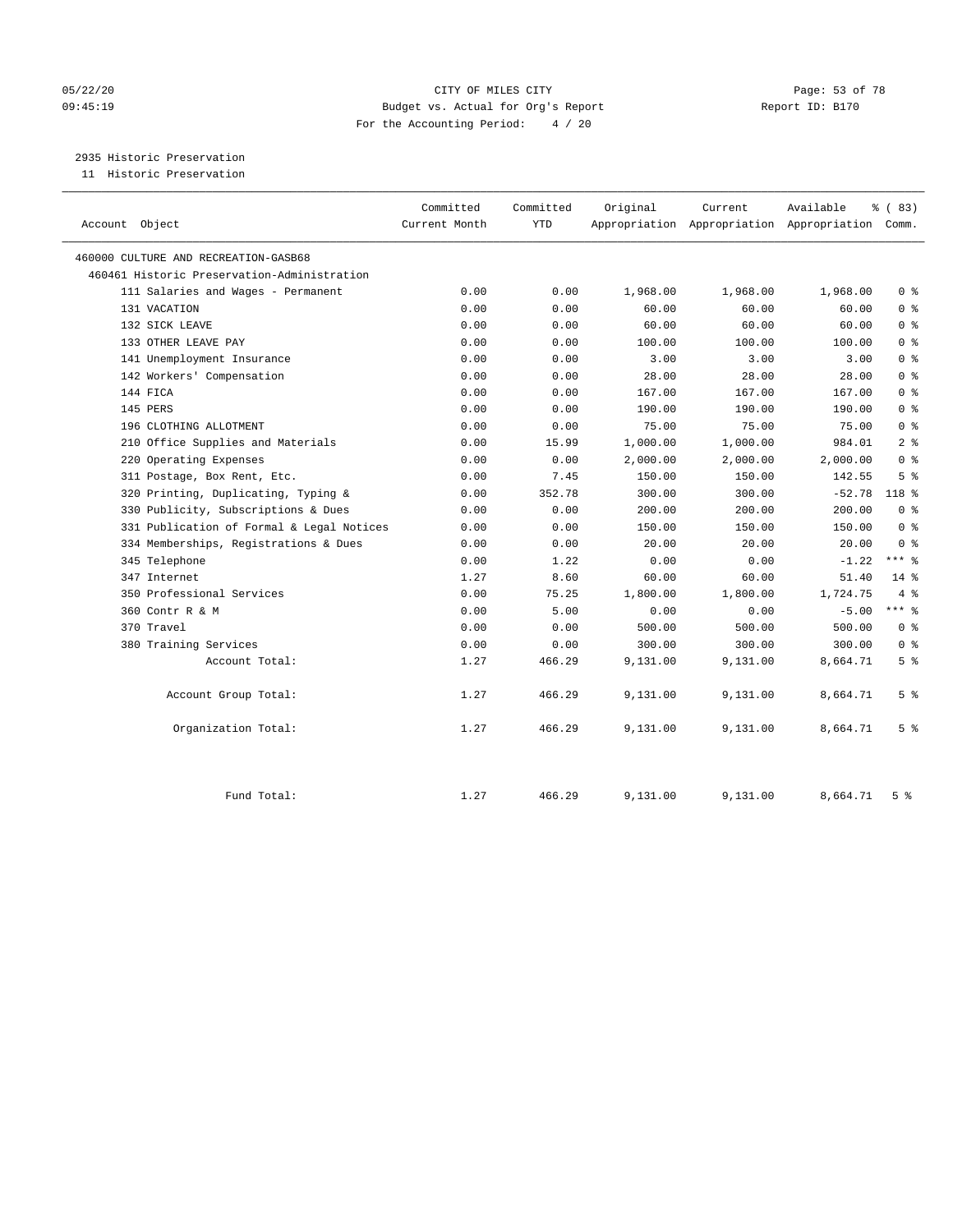05/22/20 CITY OF MILES CITY
09:45:19 Budget vs. Actual for Org's Report Report ID: B170
For the Accounting Period: 4 / 20

2935 Historic Preservation
11 Historic Preservation

| Account Object | Committed Current Month | Committed YTD | Original Appropriation | Current Appropriation | Available Appropriation | % ( 83) Comm. |
|---|---|---|---|---|---|---|
| 460000 CULTURE AND RECREATION-GASB68 | | | | | | |
| 460461 Historic Preservation-Administration | | | | | | |
| 111 Salaries and Wages - Permanent | 0.00 | 0.00 | 1,968.00 | 1,968.00 | 1,968.00 | 0 % |
| 131 VACATION | 0.00 | 0.00 | 60.00 | 60.00 | 60.00 | 0 % |
| 132 SICK LEAVE | 0.00 | 0.00 | 60.00 | 60.00 | 60.00 | 0 % |
| 133 OTHER LEAVE PAY | 0.00 | 0.00 | 100.00 | 100.00 | 100.00 | 0 % |
| 141 Unemployment Insurance | 0.00 | 0.00 | 3.00 | 3.00 | 3.00 | 0 % |
| 142 Workers' Compensation | 0.00 | 0.00 | 28.00 | 28.00 | 28.00 | 0 % |
| 144 FICA | 0.00 | 0.00 | 167.00 | 167.00 | 167.00 | 0 % |
| 145 PERS | 0.00 | 0.00 | 190.00 | 190.00 | 190.00 | 0 % |
| 196 CLOTHING ALLOTMENT | 0.00 | 0.00 | 75.00 | 75.00 | 75.00 | 0 % |
| 210 Office Supplies and Materials | 0.00 | 15.99 | 1,000.00 | 1,000.00 | 984.01 | 2 % |
| 220 Operating Expenses | 0.00 | 0.00 | 2,000.00 | 2,000.00 | 2,000.00 | 0 % |
| 311 Postage, Box Rent, Etc. | 0.00 | 7.45 | 150.00 | 150.00 | 142.55 | 5 % |
| 320 Printing, Duplicating, Typing & | 0.00 | 352.78 | 300.00 | 300.00 | -52.78 | 118 % |
| 330 Publicity, Subscriptions & Dues | 0.00 | 0.00 | 200.00 | 200.00 | 200.00 | 0 % |
| 331 Publication of Formal & Legal Notices | 0.00 | 0.00 | 150.00 | 150.00 | 150.00 | 0 % |
| 334 Memberships, Registrations & Dues | 0.00 | 0.00 | 20.00 | 20.00 | 20.00 | 0 % |
| 345 Telephone | 0.00 | 1.22 | 0.00 | 0.00 | -1.22 | *** % |
| 347 Internet | 1.27 | 8.60 | 60.00 | 60.00 | 51.40 | 14 % |
| 350 Professional Services | 0.00 | 75.25 | 1,800.00 | 1,800.00 | 1,724.75 | 4 % |
| 360 Contr R & M | 0.00 | 5.00 | 0.00 | 0.00 | -5.00 | *** % |
| 370 Travel | 0.00 | 0.00 | 500.00 | 500.00 | 500.00 | 0 % |
| 380 Training Services | 0.00 | 0.00 | 300.00 | 300.00 | 300.00 | 0 % |
| Account Total: | 1.27 | 466.29 | 9,131.00 | 9,131.00 | 8,664.71 | 5 % |
| Account Group Total: | 1.27 | 466.29 | 9,131.00 | 9,131.00 | 8,664.71 | 5 % |
| Organization Total: | 1.27 | 466.29 | 9,131.00 | 9,131.00 | 8,664.71 | 5 % |
| Fund Total: | 1.27 | 466.29 | 9,131.00 | 9,131.00 | 8,664.71 | 5 % |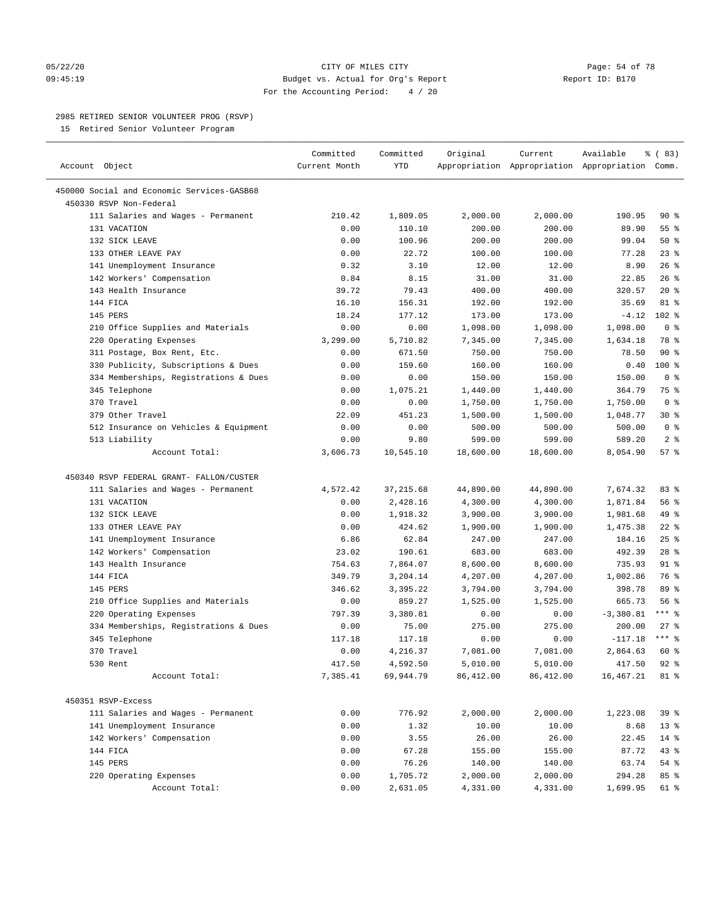CITY OF MILES CITY
Budget vs. Actual for Org's Report
For the Accounting Period: 4 / 20

05/22/20
09:45:19

Report ID: B170

## 2985 RETIRED SENIOR VOLUNTEER PROG (RSVP)

15 Retired Senior Volunteer Program

| Account Object | Committed Current Month | Committed YTD | Original Appropriation | Current Appropriation | Available Appropriation | % ( 83) Comm. |
|---|---|---|---|---|---|---|
| 450000 Social and Economic Services-GASB68 | | | | | | |
| 450330 RSVP Non-Federal | | | | | | |
| 111 Salaries and Wages - Permanent | 210.42 | 1,809.05 | 2,000.00 | 2,000.00 | 190.95 | 90 % |
| 131 VACATION | 0.00 | 110.10 | 200.00 | 200.00 | 89.90 | 55 % |
| 132 SICK LEAVE | 0.00 | 100.96 | 200.00 | 200.00 | 99.04 | 50 % |
| 133 OTHER LEAVE PAY | 0.00 | 22.72 | 100.00 | 100.00 | 77.28 | 23 % |
| 141 Unemployment Insurance | 0.32 | 3.10 | 12.00 | 12.00 | 8.90 | 26 % |
| 142 Workers' Compensation | 0.84 | 8.15 | 31.00 | 31.00 | 22.85 | 26 % |
| 143 Health Insurance | 39.72 | 79.43 | 400.00 | 400.00 | 320.57 | 20 % |
| 144 FICA | 16.10 | 156.31 | 192.00 | 192.00 | 35.69 | 81 % |
| 145 PERS | 18.24 | 177.12 | 173.00 | 173.00 | -4.12 | 102 % |
| 210 Office Supplies and Materials | 0.00 | 0.00 | 1,098.00 | 1,098.00 | 1,098.00 | 0 % |
| 220 Operating Expenses | 3,299.00 | 5,710.82 | 7,345.00 | 7,345.00 | 1,634.18 | 78 % |
| 311 Postage, Box Rent, Etc. | 0.00 | 671.50 | 750.00 | 750.00 | 78.50 | 90 % |
| 330 Publicity, Subscriptions & Dues | 0.00 | 159.60 | 160.00 | 160.00 | 0.40 | 100 % |
| 334 Memberships, Registrations & Dues | 0.00 | 0.00 | 150.00 | 150.00 | 150.00 | 0 % |
| 345 Telephone | 0.00 | 1,075.21 | 1,440.00 | 1,440.00 | 364.79 | 75 % |
| 370 Travel | 0.00 | 0.00 | 1,750.00 | 1,750.00 | 1,750.00 | 0 % |
| 379 Other Travel | 22.09 | 451.23 | 1,500.00 | 1,500.00 | 1,048.77 | 30 % |
| 512 Insurance on Vehicles & Equipment | 0.00 | 0.00 | 500.00 | 500.00 | 500.00 | 0 % |
| 513 Liability | 0.00 | 9.80 | 599.00 | 599.00 | 589.20 | 2 % |
| Account Total: | 3,606.73 | 10,545.10 | 18,600.00 | 18,600.00 | 8,054.90 | 57 % |
| 450340 RSVP FEDERAL GRANT- FALLON/CUSTER | | | | | | |
| 111 Salaries and Wages - Permanent | 4,572.42 | 37,215.68 | 44,890.00 | 44,890.00 | 7,674.32 | 83 % |
| 131 VACATION | 0.00 | 2,428.16 | 4,300.00 | 4,300.00 | 1,871.84 | 56 % |
| 132 SICK LEAVE | 0.00 | 1,918.32 | 3,900.00 | 3,900.00 | 1,981.68 | 49 % |
| 133 OTHER LEAVE PAY | 0.00 | 424.62 | 1,900.00 | 1,900.00 | 1,475.38 | 22 % |
| 141 Unemployment Insurance | 6.86 | 62.84 | 247.00 | 247.00 | 184.16 | 25 % |
| 142 Workers' Compensation | 23.02 | 190.61 | 683.00 | 683.00 | 492.39 | 28 % |
| 143 Health Insurance | 754.63 | 7,864.07 | 8,600.00 | 8,600.00 | 735.93 | 91 % |
| 144 FICA | 349.79 | 3,204.14 | 4,207.00 | 4,207.00 | 1,002.86 | 76 % |
| 145 PERS | 346.62 | 3,395.22 | 3,794.00 | 3,794.00 | 398.78 | 89 % |
| 210 Office Supplies and Materials | 0.00 | 859.27 | 1,525.00 | 1,525.00 | 665.73 | 56 % |
| 220 Operating Expenses | 797.39 | 3,380.81 | 0.00 | 0.00 | -3,380.81 | *** % |
| 334 Memberships, Registrations & Dues | 0.00 | 75.00 | 275.00 | 275.00 | 200.00 | 27 % |
| 345 Telephone | 117.18 | 117.18 | 0.00 | 0.00 | -117.18 | *** % |
| 370 Travel | 0.00 | 4,216.37 | 7,081.00 | 7,081.00 | 2,864.63 | 60 % |
| 530 Rent | 417.50 | 4,592.50 | 5,010.00 | 5,010.00 | 417.50 | 92 % |
| Account Total: | 7,385.41 | 69,944.79 | 86,412.00 | 86,412.00 | 16,467.21 | 81 % |
| 450351 RSVP-Excess | | | | | | |
| 111 Salaries and Wages - Permanent | 0.00 | 776.92 | 2,000.00 | 2,000.00 | 1,223.08 | 39 % |
| 141 Unemployment Insurance | 0.00 | 1.32 | 10.00 | 10.00 | 8.68 | 13 % |
| 142 Workers' Compensation | 0.00 | 3.55 | 26.00 | 26.00 | 22.45 | 14 % |
| 144 FICA | 0.00 | 67.28 | 155.00 | 155.00 | 87.72 | 43 % |
| 145 PERS | 0.00 | 76.26 | 140.00 | 140.00 | 63.74 | 54 % |
| 220 Operating Expenses | 0.00 | 1,705.72 | 2,000.00 | 2,000.00 | 294.28 | 85 % |
| Account Total: | 0.00 | 2,631.05 | 4,331.00 | 4,331.00 | 1,699.95 | 61 % |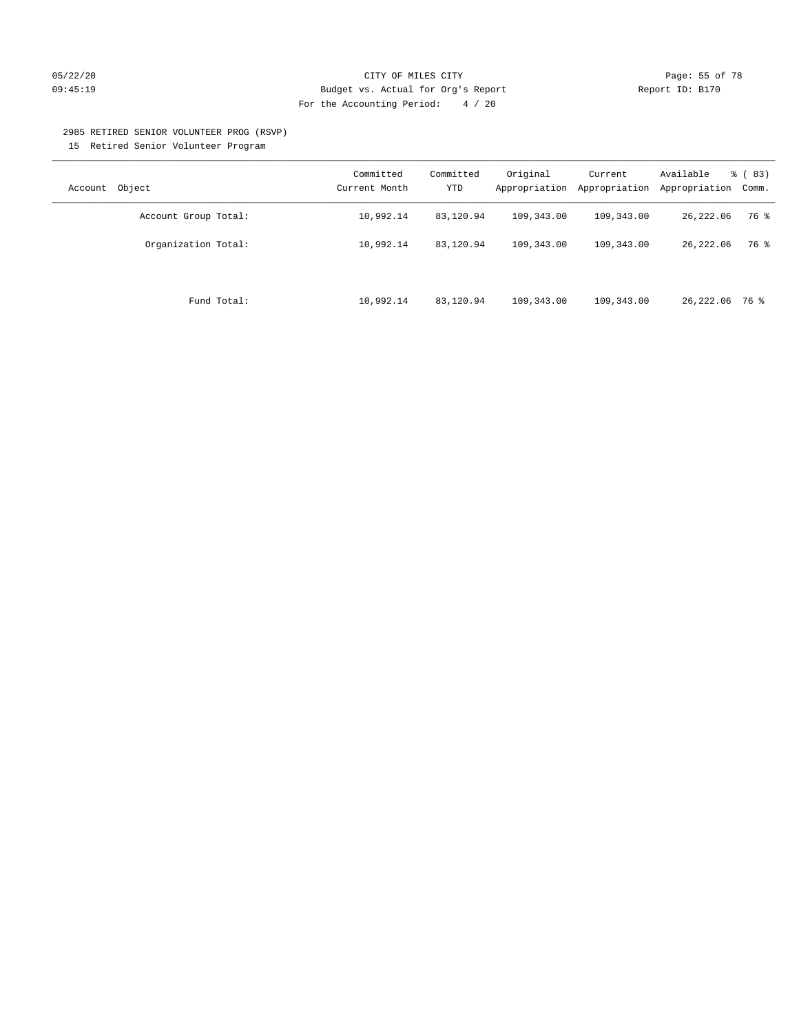CITY OF MILES CITY

Budget vs. Actual for Org's Report

For the Accounting Period: 4 / 20

2985 RETIRED SENIOR VOLUNTEER PROG (RSVP)

15 Retired Senior Volunteer Program

| Account Object | Committed Current Month | Committed YTD | Original Appropriation | Current Appropriation | Available Appropriation | % ( 83) Comm. |
|---|---|---|---|---|---|---|
| Account Group Total: | 10,992.14 | 83,120.94 | 109,343.00 | 109,343.00 | 26,222.06 | 76 % |
| Organization Total: | 10,992.14 | 83,120.94 | 109,343.00 | 109,343.00 | 26,222.06 | 76 % |
| Fund Total: | 10,992.14 | 83,120.94 | 109,343.00 | 109,343.00 | 26,222.06 | 76 % |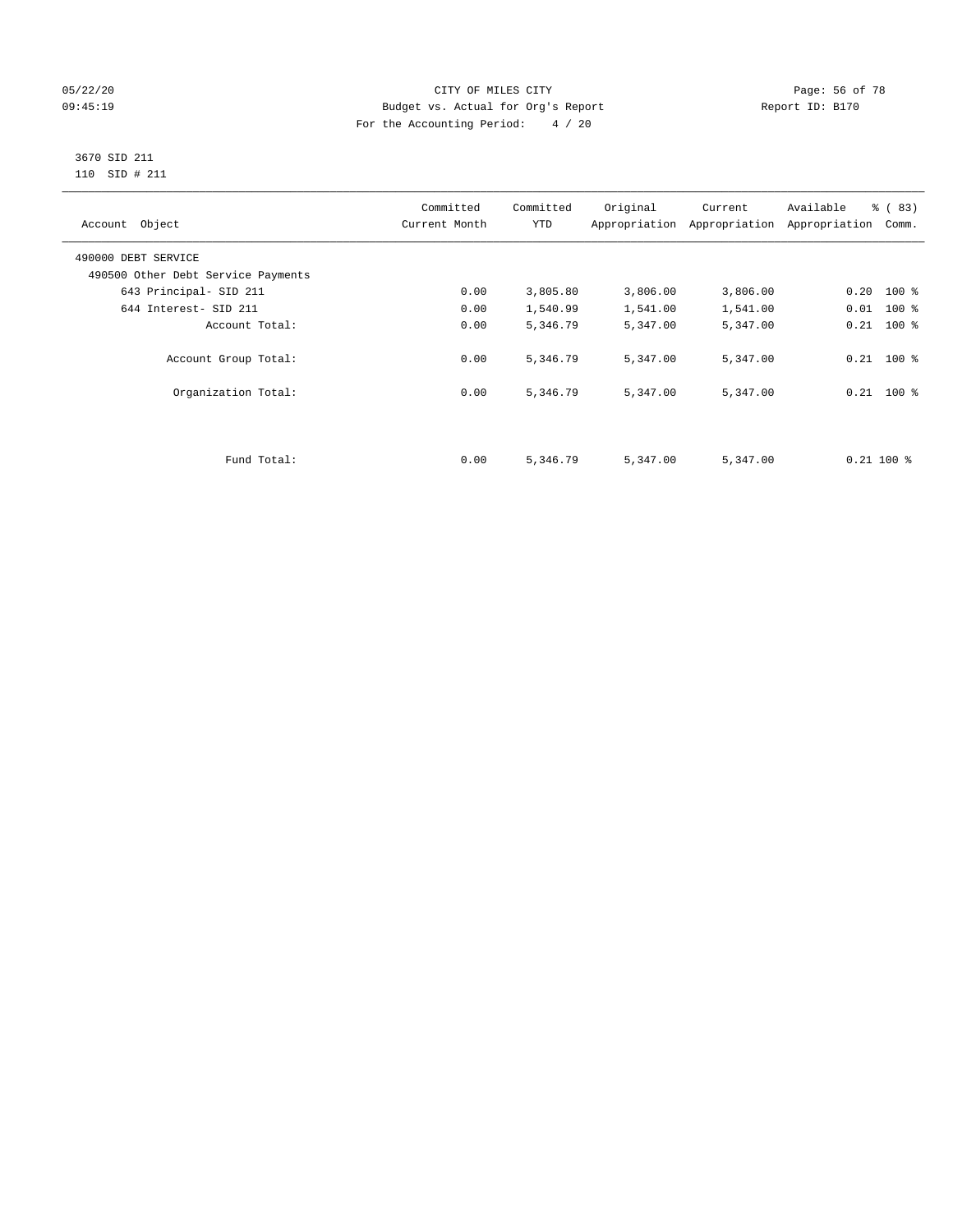CITY OF MILES CITY
Budget vs. Actual for Org's Report
For the Accounting Period: 4 / 20

05/22/20
09:45:19

Report ID: B170

3670 SID 211
110 SID # 211

| Account Object | Committed Current Month | Committed YTD | Original Appropriation | Current Appropriation | Available Appropriation | % ( 83) Comm. |
|---|---|---|---|---|---|---|
| 490000 DEBT SERVICE | | | | | | |
| 490500 Other Debt Service Payments | | | | | | |
| 643 Principal- SID 211 | 0.00 | 3,805.80 | 3,806.00 | 3,806.00 | 0.20 | 100 % |
| 644 Interest- SID 211 | 0.00 | 1,540.99 | 1,541.00 | 1,541.00 | 0.01 | 100 % |
| Account Total: | 0.00 | 5,346.79 | 5,347.00 | 5,347.00 | 0.21 | 100 % |
| Account Group Total: | 0.00 | 5,346.79 | 5,347.00 | 5,347.00 | 0.21 | 100 % |
| Organization Total: | 0.00 | 5,346.79 | 5,347.00 | 5,347.00 | 0.21 | 100 % |
| Fund Total: | 0.00 | 5,346.79 | 5,347.00 | 5,347.00 | 0.21 | 100 % |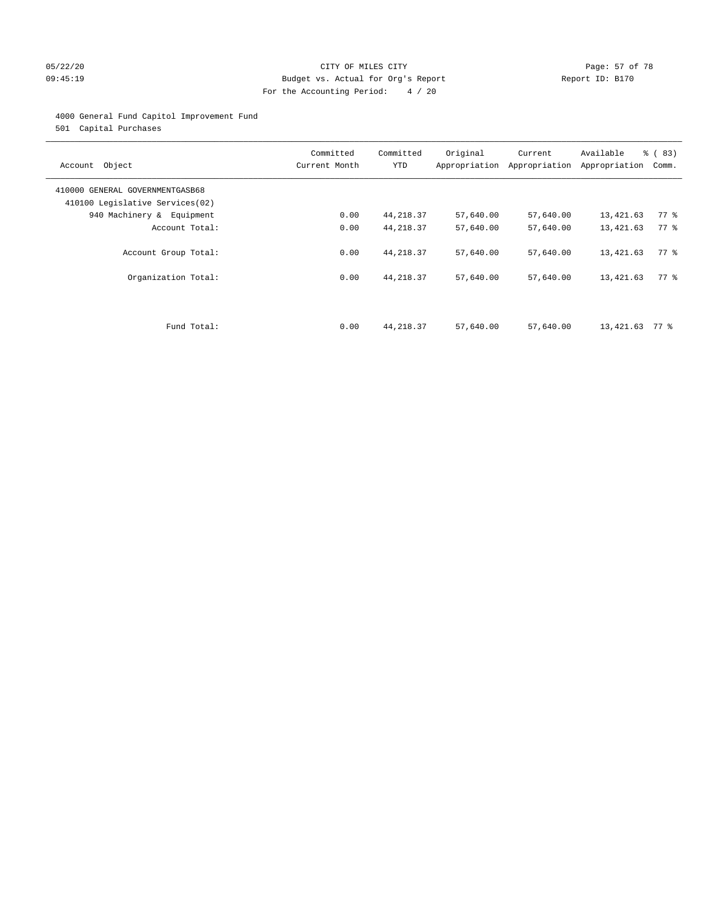CITY OF MILES CITY
Budget vs. Actual for Org's Report
For the Accounting Period: 4 / 20

05/22/20
09:45:19

Report ID: B170

4000 General Fund Capitol Improvement Fund
501 Capital Purchases

| Account Object | Committed Current Month | Committed YTD | Original Appropriation | Current Appropriation | Available Appropriation | % ( 83) Comm. |
|---|---|---|---|---|---|---|
| 410000 GENERAL GOVERNMENTGASB68 | | | | | | |
| 410100 Legislative Services(02) | | | | | | |
| 940 Machinery & Equipment | 0.00 | 44,218.37 | 57,640.00 | 57,640.00 | 13,421.63 | 77 % |
| Account Total: | 0.00 | 44,218.37 | 57,640.00 | 57,640.00 | 13,421.63 | 77 % |
| Account Group Total: | 0.00 | 44,218.37 | 57,640.00 | 57,640.00 | 13,421.63 | 77 % |
| Organization Total: | 0.00 | 44,218.37 | 57,640.00 | 57,640.00 | 13,421.63 | 77 % |
| Fund Total: | 0.00 | 44,218.37 | 57,640.00 | 57,640.00 | 13,421.63 | 77 % |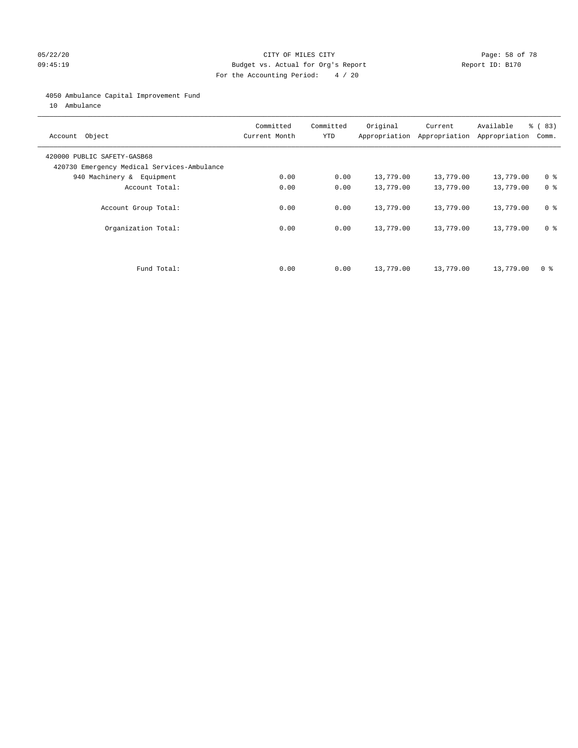CITY OF MILES CITY
Budget vs. Actual for Org's Report
For the Accounting Period: 4 / 20

05/22/20 09:45:19 — Report ID: B170

4050 Ambulance Capital Improvement Fund
10 Ambulance

| Account Object | Committed Current Month | Committed YTD | Original Appropriation | Current Appropriation | Available Appropriation | % ( 83) Comm. |
|---|---|---|---|---|---|---|
| 420000 PUBLIC SAFETY-GASB68 | | | | | | |
| 420730 Emergency Medical Services-Ambulance | | | | | | |
| 940 Machinery & Equipment | 0.00 | 0.00 | 13,779.00 | 13,779.00 | 13,779.00 | 0 % |
| Account Total: | 0.00 | 0.00 | 13,779.00 | 13,779.00 | 13,779.00 | 0 % |
| Account Group Total: | 0.00 | 0.00 | 13,779.00 | 13,779.00 | 13,779.00 | 0 % |
| Organization Total: | 0.00 | 0.00 | 13,779.00 | 13,779.00 | 13,779.00 | 0 % |
| Fund Total: | 0.00 | 0.00 | 13,779.00 | 13,779.00 | 13,779.00 | 0 % |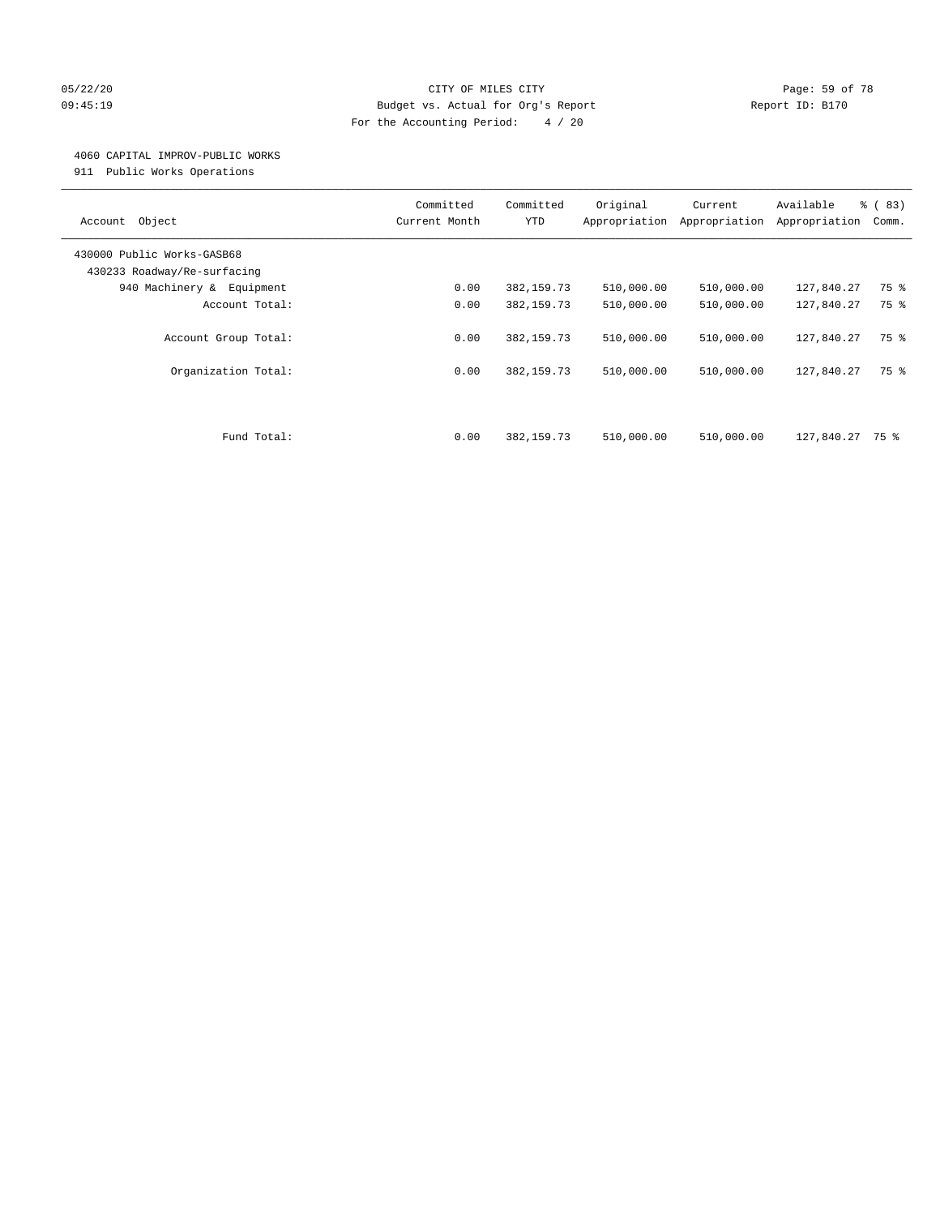# CITY OF MILES CITY

## Budget vs. Actual for Org's Report

For the Accounting Period: 4 / 20

05/22/20 09:45:19 — Report ID: B170

### 4060 CAPITAL IMPROV-PUBLIC WORKS

911 Public Works Operations

| Account Object | Committed Current Month | Committed YTD | Original Appropriation | Current Appropriation | Available Appropriation | % ( 83) Comm. |
|---|---|---|---|---|---|---|
| 430000 Public Works-GASB68 | | | | | | |
| 430233 Roadway/Re-surfacing | | | | | | |
| 940 Machinery & Equipment | 0.00 | 382,159.73 | 510,000.00 | 510,000.00 | 127,840.27 | 75 % |
| Account Total: | 0.00 | 382,159.73 | 510,000.00 | 510,000.00 | 127,840.27 | 75 % |
| Account Group Total: | 0.00 | 382,159.73 | 510,000.00 | 510,000.00 | 127,840.27 | 75 % |
| Organization Total: | 0.00 | 382,159.73 | 510,000.00 | 510,000.00 | 127,840.27 | 75 % |
| Fund Total: | 0.00 | 382,159.73 | 510,000.00 | 510,000.00 | 127,840.27 | 75 % |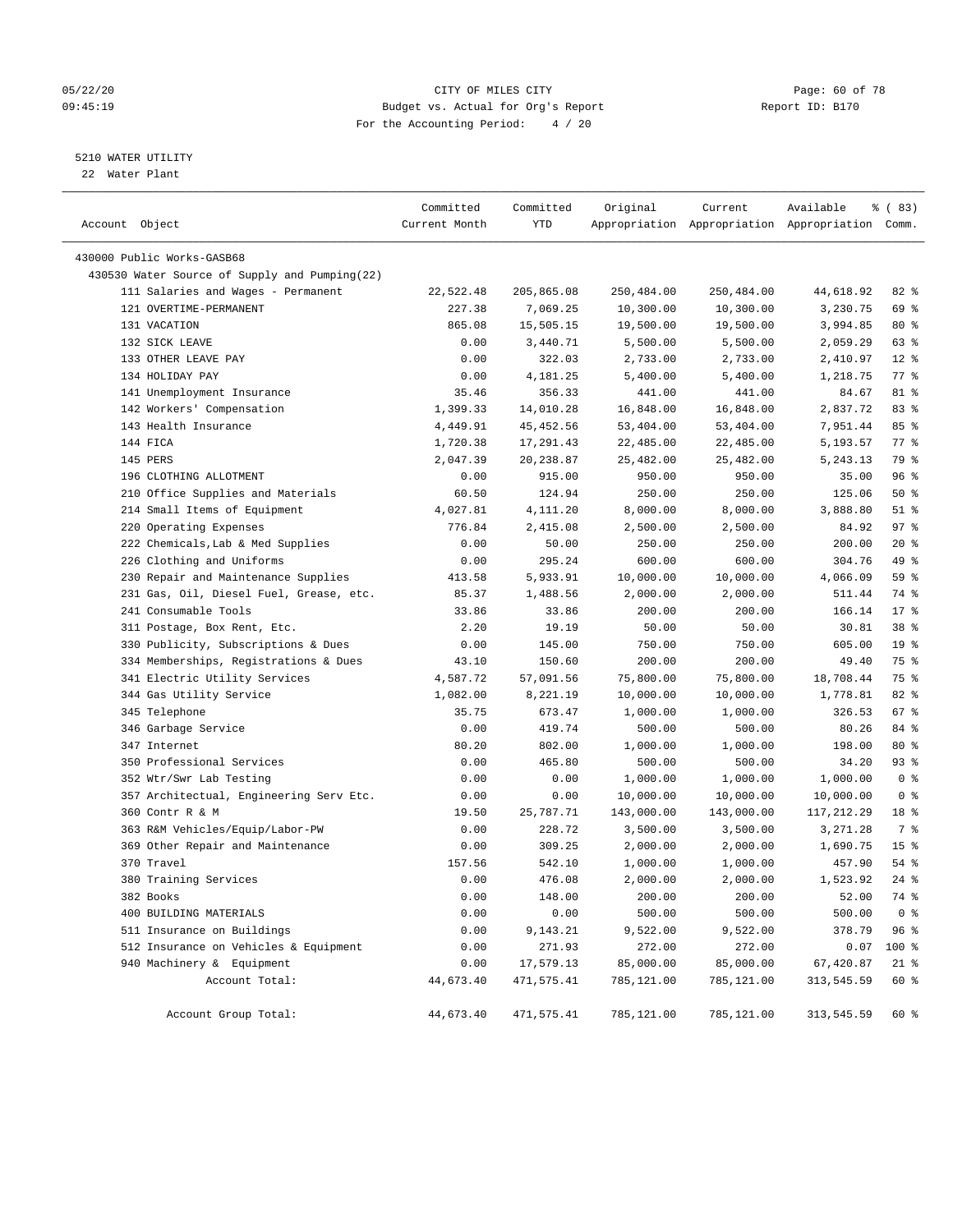CITY OF MILES CITY
Budget vs. Actual for Org's Report
For the Accounting Period: 4 / 20

05/22/20
09:45:19

Report ID: B170

5210 WATER UTILITY
22 Water Plant

| Account Object | Committed Current Month | Committed YTD | Original Appropriation | Current Appropriation | Available Appropriation | % ( 83) Comm. |
|---|---|---|---|---|---|---|
| 430000 Public Works-GASB68 | | | | | | |
| 430530 Water Source of Supply and Pumping(22) | | | | | | |
| 111 Salaries and Wages - Permanent | 22,522.48 | 205,865.08 | 250,484.00 | 250,484.00 | 44,618.92 | 82 % |
| 121 OVERTIME-PERMANENT | 227.38 | 7,069.25 | 10,300.00 | 10,300.00 | 3,230.75 | 69 % |
| 131 VACATION | 865.08 | 15,505.15 | 19,500.00 | 19,500.00 | 3,994.85 | 80 % |
| 132 SICK LEAVE | 0.00 | 3,440.71 | 5,500.00 | 5,500.00 | 2,059.29 | 63 % |
| 133 OTHER LEAVE PAY | 0.00 | 322.03 | 2,733.00 | 2,733.00 | 2,410.97 | 12 % |
| 134 HOLIDAY PAY | 0.00 | 4,181.25 | 5,400.00 | 5,400.00 | 1,218.75 | 77 % |
| 141 Unemployment Insurance | 35.46 | 356.33 | 441.00 | 441.00 | 84.67 | 81 % |
| 142 Workers' Compensation | 1,399.33 | 14,010.28 | 16,848.00 | 16,848.00 | 2,837.72 | 83 % |
| 143 Health Insurance | 4,449.91 | 45,452.56 | 53,404.00 | 53,404.00 | 7,951.44 | 85 % |
| 144 FICA | 1,720.38 | 17,291.43 | 22,485.00 | 22,485.00 | 5,193.57 | 77 % |
| 145 PERS | 2,047.39 | 20,238.87 | 25,482.00 | 25,482.00 | 5,243.13 | 79 % |
| 196 CLOTHING ALLOTMENT | 0.00 | 915.00 | 950.00 | 950.00 | 35.00 | 96 % |
| 210 Office Supplies and Materials | 60.50 | 124.94 | 250.00 | 250.00 | 125.06 | 50 % |
| 214 Small Items of Equipment | 4,027.81 | 4,111.20 | 8,000.00 | 8,000.00 | 3,888.80 | 51 % |
| 220 Operating Expenses | 776.84 | 2,415.08 | 2,500.00 | 2,500.00 | 84.92 | 97 % |
| 222 Chemicals,Lab & Med Supplies | 0.00 | 50.00 | 250.00 | 250.00 | 200.00 | 20 % |
| 226 Clothing and Uniforms | 0.00 | 295.24 | 600.00 | 600.00 | 304.76 | 49 % |
| 230 Repair and Maintenance Supplies | 413.58 | 5,933.91 | 10,000.00 | 10,000.00 | 4,066.09 | 59 % |
| 231 Gas, Oil, Diesel Fuel, Grease, etc. | 85.37 | 1,488.56 | 2,000.00 | 2,000.00 | 511.44 | 74 % |
| 241 Consumable Tools | 33.86 | 33.86 | 200.00 | 200.00 | 166.14 | 17 % |
| 311 Postage, Box Rent, Etc. | 2.20 | 19.19 | 50.00 | 50.00 | 30.81 | 38 % |
| 330 Publicity, Subscriptions & Dues | 0.00 | 145.00 | 750.00 | 750.00 | 605.00 | 19 % |
| 334 Memberships, Registrations & Dues | 43.10 | 150.60 | 200.00 | 200.00 | 49.40 | 75 % |
| 341 Electric Utility Services | 4,587.72 | 57,091.56 | 75,800.00 | 75,800.00 | 18,708.44 | 75 % |
| 344 Gas Utility Service | 1,082.00 | 8,221.19 | 10,000.00 | 10,000.00 | 1,778.81 | 82 % |
| 345 Telephone | 35.75 | 673.47 | 1,000.00 | 1,000.00 | 326.53 | 67 % |
| 346 Garbage Service | 0.00 | 419.74 | 500.00 | 500.00 | 80.26 | 84 % |
| 347 Internet | 80.20 | 802.00 | 1,000.00 | 1,000.00 | 198.00 | 80 % |
| 350 Professional Services | 0.00 | 465.80 | 500.00 | 500.00 | 34.20 | 93 % |
| 352 Wtr/Swr Lab Testing | 0.00 | 0.00 | 1,000.00 | 1,000.00 | 1,000.00 | 0 % |
| 357 Architectual, Engineering Serv Etc. | 0.00 | 0.00 | 10,000.00 | 10,000.00 | 10,000.00 | 0 % |
| 360 Contr R & M | 19.50 | 25,787.71 | 143,000.00 | 143,000.00 | 117,212.29 | 18 % |
| 363 R&M Vehicles/Equip/Labor-PW | 0.00 | 228.72 | 3,500.00 | 3,500.00 | 3,271.28 | 7 % |
| 369 Other Repair and Maintenance | 0.00 | 309.25 | 2,000.00 | 2,000.00 | 1,690.75 | 15 % |
| 370 Travel | 157.56 | 542.10 | 1,000.00 | 1,000.00 | 457.90 | 54 % |
| 380 Training Services | 0.00 | 476.08 | 2,000.00 | 2,000.00 | 1,523.92 | 24 % |
| 382 Books | 0.00 | 148.00 | 200.00 | 200.00 | 52.00 | 74 % |
| 400 BUILDING MATERIALS | 0.00 | 0.00 | 500.00 | 500.00 | 500.00 | 0 % |
| 511 Insurance on Buildings | 0.00 | 9,143.21 | 9,522.00 | 9,522.00 | 378.79 | 96 % |
| 512 Insurance on Vehicles & Equipment | 0.00 | 271.93 | 272.00 | 272.00 | 0.07 | 100 % |
| 940 Machinery & Equipment | 0.00 | 17,579.13 | 85,000.00 | 85,000.00 | 67,420.87 | 21 % |
| Account Total: | 44,673.40 | 471,575.41 | 785,121.00 | 785,121.00 | 313,545.59 | 60 % |
| Account Group Total: | 44,673.40 | 471,575.41 | 785,121.00 | 785,121.00 | 313,545.59 | 60 % |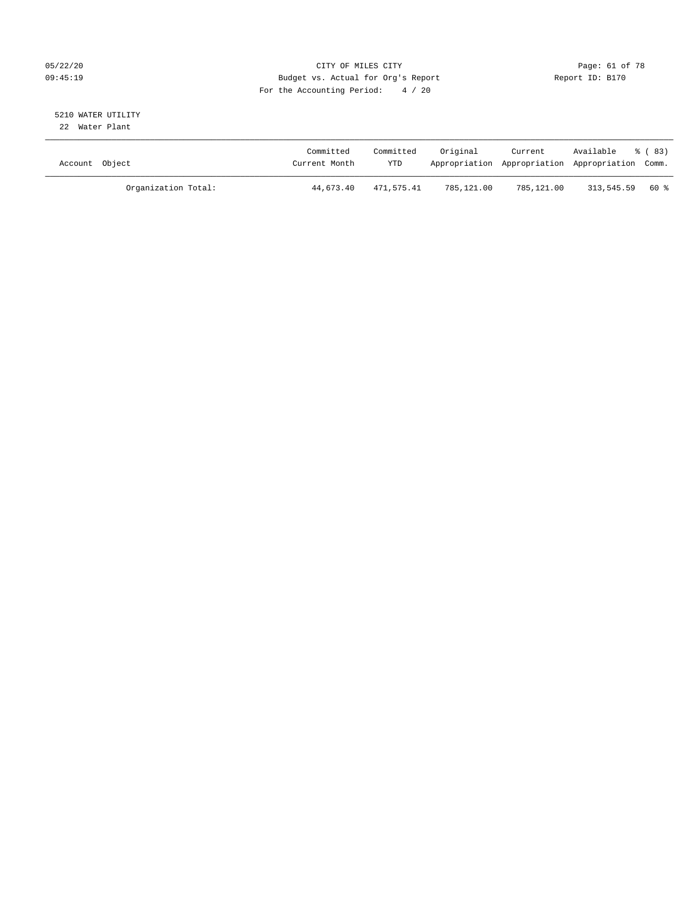CITY OF MILES CITY
Budget vs. Actual for Org's Report
For the Accounting Period: 4 / 20

05/22/20
09:45:19

Report ID: B170

5210 WATER UTILITY
22 Water Plant

| Account Object | Committed Current Month | Committed YTD | Original Appropriation | Current Appropriation | Available Appropriation | % ( 83) Comm. |
|---|---|---|---|---|---|---|
| Organization Total: | 44,673.40 | 471,575.41 | 785,121.00 | 785,121.00 | 313,545.59 | 60 % |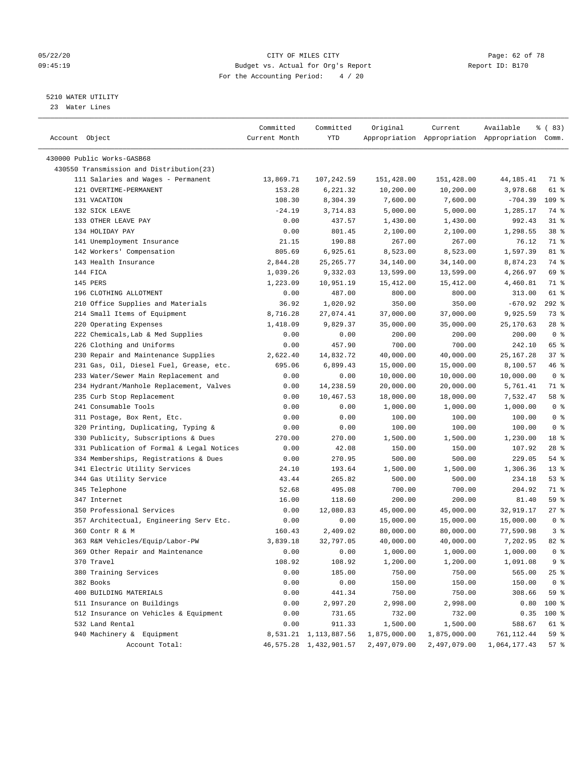# 5210 WATER UTILITY

23 Water Lines

| Account Object | Committed Current Month | Committed YTD | Original Appropriation | Current Appropriation | Available Appropriation | % ( 83) Comm. |
|---|---|---|---|---|---|---|
| 430000 Public Works-GASB68 | | | | | | |
| 430550 Transmission and Distribution(23) | | | | | | |
| 111 Salaries and Wages - Permanent | 13,869.71 | 107,242.59 | 151,428.00 | 151,428.00 | 44,185.41 | 71 % |
| 121 OVERTIME-PERMANENT | 153.28 | 6,221.32 | 10,200.00 | 10,200.00 | 3,978.68 | 61 % |
| 131 VACATION | 108.30 | 8,304.39 | 7,600.00 | 7,600.00 | -704.39 | 109 % |
| 132 SICK LEAVE | -24.19 | 3,714.83 | 5,000.00 | 5,000.00 | 1,285.17 | 74 % |
| 133 OTHER LEAVE PAY | 0.00 | 437.57 | 1,430.00 | 1,430.00 | 992.43 | 31 % |
| 134 HOLIDAY PAY | 0.00 | 801.45 | 2,100.00 | 2,100.00 | 1,298.55 | 38 % |
| 141 Unemployment Insurance | 21.15 | 190.88 | 267.00 | 267.00 | 76.12 | 71 % |
| 142 Workers' Compensation | 805.69 | 6,925.61 | 8,523.00 | 8,523.00 | 1,597.39 | 81 % |
| 143 Health Insurance | 2,844.28 | 25,265.77 | 34,140.00 | 34,140.00 | 8,874.23 | 74 % |
| 144 FICA | 1,039.26 | 9,332.03 | 13,599.00 | 13,599.00 | 4,266.97 | 69 % |
| 145 PERS | 1,223.09 | 10,951.19 | 15,412.00 | 15,412.00 | 4,460.81 | 71 % |
| 196 CLOTHING ALLOTMENT | 0.00 | 487.00 | 800.00 | 800.00 | 313.00 | 61 % |
| 210 Office Supplies and Materials | 36.92 | 1,020.92 | 350.00 | 350.00 | -670.92 | 292 % |
| 214 Small Items of Equipment | 8,716.28 | 27,074.41 | 37,000.00 | 37,000.00 | 9,925.59 | 73 % |
| 220 Operating Expenses | 1,418.09 | 9,829.37 | 35,000.00 | 35,000.00 | 25,170.63 | 28 % |
| 222 Chemicals,Lab & Med Supplies | 0.00 | 0.00 | 200.00 | 200.00 | 200.00 | 0 % |
| 226 Clothing and Uniforms | 0.00 | 457.90 | 700.00 | 700.00 | 242.10 | 65 % |
| 230 Repair and Maintenance Supplies | 2,622.40 | 14,832.72 | 40,000.00 | 40,000.00 | 25,167.28 | 37 % |
| 231 Gas, Oil, Diesel Fuel, Grease, etc. | 695.06 | 6,899.43 | 15,000.00 | 15,000.00 | 8,100.57 | 46 % |
| 233 Water/Sewer Main Replacement and | 0.00 | 0.00 | 10,000.00 | 10,000.00 | 10,000.00 | 0 % |
| 234 Hydrant/Manhole Replacement, Valves | 0.00 | 14,238.59 | 20,000.00 | 20,000.00 | 5,761.41 | 71 % |
| 235 Curb Stop Replacement | 0.00 | 10,467.53 | 18,000.00 | 18,000.00 | 7,532.47 | 58 % |
| 241 Consumable Tools | 0.00 | 0.00 | 1,000.00 | 1,000.00 | 1,000.00 | 0 % |
| 311 Postage, Box Rent, Etc. | 0.00 | 0.00 | 100.00 | 100.00 | 100.00 | 0 % |
| 320 Printing, Duplicating, Typing & | 0.00 | 0.00 | 100.00 | 100.00 | 100.00 | 0 % |
| 330 Publicity, Subscriptions & Dues | 270.00 | 270.00 | 1,500.00 | 1,500.00 | 1,230.00 | 18 % |
| 331 Publication of Formal & Legal Notices | 0.00 | 42.08 | 150.00 | 150.00 | 107.92 | 28 % |
| 334 Memberships, Registrations & Dues | 0.00 | 270.95 | 500.00 | 500.00 | 229.05 | 54 % |
| 341 Electric Utility Services | 24.10 | 193.64 | 1,500.00 | 1,500.00 | 1,306.36 | 13 % |
| 344 Gas Utility Service | 43.44 | 265.82 | 500.00 | 500.00 | 234.18 | 53 % |
| 345 Telephone | 52.68 | 495.08 | 700.00 | 700.00 | 204.92 | 71 % |
| 347 Internet | 16.00 | 118.60 | 200.00 | 200.00 | 81.40 | 59 % |
| 350 Professional Services | 0.00 | 12,080.83 | 45,000.00 | 45,000.00 | 32,919.17 | 27 % |
| 357 Architectual, Engineering Serv Etc. | 0.00 | 0.00 | 15,000.00 | 15,000.00 | 15,000.00 | 0 % |
| 360 Contr R & M | 160.43 | 2,409.02 | 80,000.00 | 80,000.00 | 77,590.98 | 3 % |
| 363 R&M Vehicles/Equip/Labor-PW | 3,839.18 | 32,797.05 | 40,000.00 | 40,000.00 | 7,202.95 | 82 % |
| 369 Other Repair and Maintenance | 0.00 | 0.00 | 1,000.00 | 1,000.00 | 1,000.00 | 0 % |
| 370 Travel | 108.92 | 108.92 | 1,200.00 | 1,200.00 | 1,091.08 | 9 % |
| 380 Training Services | 0.00 | 185.00 | 750.00 | 750.00 | 565.00 | 25 % |
| 382 Books | 0.00 | 0.00 | 150.00 | 150.00 | 150.00 | 0 % |
| 400 BUILDING MATERIALS | 0.00 | 441.34 | 750.00 | 750.00 | 308.66 | 59 % |
| 511 Insurance on Buildings | 0.00 | 2,997.20 | 2,998.00 | 2,998.00 | 0.80 | 100 % |
| 512 Insurance on Vehicles & Equipment | 0.00 | 731.65 | 732.00 | 732.00 | 0.35 | 100 % |
| 532 Land Rental | 0.00 | 911.33 | 1,500.00 | 1,500.00 | 588.67 | 61 % |
| 940 Machinery & Equipment | 8,531.21 | 1,113,887.56 | 1,875,000.00 | 1,875,000.00 | 761,112.44 | 59 % |
| Account Total: | 46,575.28 | 1,432,901.57 | 2,497,079.00 | 2,497,079.00 | 1,064,177.43 | 57 % |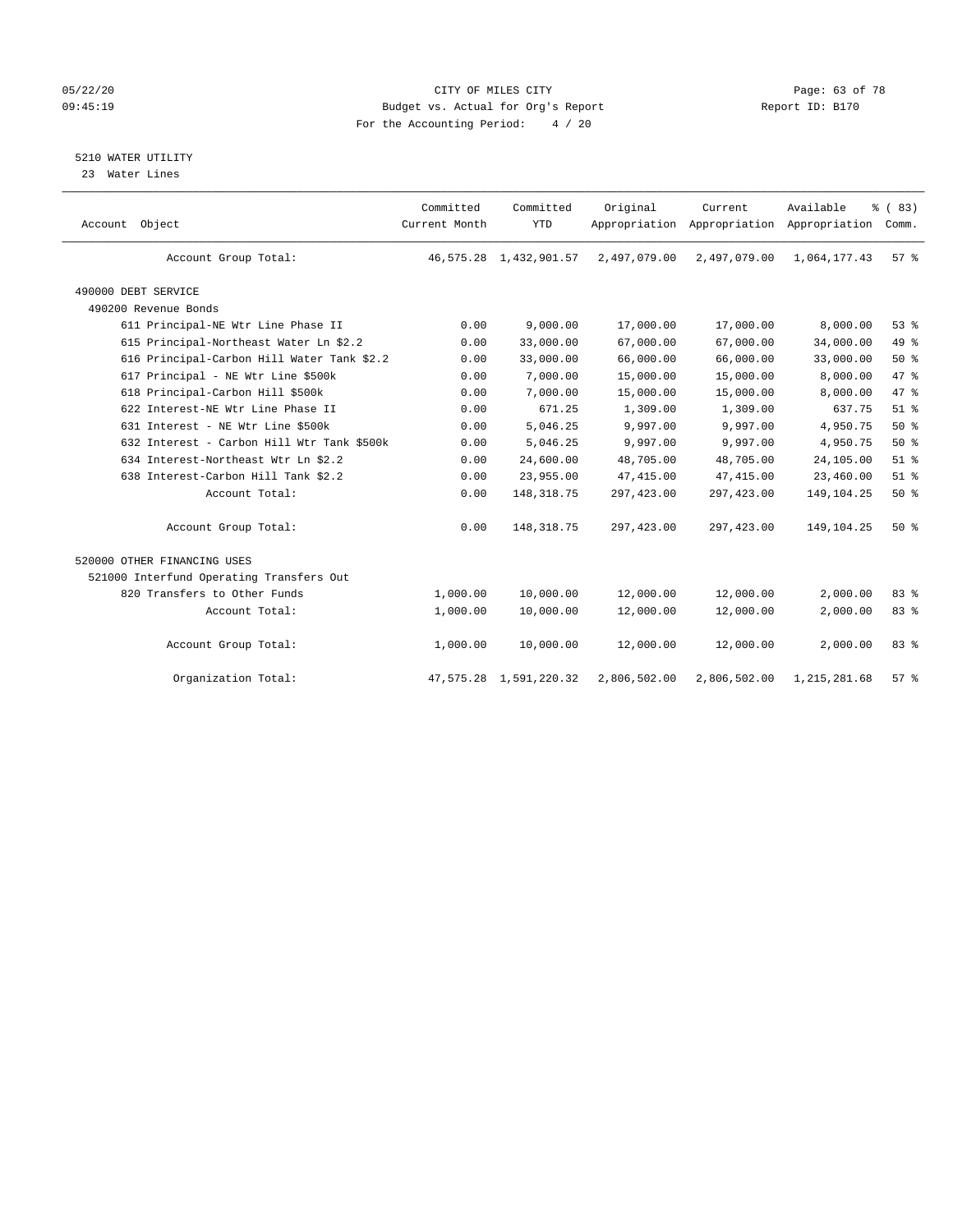CITY OF MILES CITY
Budget vs. Actual for Org's Report
For the Accounting Period: 4 / 20

5210 WATER UTILITY
23 Water Lines

| Account Object | Committed Current Month | Committed YTD | Original Appropriation | Current Appropriation | Available Appropriation | % ( 83) Comm. |
|---|---|---|---|---|---|---|
| Account Group Total: | 46,575.28 | 1,432,901.57 | 2,497,079.00 | 2,497,079.00 | 1,064,177.43 | 57 % |
| 490000 DEBT SERVICE | | | | | | |
| 490200 Revenue Bonds | | | | | | |
| 611 Principal-NE Wtr Line Phase II | 0.00 | 9,000.00 | 17,000.00 | 17,000.00 | 8,000.00 | 53 % |
| 615 Principal-Northeast Water Ln $2.2 | 0.00 | 33,000.00 | 67,000.00 | 67,000.00 | 34,000.00 | 49 % |
| 616 Principal-Carbon Hill Water Tank $2.2 | 0.00 | 33,000.00 | 66,000.00 | 66,000.00 | 33,000.00 | 50 % |
| 617 Principal - NE Wtr Line $500k | 0.00 | 7,000.00 | 15,000.00 | 15,000.00 | 8,000.00 | 47 % |
| 618 Principal-Carbon Hill $500k | 0.00 | 7,000.00 | 15,000.00 | 15,000.00 | 8,000.00 | 47 % |
| 622 Interest-NE Wtr Line Phase II | 0.00 | 671.25 | 1,309.00 | 1,309.00 | 637.75 | 51 % |
| 631 Interest - NE Wtr Line $500k | 0.00 | 5,046.25 | 9,997.00 | 9,997.00 | 4,950.75 | 50 % |
| 632 Interest - Carbon Hill Wtr Tank $500k | 0.00 | 5,046.25 | 9,997.00 | 9,997.00 | 4,950.75 | 50 % |
| 634 Interest-Northeast Wtr Ln $2.2 | 0.00 | 24,600.00 | 48,705.00 | 48,705.00 | 24,105.00 | 51 % |
| 638 Interest-Carbon Hill Tank $2.2 | 0.00 | 23,955.00 | 47,415.00 | 47,415.00 | 23,460.00 | 51 % |
| Account Total: | 0.00 | 148,318.75 | 297,423.00 | 297,423.00 | 149,104.25 | 50 % |
| Account Group Total: | 0.00 | 148,318.75 | 297,423.00 | 297,423.00 | 149,104.25 | 50 % |
| 520000 OTHER FINANCING USES | | | | | | |
| 521000 Interfund Operating Transfers Out | | | | | | |
| 820 Transfers to Other Funds | 1,000.00 | 10,000.00 | 12,000.00 | 12,000.00 | 2,000.00 | 83 % |
| Account Total: | 1,000.00 | 10,000.00 | 12,000.00 | 12,000.00 | 2,000.00 | 83 % |
| Account Group Total: | 1,000.00 | 10,000.00 | 12,000.00 | 12,000.00 | 2,000.00 | 83 % |
| Organization Total: | 47,575.28 | 1,591,220.32 | 2,806,502.00 | 2,806,502.00 | 1,215,281.68 | 57 % |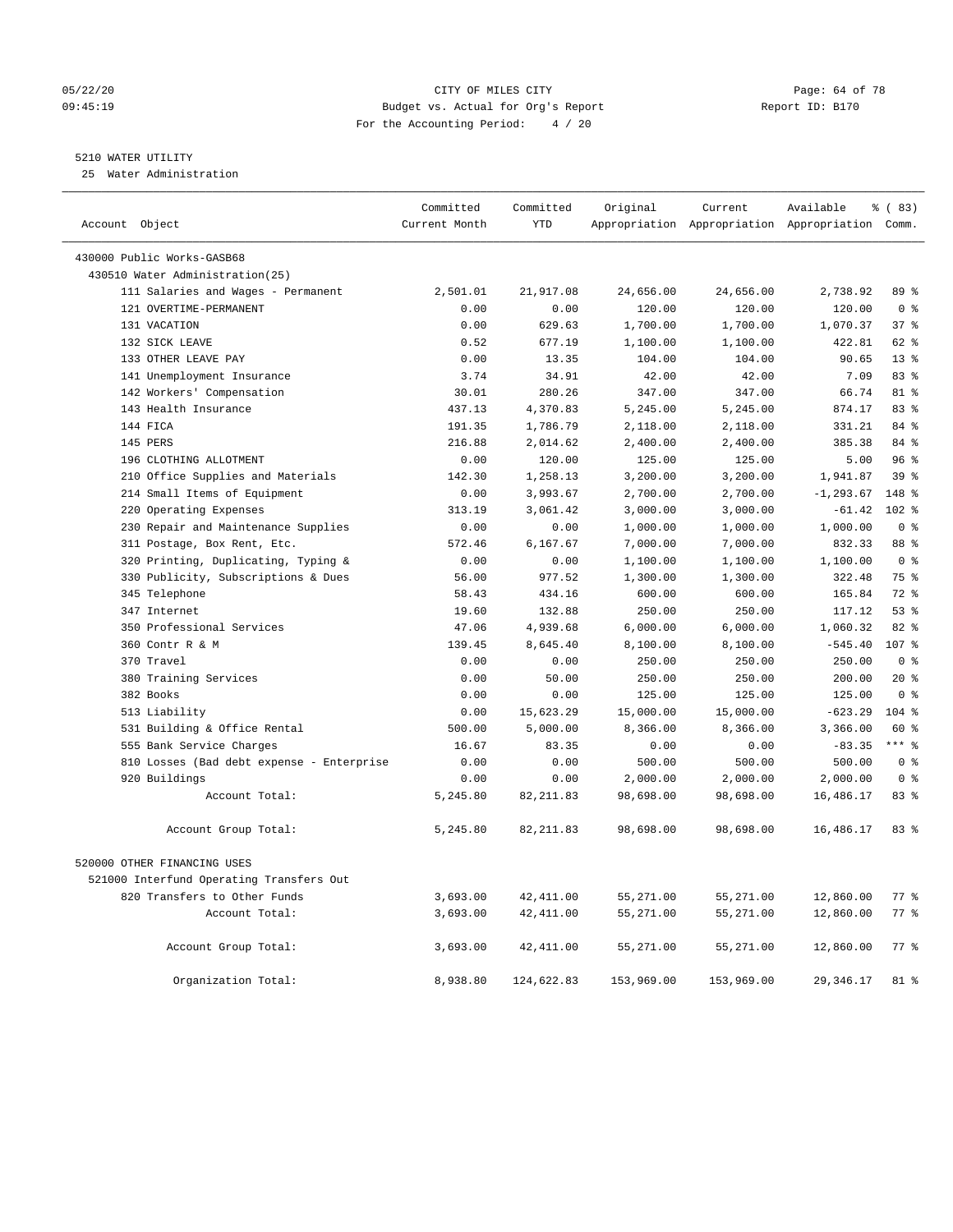05/22/20 CITY OF MILES CITY
09:45:19 Budget vs. Actual for Org's Report Report ID: B170
For the Accounting Period: 4 / 20

5210 WATER UTILITY
25 Water Administration

| Account Object | Committed Current Month | Committed YTD | Original Appropriation | Current Appropriation | Available Appropriation | % ( 83) Comm. |
|---|---|---|---|---|---|---|
| 430000 Public Works-GASB68 | | | | | | |
| 430510 Water Administration(25) | | | | | | |
| 111 Salaries and Wages - Permanent | 2,501.01 | 21,917.08 | 24,656.00 | 24,656.00 | 2,738.92 | 89 % |
| 121 OVERTIME-PERMANENT | 0.00 | 0.00 | 120.00 | 120.00 | 120.00 | 0 % |
| 131 VACATION | 0.00 | 629.63 | 1,700.00 | 1,700.00 | 1,070.37 | 37 % |
| 132 SICK LEAVE | 0.52 | 677.19 | 1,100.00 | 1,100.00 | 422.81 | 62 % |
| 133 OTHER LEAVE PAY | 0.00 | 13.35 | 104.00 | 104.00 | 90.65 | 13 % |
| 141 Unemployment Insurance | 3.74 | 34.91 | 42.00 | 42.00 | 7.09 | 83 % |
| 142 Workers' Compensation | 30.01 | 280.26 | 347.00 | 347.00 | 66.74 | 81 % |
| 143 Health Insurance | 437.13 | 4,370.83 | 5,245.00 | 5,245.00 | 874.17 | 83 % |
| 144 FICA | 191.35 | 1,786.79 | 2,118.00 | 2,118.00 | 331.21 | 84 % |
| 145 PERS | 216.88 | 2,014.62 | 2,400.00 | 2,400.00 | 385.38 | 84 % |
| 196 CLOTHING ALLOTMENT | 0.00 | 120.00 | 125.00 | 125.00 | 5.00 | 96 % |
| 210 Office Supplies and Materials | 142.30 | 1,258.13 | 3,200.00 | 3,200.00 | 1,941.87 | 39 % |
| 214 Small Items of Equipment | 0.00 | 3,993.67 | 2,700.00 | 2,700.00 | -1,293.67 | 148 % |
| 220 Operating Expenses | 313.19 | 3,061.42 | 3,000.00 | 3,000.00 | -61.42 | 102 % |
| 230 Repair and Maintenance Supplies | 0.00 | 0.00 | 1,000.00 | 1,000.00 | 1,000.00 | 0 % |
| 311 Postage, Box Rent, Etc. | 572.46 | 6,167.67 | 7,000.00 | 7,000.00 | 832.33 | 88 % |
| 320 Printing, Duplicating, Typing & | 0.00 | 0.00 | 1,100.00 | 1,100.00 | 1,100.00 | 0 % |
| 330 Publicity, Subscriptions & Dues | 56.00 | 977.52 | 1,300.00 | 1,300.00 | 322.48 | 75 % |
| 345 Telephone | 58.43 | 434.16 | 600.00 | 600.00 | 165.84 | 72 % |
| 347 Internet | 19.60 | 132.88 | 250.00 | 250.00 | 117.12 | 53 % |
| 350 Professional Services | 47.06 | 4,939.68 | 6,000.00 | 6,000.00 | 1,060.32 | 82 % |
| 360 Contr R & M | 139.45 | 8,645.40 | 8,100.00 | 8,100.00 | -545.40 | 107 % |
| 370 Travel | 0.00 | 0.00 | 250.00 | 250.00 | 250.00 | 0 % |
| 380 Training Services | 0.00 | 50.00 | 250.00 | 250.00 | 200.00 | 20 % |
| 382 Books | 0.00 | 0.00 | 125.00 | 125.00 | 125.00 | 0 % |
| 513 Liability | 0.00 | 15,623.29 | 15,000.00 | 15,000.00 | -623.29 | 104 % |
| 531 Building & Office Rental | 500.00 | 5,000.00 | 8,366.00 | 8,366.00 | 3,366.00 | 60 % |
| 555 Bank Service Charges | 16.67 | 83.35 | 0.00 | 0.00 | -83.35 | *** % |
| 810 Losses (Bad debt expense - Enterprise | 0.00 | 0.00 | 500.00 | 500.00 | 500.00 | 0 % |
| 920 Buildings | 0.00 | 0.00 | 2,000.00 | 2,000.00 | 2,000.00 | 0 % |
| Account Total: | 5,245.80 | 82,211.83 | 98,698.00 | 98,698.00 | 16,486.17 | 83 % |
| Account Group Total: | 5,245.80 | 82,211.83 | 98,698.00 | 98,698.00 | 16,486.17 | 83 % |
| 520000 OTHER FINANCING USES | | | | | | |
| 521000 Interfund Operating Transfers Out | | | | | | |
| 820 Transfers to Other Funds | 3,693.00 | 42,411.00 | 55,271.00 | 55,271.00 | 12,860.00 | 77 % |
| Account Total: | 3,693.00 | 42,411.00 | 55,271.00 | 55,271.00 | 12,860.00 | 77 % |
| Account Group Total: | 3,693.00 | 42,411.00 | 55,271.00 | 55,271.00 | 12,860.00 | 77 % |
| Organization Total: | 8,938.80 | 124,622.83 | 153,969.00 | 153,969.00 | 29,346.17 | 81 % |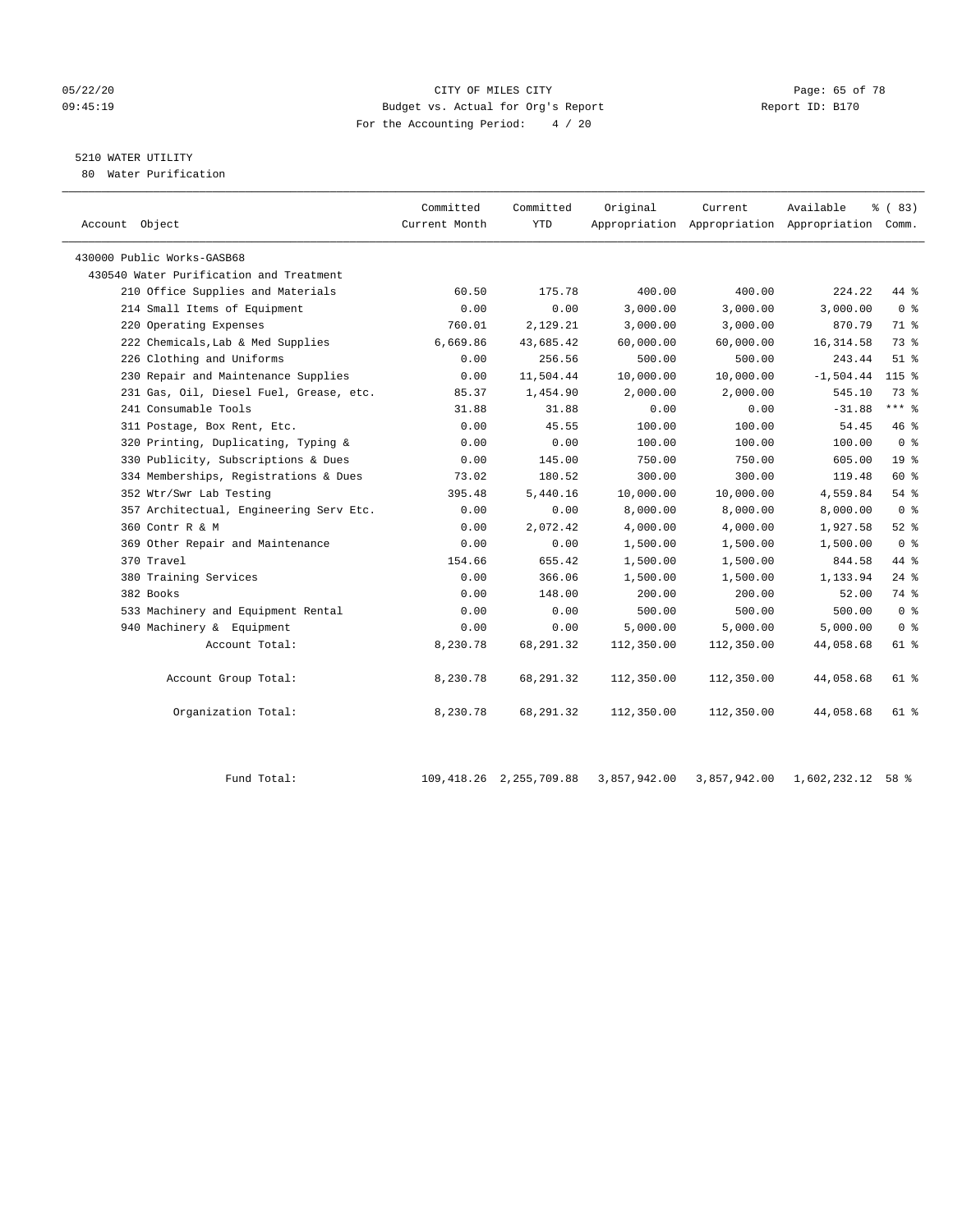05/22/20 CITY OF MILES CITY
09:45:19 Budget vs. Actual for Org's Report Report ID: B170
For the Accounting Period: 4 / 20

5210 WATER UTILITY
80 Water Purification

| Account Object | Committed Current Month | Committed YTD | Original Appropriation | Current Appropriation | Available Appropriation | % ( 83) Comm. |
|---|---|---|---|---|---|---|
| 430000 Public Works-GASB68 | | | | | | |
| 430540 Water Purification and Treatment | | | | | | |
| 210 Office Supplies and Materials | 60.50 | 175.78 | 400.00 | 400.00 | 224.22 | 44 % |
| 214 Small Items of Equipment | 0.00 | 0.00 | 3,000.00 | 3,000.00 | 3,000.00 | 0 % |
| 220 Operating Expenses | 760.01 | 2,129.21 | 3,000.00 | 3,000.00 | 870.79 | 71 % |
| 222 Chemicals,Lab & Med Supplies | 6,669.86 | 43,685.42 | 60,000.00 | 60,000.00 | 16,314.58 | 73 % |
| 226 Clothing and Uniforms | 0.00 | 256.56 | 500.00 | 500.00 | 243.44 | 51 % |
| 230 Repair and Maintenance Supplies | 0.00 | 11,504.44 | 10,000.00 | 10,000.00 | -1,504.44 | 115 % |
| 231 Gas, Oil, Diesel Fuel, Grease, etc. | 85.37 | 1,454.90 | 2,000.00 | 2,000.00 | 545.10 | 73 % |
| 241 Consumable Tools | 31.88 | 31.88 | 0.00 | 0.00 | -31.88 | *** % |
| 311 Postage, Box Rent, Etc. | 0.00 | 45.55 | 100.00 | 100.00 | 54.45 | 46 % |
| 320 Printing, Duplicating, Typing & | 0.00 | 0.00 | 100.00 | 100.00 | 100.00 | 0 % |
| 330 Publicity, Subscriptions & Dues | 0.00 | 145.00 | 750.00 | 750.00 | 605.00 | 19 % |
| 334 Memberships, Registrations & Dues | 73.02 | 180.52 | 300.00 | 300.00 | 119.48 | 60 % |
| 352 Wtr/Swr Lab Testing | 395.48 | 5,440.16 | 10,000.00 | 10,000.00 | 4,559.84 | 54 % |
| 357 Architectual, Engineering Serv Etc. | 0.00 | 0.00 | 8,000.00 | 8,000.00 | 8,000.00 | 0 % |
| 360 Contr R & M | 0.00 | 2,072.42 | 4,000.00 | 4,000.00 | 1,927.58 | 52 % |
| 369 Other Repair and Maintenance | 0.00 | 0.00 | 1,500.00 | 1,500.00 | 1,500.00 | 0 % |
| 370 Travel | 154.66 | 655.42 | 1,500.00 | 1,500.00 | 844.58 | 44 % |
| 380 Training Services | 0.00 | 366.06 | 1,500.00 | 1,500.00 | 1,133.94 | 24 % |
| 382 Books | 0.00 | 148.00 | 200.00 | 200.00 | 52.00 | 74 % |
| 533 Machinery and Equipment Rental | 0.00 | 0.00 | 500.00 | 500.00 | 500.00 | 0 % |
| 940 Machinery & Equipment | 0.00 | 0.00 | 5,000.00 | 5,000.00 | 5,000.00 | 0 % |
| Account Total: | 8,230.78 | 68,291.32 | 112,350.00 | 112,350.00 | 44,058.68 | 61 % |
| Account Group Total: | 8,230.78 | 68,291.32 | 112,350.00 | 112,350.00 | 44,058.68 | 61 % |
| Organization Total: | 8,230.78 | 68,291.32 | 112,350.00 | 112,350.00 | 44,058.68 | 61 % |
| Fund Total: | 109,418.26 | 2,255,709.88 | 3,857,942.00 | 3,857,942.00 | 1,602,232.12 | 58 % |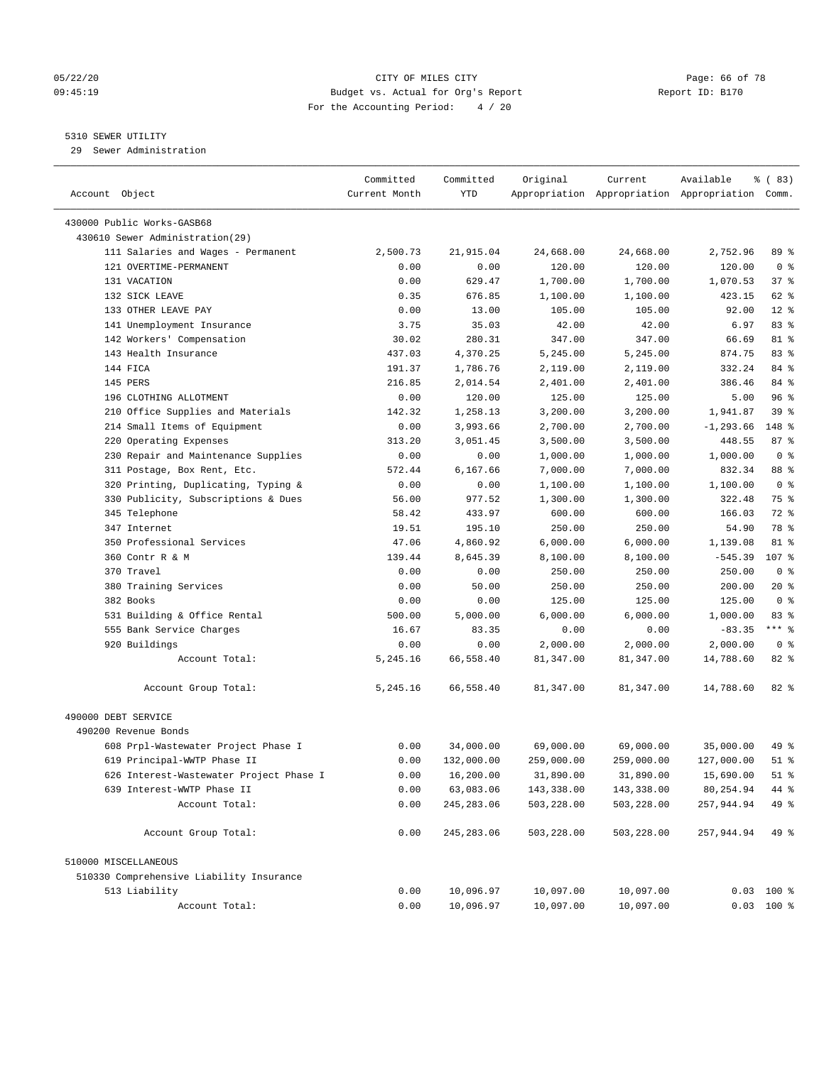# CITY OF MILES CITY

Budget vs. Actual for Org's Report

For the Accounting Period: 4 / 20

05/22/20 09:45:19 — Report ID: B170

## 5310 SEWER UTILITY

29 Sewer Administration

| Account Object | Committed Current Month | Committed YTD | Original Appropriation | Current Appropriation | Available Appropriation | % ( 83) Comm. |
|---|---|---|---|---|---|---|
| 430000 Public Works-GASB68 | | | | | | |
| 430610 Sewer Administration(29) | | | | | | |
| 111 Salaries and Wages - Permanent | 2,500.73 | 21,915.04 | 24,668.00 | 24,668.00 | 2,752.96 | 89 % |
| 121 OVERTIME-PERMANENT | 0.00 | 0.00 | 120.00 | 120.00 | 120.00 | 0 % |
| 131 VACATION | 0.00 | 629.47 | 1,700.00 | 1,700.00 | 1,070.53 | 37 % |
| 132 SICK LEAVE | 0.35 | 676.85 | 1,100.00 | 1,100.00 | 423.15 | 62 % |
| 133 OTHER LEAVE PAY | 0.00 | 13.00 | 105.00 | 105.00 | 92.00 | 12 % |
| 141 Unemployment Insurance | 3.75 | 35.03 | 42.00 | 42.00 | 6.97 | 83 % |
| 142 Workers' Compensation | 30.02 | 280.31 | 347.00 | 347.00 | 66.69 | 81 % |
| 143 Health Insurance | 437.03 | 4,370.25 | 5,245.00 | 5,245.00 | 874.75 | 83 % |
| 144 FICA | 191.37 | 1,786.76 | 2,119.00 | 2,119.00 | 332.24 | 84 % |
| 145 PERS | 216.85 | 2,014.54 | 2,401.00 | 2,401.00 | 386.46 | 84 % |
| 196 CLOTHING ALLOTMENT | 0.00 | 120.00 | 125.00 | 125.00 | 5.00 | 96 % |
| 210 Office Supplies and Materials | 142.32 | 1,258.13 | 3,200.00 | 3,200.00 | 1,941.87 | 39 % |
| 214 Small Items of Equipment | 0.00 | 3,993.66 | 2,700.00 | 2,700.00 | -1,293.66 | 148 % |
| 220 Operating Expenses | 313.20 | 3,051.45 | 3,500.00 | 3,500.00 | 448.55 | 87 % |
| 230 Repair and Maintenance Supplies | 0.00 | 0.00 | 1,000.00 | 1,000.00 | 1,000.00 | 0 % |
| 311 Postage, Box Rent, Etc. | 572.44 | 6,167.66 | 7,000.00 | 7,000.00 | 832.34 | 88 % |
| 320 Printing, Duplicating, Typing & | 0.00 | 0.00 | 1,100.00 | 1,100.00 | 1,100.00 | 0 % |
| 330 Publicity, Subscriptions & Dues | 56.00 | 977.52 | 1,300.00 | 1,300.00 | 322.48 | 75 % |
| 345 Telephone | 58.42 | 433.97 | 600.00 | 600.00 | 166.03 | 72 % |
| 347 Internet | 19.51 | 195.10 | 250.00 | 250.00 | 54.90 | 78 % |
| 350 Professional Services | 47.06 | 4,860.92 | 6,000.00 | 6,000.00 | 1,139.08 | 81 % |
| 360 Contr R & M | 139.44 | 8,645.39 | 8,100.00 | 8,100.00 | -545.39 | 107 % |
| 370 Travel | 0.00 | 0.00 | 250.00 | 250.00 | 250.00 | 0 % |
| 380 Training Services | 0.00 | 50.00 | 250.00 | 250.00 | 200.00 | 20 % |
| 382 Books | 0.00 | 0.00 | 125.00 | 125.00 | 125.00 | 0 % |
| 531 Building & Office Rental | 500.00 | 5,000.00 | 6,000.00 | 6,000.00 | 1,000.00 | 83 % |
| 555 Bank Service Charges | 16.67 | 83.35 | 0.00 | 0.00 | -83.35 | *** % |
| 920 Buildings | 0.00 | 0.00 | 2,000.00 | 2,000.00 | 2,000.00 | 0 % |
| Account Total: | 5,245.16 | 66,558.40 | 81,347.00 | 81,347.00 | 14,788.60 | 82 % |
| Account Group Total: | 5,245.16 | 66,558.40 | 81,347.00 | 81,347.00 | 14,788.60 | 82 % |
| 490000 DEBT SERVICE | | | | | | |
| 490200 Revenue Bonds | | | | | | |
| 608 Prpl-Wastewater Project Phase I | 0.00 | 34,000.00 | 69,000.00 | 69,000.00 | 35,000.00 | 49 % |
| 619 Principal-WWTP Phase II | 0.00 | 132,000.00 | 259,000.00 | 259,000.00 | 127,000.00 | 51 % |
| 626 Interest-Wastewater Project Phase I | 0.00 | 16,200.00 | 31,890.00 | 31,890.00 | 15,690.00 | 51 % |
| 639 Interest-WWTP Phase II | 0.00 | 63,083.06 | 143,338.00 | 143,338.00 | 80,254.94 | 44 % |
| Account Total: | 0.00 | 245,283.06 | 503,228.00 | 503,228.00 | 257,944.94 | 49 % |
| Account Group Total: | 0.00 | 245,283.06 | 503,228.00 | 503,228.00 | 257,944.94 | 49 % |
| 510000 MISCELLANEOUS | | | | | | |
| 510330 Comprehensive Liability Insurance | | | | | | |
| 513 Liability | 0.00 | 10,096.97 | 10,097.00 | 10,097.00 | 0.03 | 100 % |
| Account Total: | 0.00 | 10,096.97 | 10,097.00 | 10,097.00 | 0.03 | 100 % |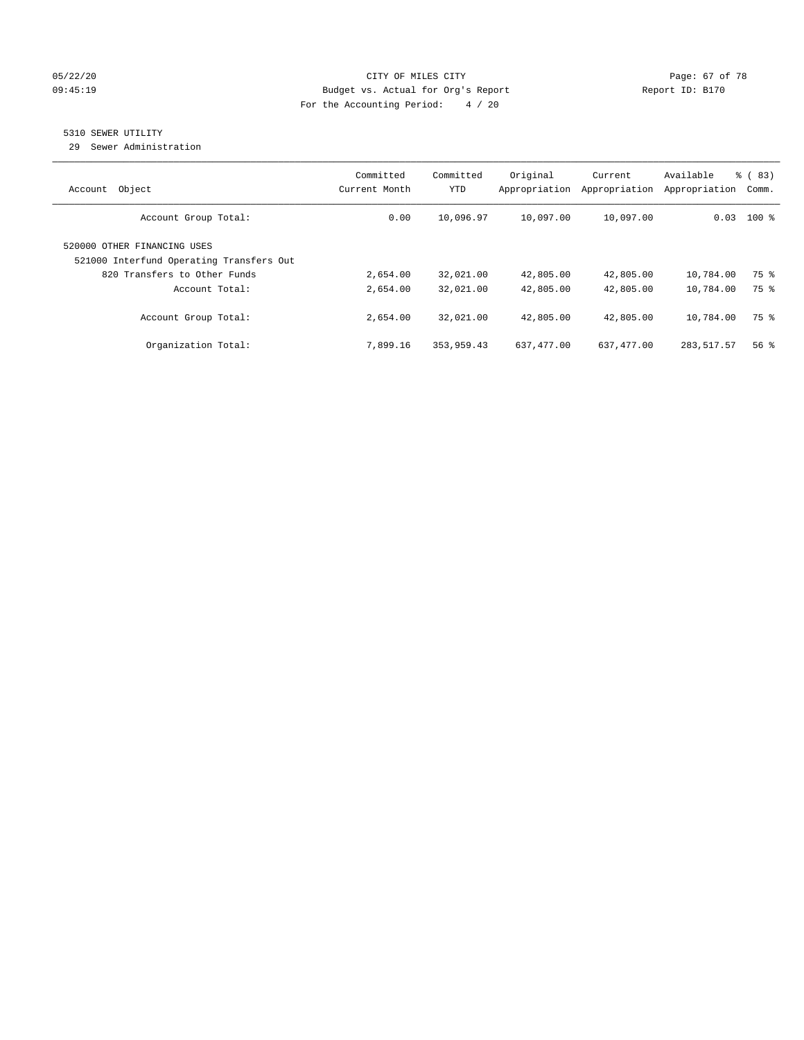## 5310 SEWER UTILITY

29 Sewer Administration

| Account Object | Committed Current Month | Committed YTD | Original Appropriation | Current Appropriation | Available Appropriation | % ( 83) Comm. |
|---|---|---|---|---|---|---|
| Account Group Total: | 0.00 | 10,096.97 | 10,097.00 | 10,097.00 | 0.03 | 100 % |
| 520000 OTHER FINANCING USES | | | | | | |
| 521000 Interfund Operating Transfers Out | | | | | | |
| 820 Transfers to Other Funds | 2,654.00 | 32,021.00 | 42,805.00 | 42,805.00 | 10,784.00 | 75 % |
| Account Total: | 2,654.00 | 32,021.00 | 42,805.00 | 42,805.00 | 10,784.00 | 75 % |
| Account Group Total: | 2,654.00 | 32,021.00 | 42,805.00 | 42,805.00 | 10,784.00 | 75 % |
| Organization Total: | 7,899.16 | 353,959.43 | 637,477.00 | 637,477.00 | 283,517.57 | 56 % |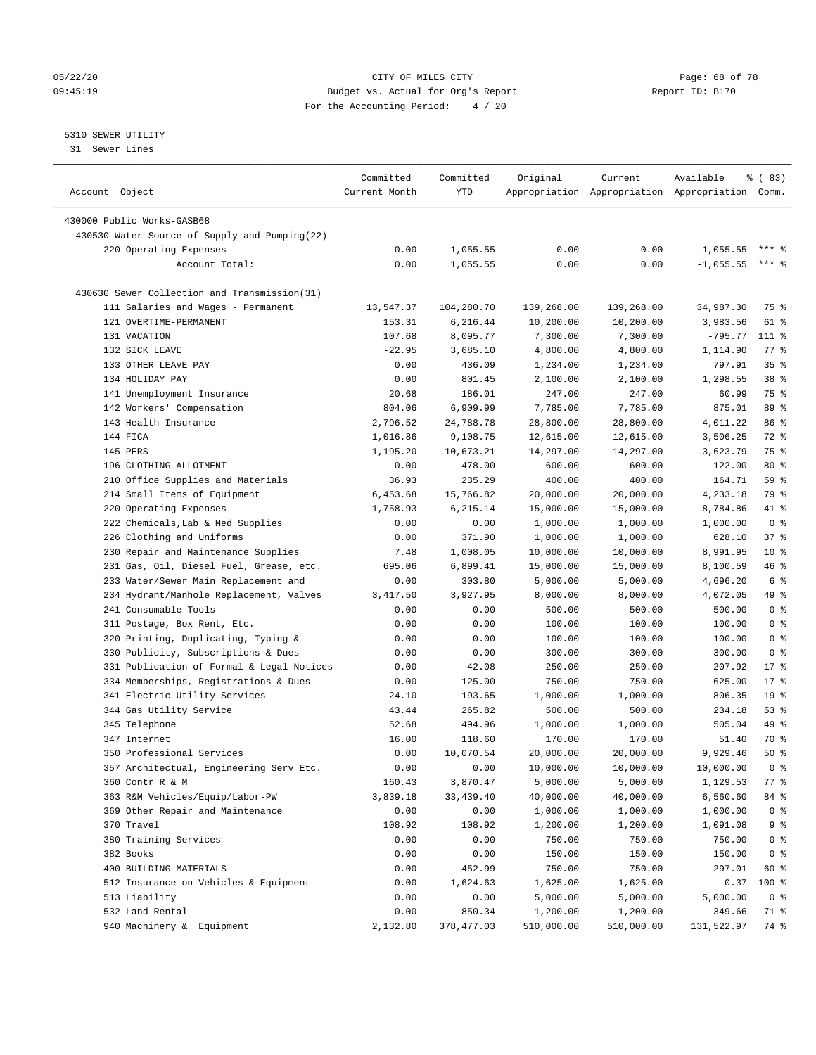CITY OF MILES CITY
Budget vs. Actual for Org's Report
For the Accounting Period: 4 / 20

5310 SEWER UTILITY
31 Sewer Lines

| Account Object | Committed Current Month | Committed YTD | Original Appropriation | Current Appropriation | Available Appropriation | % ( 83) Comm. |
|---|---|---|---|---|---|---|
| 430000 Public Works-GASB68 | | | | | | |
| 430530 Water Source of Supply and Pumping(22) | | | | | | |
| 220 Operating Expenses | 0.00 | 1,055.55 | 0.00 | 0.00 | -1,055.55 | *** % |
| Account Total: | 0.00 | 1,055.55 | 0.00 | 0.00 | -1,055.55 | *** % |
| 430630 Sewer Collection and Transmission(31) | | | | | | |
| 111 Salaries and Wages - Permanent | 13,547.37 | 104,280.70 | 139,268.00 | 139,268.00 | 34,987.30 | 75 % |
| 121 OVERTIME-PERMANENT | 153.31 | 6,216.44 | 10,200.00 | 10,200.00 | 3,983.56 | 61 % |
| 131 VACATION | 107.68 | 8,095.77 | 7,300.00 | 7,300.00 | -795.77 | 111 % |
| 132 SICK LEAVE | -22.95 | 3,685.10 | 4,800.00 | 4,800.00 | 1,114.90 | 77 % |
| 133 OTHER LEAVE PAY | 0.00 | 436.09 | 1,234.00 | 1,234.00 | 797.91 | 35 % |
| 134 HOLIDAY PAY | 0.00 | 801.45 | 2,100.00 | 2,100.00 | 1,298.55 | 38 % |
| 141 Unemployment Insurance | 20.68 | 186.01 | 247.00 | 247.00 | 60.99 | 75 % |
| 142 Workers' Compensation | 804.06 | 6,909.99 | 7,785.00 | 7,785.00 | 875.01 | 89 % |
| 143 Health Insurance | 2,796.52 | 24,788.78 | 28,800.00 | 28,800.00 | 4,011.22 | 86 % |
| 144 FICA | 1,016.86 | 9,108.75 | 12,615.00 | 12,615.00 | 3,506.25 | 72 % |
| 145 PERS | 1,195.20 | 10,673.21 | 14,297.00 | 14,297.00 | 3,623.79 | 75 % |
| 196 CLOTHING ALLOTMENT | 0.00 | 478.00 | 600.00 | 600.00 | 122.00 | 80 % |
| 210 Office Supplies and Materials | 36.93 | 235.29 | 400.00 | 400.00 | 164.71 | 59 % |
| 214 Small Items of Equipment | 6,453.68 | 15,766.82 | 20,000.00 | 20,000.00 | 4,233.18 | 79 % |
| 220 Operating Expenses | 1,758.93 | 6,215.14 | 15,000.00 | 15,000.00 | 8,784.86 | 41 % |
| 222 Chemicals,Lab & Med Supplies | 0.00 | 0.00 | 1,000.00 | 1,000.00 | 1,000.00 | 0 % |
| 226 Clothing and Uniforms | 0.00 | 371.90 | 1,000.00 | 1,000.00 | 628.10 | 37 % |
| 230 Repair and Maintenance Supplies | 7.48 | 1,008.05 | 10,000.00 | 10,000.00 | 8,991.95 | 10 % |
| 231 Gas, Oil, Diesel Fuel, Grease, etc. | 695.06 | 6,899.41 | 15,000.00 | 15,000.00 | 8,100.59 | 46 % |
| 233 Water/Sewer Main Replacement and | 0.00 | 303.80 | 5,000.00 | 5,000.00 | 4,696.20 | 6 % |
| 234 Hydrant/Manhole Replacement, Valves | 3,417.50 | 3,927.95 | 8,000.00 | 8,000.00 | 4,072.05 | 49 % |
| 241 Consumable Tools | 0.00 | 0.00 | 500.00 | 500.00 | 500.00 | 0 % |
| 311 Postage, Box Rent, Etc. | 0.00 | 0.00 | 100.00 | 100.00 | 100.00 | 0 % |
| 320 Printing, Duplicating, Typing & | 0.00 | 0.00 | 100.00 | 100.00 | 100.00 | 0 % |
| 330 Publicity, Subscriptions & Dues | 0.00 | 0.00 | 300.00 | 300.00 | 300.00 | 0 % |
| 331 Publication of Formal & Legal Notices | 0.00 | 42.08 | 250.00 | 250.00 | 207.92 | 17 % |
| 334 Memberships, Registrations & Dues | 0.00 | 125.00 | 750.00 | 750.00 | 625.00 | 17 % |
| 341 Electric Utility Services | 24.10 | 193.65 | 1,000.00 | 1,000.00 | 806.35 | 19 % |
| 344 Gas Utility Service | 43.44 | 265.82 | 500.00 | 500.00 | 234.18 | 53 % |
| 345 Telephone | 52.68 | 494.96 | 1,000.00 | 1,000.00 | 505.04 | 49 % |
| 347 Internet | 16.00 | 118.60 | 170.00 | 170.00 | 51.40 | 70 % |
| 350 Professional Services | 0.00 | 10,070.54 | 20,000.00 | 20,000.00 | 9,929.46 | 50 % |
| 357 Architectual, Engineering Serv Etc. | 0.00 | 0.00 | 10,000.00 | 10,000.00 | 10,000.00 | 0 % |
| 360 Contr R & M | 160.43 | 3,870.47 | 5,000.00 | 5,000.00 | 1,129.53 | 77 % |
| 363 R&M Vehicles/Equip/Labor-PW | 3,839.18 | 33,439.40 | 40,000.00 | 40,000.00 | 6,560.60 | 84 % |
| 369 Other Repair and Maintenance | 0.00 | 0.00 | 1,000.00 | 1,000.00 | 1,000.00 | 0 % |
| 370 Travel | 108.92 | 108.92 | 1,200.00 | 1,200.00 | 1,091.08 | 9 % |
| 380 Training Services | 0.00 | 0.00 | 750.00 | 750.00 | 750.00 | 0 % |
| 382 Books | 0.00 | 0.00 | 150.00 | 150.00 | 150.00 | 0 % |
| 400 BUILDING MATERIALS | 0.00 | 452.99 | 750.00 | 750.00 | 297.01 | 60 % |
| 512 Insurance on Vehicles & Equipment | 0.00 | 1,624.63 | 1,625.00 | 1,625.00 | 0.37 | 100 % |
| 513 Liability | 0.00 | 0.00 | 5,000.00 | 5,000.00 | 5,000.00 | 0 % |
| 532 Land Rental | 0.00 | 850.34 | 1,200.00 | 1,200.00 | 349.66 | 71 % |
| 940 Machinery & Equipment | 2,132.80 | 378,477.03 | 510,000.00 | 510,000.00 | 131,522.97 | 74 % |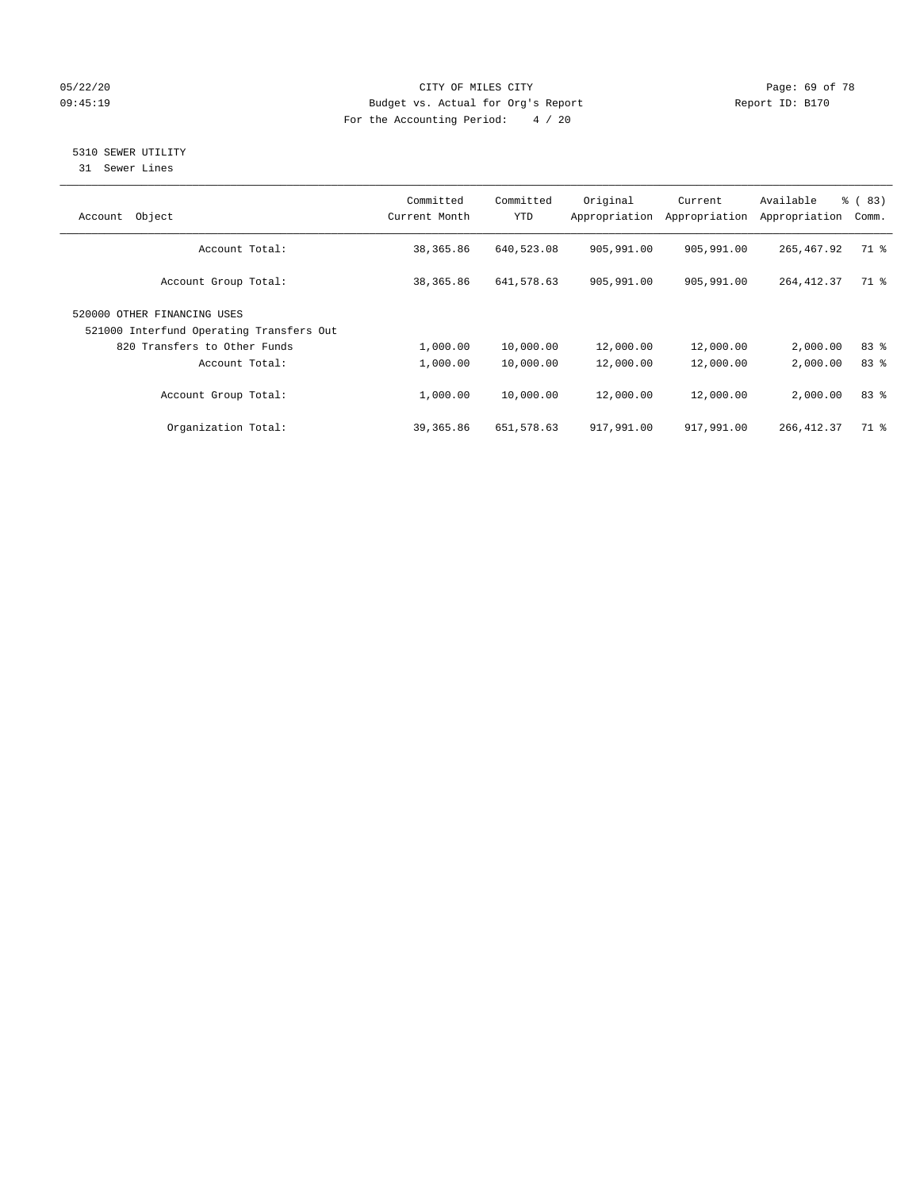CITY OF MILES CITY
Budget vs. Actual for Org's Report
For the Accounting Period: 4 / 20

05/22/20
09:45:19

Report ID: B170

## 5310 SEWER UTILITY

31 Sewer Lines

| Account Object | Committed Current Month | Committed YTD | Original Appropriation | Current Appropriation | Available Appropriation | % ( 83) Comm. |
|---|---|---|---|---|---|---|
| Account Total: | 38,365.86 | 640,523.08 | 905,991.00 | 905,991.00 | 265,467.92 | 71 % |
| Account Group Total: | 38,365.86 | 641,578.63 | 905,991.00 | 905,991.00 | 264,412.37 | 71 % |
| 520000 OTHER FINANCING USES | | | | | | |
| 521000 Interfund Operating Transfers Out | | | | | | |
| 820 Transfers to Other Funds | 1,000.00 | 10,000.00 | 12,000.00 | 12,000.00 | 2,000.00 | 83 % |
| Account Total: | 1,000.00 | 10,000.00 | 12,000.00 | 12,000.00 | 2,000.00 | 83 % |
| Account Group Total: | 1,000.00 | 10,000.00 | 12,000.00 | 12,000.00 | 2,000.00 | 83 % |
| Organization Total: | 39,365.86 | 651,578.63 | 917,991.00 | 917,991.00 | 266,412.37 | 71 % |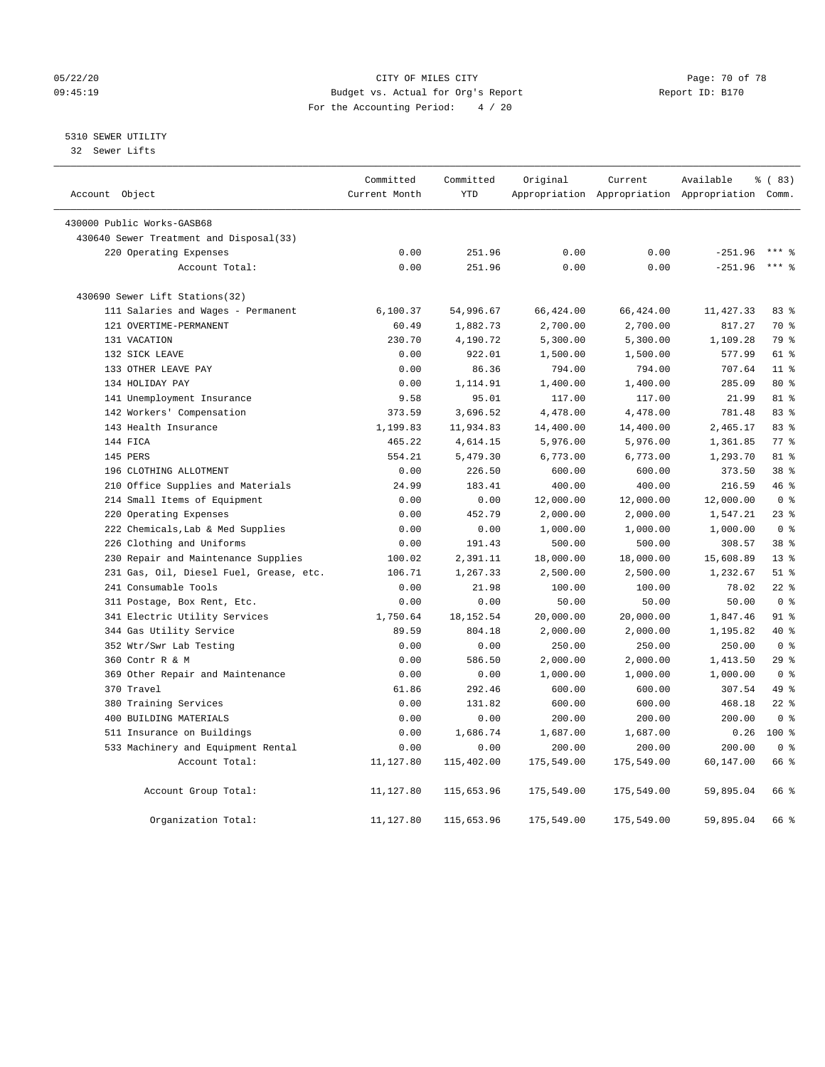CITY OF MILES CITY
Budget vs. Actual for Org's Report
For the Accounting Period: 4 / 20

05/22/20
09:45:19

Report ID: B170

## 5310 SEWER UTILITY

32 Sewer Lifts

| Account Object | Committed Current Month | Committed YTD | Original Appropriation | Current Appropriation | Available Appropriation | % ( 83) Comm. |
|---|---|---|---|---|---|---|
| 430000 Public Works-GASB68 | | | | | | |
| 430640 Sewer Treatment and Disposal(33) | | | | | | |
| 220 Operating Expenses | 0.00 | 251.96 | 0.00 | 0.00 | -251.96 | *** % |
| Account Total: | 0.00 | 251.96 | 0.00 | 0.00 | -251.96 | *** % |
| 430690 Sewer Lift Stations(32) | | | | | | |
| 111 Salaries and Wages - Permanent | 6,100.37 | 54,996.67 | 66,424.00 | 66,424.00 | 11,427.33 | 83 % |
| 121 OVERTIME-PERMANENT | 60.49 | 1,882.73 | 2,700.00 | 2,700.00 | 817.27 | 70 % |
| 131 VACATION | 230.70 | 4,190.72 | 5,300.00 | 5,300.00 | 1,109.28 | 79 % |
| 132 SICK LEAVE | 0.00 | 922.01 | 1,500.00 | 1,500.00 | 577.99 | 61 % |
| 133 OTHER LEAVE PAY | 0.00 | 86.36 | 794.00 | 794.00 | 707.64 | 11 % |
| 134 HOLIDAY PAY | 0.00 | 1,114.91 | 1,400.00 | 1,400.00 | 285.09 | 80 % |
| 141 Unemployment Insurance | 9.58 | 95.01 | 117.00 | 117.00 | 21.99 | 81 % |
| 142 Workers' Compensation | 373.59 | 3,696.52 | 4,478.00 | 4,478.00 | 781.48 | 83 % |
| 143 Health Insurance | 1,199.83 | 11,934.83 | 14,400.00 | 14,400.00 | 2,465.17 | 83 % |
| 144 FICA | 465.22 | 4,614.15 | 5,976.00 | 5,976.00 | 1,361.85 | 77 % |
| 145 PERS | 554.21 | 5,479.30 | 6,773.00 | 6,773.00 | 1,293.70 | 81 % |
| 196 CLOTHING ALLOTMENT | 0.00 | 226.50 | 600.00 | 600.00 | 373.50 | 38 % |
| 210 Office Supplies and Materials | 24.99 | 183.41 | 400.00 | 400.00 | 216.59 | 46 % |
| 214 Small Items of Equipment | 0.00 | 0.00 | 12,000.00 | 12,000.00 | 12,000.00 | 0 % |
| 220 Operating Expenses | 0.00 | 452.79 | 2,000.00 | 2,000.00 | 1,547.21 | 23 % |
| 222 Chemicals,Lab & Med Supplies | 0.00 | 0.00 | 1,000.00 | 1,000.00 | 1,000.00 | 0 % |
| 226 Clothing and Uniforms | 0.00 | 191.43 | 500.00 | 500.00 | 308.57 | 38 % |
| 230 Repair and Maintenance Supplies | 100.02 | 2,391.11 | 18,000.00 | 18,000.00 | 15,608.89 | 13 % |
| 231 Gas, Oil, Diesel Fuel, Grease, etc. | 106.71 | 1,267.33 | 2,500.00 | 2,500.00 | 1,232.67 | 51 % |
| 241 Consumable Tools | 0.00 | 21.98 | 100.00 | 100.00 | 78.02 | 22 % |
| 311 Postage, Box Rent, Etc. | 0.00 | 0.00 | 50.00 | 50.00 | 50.00 | 0 % |
| 341 Electric Utility Services | 1,750.64 | 18,152.54 | 20,000.00 | 20,000.00 | 1,847.46 | 91 % |
| 344 Gas Utility Service | 89.59 | 804.18 | 2,000.00 | 2,000.00 | 1,195.82 | 40 % |
| 352 Wtr/Swr Lab Testing | 0.00 | 0.00 | 250.00 | 250.00 | 250.00 | 0 % |
| 360 Contr R & M | 0.00 | 586.50 | 2,000.00 | 2,000.00 | 1,413.50 | 29 % |
| 369 Other Repair and Maintenance | 0.00 | 0.00 | 1,000.00 | 1,000.00 | 1,000.00 | 0 % |
| 370 Travel | 61.86 | 292.46 | 600.00 | 600.00 | 307.54 | 49 % |
| 380 Training Services | 0.00 | 131.82 | 600.00 | 600.00 | 468.18 | 22 % |
| 400 BUILDING MATERIALS | 0.00 | 0.00 | 200.00 | 200.00 | 200.00 | 0 % |
| 511 Insurance on Buildings | 0.00 | 1,686.74 | 1,687.00 | 1,687.00 | 0.26 | 100 % |
| 533 Machinery and Equipment Rental | 0.00 | 0.00 | 200.00 | 200.00 | 200.00 | 0 % |
| Account Total: | 11,127.80 | 115,402.00 | 175,549.00 | 175,549.00 | 60,147.00 | 66 % |
| Account Group Total: | 11,127.80 | 115,653.96 | 175,549.00 | 175,549.00 | 59,895.04 | 66 % |
| Organization Total: | 11,127.80 | 115,653.96 | 175,549.00 | 175,549.00 | 59,895.04 | 66 % |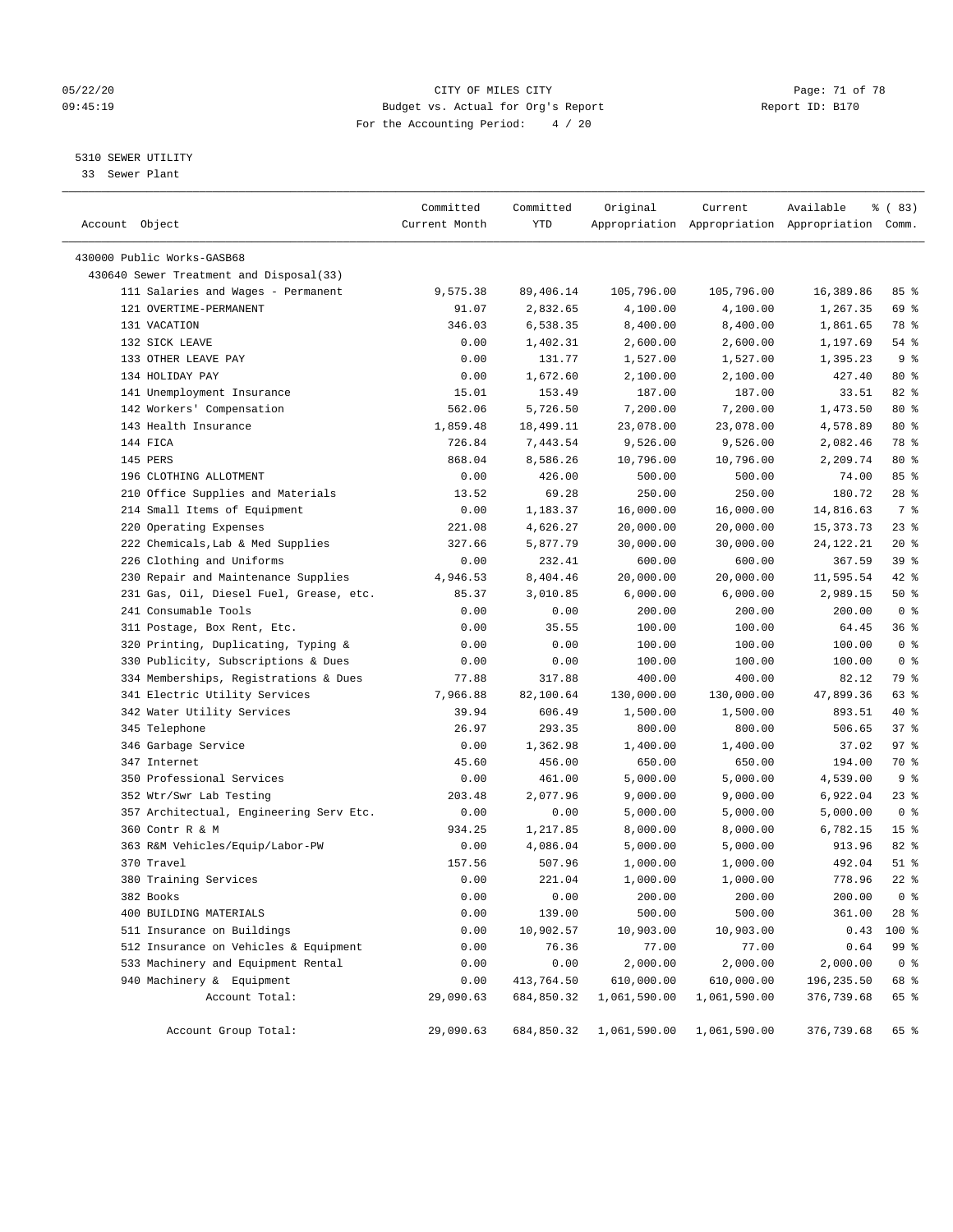CITY OF MILES CITY
Budget vs. Actual for Org's Report
For the Accounting Period: 4 / 20

5310 SEWER UTILITY
33 Sewer Plant

| Account Object | Committed Current Month | Committed YTD | Original Appropriation | Current Appropriation | Available Appropriation | % ( 83) Comm. |
|---|---|---|---|---|---|---|
| 430000 Public Works-GASB68 | | | | | | |
| 430640 Sewer Treatment and Disposal(33) | | | | | | |
| 111 Salaries and Wages - Permanent | 9,575.38 | 89,406.14 | 105,796.00 | 105,796.00 | 16,389.86 | 85 % |
| 121 OVERTIME-PERMANENT | 91.07 | 2,832.65 | 4,100.00 | 4,100.00 | 1,267.35 | 69 % |
| 131 VACATION | 346.03 | 6,538.35 | 8,400.00 | 8,400.00 | 1,861.65 | 78 % |
| 132 SICK LEAVE | 0.00 | 1,402.31 | 2,600.00 | 2,600.00 | 1,197.69 | 54 % |
| 133 OTHER LEAVE PAY | 0.00 | 131.77 | 1,527.00 | 1,527.00 | 1,395.23 | 9 % |
| 134 HOLIDAY PAY | 0.00 | 1,672.60 | 2,100.00 | 2,100.00 | 427.40 | 80 % |
| 141 Unemployment Insurance | 15.01 | 153.49 | 187.00 | 187.00 | 33.51 | 82 % |
| 142 Workers' Compensation | 562.06 | 5,726.50 | 7,200.00 | 7,200.00 | 1,473.50 | 80 % |
| 143 Health Insurance | 1,859.48 | 18,499.11 | 23,078.00 | 23,078.00 | 4,578.89 | 80 % |
| 144 FICA | 726.84 | 7,443.54 | 9,526.00 | 9,526.00 | 2,082.46 | 78 % |
| 145 PERS | 868.04 | 8,586.26 | 10,796.00 | 10,796.00 | 2,209.74 | 80 % |
| 196 CLOTHING ALLOTMENT | 0.00 | 426.00 | 500.00 | 500.00 | 74.00 | 85 % |
| 210 Office Supplies and Materials | 13.52 | 69.28 | 250.00 | 250.00 | 180.72 | 28 % |
| 214 Small Items of Equipment | 0.00 | 1,183.37 | 16,000.00 | 16,000.00 | 14,816.63 | 7 % |
| 220 Operating Expenses | 221.08 | 4,626.27 | 20,000.00 | 20,000.00 | 15,373.73 | 23 % |
| 222 Chemicals,Lab & Med Supplies | 327.66 | 5,877.79 | 30,000.00 | 30,000.00 | 24,122.21 | 20 % |
| 226 Clothing and Uniforms | 0.00 | 232.41 | 600.00 | 600.00 | 367.59 | 39 % |
| 230 Repair and Maintenance Supplies | 4,946.53 | 8,404.46 | 20,000.00 | 20,000.00 | 11,595.54 | 42 % |
| 231 Gas, Oil, Diesel Fuel, Grease, etc. | 85.37 | 3,010.85 | 6,000.00 | 6,000.00 | 2,989.15 | 50 % |
| 241 Consumable Tools | 0.00 | 0.00 | 200.00 | 200.00 | 200.00 | 0 % |
| 311 Postage, Box Rent, Etc. | 0.00 | 35.55 | 100.00 | 100.00 | 64.45 | 36 % |
| 320 Printing, Duplicating, Typing & | 0.00 | 0.00 | 100.00 | 100.00 | 100.00 | 0 % |
| 330 Publicity, Subscriptions & Dues | 0.00 | 0.00 | 100.00 | 100.00 | 100.00 | 0 % |
| 334 Memberships, Registrations & Dues | 77.88 | 317.88 | 400.00 | 400.00 | 82.12 | 79 % |
| 341 Electric Utility Services | 7,966.88 | 82,100.64 | 130,000.00 | 130,000.00 | 47,899.36 | 63 % |
| 342 Water Utility Services | 39.94 | 606.49 | 1,500.00 | 1,500.00 | 893.51 | 40 % |
| 345 Telephone | 26.97 | 293.35 | 800.00 | 800.00 | 506.65 | 37 % |
| 346 Garbage Service | 0.00 | 1,362.98 | 1,400.00 | 1,400.00 | 37.02 | 97 % |
| 347 Internet | 45.60 | 456.00 | 650.00 | 650.00 | 194.00 | 70 % |
| 350 Professional Services | 0.00 | 461.00 | 5,000.00 | 5,000.00 | 4,539.00 | 9 % |
| 352 Wtr/Swr Lab Testing | 203.48 | 2,077.96 | 9,000.00 | 9,000.00 | 6,922.04 | 23 % |
| 357 Architectual, Engineering Serv Etc. | 0.00 | 0.00 | 5,000.00 | 5,000.00 | 5,000.00 | 0 % |
| 360 Contr R & M | 934.25 | 1,217.85 | 8,000.00 | 8,000.00 | 6,782.15 | 15 % |
| 363 R&M Vehicles/Equip/Labor-PW | 0.00 | 4,086.04 | 5,000.00 | 5,000.00 | 913.96 | 82 % |
| 370 Travel | 157.56 | 507.96 | 1,000.00 | 1,000.00 | 492.04 | 51 % |
| 380 Training Services | 0.00 | 221.04 | 1,000.00 | 1,000.00 | 778.96 | 22 % |
| 382 Books | 0.00 | 0.00 | 200.00 | 200.00 | 200.00 | 0 % |
| 400 BUILDING MATERIALS | 0.00 | 139.00 | 500.00 | 500.00 | 361.00 | 28 % |
| 511 Insurance on Buildings | 0.00 | 10,902.57 | 10,903.00 | 10,903.00 | 0.43 | 100 % |
| 512 Insurance on Vehicles & Equipment | 0.00 | 76.36 | 77.00 | 77.00 | 0.64 | 99 % |
| 533 Machinery and Equipment Rental | 0.00 | 0.00 | 2,000.00 | 2,000.00 | 2,000.00 | 0 % |
| 940 Machinery & Equipment | 0.00 | 413,764.50 | 610,000.00 | 610,000.00 | 196,235.50 | 68 % |
| Account Total: | 29,090.63 | 684,850.32 | 1,061,590.00 | 1,061,590.00 | 376,739.68 | 65 % |
| Account Group Total: | 29,090.63 | 684,850.32 | 1,061,590.00 | 1,061,590.00 | 376,739.68 | 65 % |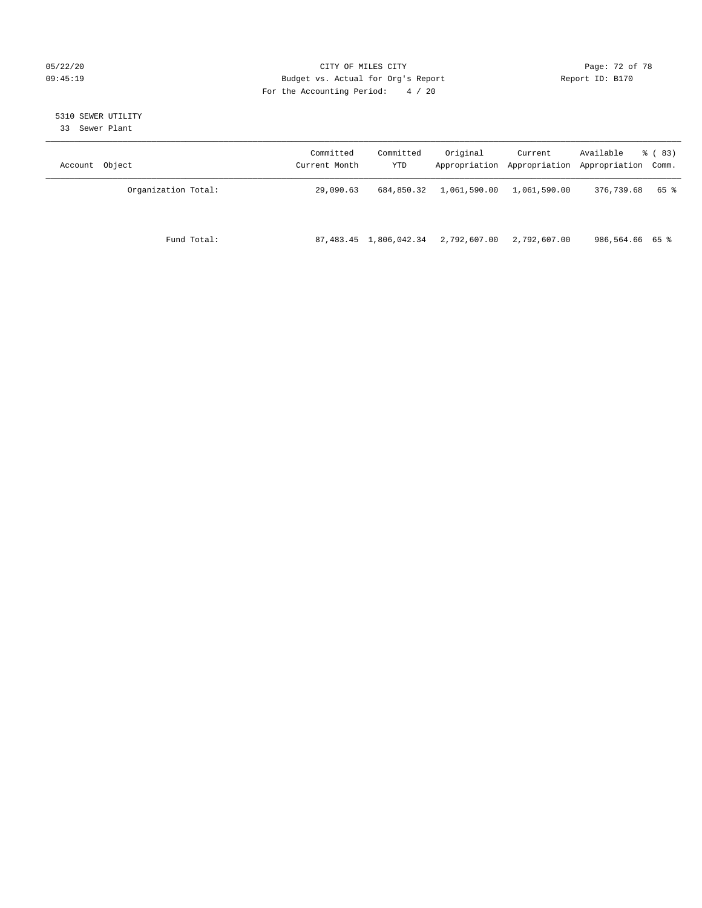CITY OF MILES CITY
Budget vs. Actual for Org's Report
For the Accounting Period: 4 / 20

05/22/20
09:45:19

Report ID: B170

5310 SEWER UTILITY
33 Sewer Plant

| Account Object | Committed Current Month | Committed YTD | Original Appropriation | Current Appropriation | Available Appropriation | % ( 83) Comm. |
|---|---|---|---|---|---|---|
| Organization Total: | 29,090.63 | 684,850.32 | 1,061,590.00 | 1,061,590.00 | 376,739.68 | 65 % |
| Fund Total: | 87,483.45 | 1,806,042.34 | 2,792,607.00 | 2,792,607.00 | 986,564.66 | 65 % |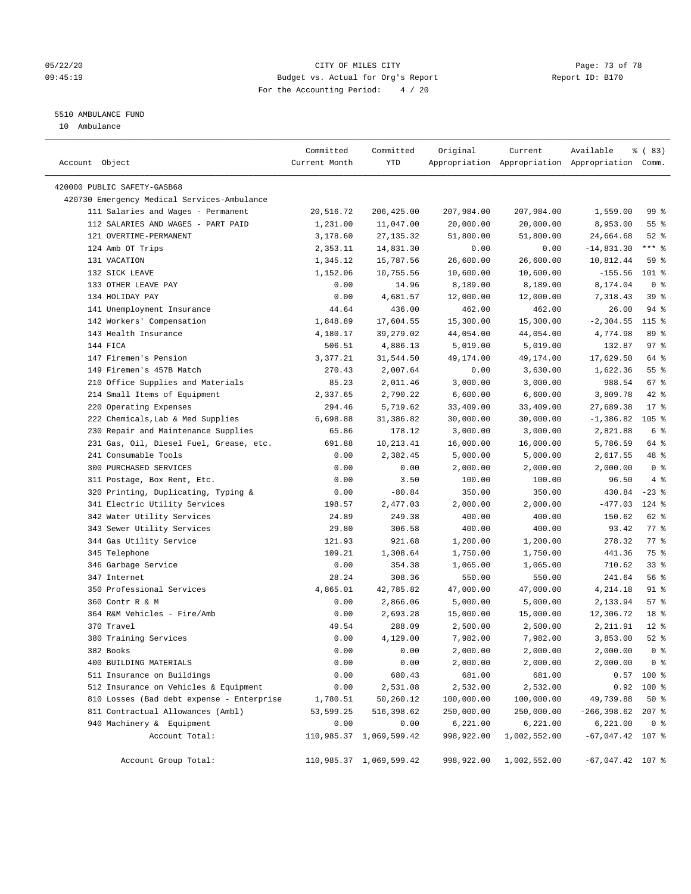CITY OF MILES CITY

Budget vs. Actual for Org's Report

For the Accounting Period: 4 / 20

05/22/20 09:45:19 Report ID: B170

5510 AMBULANCE FUND

10 Ambulance

| Account Object | Committed Current Month | Committed YTD | Original Appropriation | Current Appropriation | Available Appropriation | % ( 83) Comm. |
|---|---|---|---|---|---|---|
| 420000 PUBLIC SAFETY-GASB68 | | | | | | |
| 420730 Emergency Medical Services-Ambulance | | | | | | |
| 111 Salaries and Wages - Permanent | 20,516.72 | 206,425.00 | 207,984.00 | 207,984.00 | 1,559.00 | 99 % |
| 112 SALARIES AND WAGES - PART PAID | 1,231.00 | 11,047.00 | 20,000.00 | 20,000.00 | 8,953.00 | 55 % |
| 121 OVERTIME-PERMANENT | 3,178.60 | 27,135.32 | 51,800.00 | 51,800.00 | 24,664.68 | 52 % |
| 124 Amb OT Trips | 2,353.11 | 14,831.30 | 0.00 | 0.00 | -14,831.30 | *** % |
| 131 VACATION | 1,345.12 | 15,787.56 | 26,600.00 | 26,600.00 | 10,812.44 | 59 % |
| 132 SICK LEAVE | 1,152.06 | 10,755.56 | 10,600.00 | 10,600.00 | -155.56 | 101 % |
| 133 OTHER LEAVE PAY | 0.00 | 14.96 | 8,189.00 | 8,189.00 | 8,174.04 | 0 % |
| 134 HOLIDAY PAY | 0.00 | 4,681.57 | 12,000.00 | 12,000.00 | 7,318.43 | 39 % |
| 141 Unemployment Insurance | 44.64 | 436.00 | 462.00 | 462.00 | 26.00 | 94 % |
| 142 Workers' Compensation | 1,848.89 | 17,604.55 | 15,300.00 | 15,300.00 | -2,304.55 | 115 % |
| 143 Health Insurance | 4,180.17 | 39,279.02 | 44,054.00 | 44,054.00 | 4,774.98 | 89 % |
| 144 FICA | 506.51 | 4,886.13 | 5,019.00 | 5,019.00 | 132.87 | 97 % |
| 147 Firemen's Pension | 3,377.21 | 31,544.50 | 49,174.00 | 49,174.00 | 17,629.50 | 64 % |
| 149 Firemen's 457B Match | 270.43 | 2,007.64 | 0.00 | 3,630.00 | 1,622.36 | 55 % |
| 210 Office Supplies and Materials | 85.23 | 2,011.46 | 3,000.00 | 3,000.00 | 988.54 | 67 % |
| 214 Small Items of Equipment | 2,337.65 | 2,790.22 | 6,600.00 | 6,600.00 | 3,809.78 | 42 % |
| 220 Operating Expenses | 294.46 | 5,719.62 | 33,409.00 | 33,409.00 | 27,689.38 | 17 % |
| 222 Chemicals,Lab & Med Supplies | 6,698.88 | 31,386.82 | 30,000.00 | 30,000.00 | -1,386.82 | 105 % |
| 230 Repair and Maintenance Supplies | 65.86 | 178.12 | 3,000.00 | 3,000.00 | 2,821.88 | 6 % |
| 231 Gas, Oil, Diesel Fuel, Grease, etc. | 691.88 | 10,213.41 | 16,000.00 | 16,000.00 | 5,786.59 | 64 % |
| 241 Consumable Tools | 0.00 | 2,382.45 | 5,000.00 | 5,000.00 | 2,617.55 | 48 % |
| 300 PURCHASED SERVICES | 0.00 | 0.00 | 2,000.00 | 2,000.00 | 2,000.00 | 0 % |
| 311 Postage, Box Rent, Etc. | 0.00 | 3.50 | 100.00 | 100.00 | 96.50 | 4 % |
| 320 Printing, Duplicating, Typing & | 0.00 | -80.84 | 350.00 | 350.00 | 430.84 | -23 % |
| 341 Electric Utility Services | 198.57 | 2,477.03 | 2,000.00 | 2,000.00 | -477.03 | 124 % |
| 342 Water Utility Services | 24.89 | 249.38 | 400.00 | 400.00 | 150.62 | 62 % |
| 343 Sewer Utility Services | 29.80 | 306.58 | 400.00 | 400.00 | 93.42 | 77 % |
| 344 Gas Utility Service | 121.93 | 921.68 | 1,200.00 | 1,200.00 | 278.32 | 77 % |
| 345 Telephone | 109.21 | 1,308.64 | 1,750.00 | 1,750.00 | 441.36 | 75 % |
| 346 Garbage Service | 0.00 | 354.38 | 1,065.00 | 1,065.00 | 710.62 | 33 % |
| 347 Internet | 28.24 | 308.36 | 550.00 | 550.00 | 241.64 | 56 % |
| 350 Professional Services | 4,865.01 | 42,785.82 | 47,000.00 | 47,000.00 | 4,214.18 | 91 % |
| 360 Contr R & M | 0.00 | 2,866.06 | 5,000.00 | 5,000.00 | 2,133.94 | 57 % |
| 364 R&M Vehicles - Fire/Amb | 0.00 | 2,693.28 | 15,000.00 | 15,000.00 | 12,306.72 | 18 % |
| 370 Travel | 49.54 | 288.09 | 2,500.00 | 2,500.00 | 2,211.91 | 12 % |
| 380 Training Services | 0.00 | 4,129.00 | 7,982.00 | 7,982.00 | 3,853.00 | 52 % |
| 382 Books | 0.00 | 0.00 | 2,000.00 | 2,000.00 | 2,000.00 | 0 % |
| 400 BUILDING MATERIALS | 0.00 | 0.00 | 2,000.00 | 2,000.00 | 2,000.00 | 0 % |
| 511 Insurance on Buildings | 0.00 | 680.43 | 681.00 | 681.00 | 0.57 | 100 % |
| 512 Insurance on Vehicles & Equipment | 0.00 | 2,531.08 | 2,532.00 | 2,532.00 | 0.92 | 100 % |
| 810 Losses (Bad debt expense - Enterprise | 1,780.51 | 50,260.12 | 100,000.00 | 100,000.00 | 49,739.88 | 50 % |
| 811 Contractual Allowances (Ambl) | 53,599.25 | 516,398.62 | 250,000.00 | 250,000.00 | -266,398.62 | 207 % |
| 940 Machinery & Equipment | 0.00 | 0.00 | 6,221.00 | 6,221.00 | 6,221.00 | 0 % |
| Account Total: | 110,985.37 | 1,069,599.42 | 998,922.00 | 1,002,552.00 | -67,047.42 | 107 % |
| Account Group Total: | 110,985.37 | 1,069,599.42 | 998,922.00 | 1,002,552.00 | -67,047.42 | 107 % |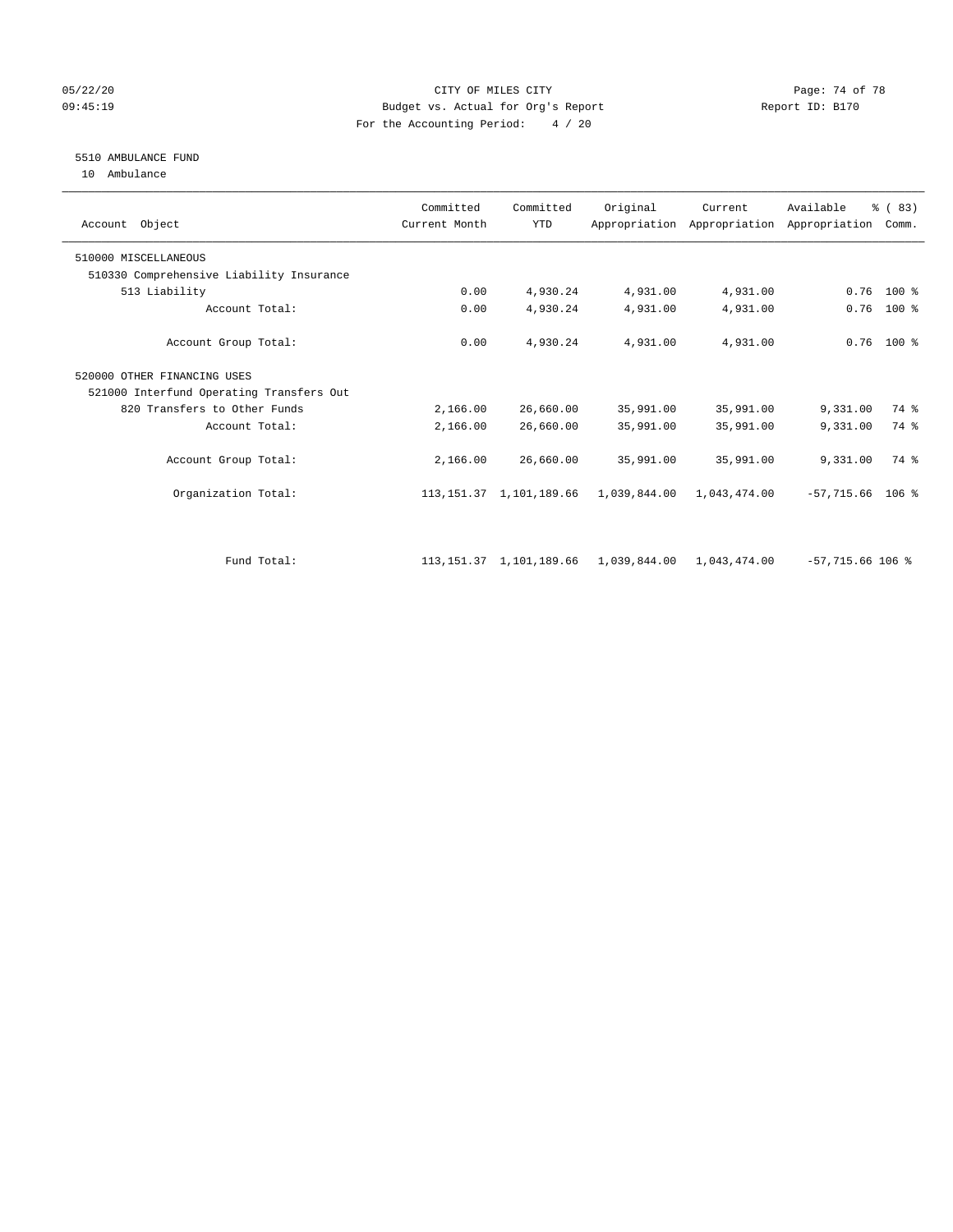CITY OF MILES CITY
Budget vs. Actual for Org's Report
For the Accounting Period: 4 / 20

05/22/20 09:45:19 — Report ID: B170

5510 AMBULANCE FUND
10 Ambulance

| Account Object | Committed Current Month | Committed YTD | Original Appropriation | Current Appropriation | Available Appropriation | % ( 83) Comm. |
|---|---|---|---|---|---|---|
| 510000 MISCELLANEOUS | | | | | | |
| 510330 Comprehensive Liability Insurance | | | | | | |
| 513 Liability | 0.00 | 4,930.24 | 4,931.00 | 4,931.00 | 0.76 | 100 % |
| Account Total: | 0.00 | 4,930.24 | 4,931.00 | 4,931.00 | 0.76 | 100 % |
| Account Group Total: | 0.00 | 4,930.24 | 4,931.00 | 4,931.00 | 0.76 | 100 % |
| 520000 OTHER FINANCING USES | | | | | | |
| 521000 Interfund Operating Transfers Out | | | | | | |
| 820 Transfers to Other Funds | 2,166.00 | 26,660.00 | 35,991.00 | 35,991.00 | 9,331.00 | 74 % |
| Account Total: | 2,166.00 | 26,660.00 | 35,991.00 | 35,991.00 | 9,331.00 | 74 % |
| Account Group Total: | 2,166.00 | 26,660.00 | 35,991.00 | 35,991.00 | 9,331.00 | 74 % |
| Organization Total: | 113,151.37 | 1,101,189.66 | 1,039,844.00 | 1,043,474.00 | -57,715.66 | 106 % |
| Fund Total: | 113,151.37 | 1,101,189.66 | 1,039,844.00 | 1,043,474.00 | -57,715.66 | 106 % |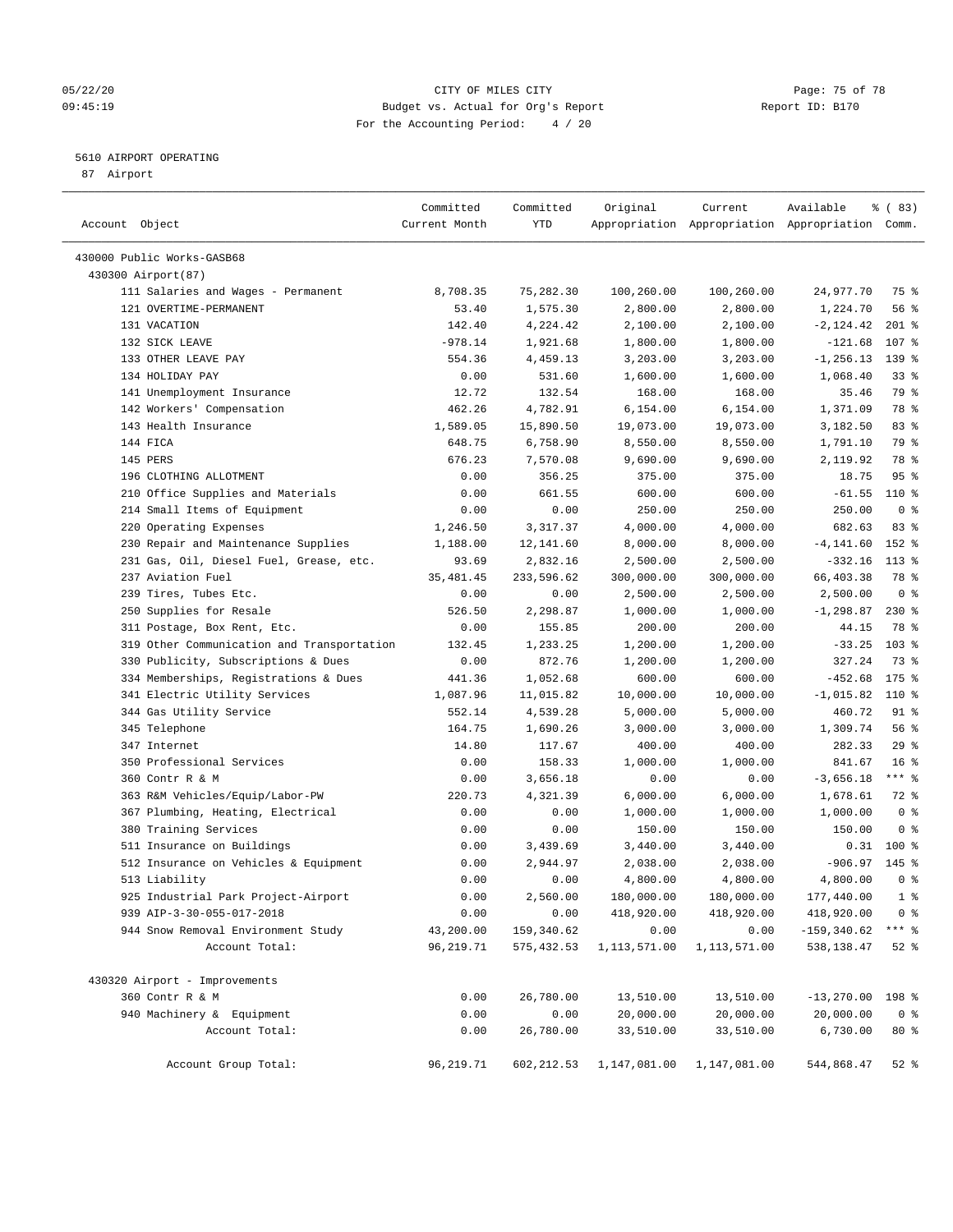05/22/20 CITY OF MILES CITY
09:45:19 Budget vs. Actual for Org's Report Report ID: B170
For the Accounting Period: 4 / 20

5610 AIRPORT OPERATING
87 Airport

| Account Object | Committed Current Month | Committed YTD | Original Appropriation | Current Appropriation | Available Appropriation | % ( 83) Comm. |
|---|---|---|---|---|---|---|
| 430000 Public Works-GASB68 | | | | | | |
| 430300 Airport(87) | | | | | | |
| 111 Salaries and Wages - Permanent | 8,708.35 | 75,282.30 | 100,260.00 | 100,260.00 | 24,977.70 | 75 % |
| 121 OVERTIME-PERMANENT | 53.40 | 1,575.30 | 2,800.00 | 2,800.00 | 1,224.70 | 56 % |
| 131 VACATION | 142.40 | 4,224.42 | 2,100.00 | 2,100.00 | -2,124.42 | 201 % |
| 132 SICK LEAVE | -978.14 | 1,921.68 | 1,800.00 | 1,800.00 | -121.68 | 107 % |
| 133 OTHER LEAVE PAY | 554.36 | 4,459.13 | 3,203.00 | 3,203.00 | -1,256.13 | 139 % |
| 134 HOLIDAY PAY | 0.00 | 531.60 | 1,600.00 | 1,600.00 | 1,068.40 | 33 % |
| 141 Unemployment Insurance | 12.72 | 132.54 | 168.00 | 168.00 | 35.46 | 79 % |
| 142 Workers' Compensation | 462.26 | 4,782.91 | 6,154.00 | 6,154.00 | 1,371.09 | 78 % |
| 143 Health Insurance | 1,589.05 | 15,890.50 | 19,073.00 | 19,073.00 | 3,182.50 | 83 % |
| 144 FICA | 648.75 | 6,758.90 | 8,550.00 | 8,550.00 | 1,791.10 | 79 % |
| 145 PERS | 676.23 | 7,570.08 | 9,690.00 | 9,690.00 | 2,119.92 | 78 % |
| 196 CLOTHING ALLOTMENT | 0.00 | 356.25 | 375.00 | 375.00 | 18.75 | 95 % |
| 210 Office Supplies and Materials | 0.00 | 661.55 | 600.00 | 600.00 | -61.55 | 110 % |
| 214 Small Items of Equipment | 0.00 | 0.00 | 250.00 | 250.00 | 250.00 | 0 % |
| 220 Operating Expenses | 1,246.50 | 3,317.37 | 4,000.00 | 4,000.00 | 682.63 | 83 % |
| 230 Repair and Maintenance Supplies | 1,188.00 | 12,141.60 | 8,000.00 | 8,000.00 | -4,141.60 | 152 % |
| 231 Gas, Oil, Diesel Fuel, Grease, etc. | 93.69 | 2,832.16 | 2,500.00 | 2,500.00 | -332.16 | 113 % |
| 237 Aviation Fuel | 35,481.45 | 233,596.62 | 300,000.00 | 300,000.00 | 66,403.38 | 78 % |
| 239 Tires, Tubes Etc. | 0.00 | 0.00 | 2,500.00 | 2,500.00 | 2,500.00 | 0 % |
| 250 Supplies for Resale | 526.50 | 2,298.87 | 1,000.00 | 1,000.00 | -1,298.87 | 230 % |
| 311 Postage, Box Rent, Etc. | 0.00 | 155.85 | 200.00 | 200.00 | 44.15 | 78 % |
| 319 Other Communication and Transportation | 132.45 | 1,233.25 | 1,200.00 | 1,200.00 | -33.25 | 103 % |
| 330 Publicity, Subscriptions & Dues | 0.00 | 872.76 | 1,200.00 | 1,200.00 | 327.24 | 73 % |
| 334 Memberships, Registrations & Dues | 441.36 | 1,052.68 | 600.00 | 600.00 | -452.68 | 175 % |
| 341 Electric Utility Services | 1,087.96 | 11,015.82 | 10,000.00 | 10,000.00 | -1,015.82 | 110 % |
| 344 Gas Utility Service | 552.14 | 4,539.28 | 5,000.00 | 5,000.00 | 460.72 | 91 % |
| 345 Telephone | 164.75 | 1,690.26 | 3,000.00 | 3,000.00 | 1,309.74 | 56 % |
| 347 Internet | 14.80 | 117.67 | 400.00 | 400.00 | 282.33 | 29 % |
| 350 Professional Services | 0.00 | 158.33 | 1,000.00 | 1,000.00 | 841.67 | 16 % |
| 360 Contr R & M | 0.00 | 3,656.18 | 0.00 | 0.00 | -3,656.18 | *** % |
| 363 R&M Vehicles/Equip/Labor-PW | 220.73 | 4,321.39 | 6,000.00 | 6,000.00 | 1,678.61 | 72 % |
| 367 Plumbing, Heating, Electrical | 0.00 | 0.00 | 1,000.00 | 1,000.00 | 1,000.00 | 0 % |
| 380 Training Services | 0.00 | 0.00 | 150.00 | 150.00 | 150.00 | 0 % |
| 511 Insurance on Buildings | 0.00 | 3,439.69 | 3,440.00 | 3,440.00 | 0.31 | 100 % |
| 512 Insurance on Vehicles & Equipment | 0.00 | 2,944.97 | 2,038.00 | 2,038.00 | -906.97 | 145 % |
| 513 Liability | 0.00 | 0.00 | 4,800.00 | 4,800.00 | 4,800.00 | 0 % |
| 925 Industrial Park Project-Airport | 0.00 | 2,560.00 | 180,000.00 | 180,000.00 | 177,440.00 | 1 % |
| 939 AIP-3-30-055-017-2018 | 0.00 | 0.00 | 418,920.00 | 418,920.00 | 418,920.00 | 0 % |
| 944 Snow Removal Environment Study | 43,200.00 | 159,340.62 | 0.00 | 0.00 | -159,340.62 | *** % |
| Account Total: | 96,219.71 | 575,432.53 | 1,113,571.00 | 1,113,571.00 | 538,138.47 | 52 % |
| 430320 Airport - Improvements | | | | | | |
| 360 Contr R & M | 0.00 | 26,780.00 | 13,510.00 | 13,510.00 | -13,270.00 | 198 % |
| 940 Machinery & Equipment | 0.00 | 0.00 | 20,000.00 | 20,000.00 | 20,000.00 | 0 % |
| Account Total: | 0.00 | 26,780.00 | 33,510.00 | 33,510.00 | 6,730.00 | 80 % |
| Account Group Total: | 96,219.71 | 602,212.53 | 1,147,081.00 | 1,147,081.00 | 544,868.47 | 52 % |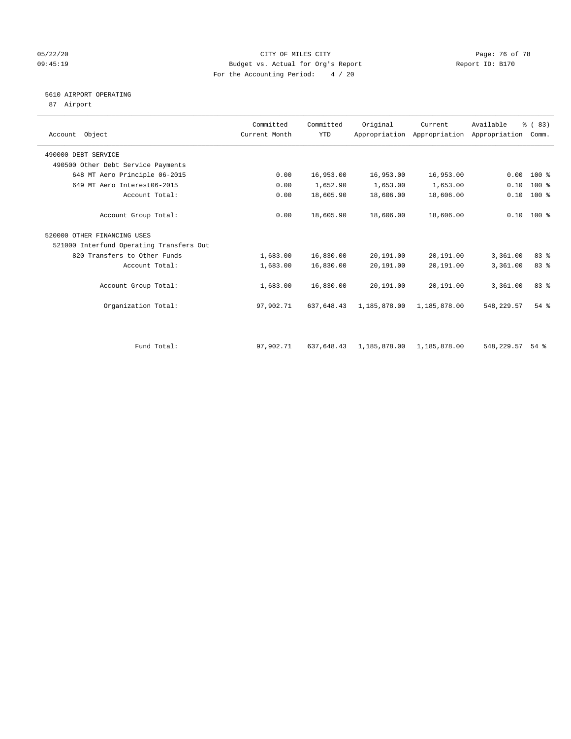CITY OF MILES CITY

Budget vs. Actual for Org's Report

For the Accounting Period: 4 / 20

05/22/20 09:45:19 Report ID: B170

## 5610 AIRPORT OPERATING

87 Airport

| Account Object | Committed Current Month | Committed YTD | Original Appropriation | Current Appropriation | Available Appropriation | % ( 83) Comm. |
|---|---|---|---|---|---|---|
| 490000 DEBT SERVICE | | | | | | |
| 490500 Other Debt Service Payments | | | | | | |
| 648 MT Aero Principle 06-2015 | 0.00 | 16,953.00 | 16,953.00 | 16,953.00 | 0.00 | 100 % |
| 649 MT Aero Interest06-2015 | 0.00 | 1,652.90 | 1,653.00 | 1,653.00 | 0.10 | 100 % |
| Account Total: | 0.00 | 18,605.90 | 18,606.00 | 18,606.00 | 0.10 | 100 % |
| Account Group Total: | 0.00 | 18,605.90 | 18,606.00 | 18,606.00 | 0.10 | 100 % |
| 520000 OTHER FINANCING USES | | | | | | |
| 521000 Interfund Operating Transfers Out | | | | | | |
| 820 Transfers to Other Funds | 1,683.00 | 16,830.00 | 20,191.00 | 20,191.00 | 3,361.00 | 83 % |
| Account Total: | 1,683.00 | 16,830.00 | 20,191.00 | 20,191.00 | 3,361.00 | 83 % |
| Account Group Total: | 1,683.00 | 16,830.00 | 20,191.00 | 20,191.00 | 3,361.00 | 83 % |
| Organization Total: | 97,902.71 | 637,648.43 | 1,185,878.00 | 1,185,878.00 | 548,229.57 | 54 % |
| Fund Total: | 97,902.71 | 637,648.43 | 1,185,878.00 | 1,185,878.00 | 548,229.57 | 54 % |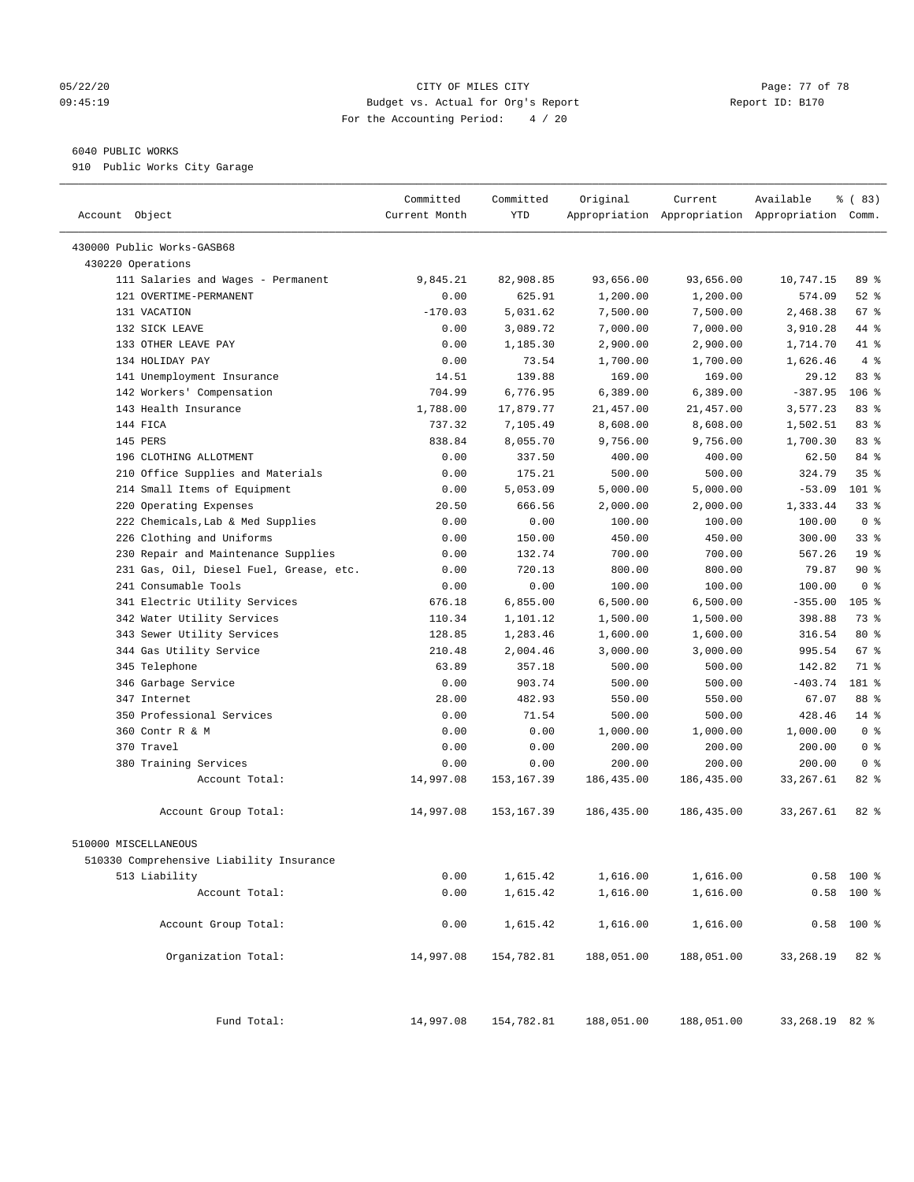CITY OF MILES CITY
Budget vs. Actual for Org's Report
For the Accounting Period: 4 / 20

05/22/20
09:45:19

Report ID: B170

6040 PUBLIC WORKS
910 Public Works City Garage

| Account Object | Committed Current Month | Committed YTD | Original Appropriation | Current Appropriation | Available Appropriation | % ( 83) Comm. |
|---|---|---|---|---|---|---|
| 430000 Public Works-GASB68 | | | | | | |
| 430220 Operations | | | | | | |
| 111 Salaries and Wages - Permanent | 9,845.21 | 82,908.85 | 93,656.00 | 93,656.00 | 10,747.15 | 89 % |
| 121 OVERTIME-PERMANENT | 0.00 | 625.91 | 1,200.00 | 1,200.00 | 574.09 | 52 % |
| 131 VACATION | -170.03 | 5,031.62 | 7,500.00 | 7,500.00 | 2,468.38 | 67 % |
| 132 SICK LEAVE | 0.00 | 3,089.72 | 7,000.00 | 7,000.00 | 3,910.28 | 44 % |
| 133 OTHER LEAVE PAY | 0.00 | 1,185.30 | 2,900.00 | 2,900.00 | 1,714.70 | 41 % |
| 134 HOLIDAY PAY | 0.00 | 73.54 | 1,700.00 | 1,700.00 | 1,626.46 | 4 % |
| 141 Unemployment Insurance | 14.51 | 139.88 | 169.00 | 169.00 | 29.12 | 83 % |
| 142 Workers' Compensation | 704.99 | 6,776.95 | 6,389.00 | 6,389.00 | -387.95 | 106 % |
| 143 Health Insurance | 1,788.00 | 17,879.77 | 21,457.00 | 21,457.00 | 3,577.23 | 83 % |
| 144 FICA | 737.32 | 7,105.49 | 8,608.00 | 8,608.00 | 1,502.51 | 83 % |
| 145 PERS | 838.84 | 8,055.70 | 9,756.00 | 9,756.00 | 1,700.30 | 83 % |
| 196 CLOTHING ALLOTMENT | 0.00 | 337.50 | 400.00 | 400.00 | 62.50 | 84 % |
| 210 Office Supplies and Materials | 0.00 | 175.21 | 500.00 | 500.00 | 324.79 | 35 % |
| 214 Small Items of Equipment | 0.00 | 5,053.09 | 5,000.00 | 5,000.00 | -53.09 | 101 % |
| 220 Operating Expenses | 20.50 | 666.56 | 2,000.00 | 2,000.00 | 1,333.44 | 33 % |
| 222 Chemicals,Lab & Med Supplies | 0.00 | 0.00 | 100.00 | 100.00 | 100.00 | 0 % |
| 226 Clothing and Uniforms | 0.00 | 150.00 | 450.00 | 450.00 | 300.00 | 33 % |
| 230 Repair and Maintenance Supplies | 0.00 | 132.74 | 700.00 | 700.00 | 567.26 | 19 % |
| 231 Gas, Oil, Diesel Fuel, Grease, etc. | 0.00 | 720.13 | 800.00 | 800.00 | 79.87 | 90 % |
| 241 Consumable Tools | 0.00 | 0.00 | 100.00 | 100.00 | 100.00 | 0 % |
| 341 Electric Utility Services | 676.18 | 6,855.00 | 6,500.00 | 6,500.00 | -355.00 | 105 % |
| 342 Water Utility Services | 110.34 | 1,101.12 | 1,500.00 | 1,500.00 | 398.88 | 73 % |
| 343 Sewer Utility Services | 128.85 | 1,283.46 | 1,600.00 | 1,600.00 | 316.54 | 80 % |
| 344 Gas Utility Service | 210.48 | 2,004.46 | 3,000.00 | 3,000.00 | 995.54 | 67 % |
| 345 Telephone | 63.89 | 357.18 | 500.00 | 500.00 | 142.82 | 71 % |
| 346 Garbage Service | 0.00 | 903.74 | 500.00 | 500.00 | -403.74 | 181 % |
| 347 Internet | 28.00 | 482.93 | 550.00 | 550.00 | 67.07 | 88 % |
| 350 Professional Services | 0.00 | 71.54 | 500.00 | 500.00 | 428.46 | 14 % |
| 360 Contr R & M | 0.00 | 0.00 | 1,000.00 | 1,000.00 | 1,000.00 | 0 % |
| 370 Travel | 0.00 | 0.00 | 200.00 | 200.00 | 200.00 | 0 % |
| 380 Training Services | 0.00 | 0.00 | 200.00 | 200.00 | 200.00 | 0 % |
| Account Total: | 14,997.08 | 153,167.39 | 186,435.00 | 186,435.00 | 33,267.61 | 82 % |
| Account Group Total: | 14,997.08 | 153,167.39 | 186,435.00 | 186,435.00 | 33,267.61 | 82 % |
| 510000 MISCELLANEOUS | | | | | | |
| 510330 Comprehensive Liability Insurance | | | | | | |
| 513 Liability | 0.00 | 1,615.42 | 1,616.00 | 1,616.00 | 0.58 | 100 % |
| Account Total: | 0.00 | 1,615.42 | 1,616.00 | 1,616.00 | 0.58 | 100 % |
| Account Group Total: | 0.00 | 1,615.42 | 1,616.00 | 1,616.00 | 0.58 | 100 % |
| Organization Total: | 14,997.08 | 154,782.81 | 188,051.00 | 188,051.00 | 33,268.19 | 82 % |
| Fund Total: | 14,997.08 | 154,782.81 | 188,051.00 | 188,051.00 | 33,268.19 | 82 % |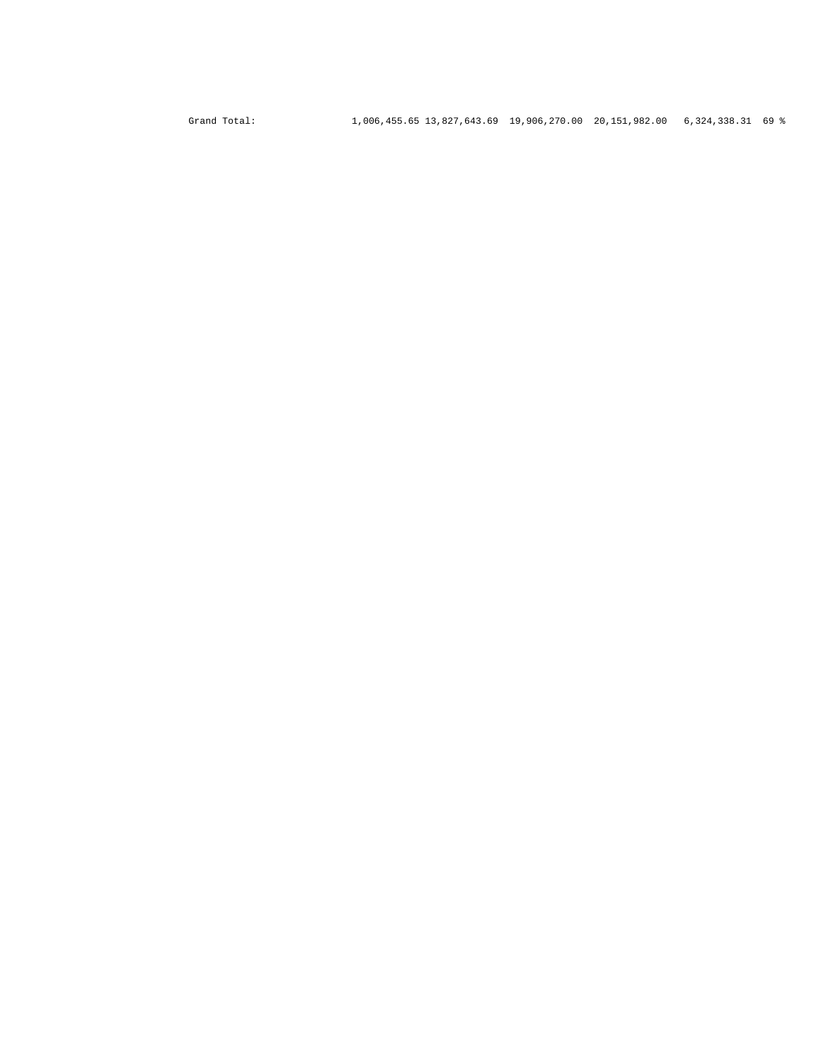| | | | | | | |
|---|---|---|---|---|---|---|
| Grand Total: | 1,006,455.65 | 13,827,643.69 | 19,906,270.00 | 20,151,982.00 | 6,324,338.31 | 69 % |